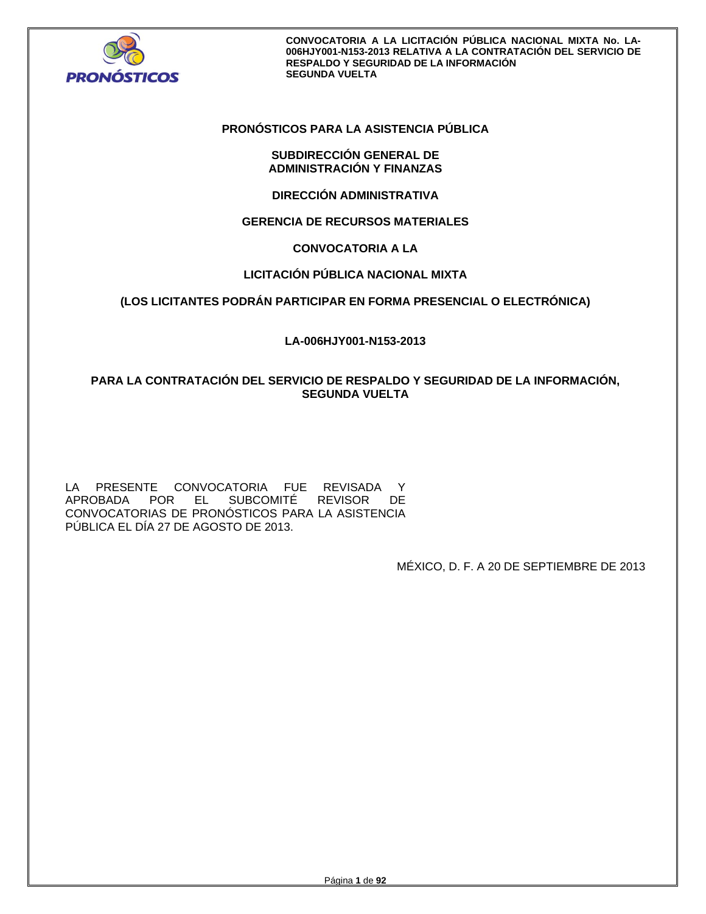# PRONÓSTICOS PARA LA ASISTENCIA PÚBLICA

## SUBDIRECCIÓN GENERAL DE ADMINISTRACIÓN Y FINANZAS

## DIRECCIÓN ADMINISTRATIVA

## GERENCIA DE RECURSOS MATERIALES

## CONVOCATORIA A LA

## LICITACIÓN PÚBLICA NACIONAL MIXTA

**(LOS LICITANTES PODRÁN PARTICIPAR EN FORMA PRESENCIAL O ELECTRÓNICA)**

**LA-006HJY001-N153-2013**

**PARA LA CONTRATACIÓN DEL SERVICIO DE RESPALDO Y SEGURIDAD DE LA INFORMACIÓN, SEGUNDA VUELTA**

LA PRESENTE CONVOCATORIA FUE REVISADA Y APROBADA POR EL SUBCOMITÉ REVISOR DE CONVOCATORIAS DE PRONÓSTICOS PARA LA ASISTENCIA PÚBLICA EL DÍA 27 DE AGOSTO DE 2013.

MÉXICO, D. F. A 20 DE SEPTIEMBRE DE 2013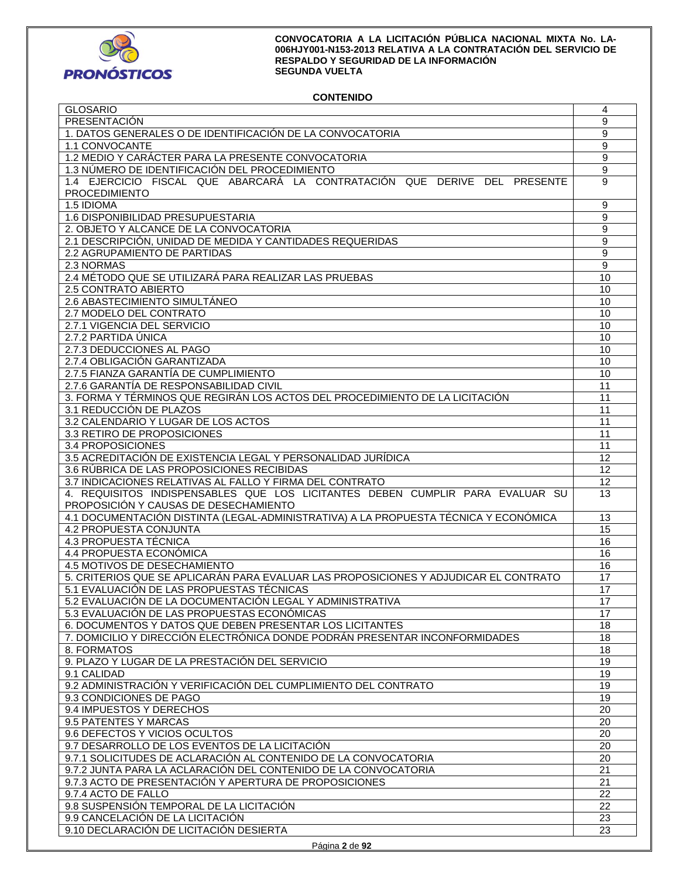**CONVOCATORIA A LA LICITACIÓN PÚBLICA NACIONAL MIXTA No. LA-006HJY001-N153-2013 RELATIVA A LA CONTRATACIÓN DEL SERVICIO DE RESPALDO Y SEGURIDAD DE LA INFORMACIÓN SEGUNDA VUELTA**

## CONTENIDO

| | |
|---|---|
| GLOSARIO | 4 |
| PRESENTACIÓN | 9 |
| 1. DATOS GENERALES O DE IDENTIFICACIÓN DE LA CONVOCATORIA | 9 |
| 1.1 CONVOCANTE | 9 |
| 1.2 MEDIO Y CARÁCTER PARA LA PRESENTE CONVOCATORIA | 9 |
| 1.3 NÚMERO DE IDENTIFICACIÓN DEL PROCEDIMIENTO | 9 |
| 1.4 EJERCICIO FISCAL QUE ABARCARÁ LA CONTRATACIÓN QUE DERIVE DEL PRESENTE PROCEDIMIENTO | 9 |
| 1.5 IDIOMA | 9 |
| 1.6 DISPONIBILIDAD PRESUPUESTARIA | 9 |
| 2. OBJETO Y ALCANCE DE LA CONVOCATORIA | 9 |
| 2.1 DESCRIPCIÓN, UNIDAD DE MEDIDA Y CANTIDADES REQUERIDAS | 9 |
| 2.2 AGRUPAMIENTO DE PARTIDAS | 9 |
| 2.3 NORMAS | 9 |
| 2.4 MÉTODO QUE SE UTILIZARÁ PARA REALIZAR LAS PRUEBAS | 10 |
| 2.5 CONTRATO ABIERTO | 10 |
| 2.6 ABASTECIMIENTO SIMULTÁNEO | 10 |
| 2.7 MODELO DEL CONTRATO | 10 |
| 2.7.1 VIGENCIA DEL SERVICIO | 10 |
| 2.7.2 PARTIDA ÚNICA | 10 |
| 2.7.3 DEDUCCIONES AL PAGO | 10 |
| 2.7.4 OBLIGACIÓN GARANTIZADA | 10 |
| 2.7.5 FIANZA GARANTÍA DE CUMPLIMIENTO | 10 |
| 2.7.6 GARANTÍA DE RESPONSABILIDAD CIVIL | 11 |
| 3. FORMA Y TÉRMINOS QUE REGIRÁN LOS ACTOS DEL PROCEDIMIENTO DE LA LICITACIÓN | 11 |
| 3.1 REDUCCIÓN DE PLAZOS | 11 |
| 3.2 CALENDARIO Y LUGAR DE LOS ACTOS | 11 |
| 3.3 RETIRO DE PROPOSICIONES | 11 |
| 3.4 PROPOSICIONES | 11 |
| 3.5 ACREDITACIÓN DE EXISTENCIA LEGAL Y PERSONALIDAD JURÍDICA | 12 |
| 3.6 RÚBRICA DE LAS PROPOSICIONES RECIBIDAS | 12 |
| 3.7 INDICACIONES RELATIVAS AL FALLO Y FIRMA DEL CONTRATO | 12 |
| 4. REQUISITOS INDISPENSABLES QUE LOS LICITANTES DEBEN CUMPLIR PARA EVALUAR SU PROPOSICIÓN Y CAUSAS DE DESECHAMIENTO | 13 |
| 4.1 DOCUMENTACIÓN DISTINTA (LEGAL-ADMINISTRATIVA) A LA PROPUESTA TÉCNICA Y ECONÓMICA | 13 |
| 4.2 PROPUESTA CONJUNTA | 15 |
| 4.3 PROPUESTA TÉCNICA | 16 |
| 4.4 PROPUESTA ECONÓMICA | 16 |
| 4.5 MOTIVOS DE DESECHAMIENTO | 16 |
| 5. CRITERIOS QUE SE APLICARÁN PARA EVALUAR LAS PROPOSICIONES Y ADJUDICAR EL CONTRATO | 17 |
| 5.1 EVALUACIÓN DE LAS PROPUESTAS TÉCNICAS | 17 |
| 5.2 EVALUACIÓN DE LA DOCUMENTACIÓN LEGAL Y ADMINISTRATIVA | 17 |
| 5.3 EVALUACIÓN DE LAS PROPUESTAS ECONÓMICAS | 17 |
| 6. DOCUMENTOS Y DATOS QUE DEBEN PRESENTAR LOS LICITANTES | 18 |
| 7. DOMICILIO Y DIRECCIÓN ELECTRÓNICA DONDE PODRÁN PRESENTAR INCONFORMIDADES | 18 |
| 8. FORMATOS | 18 |
| 9. PLAZO Y LUGAR DE LA PRESTACIÓN DEL SERVICIO | 19 |
| 9.1 CALIDAD | 19 |
| 9.2 ADMINISTRACIÓN Y VERIFICACIÓN DEL CUMPLIMIENTO DEL CONTRATO | 19 |
| 9.3 CONDICIONES DE PAGO | 19 |
| 9.4 IMPUESTOS Y DERECHOS | 20 |
| 9.5 PATENTES Y MARCAS | 20 |
| 9.6 DEFECTOS Y VICIOS OCULTOS | 20 |
| 9.7 DESARROLLO DE LOS EVENTOS DE LA LICITACIÓN | 20 |
| 9.7.1 SOLICITUDES DE ACLARACIÓN AL CONTENIDO DE LA CONVOCATORIA | 20 |
| 9.7.2 JUNTA PARA LA ACLARACIÓN DEL CONTENIDO DE LA CONVOCATORIA | 21 |
| 9.7.3 ACTO DE PRESENTACIÓN Y APERTURA DE PROPOSICIONES | 21 |
| 9.7.4 ACTO DE FALLO | 22 |
| 9.8 SUSPENSIÓN TEMPORAL DE LA LICITACIÓN | 22 |
| 9.9 CANCELACIÓN DE LA LICITACIÓN | 23 |
| 9.10 DECLARACIÓN DE LICITACIÓN DESIERTA | 23 |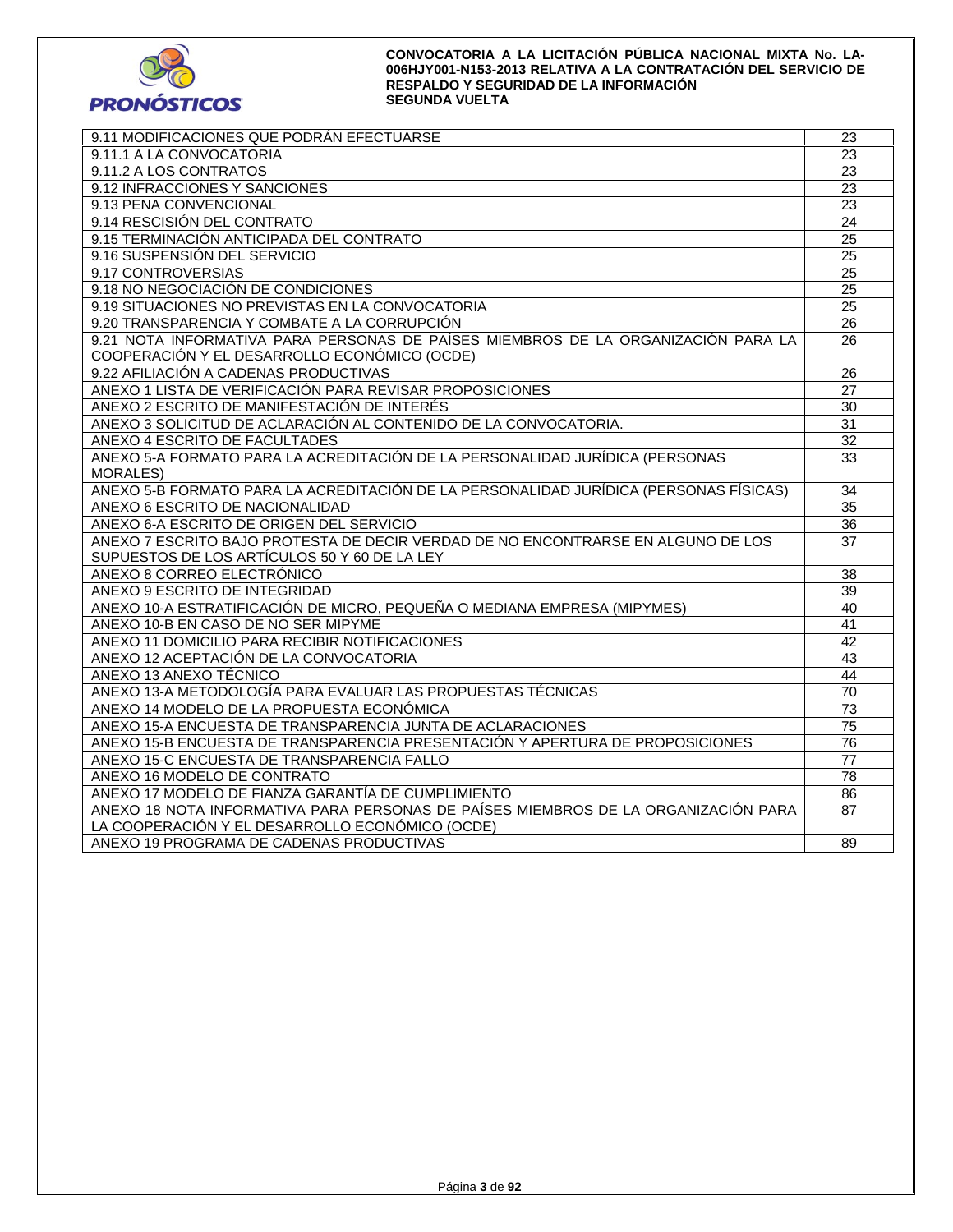| | |
|---|---|
| 9.11 MODIFICACIONES QUE PODRÁN EFECTUARSE | 23 |
| 9.11.1 A LA CONVOCATORIA | 23 |
| 9.11.2 A LOS CONTRATOS | 23 |
| 9.12 INFRACCIONES Y SANCIONES | 23 |
| 9.13 PENA CONVENCIONAL | 23 |
| 9.14 RESCISIÓN DEL CONTRATO | 24 |
| 9.15 TERMINACIÓN ANTICIPADA DEL CONTRATO | 25 |
| 9.16 SUSPENSIÓN DEL SERVICIO | 25 |
| 9.17 CONTROVERSIAS | 25 |
| 9.18 NO NEGOCIACIÓN DE CONDICIONES | 25 |
| 9.19 SITUACIONES NO PREVISTAS EN LA CONVOCATORIA | 25 |
| 9.20 TRANSPARENCIA Y COMBATE A LA CORRUPCIÓN | 26 |
| 9.21 NOTA INFORMATIVA PARA PERSONAS DE PAÍSES MIEMBROS DE LA ORGANIZACIÓN PARA LA COOPERACIÓN Y EL DESARROLLO ECONÓMICO (OCDE) | 26 |
| 9.22 AFILIACIÓN A CADENAS PRODUCTIVAS | 26 |
| ANEXO 1 LISTA DE VERIFICACIÓN PARA REVISAR PROPOSICIONES | 27 |
| ANEXO 2 ESCRITO DE MANIFESTACIÓN DE INTERÉS | 30 |
| ANEXO 3 SOLICITUD DE ACLARACIÓN AL CONTENIDO DE LA CONVOCATORIA. | 31 |
| ANEXO 4 ESCRITO DE FACULTADES | 32 |
| ANEXO 5-A FORMATO PARA LA ACREDITACIÓN DE LA PERSONALIDAD JURÍDICA (PERSONAS MORALES) | 33 |
| ANEXO 5-B FORMATO PARA LA ACREDITACIÓN DE LA PERSONALIDAD JURÍDICA (PERSONAS FÍSICAS) | 34 |
| ANEXO 6 ESCRITO DE NACIONALIDAD | 35 |
| ANEXO 6-A ESCRITO DE ORIGEN DEL SERVICIO | 36 |
| ANEXO 7 ESCRITO BAJO PROTESTA DE DECIR VERDAD DE NO ENCONTRARSE EN ALGUNO DE LOS SUPUESTOS DE LOS ARTÍCULOS 50 Y 60 DE LA LEY | 37 |
| ANEXO 8 CORREO ELECTRÓNICO | 38 |
| ANEXO 9 ESCRITO DE INTEGRIDAD | 39 |
| ANEXO 10-A ESTRATIFICACIÓN DE MICRO, PEQUEÑA O MEDIANA EMPRESA (MIPYMES) | 40 |
| ANEXO 10-B EN CASO DE NO SER MIPYME | 41 |
| ANEXO 11 DOMICILIO PARA RECIBIR NOTIFICACIONES | 42 |
| ANEXO 12 ACEPTACIÓN DE LA CONVOCATORIA | 43 |
| ANEXO 13 ANEXO TÉCNICO | 44 |
| ANEXO 13-A METODOLOGÍA PARA EVALUAR LAS PROPUESTAS TÉCNICAS | 70 |
| ANEXO 14 MODELO DE LA PROPUESTA ECONÓMICA | 73 |
| ANEXO 15-A ENCUESTA DE TRANSPARENCIA JUNTA DE ACLARACIONES | 75 |
| ANEXO 15-B ENCUESTA DE TRANSPARENCIA PRESENTACIÓN Y APERTURA DE PROPOSICIONES | 76 |
| ANEXO 15-C ENCUESTA DE TRANSPARENCIA FALLO | 77 |
| ANEXO 16 MODELO DE CONTRATO | 78 |
| ANEXO 17 MODELO DE FIANZA GARANTÍA DE CUMPLIMIENTO | 86 |
| ANEXO 18 NOTA INFORMATIVA PARA PERSONAS DE PAÍSES MIEMBROS DE LA ORGANIZACIÓN PARA LA COOPERACIÓN Y EL DESARROLLO ECONÓMICO (OCDE) | 87 |
| ANEXO 19 PROGRAMA DE CADENAS PRODUCTIVAS | 89 |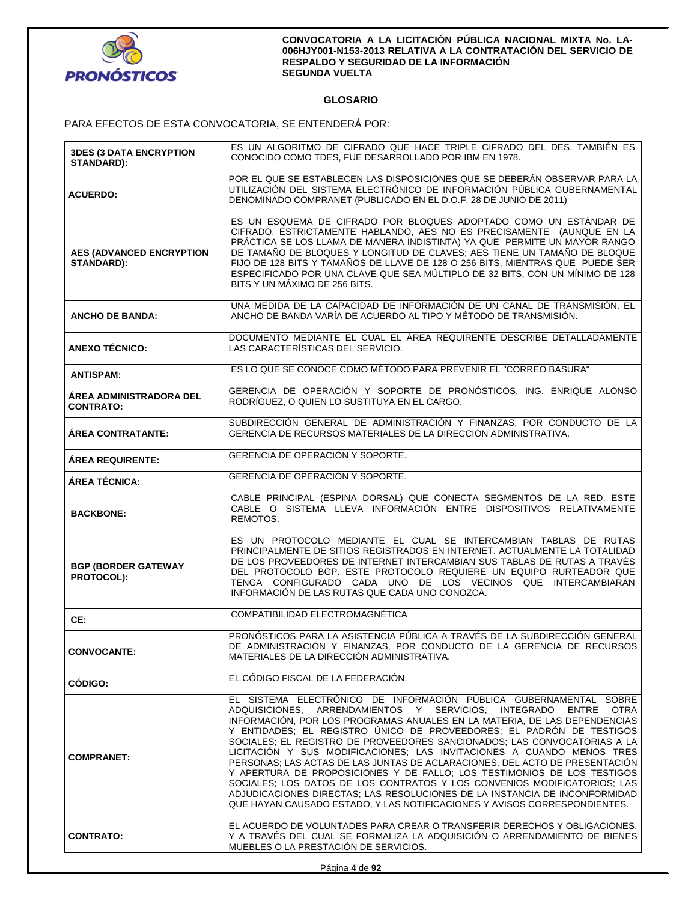## GLOSARIO

PARA EFECTOS DE ESTA CONVOCATORIA, SE ENTENDERÁ POR:

| | |
|---|---|
| **3DES (3 DATA ENCRYPTION STANDARD):** | ES UN ALGORITMO DE CIFRADO QUE HACE TRIPLE CIFRADO DEL DES. TAMBIÉN ES CONOCIDO COMO TDES, FUE DESARROLLADO POR IBM EN 1978. |
| **ACUERDO:** | POR EL QUE SE ESTABLECEN LAS DISPOSICIONES QUE SE DEBERÁN OBSERVAR PARA LA UTILIZACIÓN DEL SISTEMA ELECTRÓNICO DE INFORMACIÓN PÚBLICA GUBERNAMENTAL DENOMINADO COMPRANET (PUBLICADO EN EL D.O.F. 28 DE JUNIO DE 2011) |
| **AES (ADVANCED ENCRYPTION STANDARD):** | ES UN ESQUEMA DE CIFRADO POR BLOQUES ADOPTADO COMO UN ESTÁNDAR DE CIFRADO. ESTRICTAMENTE HABLANDO, AES NO ES PRECISAMENTE (AUNQUE EN LA PRÁCTICA SE LOS LLAMA DE MANERA INDISTINTA) YA QUE PERMITE UN MAYOR RANGO DE TAMAÑO DE BLOQUES Y LONGITUD DE CLAVES; AES TIENE UN TAMAÑO DE BLOQUE FIJO DE 128 BITS Y TAMAÑOS DE LLAVE DE 128 O 256 BITS, MIENTRAS QUE PUEDE SER ESPECIFICADO POR UNA CLAVE QUE SEA MÚLTIPLO DE 32 BITS, CON UN MÍNIMO DE 128 BITS Y UN MÁXIMO DE 256 BITS. |
| **ANCHO DE BANDA:** | UNA MEDIDA DE LA CAPACIDAD DE INFORMACIÓN DE UN CANAL DE TRANSMISIÓN. EL ANCHO DE BANDA VARÍA DE ACUERDO AL TIPO Y MÉTODO DE TRANSMISIÓN. |
| **ANEXO TÉCNICO:** | DOCUMENTO MEDIANTE EL CUAL EL ÁREA REQUIRENTE DESCRIBE DETALLADAMENTE LAS CARACTERÍSTICAS DEL SERVICIO. |
| **ANTISPAM:** | ES LO QUE SE CONOCE COMO MÉTODO PARA PREVENIR EL "CORREO BASURA" |
| **ÁREA ADMINISTRADORA DEL CONTRATO:** | GERENCIA DE OPERACIÓN Y SOPORTE DE PRONÓSTICOS, ING. ENRIQUE ALONSO RODRÍGUEZ, O QUIEN LO SUSTITUYA EN EL CARGO. |
| **ÁREA CONTRATANTE:** | SUBDIRECCIÓN GENERAL DE ADMINISTRACIÓN Y FINANZAS, POR CONDUCTO DE LA GERENCIA DE RECURSOS MATERIALES DE LA DIRECCIÓN ADMINISTRATIVA. |
| **ÁREA REQUIRENTE:** | GERENCIA DE OPERACIÓN Y SOPORTE. |
| **ÁREA TÉCNICA:** | GERENCIA DE OPERACIÓN Y SOPORTE. |
| **BACKBONE:** | CABLE PRINCIPAL (ESPINA DORSAL) QUE CONECTA SEGMENTOS DE LA RED. ESTE CABLE O SISTEMA LLEVA INFORMACIÓN ENTRE DISPOSITIVOS RELATIVAMENTE REMOTOS. |
| **BGP (BORDER GATEWAY PROTOCOL):** | ES UN PROTOCOLO MEDIANTE EL CUAL SE INTERCAMBIAN TABLAS DE RUTAS PRINCIPALMENTE DE SITIOS REGISTRADOS EN INTERNET. ACTUALMENTE LA TOTALIDAD DE LOS PROVEEDORES DE INTERNET INTERCAMBIAN SUS TABLAS DE RUTAS A TRAVÉS DEL PROTOCOLO BGP. ESTE PROTOCOLO REQUIERE UN EQUIPO RURTEADOR QUE TENGA CONFIGURADO CADA UNO DE LOS VECINOS QUE INTERCAMBIARÁN INFORMACIÓN DE LAS RUTAS QUE CADA UNO CONOZCA. |
| **CE:** | COMPATIBILIDAD ELECTROMAGNÉTICA |
| **CONVOCANTE:** | PRONÓSTICOS PARA LA ASISTENCIA PÚBLICA A TRAVÉS DE LA SUBDIRECCIÓN GENERAL DE ADMINISTRACIÓN Y FINANZAS, POR CONDUCTO DE LA GERENCIA DE RECURSOS MATERIALES DE LA DIRECCIÓN ADMINISTRATIVA. |
| **CÓDIGO:** | EL CÓDIGO FISCAL DE LA FEDERACIÓN. |
| **COMPRANET:** | EL SISTEMA ELECTRÓNICO DE INFORMACIÓN PÚBLICA GUBERNAMENTAL SOBRE ADQUISICIONES, ARRENDAMIENTOS Y SERVICIOS, INTEGRADO ENTRE OTRA INFORMACIÓN, POR LOS PROGRAMAS ANUALES EN LA MATERIA, DE LAS DEPENDENCIAS Y ENTIDADES; EL REGISTRO ÚNICO DE PROVEEDORES; EL PADRÓN DE TESTIGOS SOCIALES; EL REGISTRO DE PROVEEDORES SANCIONADOS; LAS CONVOCATORIAS A LA LICITACIÓN Y SUS MODIFICACIONES; LAS INVITACIONES A CUANDO MENOS TRES PERSONAS; LAS ACTAS DE LAS JUNTAS DE ACLARACIONES, DEL ACTO DE PRESENTACIÓN Y APERTURA DE PROPOSICIONES Y DE FALLO; LOS TESTIMONIOS DE LOS TESTIGOS SOCIALES; LOS DATOS DE LOS CONTRATOS Y LOS CONVENIOS MODIFICATORIOS; LAS ADJUDICACIONES DIRECTAS; LAS RESOLUCIONES DE LA INSTANCIA DE INCONFORMIDAD QUE HAYAN CAUSADO ESTADO, Y LAS NOTIFICACIONES Y AVISOS CORRESPONDIENTES. |
| **CONTRATO:** | EL ACUERDO DE VOLUNTADES PARA CREAR O TRANSFERIR DERECHOS Y OBLIGACIONES, Y A TRAVÉS DEL CUAL SE FORMALIZA LA ADQUISICIÓN O ARRENDAMIENTO DE BIENES MUEBLES O LA PRESTACIÓN DE SERVICIOS. |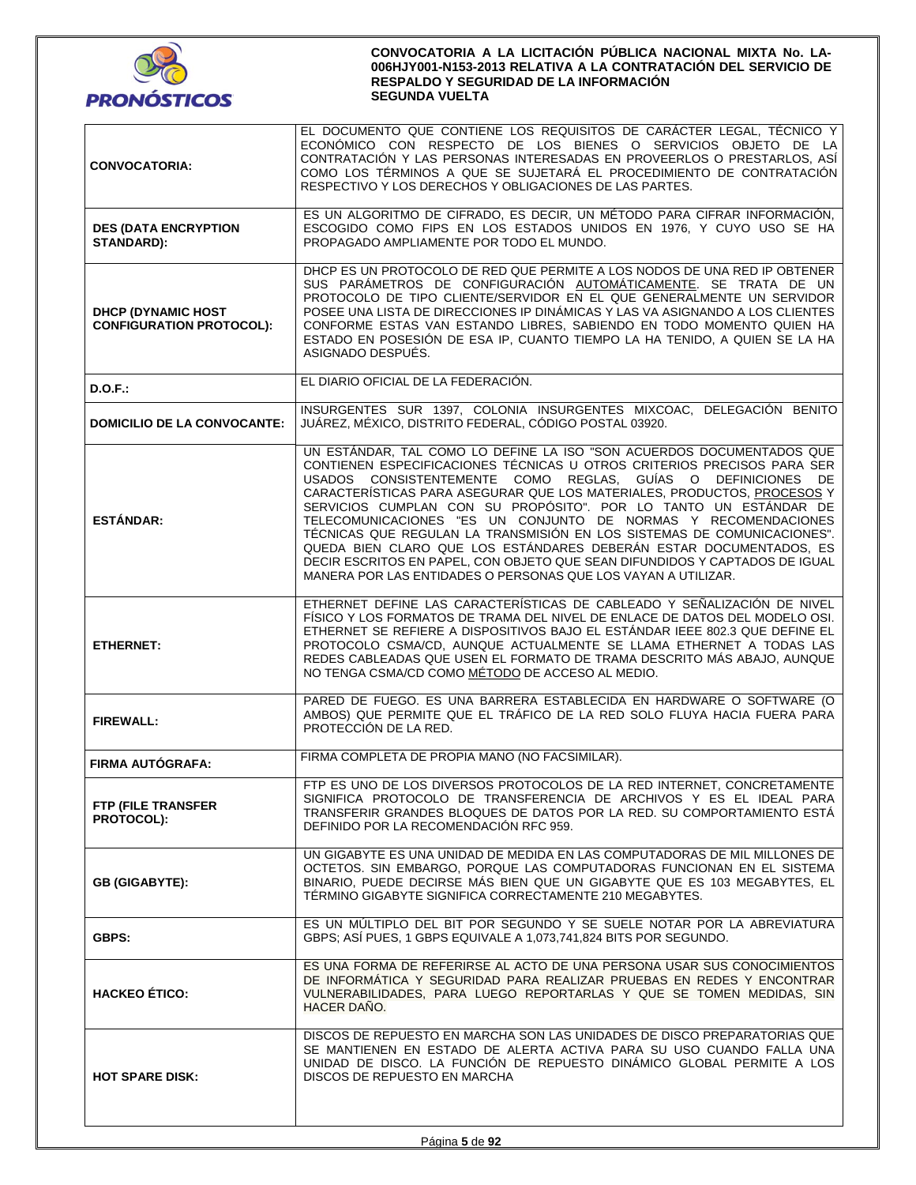| | |
|---|---|
| **CONVOCATORIA:** | EL DOCUMENTO QUE CONTIENE LOS REQUISITOS DE CARÁCTER LEGAL, TÉCNICO Y ECONÓMICO CON RESPECTO DE LOS BIENES O SERVICIOS OBJETO DE LA CONTRATACIÓN Y LAS PERSONAS INTERESADAS EN PROVEERLOS O PRESTARLOS, ASÍ COMO LOS TÉRMINOS A QUE SE SUJETARÁ EL PROCEDIMIENTO DE CONTRATACIÓN RESPECTIVO Y LOS DERECHOS Y OBLIGACIONES DE LAS PARTES. |
| **DES (DATA ENCRYPTION STANDARD):** | ES UN ALGORITMO DE CIFRADO, ES DECIR, UN MÉTODO PARA CIFRAR INFORMACIÓN, ESCOGIDO COMO FIPS EN LOS ESTADOS UNIDOS EN 1976, Y CUYO USO SE HA PROPAGADO AMPLIAMENTE POR TODO EL MUNDO. |
| **DHCP (DYNAMIC HOST CONFIGURATION PROTOCOL):** | DHCP ES UN PROTOCOLO DE RED QUE PERMITE A LOS NODOS DE UNA RED IP OBTENER SUS PARÁMETROS DE CONFIGURACIÓN AUTOMÁTICAMENTE. SE TRATA DE UN PROTOCOLO DE TIPO CLIENTE/SERVIDOR EN EL QUE GENERALMENTE UN SERVIDOR POSEE UNA LISTA DE DIRECCIONES IP DINÁMICAS Y LAS VA ASIGNANDO A LOS CLIENTES CONFORME ESTAS VAN ESTANDO LIBRES, SABIENDO EN TODO MOMENTO QUIEN HA ESTADO EN POSESIÓN DE ESA IP, CUANTO TIEMPO LA HA TENIDO, A QUIEN SE LA HA ASIGNADO DESPUÉS. |
| **D.O.F.:** | EL DIARIO OFICIAL DE LA FEDERACIÓN. |
| **DOMICILIO DE LA CONVOCANTE:** | INSURGENTES SUR 1397, COLONIA INSURGENTES MIXCOAC, DELEGACIÓN BENITO JUÁREZ, MÉXICO, DISTRITO FEDERAL, CÓDIGO POSTAL 03920. |
| **ESTÁNDAR:** | UN ESTÁNDAR, TAL COMO LO DEFINE LA ISO "SON ACUERDOS DOCUMENTADOS QUE CONTIENEN ESPECIFICACIONES TÉCNICAS U OTROS CRITERIOS PRECISOS PARA SER USADOS CONSISTENTEMENTE COMO REGLAS, GUÍAS O DEFINICIONES DE CARACTERÍSTICAS PARA ASEGURAR QUE LOS MATERIALES, PRODUCTOS, PROCESOS Y SERVICIOS CUMPLAN CON SU PROPÓSITO". POR LO TANTO UN ESTÁNDAR DE TELECOMUNICACIONES "ES UN CONJUNTO DE NORMAS Y RECOMENDACIONES TÉCNICAS QUE REGULAN LA TRANSMISIÓN EN LOS SISTEMAS DE COMUNICACIONES". QUEDA BIEN CLARO QUE LOS ESTÁNDARES DEBERÁN ESTAR DOCUMENTADOS, ES DECIR ESCRITOS EN PAPEL, CON OBJETO QUE SEAN DIFUNDIDOS Y CAPTADOS DE IGUAL MANERA POR LAS ENTIDADES O PERSONAS QUE LOS VAYAN A UTILIZAR. |
| **ETHERNET:** | ETHERNET DEFINE LAS CARACTERÍSTICAS DE CABLEADO Y SEÑALIZACIÓN DE NIVEL FÍSICO Y LOS FORMATOS DE TRAMA DEL NIVEL DE ENLACE DE DATOS DEL MODELO OSI. ETHERNET SE REFIERE A DISPOSITIVOS BAJO EL ESTÁNDAR IEEE 802.3 QUE DEFINE EL PROTOCOLO CSMA/CD, AUNQUE ACTUALMENTE SE LLAMA ETHERNET A TODAS LAS REDES CABLEADAS QUE USEN EL FORMATO DE TRAMA DESCRITO MÁS ABAJO, AUNQUE NO TENGA CSMA/CD COMO MÉTODO DE ACCESO AL MEDIO. |
| **FIREWALL:** | PARED DE FUEGO. ES UNA BARRERA ESTABLECIDA EN HARDWARE O SOFTWARE (O AMBOS) QUE PERMITE QUE EL TRÁFICO DE LA RED SOLO FLUYA HACIA FUERA PARA PROTECCIÓN DE LA RED. |
| **FIRMA AUTÓGRAFA:** | FIRMA COMPLETA DE PROPIA MANO (NO FACSIMILAR). |
| **FTP (FILE TRANSFER PROTOCOL):** | FTP ES UNO DE LOS DIVERSOS PROTOCOLOS DE LA RED INTERNET, CONCRETAMENTE SIGNIFICA PROTOCOLO DE TRANSFERENCIA DE ARCHIVOS Y ES EL IDEAL PARA TRANSFERIR GRANDES BLOQUES DE DATOS POR LA RED. SU COMPORTAMIENTO ESTÁ DEFINIDO POR LA RECOMENDACIÓN RFC 959. |
| **GB (GIGABYTE):** | UN GIGABYTE ES UNA UNIDAD DE MEDIDA EN LAS COMPUTADORAS DE MIL MILLONES DE OCTETOS. SIN EMBARGO, PORQUE LAS COMPUTADORAS FUNCIONAN EN EL SISTEMA BINARIO, PUEDE DECIRSE MÁS BIEN QUE UN GIGABYTE QUE ES 103 MEGABYTES, EL TÉRMINO GIGABYTE SIGNIFICA CORRECTAMENTE 210 MEGABYTES. |
| **GBPS:** | ES UN MÚLTIPLO DEL BIT POR SEGUNDO Y SE SUELE NOTAR POR LA ABREVIATURA GBPS; ASÍ PUES, 1 GBPS EQUIVALE A 1,073,741,824 BITS POR SEGUNDO. |
| **HACKEO ÉTICO:** | ES UNA FORMA DE REFERIRSE AL ACTO DE UNA PERSONA USAR SUS CONOCIMIENTOS DE INFORMÁTICA Y SEGURIDAD PARA REALIZAR PRUEBAS EN REDES Y ENCONTRAR VULNERABILIDADES, PARA LUEGO REPORTARLAS Y QUE SE TOMEN MEDIDAS, SIN HACER DAÑO. |
| **HOT SPARE DISK:** | DISCOS DE REPUESTO EN MARCHA SON LAS UNIDADES DE DISCO PREPARATORIAS QUE SE MANTIENEN EN ESTADO DE ALERTA ACTIVA PARA SU USO CUANDO FALLA UNA UNIDAD DE DISCO. LA FUNCIÓN DE REPUESTO DINÁMICO GLOBAL PERMITE A LOS DISCOS DE REPUESTO EN MARCHA |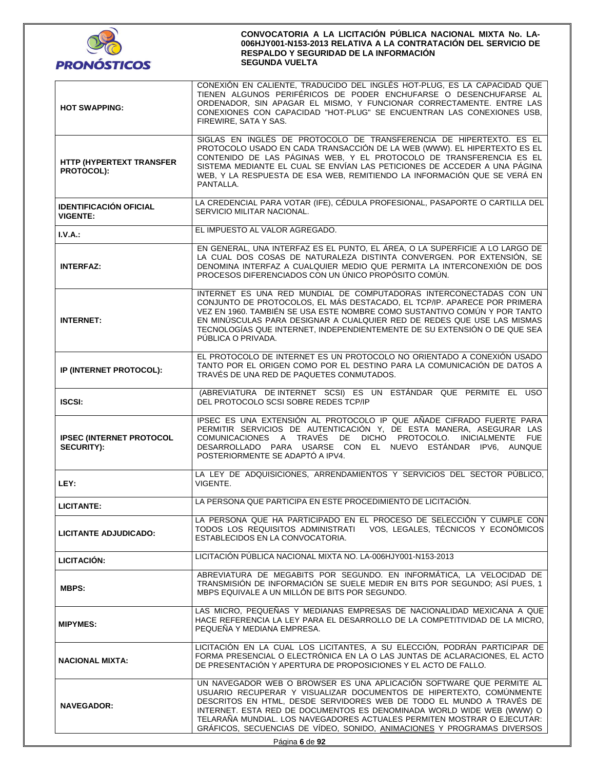| | |
|---|---|
| **HOT SWAPPING:** | CONEXIÓN EN CALIENTE, TRADUCIDO DEL INGLÉS HOT-PLUG, ES LA CAPACIDAD QUE TIENEN ALGUNOS PERIFÉRICOS DE PODER ENCHUFARSE O DESENCHUFARSE AL ORDENADOR, SIN APAGAR EL MISMO, Y FUNCIONAR CORRECTAMENTE. ENTRE LAS CONEXIONES CON CAPACIDAD "HOT-PLUG" SE ENCUENTRAN LAS CONEXIONES USB, FIREWIRE, SATA Y SAS. |
| **HTTP (HYPERTEXT TRANSFER PROTOCOL):** | SIGLAS EN INGLÉS DE PROTOCOLO DE TRANSFERENCIA DE HIPERTEXTO. ES EL PROTOCOLO USADO EN CADA TRANSACCIÓN DE LA WEB (WWW). EL HIPERTEXTO ES EL CONTENIDO DE LAS PÁGINAS WEB, Y EL PROTOCOLO DE TRANSFERENCIA ES EL SISTEMA MEDIANTE EL CUAL SE ENVÍAN LAS PETICIONES DE ACCEDER A UNA PÁGINA WEB, Y LA RESPUESTA DE ESA WEB, REMITIENDO LA INFORMACIÓN QUE SE VERÁ EN PANTALLA. |
| **IDENTIFICACIÓN OFICIAL VIGENTE:** | LA CREDENCIAL PARA VOTAR (IFE), CÉDULA PROFESIONAL, PASAPORTE O CARTILLA DEL SERVICIO MILITAR NACIONAL. |
| **I.V.A.:** | EL IMPUESTO AL VALOR AGREGADO. |
| **INTERFAZ:** | EN GENERAL, UNA INTERFAZ ES EL PUNTO, EL ÁREA, O LA SUPERFICIE A LO LARGO DE LA CUAL DOS COSAS DE NATURALEZA DISTINTA CONVERGEN. POR EXTENSIÓN, SE DENOMINA INTERFAZ A CUALQUIER MEDIO QUE PERMITA LA INTERCONEXIÓN DE DOS PROCESOS DIFERENCIADOS CON UN ÚNICO PROPÓSITO COMÚN. |
| **INTERNET:** | INTERNET ES UNA RED MUNDIAL DE COMPUTADORAS INTERCONECTADAS CON UN CONJUNTO DE PROTOCOLOS, EL MÁS DESTACADO, EL TCP/IP. APARECE POR PRIMERA VEZ EN 1960. TAMBIÉN SE USA ESTE NOMBRE COMO SUSTANTIVO COMÚN Y POR TANTO EN MINÚSCULAS PARA DESIGNAR A CUALQUIER RED DE REDES QUE USE LAS MISMAS TECNOLOGÍAS QUE INTERNET, INDEPENDIENTEMENTE DE SU EXTENSIÓN O DE QUE SEA PÚBLICA O PRIVADA. |
| **IP (INTERNET PROTOCOL):** | EL PROTOCOLO DE INTERNET ES UN PROTOCOLO NO ORIENTADO A CONEXIÓN USADO TANTO POR EL ORIGEN COMO POR EL DESTINO PARA LA COMUNICACIÓN DE DATOS A TRAVÉS DE UNA RED DE PAQUETES CONMUTADOS. |
| **ISCSI:** | (ABREVIATURA DE INTERNET SCSI) ES UN ESTÁNDAR QUE PERMITE EL USO DEL PROTOCOLO SCSI SOBRE REDES TCP/IP |
| **IPSEC (INTERNET PROTOCOL SECURITY):** | IPSEC ES UNA EXTENSIÓN AL PROTOCOLO IP QUE AÑADE CIFRADO FUERTE PARA PERMITIR SERVICIOS DE AUTENTICACIÓN Y, DE ESTA MANERA, ASEGURAR LAS COMUNICACIONES A TRAVÉS DE DICHO PROTOCOLO. INICIALMENTE FUE DESARROLLADO PARA USARSE CON EL NUEVO ESTÁNDAR IPV6, AUNQUE POSTERIORMENTE SE ADAPTÓ A IPV4. |
| **LEY:** | LA LEY DE ADQUISICIONES, ARRENDAMIENTOS Y SERVICIOS DEL SECTOR PÚBLICO, VIGENTE. |
| **LICITANTE:** | LA PERSONA QUE PARTICIPA EN ESTE PROCEDIMIENTO DE LICITACIÓN. |
| **LICITANTE ADJUDICADO:** | LA PERSONA QUE HA PARTICIPADO EN EL PROCESO DE SELECCIÓN Y CUMPLE CON TODOS LOS REQUISITOS ADMINISTRATI VOS, LEGALES, TÉCNICOS Y ECONÓMICOS ESTABLECIDOS EN LA CONVOCATORIA. |
| **LICITACIÓN:** | LICITACIÓN PÚBLICA NACIONAL MIXTA NO. LA-006HJY001-N153-2013 |
| **MBPS:** | ABREVIATURA DE MEGABITS POR SEGUNDO. EN INFORMÁTICA, LA VELOCIDAD DE TRANSMISIÓN DE INFORMACIÓN SE SUELE MEDIR EN BITS POR SEGUNDO; ASÍ PUES, 1 MBPS EQUIVALE A UN MILLÓN DE BITS POR SEGUNDO. |
| **MIPYMES:** | LAS MICRO, PEQUEÑAS Y MEDIANAS EMPRESAS DE NACIONALIDAD MEXICANA A QUE HACE REFERENCIA LA LEY PARA EL DESARROLLO DE LA COMPETITIVIDAD DE LA MICRO, PEQUEÑA Y MEDIANA EMPRESA. |
| **NACIONAL MIXTA:** | LICITACIÓN EN LA CUAL LOS LICITANTES, A SU ELECCIÓN, PODRÁN PARTICIPAR DE FORMA PRESENCIAL O ELECTRÓNICA EN LA O LAS JUNTAS DE ACLARACIONES, EL ACTO DE PRESENTACIÓN Y APERTURA DE PROPOSICIONES Y EL ACTO DE FALLO. |
| **NAVEGADOR:** | UN NAVEGADOR WEB O BROWSER ES UNA APLICACIÓN SOFTWARE QUE PERMITE AL USUARIO RECUPERAR Y VISUALIZAR DOCUMENTOS DE HIPERTEXTO, COMÚNMENTE DESCRITOS EN HTML, DESDE SERVIDORES WEB DE TODO EL MUNDO A TRAVÉS DE INTERNET. ESTA RED DE DOCUMENTOS ES DENOMINADA WORLD WIDE WEB (WWW) O TELARAÑA MUNDIAL. LOS NAVEGADORES ACTUALES PERMITEN MOSTRAR O EJECUTAR: GRÁFICOS, SECUENCIAS DE VÍDEO, SONIDO, ANIMACIONES Y PROGRAMAS DIVERSOS |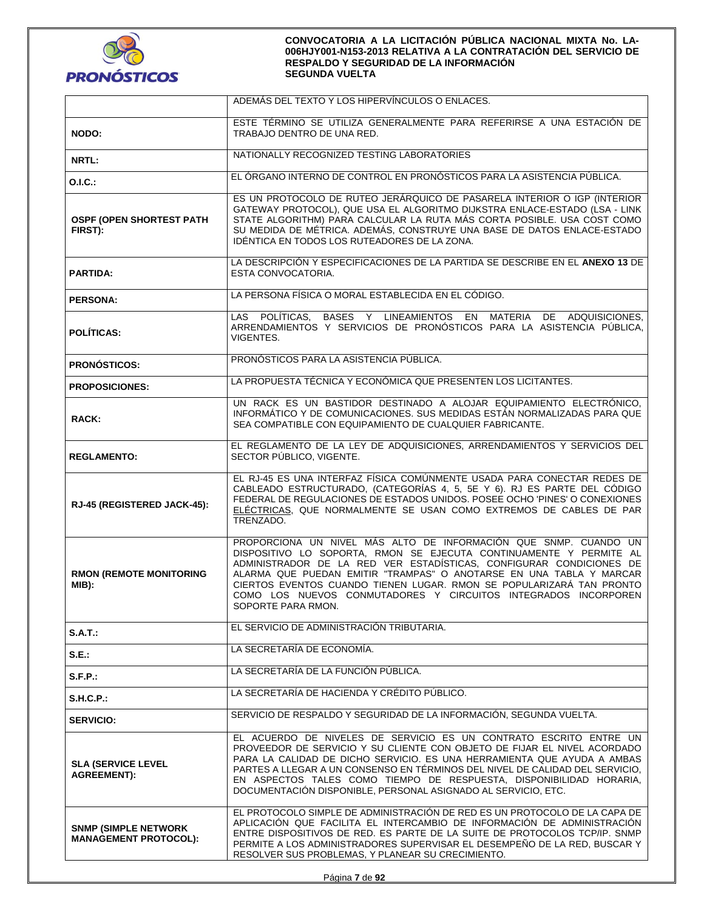| | |
|---|---|
| | ADEMÁS DEL TEXTO Y LOS HIPERVÍNCULOS O ENLACES. |
| **NODO:** | ESTE TÉRMINO SE UTILIZA GENERALMENTE PARA REFERIRSE A UNA ESTACIÓN DE TRABAJO DENTRO DE UNA RED. |
| **NRTL:** | NATIONALLY RECOGNIZED TESTING LABORATORIES |
| **O.I.C.:** | EL ÓRGANO INTERNO DE CONTROL EN PRONÓSTICOS PARA LA ASISTENCIA PÚBLICA. |
| **OSPF (OPEN SHORTEST PATH FIRST):** | ES UN PROTOCOLO DE RUTEO JERÁRQUICO DE PASARELA INTERIOR O IGP (INTERIOR GATEWAY PROTOCOL), QUE USA EL ALGORITMO DIJKSTRA ENLACE-ESTADO (LSA - LINK STATE ALGORITHM) PARA CALCULAR LA RUTA MÁS CORTA POSIBLE. USA COST COMO SU MEDIDA DE MÉTRICA. ADEMÁS, CONSTRUYE UNA BASE DE DATOS ENLACE-ESTADO IDÉNTICA EN TODOS LOS RUTEADORES DE LA ZONA. |
| **PARTIDA:** | LA DESCRIPCIÓN Y ESPECIFICACIONES DE LA PARTIDA SE DESCRIBE EN EL **ANEXO 13** DE ESTA CONVOCATORIA. |
| **PERSONA:** | LA PERSONA FÍSICA O MORAL ESTABLECIDA EN EL CÓDIGO. |
| **POLÍTICAS:** | LAS POLÍTICAS, BASES Y LINEAMIENTOS EN MATERIA DE ADQUISICIONES, ARRENDAMIENTOS Y SERVICIOS DE PRONÓSTICOS PARA LA ASISTENCIA PÚBLICA, VIGENTES. |
| **PRONÓSTICOS:** | PRONÓSTICOS PARA LA ASISTENCIA PÚBLICA. |
| **PROPOSICIONES:** | LA PROPUESTA TÉCNICA Y ECONÓMICA QUE PRESENTEN LOS LICITANTES. |
| **RACK:** | UN RACK ES UN BASTIDOR DESTINADO A ALOJAR EQUIPAMIENTO ELECTRÓNICO, INFORMÁTICO Y DE COMUNICACIONES. SUS MEDIDAS ESTÁN NORMALIZADAS PARA QUE SEA COMPATIBLE CON EQUIPAMIENTO DE CUALQUIER FABRICANTE. |
| **REGLAMENTO:** | EL REGLAMENTO DE LA LEY DE ADQUISICIONES, ARRENDAMIENTOS Y SERVICIOS DEL SECTOR PÚBLICO, VIGENTE. |
| **RJ-45 (REGISTERED JACK-45):** | EL RJ-45 ES UNA INTERFAZ FÍSICA COMÚNMENTE USADA PARA CONECTAR REDES DE CABLEADO ESTRUCTURADO, (CATEGORÍAS 4, 5, 5E Y 6). RJ ES PARTE DEL CÓDIGO FEDERAL DE REGULACIONES DE ESTADOS UNIDOS. POSEE OCHO 'PINES' O CONEXIONES ELÉCTRICAS, QUE NORMALMENTE SE USAN COMO EXTREMOS DE CABLES DE PAR TRENZADO. |
| **RMON (REMOTE MONITORING MIB):** | PROPORCIONA UN NIVEL MÁS ALTO DE INFORMACIÓN QUE SNMP. CUANDO UN DISPOSITIVO LO SOPORTA, RMON SE EJECUTA CONTINUAMENTE Y PERMITE AL ADMINISTRADOR DE LA RED VER ESTADÍSTICAS, CONFIGURAR CONDICIONES DE ALARMA QUE PUEDAN EMITIR "TRAMPAS" O ANOTARSE EN UNA TABLA Y MARCAR CIERTOS EVENTOS CUANDO TIENEN LUGAR. RMON SE POPULARIZARÁ TAN PRONTO COMO LOS NUEVOS CONMUTADORES Y CIRCUITOS INTEGRADOS INCORPOREN SOPORTE PARA RMON. |
| **S.A.T.:** | EL SERVICIO DE ADMINISTRACIÓN TRIBUTARIA. |
| **S.E.:** | LA SECRETARÍA DE ECONOMÍA. |
| **S.F.P.:** | LA SECRETARÍA DE LA FUNCIÓN PÚBLICA. |
| **S.H.C.P.:** | LA SECRETARÍA DE HACIENDA Y CRÉDITO PÚBLICO. |
| **SERVICIO:** | SERVICIO DE RESPALDO Y SEGURIDAD DE LA INFORMACIÓN, SEGUNDA VUELTA. |
| **SLA (SERVICE LEVEL AGREEMENT):** | EL ACUERDO DE NIVELES DE SERVICIO ES UN CONTRATO ESCRITO ENTRE UN PROVEEDOR DE SERVICIO Y SU CLIENTE CON OBJETO DE FIJAR EL NIVEL ACORDADO PARA LA CALIDAD DE DICHO SERVICIO. ES UNA HERRAMIENTA QUE AYUDA A AMBAS PARTES A LLEGAR A UN CONSENSO EN TÉRMINOS DEL NIVEL DE CALIDAD DEL SERVICIO, EN ASPECTOS TALES COMO TIEMPO DE RESPUESTA, DISPONIBILIDAD HORARIA, DOCUMENTACIÓN DISPONIBLE, PERSONAL ASIGNADO AL SERVICIO, ETC. |
| **SNMP (SIMPLE NETWORK MANAGEMENT PROTOCOL):** | EL PROTOCOLO SIMPLE DE ADMINISTRACIÓN DE RED ES UN PROTOCOLO DE LA CAPA DE APLICACIÓN QUE FACILITA EL INTERCAMBIO DE INFORMACIÓN DE ADMINISTRACIÓN ENTRE DISPOSITIVOS DE RED. ES PARTE DE LA SUITE DE PROTOCOLOS TCP/IP. SNMP PERMITE A LOS ADMINISTRADORES SUPERVISAR EL DESEMPEÑO DE LA RED, BUSCAR Y RESOLVER SUS PROBLEMAS, Y PLANEAR SU CRECIMIENTO. |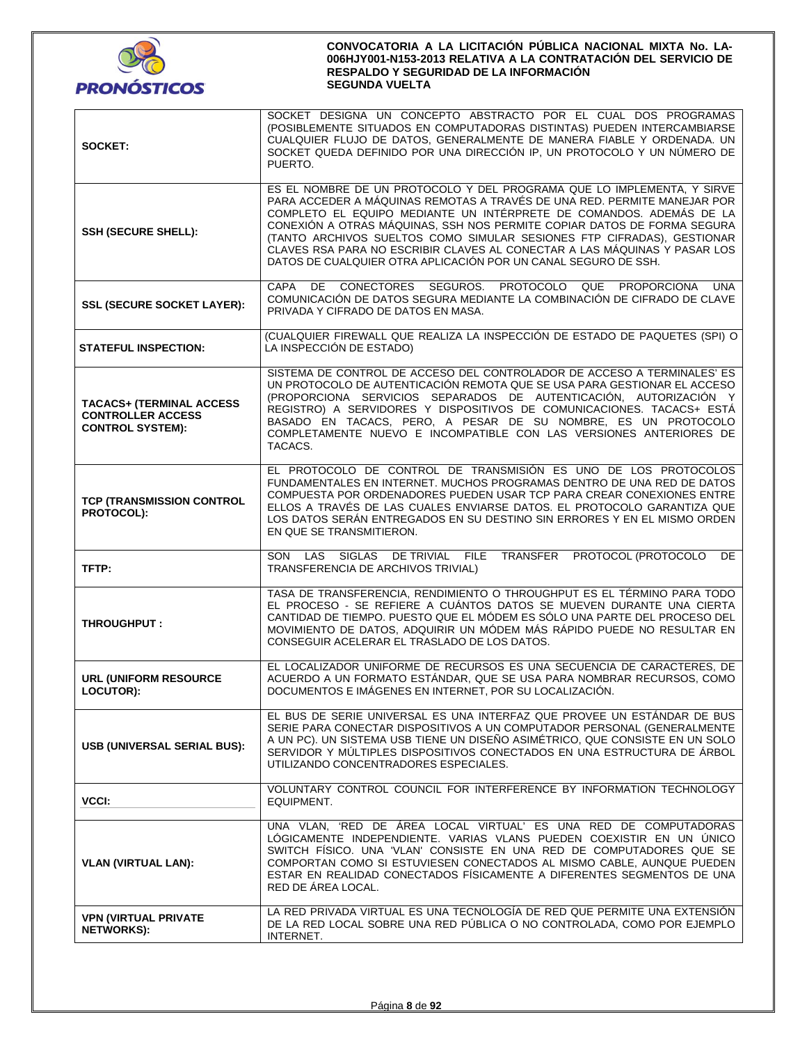| | |
|---|---|
| **SOCKET:** | SOCKET DESIGNA UN CONCEPTO ABSTRACTO POR EL CUAL DOS PROGRAMAS (POSIBLEMENTE SITUADOS EN COMPUTADORAS DISTINTAS) PUEDEN INTERCAMBIARSE CUALQUIER FLUJO DE DATOS, GENERALMENTE DE MANERA FIABLE Y ORDENADA. UN SOCKET QUEDA DEFINIDO POR UNA DIRECCIÓN IP, UN PROTOCOLO Y UN NÚMERO DE PUERTO. |
| **SSH (SECURE SHELL):** | ES EL NOMBRE DE UN PROTOCOLO Y DEL PROGRAMA QUE LO IMPLEMENTA, Y SIRVE PARA ACCEDER A MÁQUINAS REMOTAS A TRAVÉS DE UNA RED. PERMITE MANEJAR POR COMPLETO EL EQUIPO MEDIANTE UN INTÉRPRETE DE COMANDOS. ADEMÁS DE LA CONEXIÓN A OTRAS MÁQUINAS, SSH NOS PERMITE COPIAR DATOS DE FORMA SEGURA (TANTO ARCHIVOS SUELTOS COMO SIMULAR SESIONES FTP CIFRADAS), GESTIONAR CLAVES RSA PARA NO ESCRIBIR CLAVES AL CONECTAR A LAS MÁQUINAS Y PASAR LOS DATOS DE CUALQUIER OTRA APLICACIÓN POR UN CANAL SEGURO DE SSH. |
| **SSL (SECURE SOCKET LAYER):** | CAPA DE CONECTORES SEGUROS. PROTOCOLO QUE PROPORCIONA UNA COMUNICACIÓN DE DATOS SEGURA MEDIANTE LA COMBINACIÓN DE CIFRADO DE CLAVE PRIVADA Y CIFRADO DE DATOS EN MASA. |
| **STATEFUL INSPECTION:** | (CUALQUIER FIREWALL QUE REALIZA LA INSPECCIÓN DE ESTADO DE PAQUETES (SPI) O LA INSPECCIÓN DE ESTADO) |
| **TACACS+ (TERMINAL ACCESS CONTROLLER ACCESS CONTROL SYSTEM):** | SISTEMA DE CONTROL DE ACCESO DEL CONTROLADOR DE ACCESO A TERMINALES' ES UN PROTOCOLO DE AUTENTICACIÓN REMOTA QUE SE USA PARA GESTIONAR EL ACCESO (PROPORCIONA SERVICIOS SEPARADOS DE AUTENTICACIÓN, AUTORIZACIÓN Y REGISTRO) A SERVIDORES Y DISPOSITIVOS DE COMUNICACIONES. TACACS+ ESTÁ BASADO EN TACACS, PERO, A PESAR DE SU NOMBRE, ES UN PROTOCOLO COMPLETAMENTE NUEVO E INCOMPATIBLE CON LAS VERSIONES ANTERIORES DE TACACS. |
| **TCP (TRANSMISSION CONTROL PROTOCOL):** | EL PROTOCOLO DE CONTROL DE TRANSMISIÓN ES UNO DE LOS PROTOCOLOS FUNDAMENTALES EN INTERNET. MUCHOS PROGRAMAS DENTRO DE UNA RED DE DATOS COMPUESTA POR ORDENADORES PUEDEN USAR TCP PARA CREAR CONEXIONES ENTRE ELLOS A TRAVÉS DE LAS CUALES ENVIARSE DATOS. EL PROTOCOLO GARANTIZA QUE LOS DATOS SERÁN ENTREGADOS EN SU DESTINO SIN ERRORES Y EN EL MISMO ORDEN EN QUE SE TRANSMITIERON. |
| **TFTP:** | SON LAS SIGLAS DE TRIVIAL FILE TRANSFER PROTOCOL (PROTOCOLO DE TRANSFERENCIA DE ARCHIVOS TRIVIAL) |
| **THROUGHPUT :** | TASA DE TRANSFERENCIA, RENDIMIENTO O THROUGHPUT ES EL TÉRMINO PARA TODO EL PROCESO - SE REFIERE A CUÁNTOS DATOS SE MUEVEN DURANTE UNA CIERTA CANTIDAD DE TIEMPO. PUESTO QUE EL MÓDEM ES SÓLO UNA PARTE DEL PROCESO DEL MOVIMIENTO DE DATOS, ADQUIRIR UN MÓDEM MÁS RÁPIDO PUEDE NO RESULTAR EN CONSEGUIR ACELERAR EL TRASLADO DE LOS DATOS. |
| **URL (UNIFORM RESOURCE LOCUTOR):** | EL LOCALIZADOR UNIFORME DE RECURSOS ES UNA SECUENCIA DE CARACTERES, DE ACUERDO A UN FORMATO ESTÁNDAR, QUE SE USA PARA NOMBRAR RECURSOS, COMO DOCUMENTOS E IMÁGENES EN INTERNET, POR SU LOCALIZACIÓN. |
| **USB (UNIVERSAL SERIAL BUS):** | EL BUS DE SERIE UNIVERSAL ES UNA INTERFAZ QUE PROVEE UN ESTÁNDAR DE BUS SERIE PARA CONECTAR DISPOSITIVOS A UN COMPUTADOR PERSONAL (GENERALMENTE A UN PC). UN SISTEMA USB TIENE UN DISEÑO ASIMÉTRICO, QUE CONSISTE EN UN SOLO SERVIDOR Y MÚLTIPLES DISPOSITIVOS CONECTADOS EN UNA ESTRUCTURA DE ÁRBOL UTILIZANDO CONCENTRADORES ESPECIALES. |
| **VCCI:** | VOLUNTARY CONTROL COUNCIL FOR INTERFERENCE BY INFORMATION TECHNOLOGY EQUIPMENT. |
| **VLAN (VIRTUAL LAN):** | UNA VLAN, 'RED DE ÁREA LOCAL VIRTUAL' ES UNA RED DE COMPUTADORAS LÓGICAMENTE INDEPENDIENTE. VARIAS VLANS PUEDEN COEXISTIR EN UN ÚNICO SWITCH FÍSICO. UNA 'VLAN' CONSISTE EN UNA RED DE COMPUTADORES QUE SE COMPORTAN COMO SI ESTUVIESEN CONECTADOS AL MISMO CABLE, AUNQUE PUEDEN ESTAR EN REALIDAD CONECTADOS FÍSICAMENTE A DIFERENTES SEGMENTOS DE UNA RED DE ÁREA LOCAL. |
| **VPN (VIRTUAL PRIVATE NETWORKS):** | LA RED PRIVADA VIRTUAL ES UNA TECNOLOGÍA DE RED QUE PERMITE UNA EXTENSIÓN DE LA RED LOCAL SOBRE UNA RED PÚBLICA O NO CONTROLADA, COMO POR EJEMPLO INTERNET. |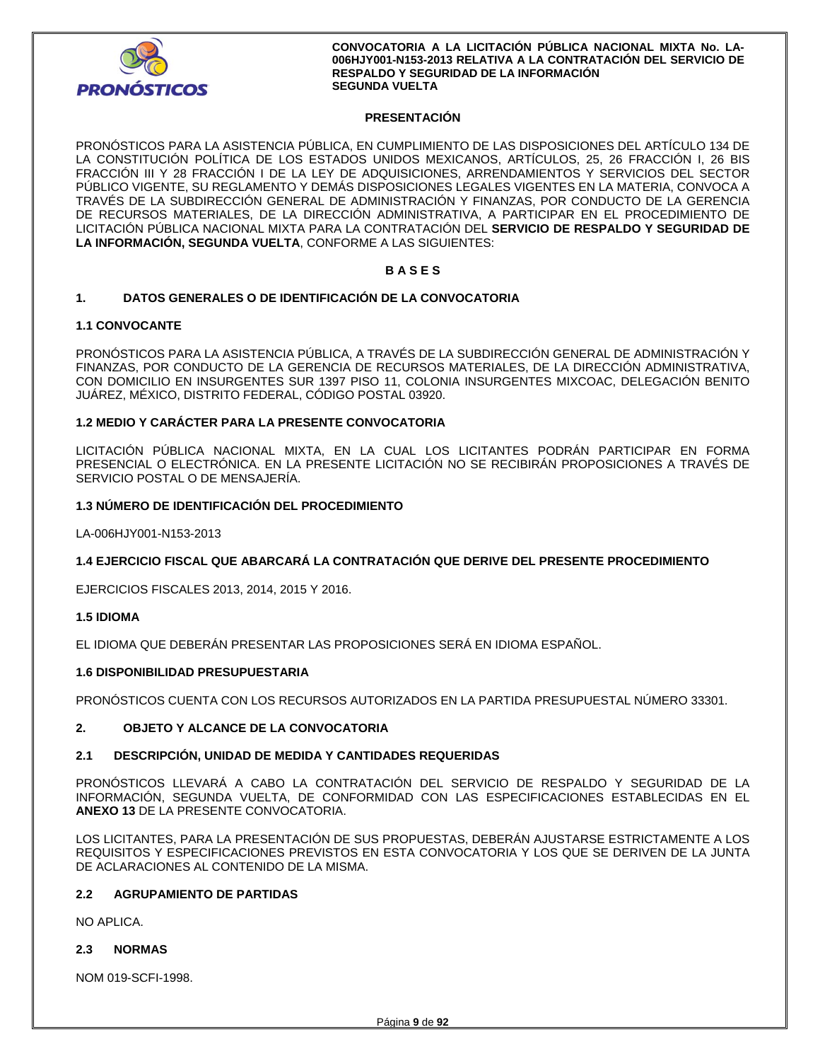## PRESENTACIÓN

PRONÓSTICOS PARA LA ASISTENCIA PÚBLICA, EN CUMPLIMIENTO DE LAS DISPOSICIONES DEL ARTÍCULO 134 DE LA CONSTITUCIÓN POLÍTICA DE LOS ESTADOS UNIDOS MEXICANOS, ARTÍCULOS, 25, 26 FRACCIÓN I, 26 BIS FRACCIÓN III Y 28 FRACCIÓN I DE LA LEY DE ADQUISICIONES, ARRENDAMIENTOS Y SERVICIOS DEL SECTOR PÚBLICO VIGENTE, SU REGLAMENTO Y DEMÁS DISPOSICIONES LEGALES VIGENTES EN LA MATERIA, CONVOCA A TRAVÉS DE LA SUBDIRECCIÓN GENERAL DE ADMINISTRACIÓN Y FINANZAS, POR CONDUCTO DE LA GERENCIA DE RECURSOS MATERIALES, DE LA DIRECCIÓN ADMINISTRATIVA, A PARTICIPAR EN EL PROCEDIMIENTO DE LICITACIÓN PÚBLICA NACIONAL MIXTA PARA LA CONTRATACIÓN DEL **SERVICIO DE RESPALDO Y SEGURIDAD DE LA INFORMACIÓN, SEGUNDA VUELTA**, CONFORME A LAS SIGUIENTES:

## B A S E S

## 1. DATOS GENERALES O DE IDENTIFICACIÓN DE LA CONVOCATORIA

### 1.1 CONVOCANTE

PRONÓSTICOS PARA LA ASISTENCIA PÚBLICA, A TRAVÉS DE LA SUBDIRECCIÓN GENERAL DE ADMINISTRACIÓN Y FINANZAS, POR CONDUCTO DE LA GERENCIA DE RECURSOS MATERIALES, DE LA DIRECCIÓN ADMINISTRATIVA, CON DOMICILIO EN INSURGENTES SUR 1397 PISO 11, COLONIA INSURGENTES MIXCOAC, DELEGACIÓN BENITO JUÁREZ, MÉXICO, DISTRITO FEDERAL, CÓDIGO POSTAL 03920.

### 1.2 MEDIO Y CARÁCTER PARA LA PRESENTE CONVOCATORIA

LICITACIÓN PÚBLICA NACIONAL MIXTA, EN LA CUAL LOS LICITANTES PODRÁN PARTICIPAR EN FORMA PRESENCIAL O ELECTRÓNICA. EN LA PRESENTE LICITACIÓN NO SE RECIBIRÁN PROPOSICIONES A TRAVÉS DE SERVICIO POSTAL O DE MENSAJERÍA.

### 1.3 NÚMERO DE IDENTIFICACIÓN DEL PROCEDIMIENTO

LA-006HJY001-N153-2013

### 1.4 EJERCICIO FISCAL QUE ABARCARÁ LA CONTRATACIÓN QUE DERIVE DEL PRESENTE PROCEDIMIENTO

EJERCICIOS FISCALES 2013, 2014, 2015 Y 2016.

### 1.5 IDIOMA

EL IDIOMA QUE DEBERÁN PRESENTAR LAS PROPOSICIONES SERÁ EN IDIOMA ESPAÑOL.

### 1.6 DISPONIBILIDAD PRESUPUESTARIA

PRONÓSTICOS CUENTA CON LOS RECURSOS AUTORIZADOS EN LA PARTIDA PRESUPUESTAL NÚMERO 33301.

## 2. OBJETO Y ALCANCE DE LA CONVOCATORIA

### 2.1 DESCRIPCIÓN, UNIDAD DE MEDIDA Y CANTIDADES REQUERIDAS

PRONÓSTICOS LLEVARÁ A CABO LA CONTRATACIÓN DEL SERVICIO DE RESPALDO Y SEGURIDAD DE LA INFORMACIÓN, SEGUNDA VUELTA, DE CONFORMIDAD CON LAS ESPECIFICACIONES ESTABLECIDAS EN EL **ANEXO 13** DE LA PRESENTE CONVOCATORIA.

LOS LICITANTES, PARA LA PRESENTACIÓN DE SUS PROPUESTAS, DEBERÁN AJUSTARSE ESTRICTAMENTE A LOS REQUISITOS Y ESPECIFICACIONES PREVISTOS EN ESTA CONVOCATORIA Y LOS QUE SE DERIVEN DE LA JUNTA DE ACLARACIONES AL CONTENIDO DE LA MISMA.

### 2.2 AGRUPAMIENTO DE PARTIDAS

NO APLICA.

### 2.3 NORMAS

NOM 019-SCFI-1998.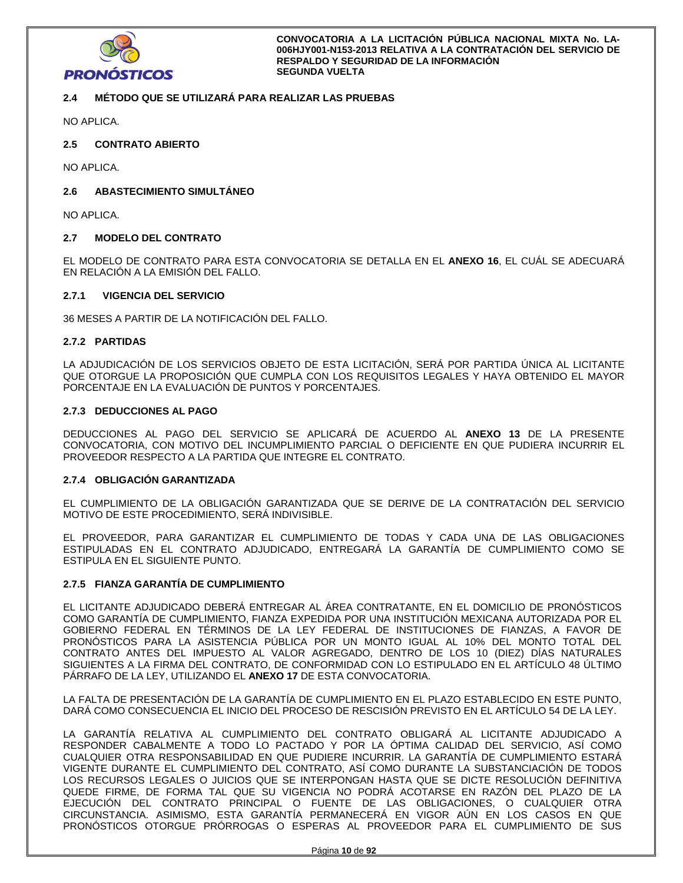### 2.4 MÉTODO QUE SE UTILIZARÁ PARA REALIZAR LAS PRUEBAS

NO APLICA.

### 2.5 CONTRATO ABIERTO

NO APLICA.

### 2.6 ABASTECIMIENTO SIMULTÁNEO

NO APLICA.

### 2.7 MODELO DEL CONTRATO

EL MODELO DE CONTRATO PARA ESTA CONVOCATORIA SE DETALLA EN EL **ANEXO 16**, EL CUÁL SE ADECUARÁ EN RELACIÓN A LA EMISIÓN DEL FALLO.

#### 2.7.1 VIGENCIA DEL SERVICIO

36 MESES A PARTIR DE LA NOTIFICACIÓN DEL FALLO.

#### 2.7.2 PARTIDAS

LA ADJUDICACIÓN DE LOS SERVICIOS OBJETO DE ESTA LICITACIÓN, SERÁ POR PARTIDA ÚNICA AL LICITANTE QUE OTORGUE LA PROPOSICIÓN QUE CUMPLA CON LOS REQUISITOS LEGALES Y HAYA OBTENIDO EL MAYOR PORCENTAJE EN LA EVALUACIÓN DE PUNTOS Y PORCENTAJES.

#### 2.7.3 DEDUCCIONES AL PAGO

DEDUCCIONES AL PAGO DEL SERVICIO SE APLICARÁ DE ACUERDO AL **ANEXO 13** DE LA PRESENTE CONVOCATORIA, CON MOTIVO DEL INCUMPLIMIENTO PARCIAL O DEFICIENTE EN QUE PUDIERA INCURRIR EL PROVEEDOR RESPECTO A LA PARTIDA QUE INTEGRE EL CONTRATO.

#### 2.7.4 OBLIGACIÓN GARANTIZADA

EL CUMPLIMIENTO DE LA OBLIGACIÓN GARANTIZADA QUE SE DERIVE DE LA CONTRATACIÓN DEL SERVICIO MOTIVO DE ESTE PROCEDIMIENTO, SERÁ INDIVISIBLE.

EL PROVEEDOR, PARA GARANTIZAR EL CUMPLIMIENTO DE TODAS Y CADA UNA DE LAS OBLIGACIONES ESTIPULADAS EN EL CONTRATO ADJUDICADO, ENTREGARÁ LA GARANTÍA DE CUMPLIMIENTO COMO SE ESTIPULA EN EL SIGUIENTE PUNTO.

#### 2.7.5 FIANZA GARANTÍA DE CUMPLIMIENTO

EL LICITANTE ADJUDICADO DEBERÁ ENTREGAR AL ÁREA CONTRATANTE, EN EL DOMICILIO DE PRONÓSTICOS COMO GARANTÍA DE CUMPLIMIENTO, FIANZA EXPEDIDA POR UNA INSTITUCIÓN MEXICANA AUTORIZADA POR EL GOBIERNO FEDERAL EN TÉRMINOS DE LA LEY FEDERAL DE INSTITUCIONES DE FIANZAS, A FAVOR DE PRONÓSTICOS PARA LA ASISTENCIA PÚBLICA POR UN MONTO IGUAL AL 10% DEL MONTO TOTAL DEL CONTRATO ANTES DEL IMPUESTO AL VALOR AGREGADO, DENTRO DE LOS 10 (DIEZ) DÍAS NATURALES SIGUIENTES A LA FIRMA DEL CONTRATO, DE CONFORMIDAD CON LO ESTIPULADO EN EL ARTÍCULO 48 ÚLTIMO PÁRRAFO DE LA LEY, UTILIZANDO EL **ANEXO 17** DE ESTA CONVOCATORIA.

LA FALTA DE PRESENTACIÓN DE LA GARANTÍA DE CUMPLIMIENTO EN EL PLAZO ESTABLECIDO EN ESTE PUNTO, DARÁ COMO CONSECUENCIA EL INICIO DEL PROCESO DE RESCISIÓN PREVISTO EN EL ARTÍCULO 54 DE LA LEY.

LA GARANTÍA RELATIVA AL CUMPLIMIENTO DEL CONTRATO OBLIGARÁ AL LICITANTE ADJUDICADO A RESPONDER CABALMENTE A TODO LO PACTADO Y POR LA ÓPTIMA CALIDAD DEL SERVICIO, ASÍ COMO CUALQUIER OTRA RESPONSABILIDAD EN QUE PUDIERE INCURRIR. LA GARANTÍA DE CUMPLIMIENTO ESTARÁ VIGENTE DURANTE EL CUMPLIMIENTO DEL CONTRATO, ASÍ COMO DURANTE LA SUBSTANCIACIÓN DE TODOS LOS RECURSOS LEGALES O JUICIOS QUE SE INTERPONGAN HASTA QUE SE DICTE RESOLUCIÓN DEFINITIVA QUEDE FIRME, DE FORMA TAL QUE SU VIGENCIA NO PODRÁ ACOTARSE EN RAZÓN DEL PLAZO DE LA EJECUCIÓN DEL CONTRATO PRINCIPAL O FUENTE DE LAS OBLIGACIONES, O CUALQUIER OTRA CIRCUNSTANCIA. ASIMISMO, ESTA GARANTÍA PERMANECERÁ EN VIGOR AÚN EN LOS CASOS EN QUE PRONÓSTICOS OTORGUE PRÓRROGAS O ESPERAS AL PROVEEDOR PARA EL CUMPLIMIENTO DE SUS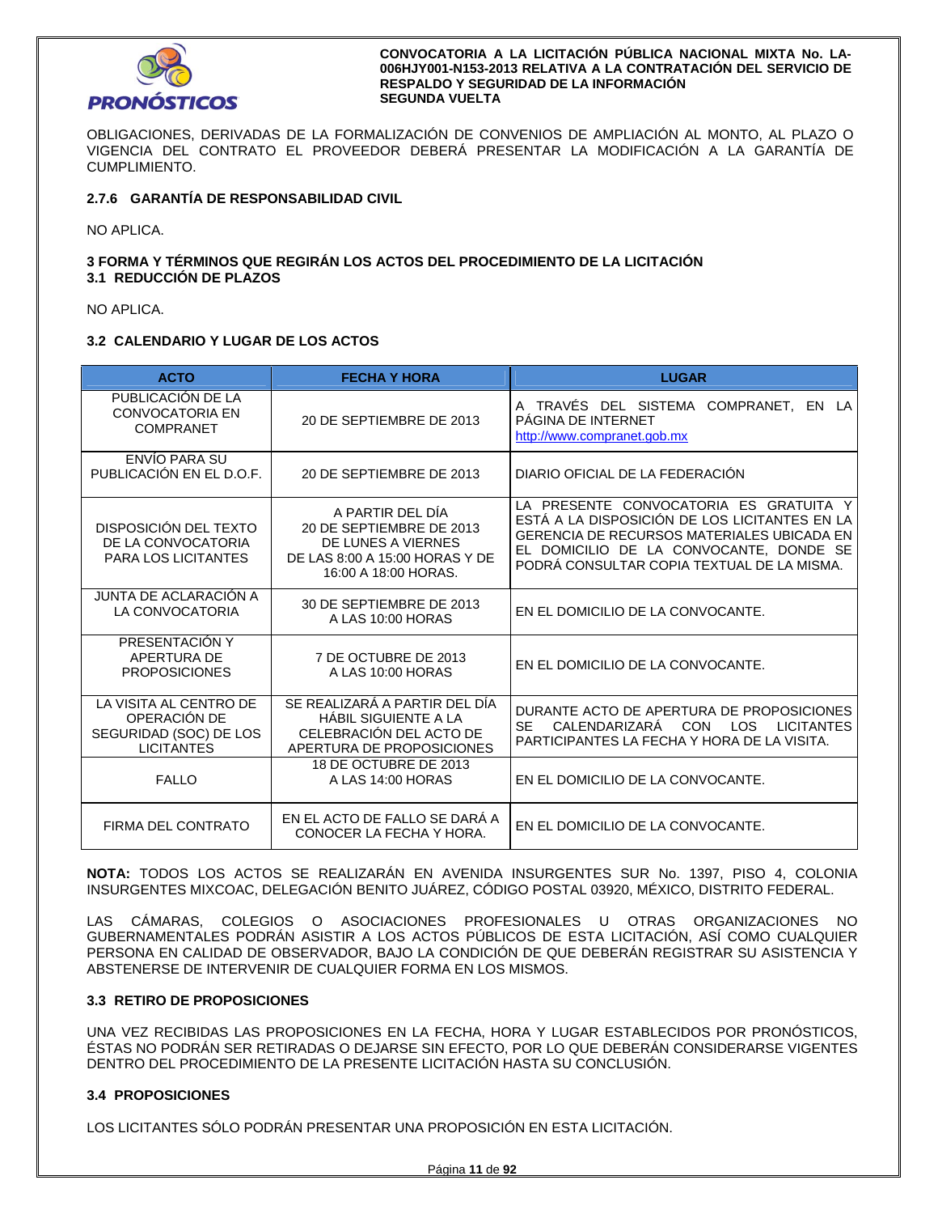OBLIGACIONES, DERIVADAS DE LA FORMALIZACIÓN DE CONVENIOS DE AMPLIACIÓN AL MONTO, AL PLAZO O VIGENCIA DEL CONTRATO EL PROVEEDOR DEBERÁ PRESENTAR LA MODIFICACIÓN A LA GARANTÍA DE CUMPLIMIENTO.

#### 2.7.6 GARANTÍA DE RESPONSABILIDAD CIVIL

NO APLICA.

## 3 FORMA Y TÉRMINOS QUE REGIRÁN LOS ACTOS DEL PROCEDIMIENTO DE LA LICITACIÓN

### 3.1 REDUCCIÓN DE PLAZOS

NO APLICA.

### 3.2 CALENDARIO Y LUGAR DE LOS ACTOS

| ACTO | FECHA Y HORA | LUGAR |
|---|---|---|
| PUBLICACIÓN DE LA CONVOCATORIA EN COMPRANET | 20 DE SEPTIEMBRE DE 2013 | A TRAVÉS DEL SISTEMA COMPRANET, EN LA PÁGINA DE INTERNET http://www.compranet.gob.mx |
| ENVÍO PARA SU PUBLICACIÓN EN EL D.O.F. | 20 DE SEPTIEMBRE DE 2013 | DIARIO OFICIAL DE LA FEDERACIÓN |
| DISPOSICIÓN DEL TEXTO DE LA CONVOCATORIA PARA LOS LICITANTES | A PARTIR DEL DÍA 20 DE SEPTIEMBRE DE 2013 DE LUNES A VIERNES DE LAS 8:00 A 15:00 HORAS Y DE 16:00 A 18:00 HORAS. | LA PRESENTE CONVOCATORIA ES GRATUITA Y ESTÁ A LA DISPOSICIÓN DE LOS LICITANTES EN LA GERENCIA DE RECURSOS MATERIALES UBICADA EN EL DOMICILIO DE LA CONVOCANTE, DONDE SE PODRÁ CONSULTAR COPIA TEXTUAL DE LA MISMA. |
| JUNTA DE ACLARACIÓN A LA CONVOCATORIA | 30 DE SEPTIEMBRE DE 2013 A LAS 10:00 HORAS | EN EL DOMICILIO DE LA CONVOCANTE. |
| PRESENTACIÓN Y APERTURA DE PROPOSICIONES | 7 DE OCTUBRE DE 2013 A LAS 10:00 HORAS | EN EL DOMICILIO DE LA CONVOCANTE. |
| LA VISITA AL CENTRO DE OPERACIÓN DE SEGURIDAD (SOC) DE LOS LICITANTES | SE REALIZARÁ A PARTIR DEL DÍA HÁBIL SIGUIENTE A LA CELEBRACIÓN DEL ACTO DE APERTURA DE PROPOSICIONES | DURANTE ACTO DE APERTURA DE PROPOSICIONES SE CALENDARIZARÁ CON LOS LICITANTES PARTICIPANTES LA FECHA Y HORA DE LA VISITA. |
| FALLO | 18 DE OCTUBRE DE 2013 A LAS 14:00 HORAS | EN EL DOMICILIO DE LA CONVOCANTE. |
| FIRMA DEL CONTRATO | EN EL ACTO DE FALLO SE DARÁ A CONOCER LA FECHA Y HORA. | EN EL DOMICILIO DE LA CONVOCANTE. |

**NOTA:** TODOS LOS ACTOS SE REALIZARÁN EN AVENIDA INSURGENTES SUR No. 1397, PISO 4, COLONIA INSURGENTES MIXCOAC, DELEGACIÓN BENITO JUÁREZ, CÓDIGO POSTAL 03920, MÉXICO, DISTRITO FEDERAL.

LAS CÁMARAS, COLEGIOS O ASOCIACIONES PROFESIONALES U OTRAS ORGANIZACIONES NO GUBERNAMENTALES PODRÁN ASISTIR A LOS ACTOS PÚBLICOS DE ESTA LICITACIÓN, ASÍ COMO CUALQUIER PERSONA EN CALIDAD DE OBSERVADOR, BAJO LA CONDICIÓN DE QUE DEBERÁN REGISTRAR SU ASISTENCIA Y ABSTENERSE DE INTERVENIR DE CUALQUIER FORMA EN LOS MISMOS.

### 3.3 RETIRO DE PROPOSICIONES

UNA VEZ RECIBIDAS LAS PROPOSICIONES EN LA FECHA, HORA Y LUGAR ESTABLECIDOS POR PRONÓSTICOS, ÉSTAS NO PODRÁN SER RETIRADAS O DEJARSE SIN EFECTO, POR LO QUE DEBERÁN CONSIDERARSE VIGENTES DENTRO DEL PROCEDIMIENTO DE LA PRESENTE LICITACIÓN HASTA SU CONCLUSIÓN.

### 3.4 PROPOSICIONES

LOS LICITANTES SÓLO PODRÁN PRESENTAR UNA PROPOSICIÓN EN ESTA LICITACIÓN.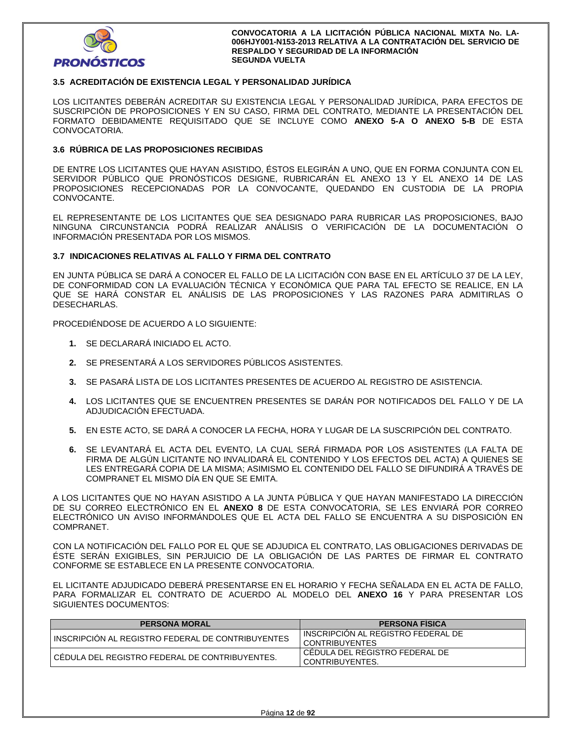### 3.5 ACREDITACIÓN DE EXISTENCIA LEGAL Y PERSONALIDAD JURÍDICA

LOS LICITANTES DEBERÁN ACREDITAR SU EXISTENCIA LEGAL Y PERSONALIDAD JURÍDICA, PARA EFECTOS DE SUSCRIPCIÓN DE PROPOSICIONES Y EN SU CASO, FIRMA DEL CONTRATO, MEDIANTE LA PRESENTACIÓN DEL FORMATO DEBIDAMENTE REQUISITADO QUE SE INCLUYE COMO **ANEXO 5-A O ANEXO 5-B** DE ESTA CONVOCATORIA.

### 3.6 RÚBRICA DE LAS PROPOSICIONES RECIBIDAS

DE ENTRE LOS LICITANTES QUE HAYAN ASISTIDO, ÉSTOS ELEGIRÁN A UNO, QUE EN FORMA CONJUNTA CON EL SERVIDOR PÚBLICO QUE PRONÓSTICOS DESIGNE, RUBRICARÁN EL ANEXO 13 Y EL ANEXO 14 DE LAS PROPOSICIONES RECEPCIONADAS POR LA CONVOCANTE, QUEDANDO EN CUSTODIA DE LA PROPIA CONVOCANTE.

EL REPRESENTANTE DE LOS LICITANTES QUE SEA DESIGNADO PARA RUBRICAR LAS PROPOSICIONES, BAJO NINGUNA CIRCUNSTANCIA PODRÁ REALIZAR ANÁLISIS O VERIFICACIÓN DE LA DOCUMENTACIÓN O INFORMACIÓN PRESENTADA POR LOS MISMOS.

### 3.7 INDICACIONES RELATIVAS AL FALLO Y FIRMA DEL CONTRATO

EN JUNTA PÚBLICA SE DARÁ A CONOCER EL FALLO DE LA LICITACIÓN CON BASE EN EL ARTÍCULO 37 DE LA LEY, DE CONFORMIDAD CON LA EVALUACIÓN TÉCNICA Y ECONÓMICA QUE PARA TAL EFECTO SE REALICE, EN LA QUE SE HARÁ CONSTAR EL ANÁLISIS DE LAS PROPOSICIONES Y LAS RAZONES PARA ADMITIRLAS O DESECHARLAS.

PROCEDIÉNDOSE DE ACUERDO A LO SIGUIENTE:

1. SE DECLARARÁ INICIADO EL ACTO.
2. SE PRESENTARÁ A LOS SERVIDORES PÚBLICOS ASISTENTES.
3. SE PASARÁ LISTA DE LOS LICITANTES PRESENTES DE ACUERDO AL REGISTRO DE ASISTENCIA.
4. LOS LICITANTES QUE SE ENCUENTREN PRESENTES SE DARÁN POR NOTIFICADOS DEL FALLO Y DE LA ADJUDICACIÓN EFECTUADA.
5. EN ESTE ACTO, SE DARÁ A CONOCER LA FECHA, HORA Y LUGAR DE LA SUSCRIPCIÓN DEL CONTRATO.
6. SE LEVANTARÁ EL ACTA DEL EVENTO, LA CUAL SERÁ FIRMADA POR LOS ASISTENTES (LA FALTA DE FIRMA DE ALGÚN LICITANTE NO INVALIDARÁ EL CONTENIDO Y LOS EFECTOS DEL ACTA) A QUIENES SE LES ENTREGARÁ COPIA DE LA MISMA; ASIMISMO EL CONTENIDO DEL FALLO SE DIFUNDIRÁ A TRAVÉS DE COMPRANET EL MISMO DÍA EN QUE SE EMITA.

A LOS LICITANTES QUE NO HAYAN ASISTIDO A LA JUNTA PÚBLICA Y QUE HAYAN MANIFESTADO LA DIRECCIÓN DE SU CORREO ELECTRÓNICO EN EL **ANEXO 8** DE ESTA CONVOCATORIA, SE LES ENVIARÁ POR CORREO ELECTRÓNICO UN AVISO INFORMÁNDOLES QUE EL ACTA DEL FALLO SE ENCUENTRA A SU DISPOSICIÓN EN COMPRANET.

CON LA NOTIFICACIÓN DEL FALLO POR EL QUE SE ADJUDICA EL CONTRATO, LAS OBLIGACIONES DERIVADAS DE ÉSTE SERÁN EXIGIBLES, SIN PERJUICIO DE LA OBLIGACIÓN DE LAS PARTES DE FIRMAR EL CONTRATO CONFORME SE ESTABLECE EN LA PRESENTE CONVOCATORIA.

EL LICITANTE ADJUDICADO DEBERÁ PRESENTARSE EN EL HORARIO Y FECHA SEÑALADA EN EL ACTA DE FALLO, PARA FORMALIZAR EL CONTRATO DE ACUERDO AL MODELO DEL **ANEXO 16** Y PARA PRESENTAR LOS SIGUIENTES DOCUMENTOS:

| PERSONA MORAL | PERSONA FÍSICA |
|---|---|
| INSCRIPCIÓN AL REGISTRO FEDERAL DE CONTRIBUYENTES | INSCRIPCIÓN AL REGISTRO FEDERAL DE CONTRIBUYENTES |
| CÉDULA DEL REGISTRO FEDERAL DE CONTRIBUYENTES. | CÉDULA DEL REGISTRO FEDERAL DE CONTRIBUYENTES. |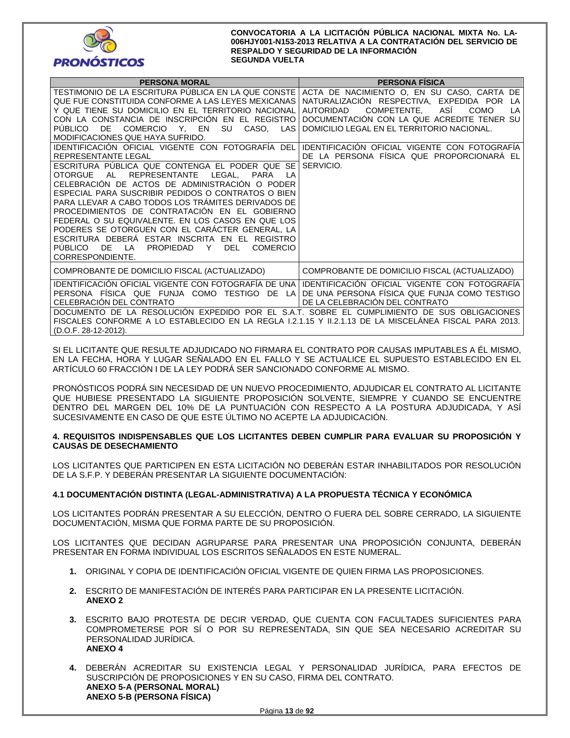| PERSONA MORAL | PERSONA FÍSICA |
|---|---|
| TESTIMONIO DE LA ESCRITURA PÚBLICA EN LA QUE CONSTE QUE FUE CONSTITUIDA CONFORME A LAS LEYES MEXICANAS Y QUE TIENE SU DOMICILIO EN EL TERRITORIO NACIONAL CON LA CONSTANCIA DE INSCRIPCIÓN EN EL REGISTRO PÚBLICO DE COMERCIO Y, EN SU CASO, LAS MODIFICACIONES QUE HAYA SUFRIDO. | ACTA DE NACIMIENTO O, EN SU CASO, CARTA DE NATURALIZACIÓN RESPECTIVA, EXPEDIDA POR LA AUTORIDAD COMPETENTE, ASÍ COMO LA DOCUMENTACIÓN CON LA QUE ACREDITE TENER SU DOMICILIO LEGAL EN EL TERRITORIO NACIONAL. |
| IDENTIFICACIÓN OFICIAL VIGENTE CON FOTOGRAFÍA DEL REPRESENTANTE LEGAL | IDENTIFICACIÓN OFICIAL VIGENTE CON FOTOGRAFÍA DE LA PERSONA FÍSICA QUE PROPORCIONARÁ EL SERVICIO. |
| ESCRITURA PÚBLICA QUE CONTENGA EL PODER QUE SE OTORGUE AL REPRESENTANTE LEGAL, PARA LA CELEBRACIÓN DE ACTOS DE ADMINISTRACIÓN O PODER ESPECIAL PARA SUSCRIBIR PEDIDOS O CONTRATOS O BIEN PARA LLEVAR A CABO TODOS LOS TRÁMITES DERIVADOS DE PROCEDIMIENTOS DE CONTRATACIÓN EN EL GOBIERNO FEDERAL O SU EQUIVALENTE. EN LOS CASOS EN QUE LOS PODERES SE OTORGUEN CON EL CARÁCTER GENERAL, LA ESCRITURA DEBERÁ ESTAR INSCRITA EN EL REGISTRO PÚBLICO DE LA PROPIEDAD Y DEL COMERCIO CORRESPONDIENTE. | |
| COMPROBANTE DE DOMICILIO FISCAL (ACTUALIZADO) | COMPROBANTE DE DOMICILIO FISCAL (ACTUALIZADO) |
| IDENTIFICACIÓN OFICIAL VIGENTE CON FOTOGRAFÍA DE UNA PERSONA FÍSICA QUE FUNJA COMO TESTIGO DE LA CELEBRACIÓN DEL CONTRATO | IDENTIFICACIÓN OFICIAL VIGENTE CON FOTOGRAFÍA DE UNA PERSONA FÍSICA QUE FUNJA COMO TESTIGO DE LA CELEBRACIÓN DEL CONTRATO |
| DOCUMENTO DE LA RESOLUCIÓN EXPEDIDO POR EL S.A.T. SOBRE EL CUMPLIMIENTO DE SUS OBLIGACIONES FISCALES CONFORME A LO ESTABLECIDO EN LA REGLA I.2.1.15 Y II.2.1.13 DE LA MISCELÁNEA FISCAL PARA 2013. (D.O.F. 28-12-2012). | |

SI EL LICITANTE QUE RESULTE ADJUDICADO NO FIRMARA EL CONTRATO POR CAUSAS IMPUTABLES A ÉL MISMO, EN LA FECHA, HORA Y LUGAR SEÑALADO EN EL FALLO Y SE ACTUALICE EL SUPUESTO ESTABLECIDO EN EL ARTÍCULO 60 FRACCIÓN I DE LA LEY PODRÁ SER SANCIONADO CONFORME AL MISMO.

PRONÓSTICOS PODRÁ SIN NECESIDAD DE UN NUEVO PROCEDIMIENTO, ADJUDICAR EL CONTRATO AL LICITANTE QUE HUBIESE PRESENTADO LA SIGUIENTE PROPOSICIÓN SOLVENTE, SIEMPRE Y CUANDO SE ENCUENTRE DENTRO DEL MARGEN DEL 10% DE LA PUNTUACIÓN CON RESPECTO A LA POSTURA ADJUDICADA, Y ASÍ SUCESIVAMENTE EN CASO DE QUE ESTE ÚLTIMO NO ACEPTE LA ADJUDICACIÓN.

## 4. REQUISITOS INDISPENSABLES QUE LOS LICITANTES DEBEN CUMPLIR PARA EVALUAR SU PROPOSICIÓN Y CAUSAS DE DESECHAMIENTO

LOS LICITANTES QUE PARTICIPEN EN ESTA LICITACIÓN NO DEBERÁN ESTAR INHABILITADOS POR RESOLUCIÓN DE LA S.F.P. Y DEBERÁN PRESENTAR LA SIGUIENTE DOCUMENTACIÓN:

### 4.1 DOCUMENTACIÓN DISTINTA (LEGAL-ADMINISTRATIVA) A LA PROPUESTA TÉCNICA Y ECONÓMICA

LOS LICITANTES PODRÁN PRESENTAR A SU ELECCIÓN, DENTRO O FUERA DEL SOBRE CERRADO, LA SIGUIENTE DOCUMENTACIÓN, MISMA QUE FORMA PARTE DE SU PROPOSICIÓN.

LOS LICITANTES QUE DECIDAN AGRUPARSE PARA PRESENTAR UNA PROPOSICIÓN CONJUNTA, DEBERÁN PRESENTAR EN FORMA INDIVIDUAL LOS ESCRITOS SEÑALADOS EN ESTE NUMERAL.

1. ORIGINAL Y COPIA DE IDENTIFICACIÓN OFICIAL VIGENTE DE QUIEN FIRMA LAS PROPOSICIONES.

2. ESCRITO DE MANIFESTACIÓN DE INTERÉS PARA PARTICIPAR EN LA PRESENTE LICITACIÓN.
   **ANEXO 2**

3. ESCRITO BAJO PROTESTA DE DECIR VERDAD, QUE CUENTA CON FACULTADES SUFICIENTES PARA COMPROMETERSE POR SÍ O POR SU REPRESENTADA, SIN QUE SEA NECESARIO ACREDITAR SU PERSONALIDAD JURÍDICA.
   **ANEXO 4**

4. DEBERÁN ACREDITAR SU EXISTENCIA LEGAL Y PERSONALIDAD JURÍDICA, PARA EFECTOS DE SUSCRIPCIÓN DE PROPOSICIONES Y EN SU CASO, FIRMA DEL CONTRATO.
   **ANEXO 5-A (PERSONAL MORAL)**
   **ANEXO 5-B (PERSONA FÍSICA)**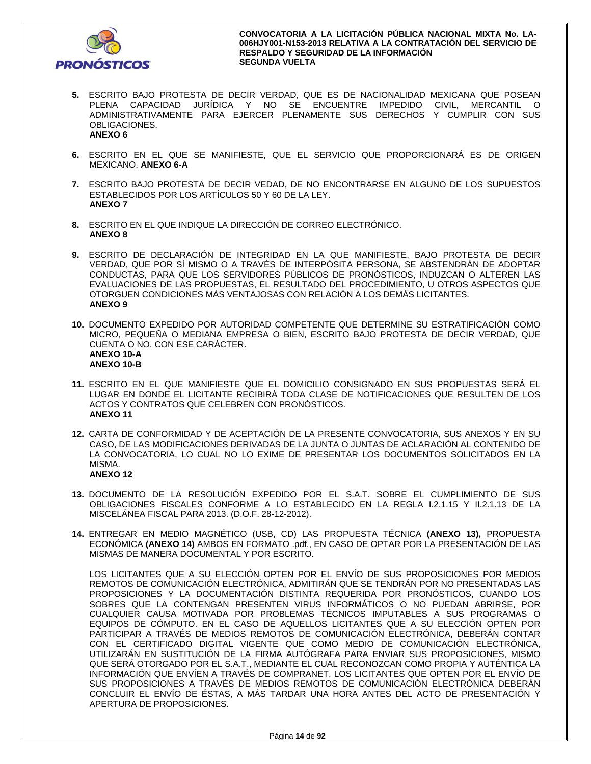5. ESCRITO BAJO PROTESTA DE DECIR VERDAD, QUE ES DE NACIONALIDAD MEXICANA QUE POSEAN PLENA CAPACIDAD JURÍDICA Y NO SE ENCUENTRE IMPEDIDO CIVIL, MERCANTIL O ADMINISTRATIVAMENTE PARA EJERCER PLENAMENTE SUS DERECHOS Y CUMPLIR CON SUS OBLIGACIONES.
   **ANEXO 6**

6. ESCRITO EN EL QUE SE MANIFIESTE, QUE EL SERVICIO QUE PROPORCIONARÁ ES DE ORIGEN MEXICANO. **ANEXO 6-A**

7. ESCRITO BAJO PROTESTA DE DECIR VEDAD, DE NO ENCONTRARSE EN ALGUNO DE LOS SUPUESTOS ESTABLECIDOS POR LOS ARTÍCULOS 50 Y 60 DE LA LEY.
   **ANEXO 7**

8. ESCRITO EN EL QUE INDIQUE LA DIRECCIÓN DE CORREO ELECTRÓNICO.
   **ANEXO 8**

9. ESCRITO DE DECLARACIÓN DE INTEGRIDAD EN LA QUE MANIFIESTE, BAJO PROTESTA DE DECIR VERDAD, QUE POR SÍ MISMO O A TRAVÉS DE INTERPÓSITA PERSONA, SE ABSTENDRÁN DE ADOPTAR CONDUCTAS, PARA QUE LOS SERVIDORES PÚBLICOS DE PRONÓSTICOS, INDUZCAN O ALTEREN LAS EVALUACIONES DE LAS PROPUESTAS, EL RESULTADO DEL PROCEDIMIENTO, U OTROS ASPECTOS QUE OTORGUEN CONDICIONES MÁS VENTAJOSAS CON RELACIÓN A LOS DEMÁS LICITANTES.
   **ANEXO 9**

10. DOCUMENTO EXPEDIDO POR AUTORIDAD COMPETENTE QUE DETERMINE SU ESTRATIFICACIÓN COMO MICRO, PEQUEÑA O MEDIANA EMPRESA O BIEN, ESCRITO BAJO PROTESTA DE DECIR VERDAD, QUE CUENTA O NO, CON ESE CARÁCTER.
    **ANEXO 10-A**
    **ANEXO 10-B**

11. ESCRITO EN EL QUE MANIFIESTE QUE EL DOMICILIO CONSIGNADO EN SUS PROPUESTAS SERÁ EL LUGAR EN DONDE EL LICITANTE RECIBIRÁ TODA CLASE DE NOTIFICACIONES QUE RESULTEN DE LOS ACTOS Y CONTRATOS QUE CELEBREN CON PRONÓSTICOS.
    **ANEXO 11**

12. CARTA DE CONFORMIDAD Y DE ACEPTACIÓN DE LA PRESENTE CONVOCATORIA, SUS ANEXOS Y EN SU CASO, DE LAS MODIFICACIONES DERIVADAS DE LA JUNTA O JUNTAS DE ACLARACIÓN AL CONTENIDO DE LA CONVOCATORIA, LO CUAL NO LO EXIME DE PRESENTAR LOS DOCUMENTOS SOLICITADOS EN LA MISMA.
    **ANEXO 12**

13. DOCUMENTO DE LA RESOLUCIÓN EXPEDIDO POR EL S.A.T. SOBRE EL CUMPLIMIENTO DE SUS OBLIGACIONES FISCALES CONFORME A LO ESTABLECIDO EN LA REGLA I.2.1.15 Y II.2.1.13 DE LA MISCELÁNEA FISCAL PARA 2013. (D.O.F. 28-12-2012).

14. ENTREGAR EN MEDIO MAGNÉTICO (USB, CD) LAS PROPUESTA TÉCNICA **(ANEXO 13),** PROPUESTA ECONÓMICA **(ANEXO 14)** AMBOS EN FORMATO .pdf., EN CASO DE OPTAR POR LA PRESENTACIÓN DE LAS MISMAS DE MANERA DOCUMENTAL Y POR ESCRITO.

    LOS LICITANTES QUE A SU ELECCIÓN OPTEN POR EL ENVÍO DE SUS PROPOSICIONES POR MEDIOS REMOTOS DE COMUNICACIÓN ELECTRÓNICA, ADMITIRÁN QUE SE TENDRÁN POR NO PRESENTADAS LAS PROPOSICIONES Y LA DOCUMENTACIÓN DISTINTA REQUERIDA POR PRONÓSTICOS, CUANDO LOS SOBRES QUE LA CONTENGAN PRESENTEN VIRUS INFORMÁTICOS O NO PUEDAN ABRIRSE, POR CUALQUIER CAUSA MOTIVADA POR PROBLEMAS TÉCNICOS IMPUTABLES A SUS PROGRAMAS O EQUIPOS DE CÓMPUTO. EN EL CASO DE AQUELLOS LICITANTES QUE A SU ELECCIÓN OPTEN POR PARTICIPAR A TRAVÉS DE MEDIOS REMOTOS DE COMUNICACIÓN ELECTRÓNICA, DEBERÁN CONTAR CON EL CERTIFICADO DIGITAL VIGENTE QUE COMO MEDIO DE COMUNICACIÓN ELECTRÓNICA, UTILIZARÁN EN SUSTITUCIÓN DE LA FIRMA AUTÓGRAFA PARA ENVIAR SUS PROPOSICIONES, MISMO QUE SERÁ OTORGADO POR EL S.A.T., MEDIANTE EL CUAL RECONOZCAN COMO PROPIA Y AUTÉNTICA LA INFORMACIÓN QUE ENVÍEN A TRAVÉS DE COMPRANET. LOS LICITANTES QUE OPTEN POR EL ENVÍO DE SUS PROPOSICIONES A TRAVÉS DE MEDIOS REMOTOS DE COMUNICACIÓN ELECTRÓNICA DEBERÁN CONCLUIR EL ENVÍO DE ÉSTAS, A MÁS TARDAR UNA HORA ANTES DEL ACTO DE PRESENTACIÓN Y APERTURA DE PROPOSICIONES.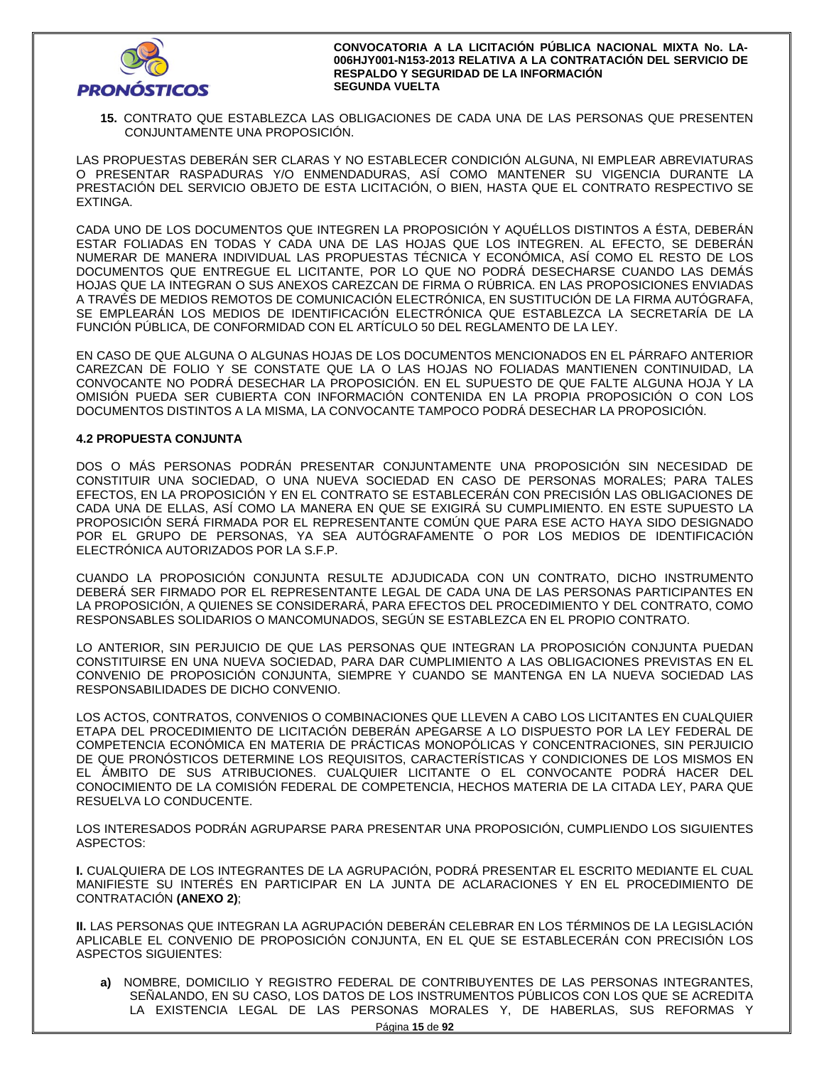**15.** CONTRATO QUE ESTABLEZCA LAS OBLIGACIONES DE CADA UNA DE LAS PERSONAS QUE PRESENTEN CONJUNTAMENTE UNA PROPOSICIÓN.

LAS PROPUESTAS DEBERÁN SER CLARAS Y NO ESTABLECER CONDICIÓN ALGUNA, NI EMPLEAR ABREVIATURAS O PRESENTAR RASPADURAS Y/O ENMENDADURAS, ASÍ COMO MANTENER SU VIGENCIA DURANTE LA PRESTACIÓN DEL SERVICIO OBJETO DE ESTA LICITACIÓN, O BIEN, HASTA QUE EL CONTRATO RESPECTIVO SE EXTINGA.

CADA UNO DE LOS DOCUMENTOS QUE INTEGREN LA PROPOSICIÓN Y AQUÉLLOS DISTINTOS A ÉSTA, DEBERÁN ESTAR FOLIADAS EN TODAS Y CADA UNA DE LAS HOJAS QUE LOS INTEGREN. AL EFECTO, SE DEBERÁN NUMERAR DE MANERA INDIVIDUAL LAS PROPUESTAS TÉCNICA Y ECONÓMICA, ASÍ COMO EL RESTO DE LOS DOCUMENTOS QUE ENTREGUE EL LICITANTE, POR LO QUE NO PODRÁ DESECHARSE CUANDO LAS DEMÁS HOJAS QUE LA INTEGRAN O SUS ANEXOS CAREZCAN DE FIRMA O RÚBRICA. EN LAS PROPOSICIONES ENVIADAS A TRAVÉS DE MEDIOS REMOTOS DE COMUNICACIÓN ELECTRÓNICA, EN SUSTITUCIÓN DE LA FIRMA AUTÓGRAFA, SE EMPLEARÁN LOS MEDIOS DE IDENTIFICACIÓN ELECTRÓNICA QUE ESTABLEZCA LA SECRETARÍA DE LA FUNCIÓN PÚBLICA, DE CONFORMIDAD CON EL ARTÍCULO 50 DEL REGLAMENTO DE LA LEY.

EN CASO DE QUE ALGUNA O ALGUNAS HOJAS DE LOS DOCUMENTOS MENCIONADOS EN EL PÁRRAFO ANTERIOR CAREZCAN DE FOLIO Y SE CONSTATE QUE LA O LAS HOJAS NO FOLIADAS MANTIENEN CONTINUIDAD, LA CONVOCANTE NO PODRÁ DESECHAR LA PROPOSICIÓN. EN EL SUPUESTO DE QUE FALTE ALGUNA HOJA Y LA OMISIÓN PUEDA SER CUBIERTA CON INFORMACIÓN CONTENIDA EN LA PROPIA PROPOSICIÓN O CON LOS DOCUMENTOS DISTINTOS A LA MISMA, LA CONVOCANTE TAMPOCO PODRÁ DESECHAR LA PROPOSICIÓN.

### 4.2 PROPUESTA CONJUNTA

DOS O MÁS PERSONAS PODRÁN PRESENTAR CONJUNTAMENTE UNA PROPOSICIÓN SIN NECESIDAD DE CONSTITUIR UNA SOCIEDAD, O UNA NUEVA SOCIEDAD EN CASO DE PERSONAS MORALES; PARA TALES EFECTOS, EN LA PROPOSICIÓN Y EN EL CONTRATO SE ESTABLECERÁN CON PRECISIÓN LAS OBLIGACIONES DE CADA UNA DE ELLAS, ASÍ COMO LA MANERA EN QUE SE EXIGIRÁ SU CUMPLIMIENTO. EN ESTE SUPUESTO LA PROPOSICIÓN SERÁ FIRMADA POR EL REPRESENTANTE COMÚN QUE PARA ESE ACTO HAYA SIDO DESIGNADO POR EL GRUPO DE PERSONAS, YA SEA AUTÓGRAFAMENTE O POR LOS MEDIOS DE IDENTIFICACIÓN ELECTRÓNICA AUTORIZADOS POR LA S.F.P.

CUANDO LA PROPOSICIÓN CONJUNTA RESULTE ADJUDICADA CON UN CONTRATO, DICHO INSTRUMENTO DEBERÁ SER FIRMADO POR EL REPRESENTANTE LEGAL DE CADA UNA DE LAS PERSONAS PARTICIPANTES EN LA PROPOSICIÓN, A QUIENES SE CONSIDERARÁ, PARA EFECTOS DEL PROCEDIMIENTO Y DEL CONTRATO, COMO RESPONSABLES SOLIDARIOS O MANCOMUNADOS, SEGÚN SE ESTABLEZCA EN EL PROPIO CONTRATO.

LO ANTERIOR, SIN PERJUICIO DE QUE LAS PERSONAS QUE INTEGRAN LA PROPOSICIÓN CONJUNTA PUEDAN CONSTITUIRSE EN UNA NUEVA SOCIEDAD, PARA DAR CUMPLIMIENTO A LAS OBLIGACIONES PREVISTAS EN EL CONVENIO DE PROPOSICIÓN CONJUNTA, SIEMPRE Y CUANDO SE MANTENGA EN LA NUEVA SOCIEDAD LAS RESPONSABILIDADES DE DICHO CONVENIO.

LOS ACTOS, CONTRATOS, CONVENIOS O COMBINACIONES QUE LLEVEN A CABO LOS LICITANTES EN CUALQUIER ETAPA DEL PROCEDIMIENTO DE LICITACIÓN DEBERÁN APEGARSE A LO DISPUESTO POR LA LEY FEDERAL DE COMPETENCIA ECONÓMICA EN MATERIA DE PRÁCTICAS MONOPÓLICAS Y CONCENTRACIONES, SIN PERJUICIO DE QUE PRONÓSTICOS DETERMINE LOS REQUISITOS, CARACTERÍSTICAS Y CONDICIONES DE LOS MISMOS EN EL ÁMBITO DE SUS ATRIBUCIONES. CUALQUIER LICITANTE O EL CONVOCANTE PODRÁ HACER DEL CONOCIMIENTO DE LA COMISIÓN FEDERAL DE COMPETENCIA, HECHOS MATERIA DE LA CITADA LEY, PARA QUE RESUELVA LO CONDUCENTE.

LOS INTERESADOS PODRÁN AGRUPARSE PARA PRESENTAR UNA PROPOSICIÓN, CUMPLIENDO LOS SIGUIENTES ASPECTOS:

**I.** CUALQUIERA DE LOS INTEGRANTES DE LA AGRUPACIÓN, PODRÁ PRESENTAR EL ESCRITO MEDIANTE EL CUAL MANIFIESTE SU INTERÉS EN PARTICIPAR EN LA JUNTA DE ACLARACIONES Y EN EL PROCEDIMIENTO DE CONTRATACIÓN **(ANEXO 2)**;

**II.** LAS PERSONAS QUE INTEGRAN LA AGRUPACIÓN DEBERÁN CELEBRAR EN LOS TÉRMINOS DE LA LEGISLACIÓN APLICABLE EL CONVENIO DE PROPOSICIÓN CONJUNTA, EN EL QUE SE ESTABLECERÁN CON PRECISIÓN LOS ASPECTOS SIGUIENTES:

**a)** NOMBRE, DOMICILIO Y REGISTRO FEDERAL DE CONTRIBUYENTES DE LAS PERSONAS INTEGRANTES, SEÑALANDO, EN SU CASO, LOS DATOS DE LOS INSTRUMENTOS PÚBLICOS CON LOS QUE SE ACREDITA LA EXISTENCIA LEGAL DE LAS PERSONAS MORALES Y, DE HABERLAS, SUS REFORMAS Y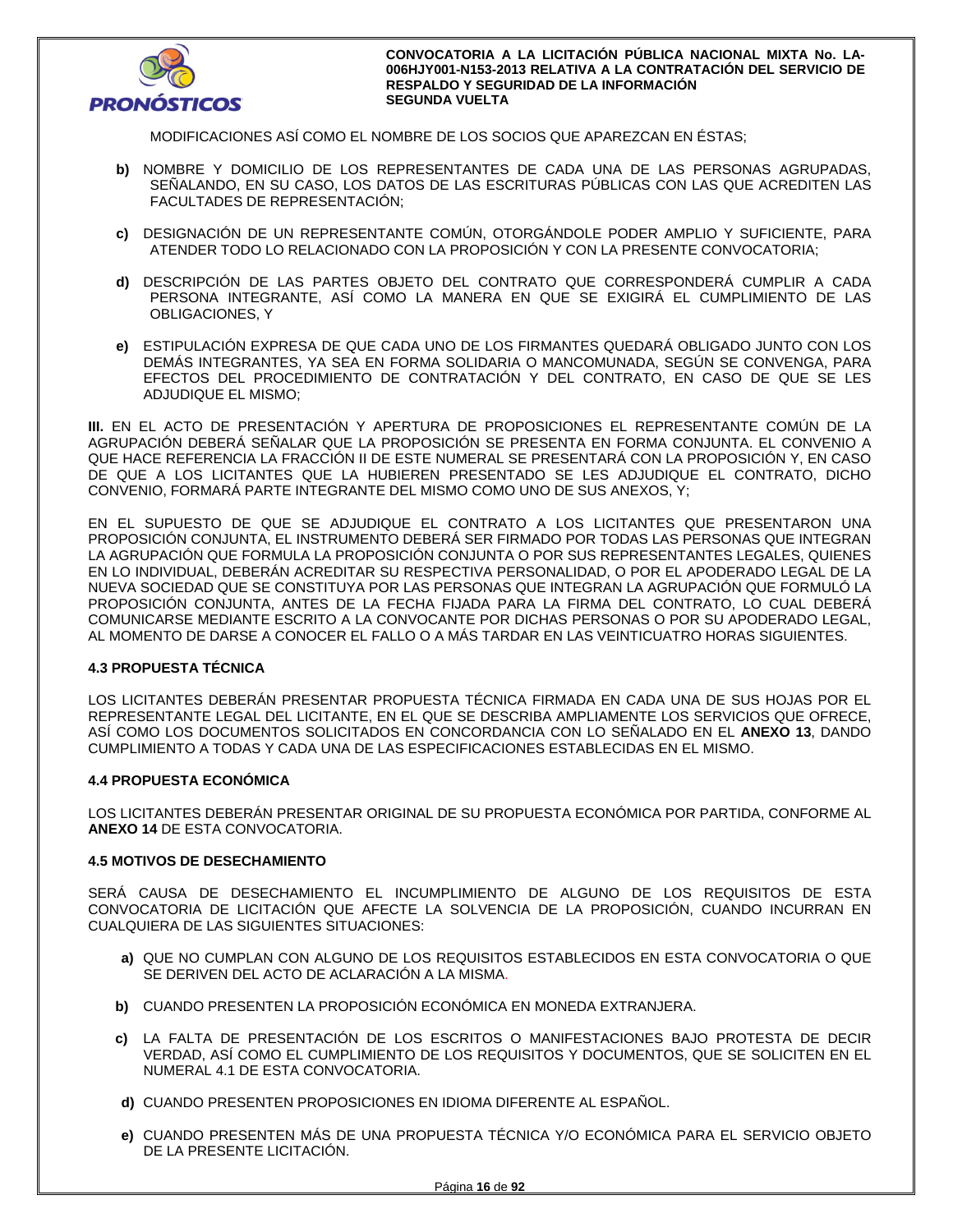MODIFICACIONES ASÍ COMO EL NOMBRE DE LOS SOCIOS QUE APAREZCAN EN ÉSTAS;

**b)** NOMBRE Y DOMICILIO DE LOS REPRESENTANTES DE CADA UNA DE LAS PERSONAS AGRUPADAS, SEÑALANDO, EN SU CASO, LOS DATOS DE LAS ESCRITURAS PÚBLICAS CON LAS QUE ACREDITEN LAS FACULTADES DE REPRESENTACIÓN;

**c)** DESIGNACIÓN DE UN REPRESENTANTE COMÚN, OTORGÁNDOLE PODER AMPLIO Y SUFICIENTE, PARA ATENDER TODO LO RELACIONADO CON LA PROPOSICIÓN Y CON LA PRESENTE CONVOCATORIA;

**d)** DESCRIPCIÓN DE LAS PARTES OBJETO DEL CONTRATO QUE CORRESPONDERÁ CUMPLIR A CADA PERSONA INTEGRANTE, ASÍ COMO LA MANERA EN QUE SE EXIGIRÁ EL CUMPLIMIENTO DE LAS OBLIGACIONES, Y

**e)** ESTIPULACIÓN EXPRESA DE QUE CADA UNO DE LOS FIRMANTES QUEDARÁ OBLIGADO JUNTO CON LOS DEMÁS INTEGRANTES, YA SEA EN FORMA SOLIDARIA O MANCOMUNADA, SEGÚN SE CONVENGA, PARA EFECTOS DEL PROCEDIMIENTO DE CONTRATACIÓN Y DEL CONTRATO, EN CASO DE QUE SE LES ADJUDIQUE EL MISMO;

**III.** EN EL ACTO DE PRESENTACIÓN Y APERTURA DE PROPOSICIONES EL REPRESENTANTE COMÚN DE LA AGRUPACIÓN DEBERÁ SEÑALAR QUE LA PROPOSICIÓN SE PRESENTA EN FORMA CONJUNTA. EL CONVENIO A QUE HACE REFERENCIA LA FRACCIÓN II DE ESTE NUMERAL SE PRESENTARÁ CON LA PROPOSICIÓN Y, EN CASO DE QUE A LOS LICITANTES QUE LA HUBIEREN PRESENTADO SE LES ADJUDIQUE EL CONTRATO, DICHO CONVENIO, FORMARÁ PARTE INTEGRANTE DEL MISMO COMO UNO DE SUS ANEXOS, Y;

EN EL SUPUESTO DE QUE SE ADJUDIQUE EL CONTRATO A LOS LICITANTES QUE PRESENTARON UNA PROPOSICIÓN CONJUNTA, EL INSTRUMENTO DEBERÁ SER FIRMADO POR TODAS LAS PERSONAS QUE INTEGRAN LA AGRUPACIÓN QUE FORMULA LA PROPOSICIÓN CONJUNTA O POR SUS REPRESENTANTES LEGALES, QUIENES EN LO INDIVIDUAL, DEBERÁN ACREDITAR SU RESPECTIVA PERSONALIDAD, O POR EL APODERADO LEGAL DE LA NUEVA SOCIEDAD QUE SE CONSTITUYA POR LAS PERSONAS QUE INTEGRAN LA AGRUPACIÓN QUE FORMULÓ LA PROPOSICIÓN CONJUNTA, ANTES DE LA FECHA FIJADA PARA LA FIRMA DEL CONTRATO, LO CUAL DEBERÁ COMUNICARSE MEDIANTE ESCRITO A LA CONVOCANTE POR DICHAS PERSONAS O POR SU APODERADO LEGAL, AL MOMENTO DE DARSE A CONOCER EL FALLO O A MÁS TARDAR EN LAS VEINTICUATRO HORAS SIGUIENTES.

### 4.3 PROPUESTA TÉCNICA

LOS LICITANTES DEBERÁN PRESENTAR PROPUESTA TÉCNICA FIRMADA EN CADA UNA DE SUS HOJAS POR EL REPRESENTANTE LEGAL DEL LICITANTE, EN EL QUE SE DESCRIBA AMPLIAMENTE LOS SERVICIOS QUE OFRECE, ASÍ COMO LOS DOCUMENTOS SOLICITADOS EN CONCORDANCIA CON LO SEÑALADO EN EL **ANEXO 13**, DANDO CUMPLIMIENTO A TODAS Y CADA UNA DE LAS ESPECIFICACIONES ESTABLECIDAS EN EL MISMO.

### 4.4 PROPUESTA ECONÓMICA

LOS LICITANTES DEBERÁN PRESENTAR ORIGINAL DE SU PROPUESTA ECONÓMICA POR PARTIDA, CONFORME AL **ANEXO 14** DE ESTA CONVOCATORIA.

### 4.5 MOTIVOS DE DESECHAMIENTO

SERÁ CAUSA DE DESECHAMIENTO EL INCUMPLIMIENTO DE ALGUNO DE LOS REQUISITOS DE ESTA CONVOCATORIA DE LICITACIÓN QUE AFECTE LA SOLVENCIA DE LA PROPOSICIÓN, CUANDO INCURRAN EN CUALQUIERA DE LAS SIGUIENTES SITUACIONES:

**a)** QUE NO CUMPLAN CON ALGUNO DE LOS REQUISITOS ESTABLECIDOS EN ESTA CONVOCATORIA O QUE SE DERIVEN DEL ACTO DE ACLARACIÓN A LA MISMA.

**b)** CUANDO PRESENTEN LA PROPOSICIÓN ECONÓMICA EN MONEDA EXTRANJERA.

**c)** LA FALTA DE PRESENTACIÓN DE LOS ESCRITOS O MANIFESTACIONES BAJO PROTESTA DE DECIR VERDAD, ASÍ COMO EL CUMPLIMIENTO DE LOS REQUISITOS Y DOCUMENTOS, QUE SE SOLICITEN EN EL NUMERAL 4.1 DE ESTA CONVOCATORIA.

**d)** CUANDO PRESENTEN PROPOSICIONES EN IDIOMA DIFERENTE AL ESPAÑOL.

**e)** CUANDO PRESENTEN MÁS DE UNA PROPUESTA TÉCNICA Y/O ECONÓMICA PARA EL SERVICIO OBJETO DE LA PRESENTE LICITACIÓN.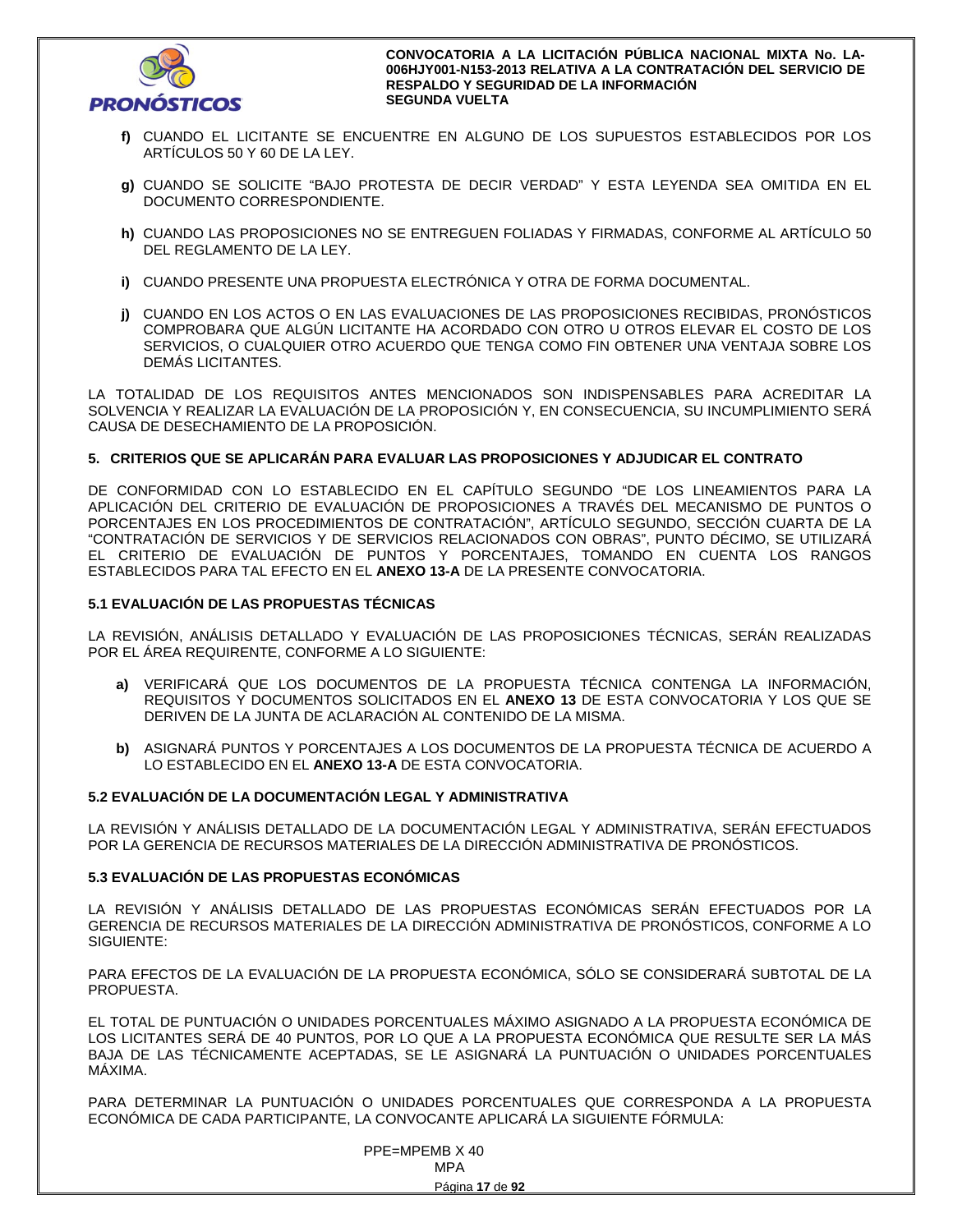**f)** CUANDO EL LICITANTE SE ENCUENTRE EN ALGUNO DE LOS SUPUESTOS ESTABLECIDOS POR LOS ARTÍCULOS 50 Y 60 DE LA LEY.

**g)** CUANDO SE SOLICITE "BAJO PROTESTA DE DECIR VERDAD" Y ESTA LEYENDA SEA OMITIDA EN EL DOCUMENTO CORRESPONDIENTE.

**h)** CUANDO LAS PROPOSICIONES NO SE ENTREGUEN FOLIADAS Y FIRMADAS, CONFORME AL ARTÍCULO 50 DEL REGLAMENTO DE LA LEY.

**i)** CUANDO PRESENTE UNA PROPUESTA ELECTRÓNICA Y OTRA DE FORMA DOCUMENTAL.

**j)** CUANDO EN LOS ACTOS O EN LAS EVALUACIONES DE LAS PROPOSICIONES RECIBIDAS, PRONÓSTICOS COMPROBARA QUE ALGÚN LICITANTE HA ACORDADO CON OTRO U OTROS ELEVAR EL COSTO DE LOS SERVICIOS, O CUALQUIER OTRO ACUERDO QUE TENGA COMO FIN OBTENER UNA VENTAJA SOBRE LOS DEMÁS LICITANTES.

LA TOTALIDAD DE LOS REQUISITOS ANTES MENCIONADOS SON INDISPENSABLES PARA ACREDITAR LA SOLVENCIA Y REALIZAR LA EVALUACIÓN DE LA PROPOSICIÓN Y, EN CONSECUENCIA, SU INCUMPLIMIENTO SERÁ CAUSA DE DESECHAMIENTO DE LA PROPOSICIÓN.

## 5. CRITERIOS QUE SE APLICARÁN PARA EVALUAR LAS PROPOSICIONES Y ADJUDICAR EL CONTRATO

DE CONFORMIDAD CON LO ESTABLECIDO EN EL CAPÍTULO SEGUNDO "DE LOS LINEAMIENTOS PARA LA APLICACIÓN DEL CRITERIO DE EVALUACIÓN DE PROPOSICIONES A TRAVÉS DEL MECANISMO DE PUNTOS O PORCENTAJES EN LOS PROCEDIMIENTOS DE CONTRATACIÓN", ARTÍCULO SEGUNDO, SECCIÓN CUARTA DE LA "CONTRATACIÓN DE SERVICIOS Y DE SERVICIOS RELACIONADOS CON OBRAS", PUNTO DÉCIMO, SE UTILIZARÁ EL CRITERIO DE EVALUACIÓN DE PUNTOS Y PORCENTAJES, TOMANDO EN CUENTA LOS RANGOS ESTABLECIDOS PARA TAL EFECTO EN EL **ANEXO 13-A** DE LA PRESENTE CONVOCATORIA.

### 5.1 EVALUACIÓN DE LAS PROPUESTAS TÉCNICAS

LA REVISIÓN, ANÁLISIS DETALLADO Y EVALUACIÓN DE LAS PROPOSICIONES TÉCNICAS, SERÁN REALIZADAS POR EL ÁREA REQUIRENTE, CONFORME A LO SIGUIENTE:

**a)** VERIFICARÁ QUE LOS DOCUMENTOS DE LA PROPUESTA TÉCNICA CONTENGA LA INFORMACIÓN, REQUISITOS Y DOCUMENTOS SOLICITADOS EN EL **ANEXO 13** DE ESTA CONVOCATORIA Y LOS QUE SE DERIVEN DE LA JUNTA DE ACLARACIÓN AL CONTENIDO DE LA MISMA.

**b)** ASIGNARÁ PUNTOS Y PORCENTAJES A LOS DOCUMENTOS DE LA PROPUESTA TÉCNICA DE ACUERDO A LO ESTABLECIDO EN EL **ANEXO 13-A** DE ESTA CONVOCATORIA.

### 5.2 EVALUACIÓN DE LA DOCUMENTACIÓN LEGAL Y ADMINISTRATIVA

LA REVISIÓN Y ANÁLISIS DETALLADO DE LA DOCUMENTACIÓN LEGAL Y ADMINISTRATIVA, SERÁN EFECTUADOS POR LA GERENCIA DE RECURSOS MATERIALES DE LA DIRECCIÓN ADMINISTRATIVA DE PRONÓSTICOS.

### 5.3 EVALUACIÓN DE LAS PROPUESTAS ECONÓMICAS

LA REVISIÓN Y ANÁLISIS DETALLADO DE LAS PROPUESTAS ECONÓMICAS SERÁN EFECTUADOS POR LA GERENCIA DE RECURSOS MATERIALES DE LA DIRECCIÓN ADMINISTRATIVA DE PRONÓSTICOS, CONFORME A LO SIGUIENTE:

PARA EFECTOS DE LA EVALUACIÓN DE LA PROPUESTA ECONÓMICA, SÓLO SE CONSIDERARÁ SUBTOTAL DE LA PROPUESTA.

EL TOTAL DE PUNTUACIÓN O UNIDADES PORCENTUALES MÁXIMO ASIGNADO A LA PROPUESTA ECONÓMICA DE LOS LICITANTES SERÁ DE 40 PUNTOS, POR LO QUE A LA PROPUESTA ECONÓMICA QUE RESULTE SER LA MÁS BAJA DE LAS TÉCNICAMENTE ACEPTADAS, SE LE ASIGNARÁ LA PUNTUACIÓN O UNIDADES PORCENTUALES MÁXIMA.

PARA DETERMINAR LA PUNTUACIÓN O UNIDADES PORCENTUALES QUE CORRESPONDA A LA PROPUESTA ECONÓMICA DE CADA PARTICIPANTE, LA CONVOCANTE APLICARÁ LA SIGUIENTE FÓRMULA:

$$PPE = \frac{MPEMB \times 40}{MPA}$$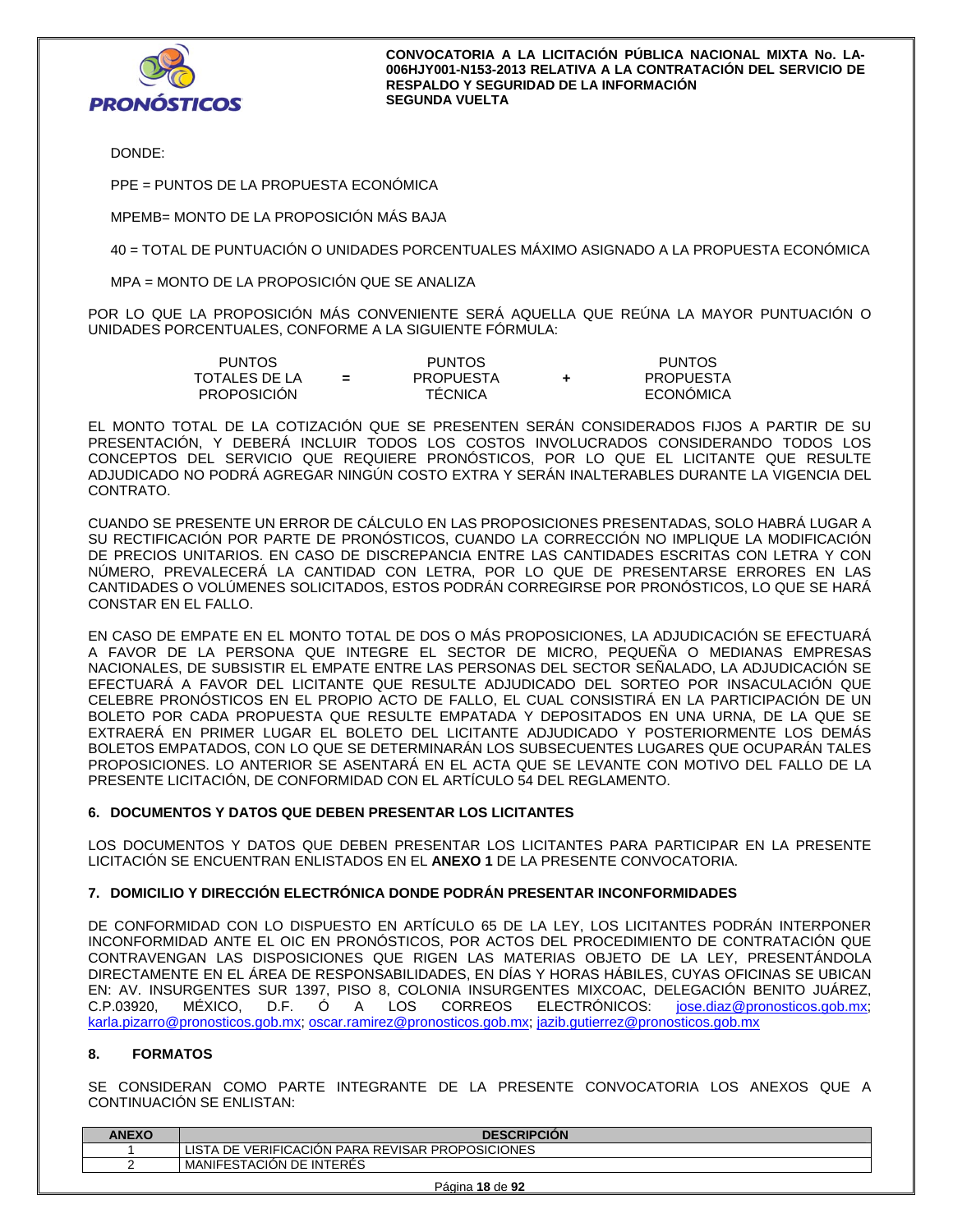DONDE:

PPE = PUNTOS DE LA PROPUESTA ECONÓMICA

MPEMB= MONTO DE LA PROPOSICIÓN MÁS BAJA

40 = TOTAL DE PUNTUACIÓN O UNIDADES PORCENTUALES MÁXIMO ASIGNADO A LA PROPUESTA ECONÓMICA

MPA = MONTO DE LA PROPOSICIÓN QUE SE ANALIZA

POR LO QUE LA PROPOSICIÓN MÁS CONVENIENTE SERÁ AQUELLA QUE REÚNA LA MAYOR PUNTUACIÓN O UNIDADES PORCENTUALES, CONFORME A LA SIGUIENTE FÓRMULA:

| PUNTOS TOTALES DE LA PROPOSICIÓN | = | PUNTOS PROPUESTA TÉCNICA | + | PUNTOS PROPUESTA ECONÓMICA |
|---|---|---|---|---|

EL MONTO TOTAL DE LA COTIZACIÓN QUE SE PRESENTEN SERÁN CONSIDERADOS FIJOS A PARTIR DE SU PRESENTACIÓN, Y DEBERÁ INCLUIR TODOS LOS COSTOS INVOLUCRADOS CONSIDERANDO TODOS LOS CONCEPTOS DEL SERVICIO QUE REQUIERE PRONÓSTICOS, POR LO QUE EL LICITANTE QUE RESULTE ADJUDICADO NO PODRÁ AGREGAR NINGÚN COSTO EXTRA Y SERÁN INALTERABLES DURANTE LA VIGENCIA DEL CONTRATO.

CUANDO SE PRESENTE UN ERROR DE CÁLCULO EN LAS PROPOSICIONES PRESENTADAS, SOLO HABRÁ LUGAR A SU RECTIFICACIÓN POR PARTE DE PRONÓSTICOS, CUANDO LA CORRECCIÓN NO IMPLIQUE LA MODIFICACIÓN DE PRECIOS UNITARIOS. EN CASO DE DISCREPANCIA ENTRE LAS CANTIDADES ESCRITAS CON LETRA Y CON NÚMERO, PREVALECERÁ LA CANTIDAD CON LETRA, POR LO QUE DE PRESENTARSE ERRORES EN LAS CANTIDADES O VOLÚMENES SOLICITADOS, ESTOS PODRÁN CORREGIRSE POR PRONÓSTICOS, LO QUE SE HARÁ CONSTAR EN EL FALLO.

EN CASO DE EMPATE EN EL MONTO TOTAL DE DOS O MÁS PROPOSICIONES, LA ADJUDICACIÓN SE EFECTUARÁ A FAVOR DE LA PERSONA QUE INTEGRE EL SECTOR DE MICRO, PEQUEÑA O MEDIANAS EMPRESAS NACIONALES, DE SUBSISTIR EL EMPATE ENTRE LAS PERSONAS DEL SECTOR SEÑALADO, LA ADJUDICACIÓN SE EFECTUARÁ A FAVOR DEL LICITANTE QUE RESULTE ADJUDICADO DEL SORTEO POR INSACULACIÓN QUE CELEBRE PRONÓSTICOS EN EL PROPIO ACTO DE FALLO, EL CUAL CONSISTIRÁ EN LA PARTICIPACIÓN DE UN BOLETO POR CADA PROPUESTA QUE RESULTE EMPATADA Y DEPOSITADOS EN UNA URNA, DE LA QUE SE EXTRAERÁ EN PRIMER LUGAR EL BOLETO DEL LICITANTE ADJUDICADO Y POSTERIORMENTE LOS DEMÁS BOLETOS EMPATADOS, CON LO QUE SE DETERMINARÁN LOS SUBSECUENTES LUGARES QUE OCUPARÁN TALES PROPOSICIONES. LO ANTERIOR SE ASENTARÁ EN EL ACTA QUE SE LEVANTE CON MOTIVO DEL FALLO DE LA PRESENTE LICITACIÓN, DE CONFORMIDAD CON EL ARTÍCULO 54 DEL REGLAMENTO.

## 6. DOCUMENTOS Y DATOS QUE DEBEN PRESENTAR LOS LICITANTES

LOS DOCUMENTOS Y DATOS QUE DEBEN PRESENTAR LOS LICITANTES PARA PARTICIPAR EN LA PRESENTE LICITACIÓN SE ENCUENTRAN ENLISTADOS EN EL **ANEXO 1** DE LA PRESENTE CONVOCATORIA.

## 7. DOMICILIO Y DIRECCIÓN ELECTRÓNICA DONDE PODRÁN PRESENTAR INCONFORMIDADES

DE CONFORMIDAD CON LO DISPUESTO EN ARTÍCULO 65 DE LA LEY, LOS LICITANTES PODRÁN INTERPONER INCONFORMIDAD ANTE EL OIC EN PRONÓSTICOS, POR ACTOS DEL PROCEDIMIENTO DE CONTRATACIÓN QUE CONTRAVENGAN LAS DISPOSICIONES QUE RIGEN LAS MATERIAS OBJETO DE LA LEY, PRESENTÁNDOLA DIRECTAMENTE EN EL ÁREA DE RESPONSABILIDADES, EN DÍAS Y HORAS HÁBILES, CUYAS OFICINAS SE UBICAN EN: AV. INSURGENTES SUR 1397, PISO 8, COLONIA INSURGENTES MIXCOAC, DELEGACIÓN BENITO JUÁREZ, C.P.03920, MÉXICO, D.F. Ó A LOS CORREOS ELECTRÓNICOS: jose.diaz@pronosticos.gob.mx; karla.pizarro@pronosticos.gob.mx; oscar.ramirez@pronosticos.gob.mx; jazib.gutierrez@pronosticos.gob.mx

## 8. FORMATOS

SE CONSIDERAN COMO PARTE INTEGRANTE DE LA PRESENTE CONVOCATORIA LOS ANEXOS QUE A CONTINUACIÓN SE ENLISTAN:

| ANEXO | DESCRIPCIÓN |
|---|---|
| 1 | LISTA DE VERIFICACIÓN PARA REVISAR PROPOSICIONES |
| 2 | MANIFESTACIÓN DE INTERÉS |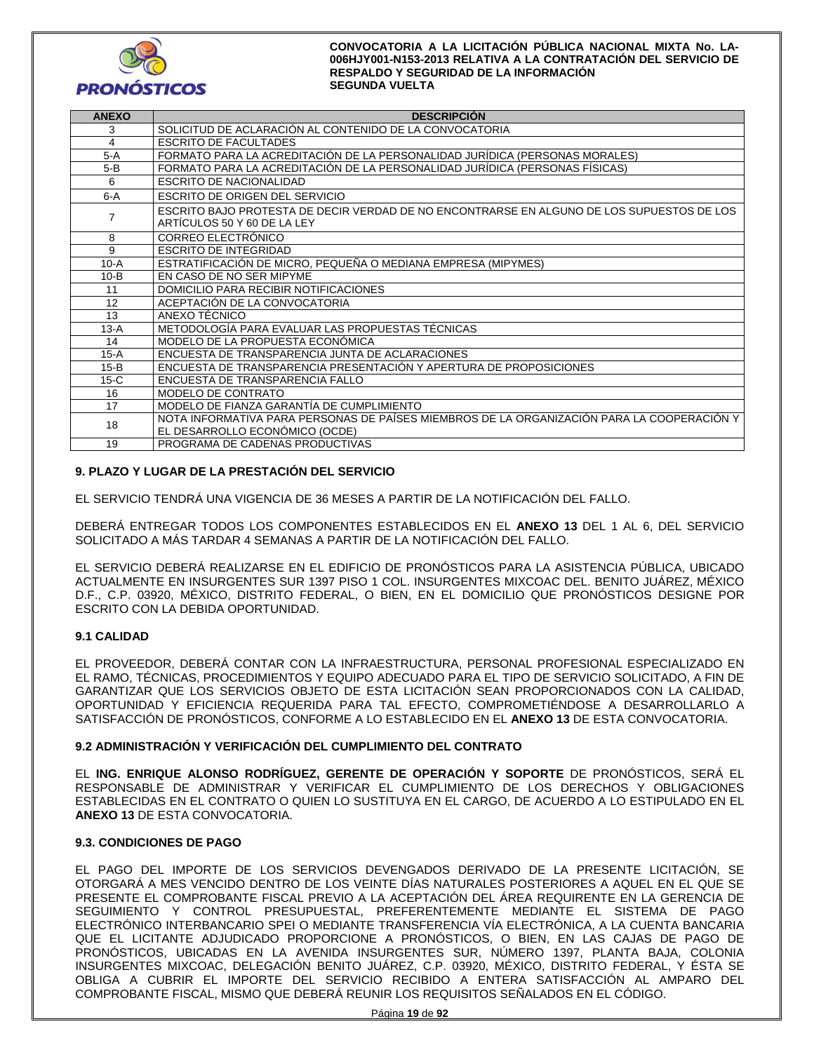| ANEXO | DESCRIPCIÓN |
|---|---|
| 3 | SOLICITUD DE ACLARACIÓN AL CONTENIDO DE LA CONVOCATORIA |
| 4 | ESCRITO DE FACULTADES |
| 5-A | FORMATO PARA LA ACREDITACIÓN DE LA PERSONALIDAD JURÍDICA (PERSONAS MORALES) |
| 5-B | FORMATO PARA LA ACREDITACIÓN DE LA PERSONALIDAD JURÍDICA (PERSONAS FÍSICAS) |
| 6 | ESCRITO DE NACIONALIDAD |
| 6-A | ESCRITO DE ORIGEN DEL SERVICIO |
| 7 | ESCRITO BAJO PROTESTA DE DECIR VERDAD DE NO ENCONTRARSE EN ALGUNO DE LOS SUPUESTOS DE LOS ARTÍCULOS 50 Y 60 DE LA LEY |
| 8 | CORREO ELECTRÓNICO |
| 9 | ESCRITO DE INTEGRIDAD |
| 10-A | ESTRATIFICACIÓN DE MICRO, PEQUEÑA O MEDIANA EMPRESA (MIPYMES) |
| 10-B | EN CASO DE NO SER MIPYME |
| 11 | DOMICILIO PARA RECIBIR NOTIFICACIONES |
| 12 | ACEPTACIÓN DE LA CONVOCATORIA |
| 13 | ANEXO TÉCNICO |
| 13-A | METODOLOGÍA PARA EVALUAR LAS PROPUESTAS TÉCNICAS |
| 14 | MODELO DE LA PROPUESTA ECONÓMICA |
| 15-A | ENCUESTA DE TRANSPARENCIA JUNTA DE ACLARACIONES |
| 15-B | ENCUESTA DE TRANSPARENCIA PRESENTACIÓN Y APERTURA DE PROPOSICIONES |
| 15-C | ENCUESTA DE TRANSPARENCIA FALLO |
| 16 | MODELO DE CONTRATO |
| 17 | MODELO DE FIANZA GARANTÍA DE CUMPLIMIENTO |
| 18 | NOTA INFORMATIVA PARA PERSONAS DE PAÍSES MIEMBROS DE LA ORGANIZACIÓN PARA LA COOPERACIÓN Y EL DESARROLLO ECONÓMICO (OCDE) |
| 19 | PROGRAMA DE CADENAS PRODUCTIVAS |

## 9. PLAZO Y LUGAR DE LA PRESTACIÓN DEL SERVICIO

EL SERVICIO TENDRÁ UNA VIGENCIA DE 36 MESES A PARTIR DE LA NOTIFICACIÓN DEL FALLO.

DEBERÁ ENTREGAR TODOS LOS COMPONENTES ESTABLECIDOS EN EL **ANEXO 13** DEL 1 AL 6, DEL SERVICIO SOLICITADO A MÁS TARDAR 4 SEMANAS A PARTIR DE LA NOTIFICACIÓN DEL FALLO.

EL SERVICIO DEBERÁ REALIZARSE EN EL EDIFICIO DE PRONÓSTICOS PARA LA ASISTENCIA PÚBLICA, UBICADO ACTUALMENTE EN INSURGENTES SUR 1397 PISO 1 COL. INSURGENTES MIXCOAC DEL. BENITO JUÁREZ, MÉXICO D.F., C.P. 03920, MÉXICO, DISTRITO FEDERAL, O BIEN, EN EL DOMICILIO QUE PRONÓSTICOS DESIGNE POR ESCRITO CON LA DEBIDA OPORTUNIDAD.

### 9.1 CALIDAD

EL PROVEEDOR, DEBERÁ CONTAR CON LA INFRAESTRUCTURA, PERSONAL PROFESIONAL ESPECIALIZADO EN EL RAMO, TÉCNICAS, PROCEDIMIENTOS Y EQUIPO ADECUADO PARA EL TIPO DE SERVICIO SOLICITADO, A FIN DE GARANTIZAR QUE LOS SERVICIOS OBJETO DE ESTA LICITACIÓN SEAN PROPORCIONADOS CON LA CALIDAD, OPORTUNIDAD Y EFICIENCIA REQUERIDA PARA TAL EFECTO, COMPROMETIÉNDOSE A DESARROLLARLO A SATISFACCIÓN DE PRONÓSTICOS, CONFORME A LO ESTABLECIDO EN EL **ANEXO 13** DE ESTA CONVOCATORIA.

### 9.2 ADMINISTRACIÓN Y VERIFICACIÓN DEL CUMPLIMIENTO DEL CONTRATO

EL **ING. ENRIQUE ALONSO RODRÍGUEZ, GERENTE DE OPERACIÓN Y SOPORTE** DE PRONÓSTICOS, SERÁ EL RESPONSABLE DE ADMINISTRAR Y VERIFICAR EL CUMPLIMIENTO DE LOS DERECHOS Y OBLIGACIONES ESTABLECIDAS EN EL CONTRATO O QUIEN LO SUSTITUYA EN EL CARGO, DE ACUERDO A LO ESTIPULADO EN EL **ANEXO 13** DE ESTA CONVOCATORIA.

### 9.3. CONDICIONES DE PAGO

EL PAGO DEL IMPORTE DE LOS SERVICIOS DEVENGADOS DERIVADO DE LA PRESENTE LICITACIÓN, SE OTORGARÁ A MES VENCIDO DENTRO DE LOS VEINTE DÍAS NATURALES POSTERIORES A AQUEL EN EL QUE SE PRESENTE EL COMPROBANTE FISCAL PREVIO A LA ACEPTACIÓN DEL ÁREA REQUIRENTE EN LA GERENCIA DE SEGUIMIENTO Y CONTROL PRESUPUESTAL, PREFERENTEMENTE MEDIANTE EL SISTEMA DE PAGO ELECTRÓNICO INTERBANCARIO SPEI O MEDIANTE TRANSFERENCIA VÍA ELECTRÓNICA, A LA CUENTA BANCARIA QUE EL LICITANTE ADJUDICADO PROPORCIONE A PRONÓSTICOS, O BIEN, EN LAS CAJAS DE PAGO DE PRONÓSTICOS, UBICADAS EN LA AVENIDA INSURGENTES SUR, NÚMERO 1397, PLANTA BAJA, COLONIA INSURGENTES MIXCOAC, DELEGACIÓN BENITO JUÁREZ, C.P. 03920, MÉXICO, DISTRITO FEDERAL, Y ÉSTA SE OBLIGA A CUBRIR EL IMPORTE DEL SERVICIO RECIBIDO A ENTERA SATISFACCIÓN AL AMPARO DEL COMPROBANTE FISCAL, MISMO QUE DEBERÁ REUNIR LOS REQUISITOS SEÑALADOS EN EL CÓDIGO.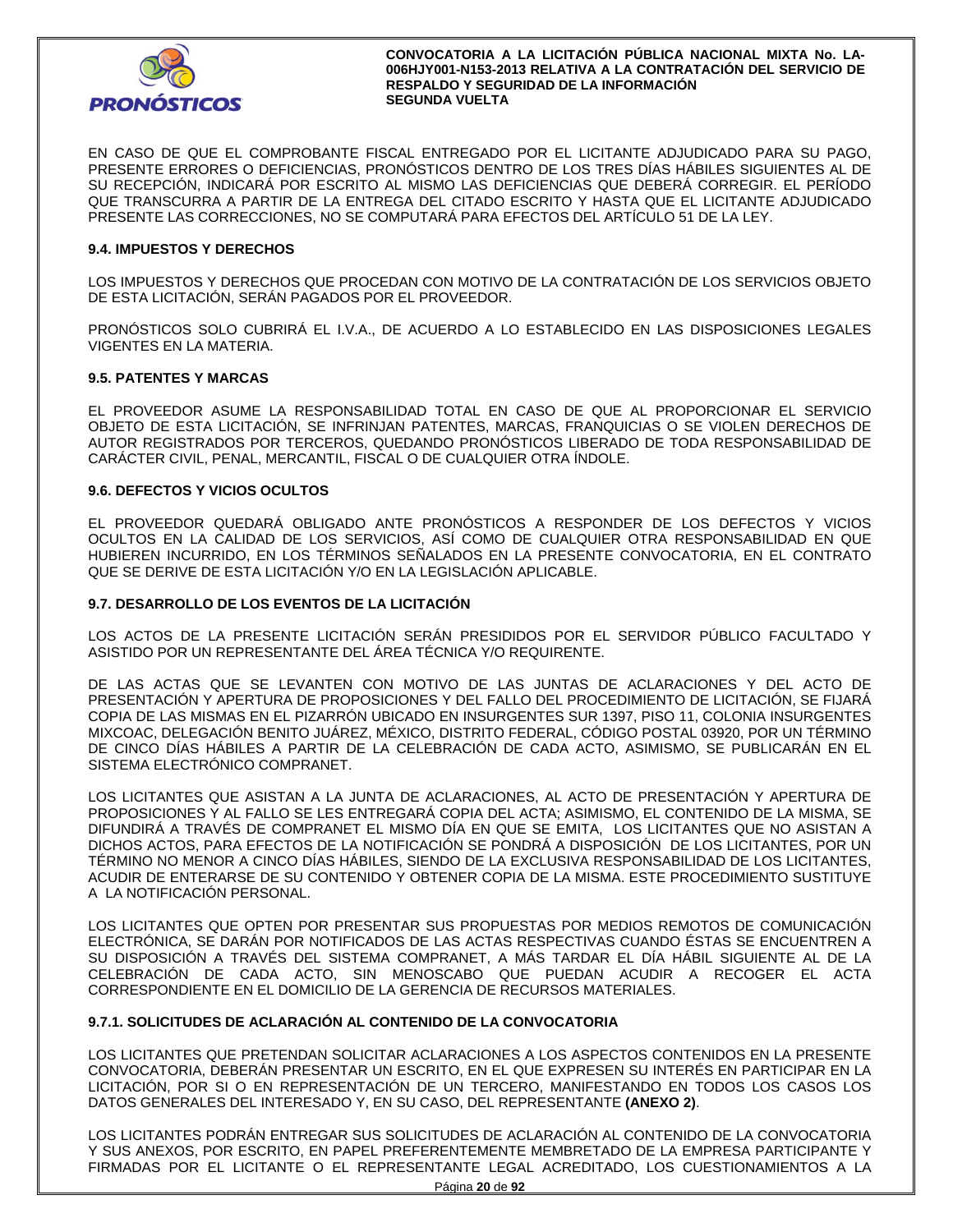EN CASO DE QUE EL COMPROBANTE FISCAL ENTREGADO POR EL LICITANTE ADJUDICADO PARA SU PAGO, PRESENTE ERRORES O DEFICIENCIAS, PRONÓSTICOS DENTRO DE LOS TRES DÍAS HÁBILES SIGUIENTES AL DE SU RECEPCIÓN, INDICARÁ POR ESCRITO AL MISMO LAS DEFICIENCIAS QUE DEBERÁ CORREGIR. EL PERÍODO QUE TRANSCURRA A PARTIR DE LA ENTREGA DEL CITADO ESCRITO Y HASTA QUE EL LICITANTE ADJUDICADO PRESENTE LAS CORRECCIONES, NO SE COMPUTARÁ PARA EFECTOS DEL ARTÍCULO 51 DE LA LEY.

### 9.4. IMPUESTOS Y DERECHOS

LOS IMPUESTOS Y DERECHOS QUE PROCEDAN CON MOTIVO DE LA CONTRATACIÓN DE LOS SERVICIOS OBJETO DE ESTA LICITACIÓN, SERÁN PAGADOS POR EL PROVEEDOR.

PRONÓSTICOS SOLO CUBRIRÁ EL I.V.A., DE ACUERDO A LO ESTABLECIDO EN LAS DISPOSICIONES LEGALES VIGENTES EN LA MATERIA.

### 9.5. PATENTES Y MARCAS

EL PROVEEDOR ASUME LA RESPONSABILIDAD TOTAL EN CASO DE QUE AL PROPORCIONAR EL SERVICIO OBJETO DE ESTA LICITACIÓN, SE INFRINJAN PATENTES, MARCAS, FRANQUICIAS O SE VIOLEN DERECHOS DE AUTOR REGISTRADOS POR TERCEROS, QUEDANDO PRONÓSTICOS LIBERADO DE TODA RESPONSABILIDAD DE CARÁCTER CIVIL, PENAL, MERCANTIL, FISCAL O DE CUALQUIER OTRA ÍNDOLE.

### 9.6. DEFECTOS Y VICIOS OCULTOS

EL PROVEEDOR QUEDARÁ OBLIGADO ANTE PRONÓSTICOS A RESPONDER DE LOS DEFECTOS Y VICIOS OCULTOS EN LA CALIDAD DE LOS SERVICIOS, ASÍ COMO DE CUALQUIER OTRA RESPONSABILIDAD EN QUE HUBIEREN INCURRIDO, EN LOS TÉRMINOS SEÑALADOS EN LA PRESENTE CONVOCATORIA, EN EL CONTRATO QUE SE DERIVE DE ESTA LICITACIÓN Y/O EN LA LEGISLACIÓN APLICABLE.

### 9.7. DESARROLLO DE LOS EVENTOS DE LA LICITACIÓN

LOS ACTOS DE LA PRESENTE LICITACIÓN SERÁN PRESIDIDOS POR EL SERVIDOR PÚBLICO FACULTADO Y ASISTIDO POR UN REPRESENTANTE DEL ÁREA TÉCNICA Y/O REQUIRENTE.

DE LAS ACTAS QUE SE LEVANTEN CON MOTIVO DE LAS JUNTAS DE ACLARACIONES Y DEL ACTO DE PRESENTACIÓN Y APERTURA DE PROPOSICIONES Y DEL FALLO DEL PROCEDIMIENTO DE LICITACIÓN, SE FIJARÁ COPIA DE LAS MISMAS EN EL PIZARRÓN UBICADO EN INSURGENTES SUR 1397, PISO 11, COLONIA INSURGENTES MIXCOAC, DELEGACIÓN BENITO JUÁREZ, MÉXICO, DISTRITO FEDERAL, CÓDIGO POSTAL 03920, POR UN TÉRMINO DE CINCO DÍAS HÁBILES A PARTIR DE LA CELEBRACIÓN DE CADA ACTO, ASIMISMO, SE PUBLICARÁN EN EL SISTEMA ELECTRÓNICO COMPRANET.

LOS LICITANTES QUE ASISTAN A LA JUNTA DE ACLARACIONES, AL ACTO DE PRESENTACIÓN Y APERTURA DE PROPOSICIONES Y AL FALLO SE LES ENTREGARÁ COPIA DEL ACTA; ASIMISMO, EL CONTENIDO DE LA MISMA, SE DIFUNDIRÁ A TRAVÉS DE COMPRANET EL MISMO DÍA EN QUE SE EMITA, LOS LICITANTES QUE NO ASISTAN A DICHOS ACTOS, PARA EFECTOS DE LA NOTIFICACIÓN SE PONDRÁ A DISPOSICIÓN DE LOS LICITANTES, POR UN TÉRMINO NO MENOR A CINCO DÍAS HÁBILES, SIENDO DE LA EXCLUSIVA RESPONSABILIDAD DE LOS LICITANTES, ACUDIR DE ENTERARSE DE SU CONTENIDO Y OBTENER COPIA DE LA MISMA. ESTE PROCEDIMIENTO SUSTITUYE A LA NOTIFICACIÓN PERSONAL.

LOS LICITANTES QUE OPTEN POR PRESENTAR SUS PROPUESTAS POR MEDIOS REMOTOS DE COMUNICACIÓN ELECTRÓNICA, SE DARÁN POR NOTIFICADOS DE LAS ACTAS RESPECTIVAS CUANDO ÉSTAS SE ENCUENTREN A SU DISPOSICIÓN A TRAVÉS DEL SISTEMA COMPRANET, A MÁS TARDAR EL DÍA HÁBIL SIGUIENTE AL DE LA CELEBRACIÓN DE CADA ACTO, SIN MENOSCABO QUE PUEDAN ACUDIR A RECOGER EL ACTA CORRESPONDIENTE EN EL DOMICILIO DE LA GERENCIA DE RECURSOS MATERIALES.

#### 9.7.1. SOLICITUDES DE ACLARACIÓN AL CONTENIDO DE LA CONVOCATORIA

LOS LICITANTES QUE PRETENDAN SOLICITAR ACLARACIONES A LOS ASPECTOS CONTENIDOS EN LA PRESENTE CONVOCATORIA, DEBERÁN PRESENTAR UN ESCRITO, EN EL QUE EXPRESEN SU INTERÉS EN PARTICIPAR EN LA LICITACIÓN, POR SI O EN REPRESENTACIÓN DE UN TERCERO, MANIFESTANDO EN TODOS LOS CASOS LOS DATOS GENERALES DEL INTERESADO Y, EN SU CASO, DEL REPRESENTANTE **(ANEXO 2)**.

LOS LICITANTES PODRÁN ENTREGAR SUS SOLICITUDES DE ACLARACIÓN AL CONTENIDO DE LA CONVOCATORIA Y SUS ANEXOS, POR ESCRITO, EN PAPEL PREFERENTEMENTE MEMBRETADO DE LA EMPRESA PARTICIPANTE Y FIRMADAS POR EL LICITANTE O EL REPRESENTANTE LEGAL ACREDITADO, LOS CUESTIONAMIENTOS A LA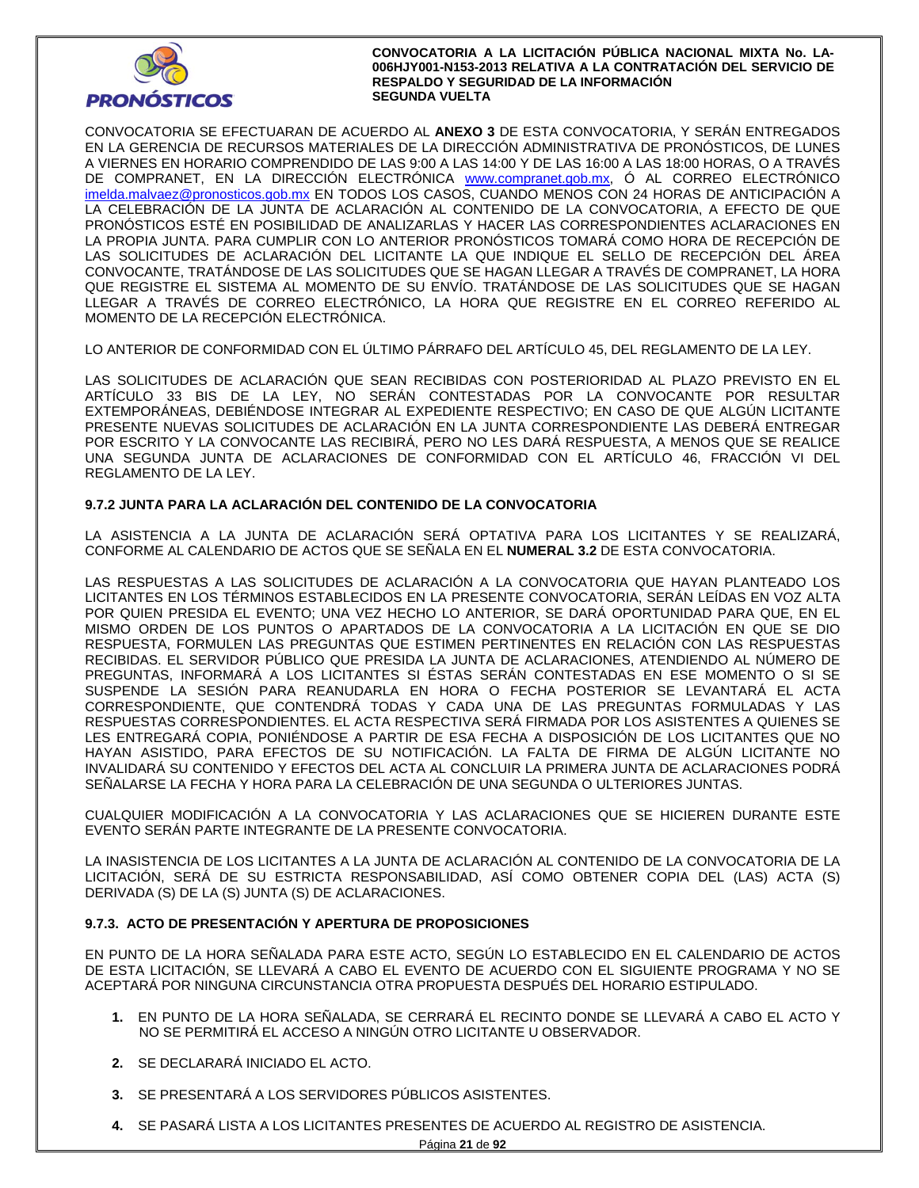CONVOCATORIA SE EFECTUARAN DE ACUERDO AL **ANEXO 3** DE ESTA CONVOCATORIA, Y SERÁN ENTREGADOS EN LA GERENCIA DE RECURSOS MATERIALES DE LA DIRECCIÓN ADMINISTRATIVA DE PRONÓSTICOS, DE LUNES A VIERNES EN HORARIO COMPRENDIDO DE LAS 9:00 A LAS 14:00 Y DE LAS 16:00 A LAS 18:00 HORAS, O A TRAVÉS DE COMPRANET, EN LA DIRECCIÓN ELECTRÓNICA www.compranet.gob.mx, Ó AL CORREO ELECTRÓNICO imelda.malvaez@pronosticos.gob.mx EN TODOS LOS CASOS, CUANDO MENOS CON 24 HORAS DE ANTICIPACIÓN A LA CELEBRACIÓN DE LA JUNTA DE ACLARACIÓN AL CONTENIDO DE LA CONVOCATORIA, A EFECTO DE QUE PRONÓSTICOS ESTÉ EN POSIBILIDAD DE ANALIZARLAS Y HACER LAS CORRESPONDIENTES ACLARACIONES EN LA PROPIA JUNTA. PARA CUMPLIR CON LO ANTERIOR PRONÓSTICOS TOMARÁ COMO HORA DE RECEPCIÓN DE LAS SOLICITUDES DE ACLARACIÓN DEL LICITANTE LA QUE INDIQUE EL SELLO DE RECEPCIÓN DEL ÁREA CONVOCANTE, TRATÁNDOSE DE LAS SOLICITUDES QUE SE HAGAN LLEGAR A TRAVÉS DE COMPRANET, LA HORA QUE REGISTRE EL SISTEMA AL MOMENTO DE SU ENVÍO. TRATÁNDOSE DE LAS SOLICITUDES QUE SE HAGAN LLEGAR A TRAVÉS DE CORREO ELECTRÓNICO, LA HORA QUE REGISTRE EN EL CORREO REFERIDO AL MOMENTO DE LA RECEPCIÓN ELECTRÓNICA.

LO ANTERIOR DE CONFORMIDAD CON EL ÚLTIMO PÁRRAFO DEL ARTÍCULO 45, DEL REGLAMENTO DE LA LEY.

LAS SOLICITUDES DE ACLARACIÓN QUE SEAN RECIBIDAS CON POSTERIORIDAD AL PLAZO PREVISTO EN EL ARTÍCULO 33 BIS DE LA LEY, NO SERÁN CONTESTADAS POR LA CONVOCANTE POR RESULTAR EXTEMPORÁNEAS, DEBIÉNDOSE INTEGRAR AL EXPEDIENTE RESPECTIVO; EN CASO DE QUE ALGÚN LICITANTE PRESENTE NUEVAS SOLICITUDES DE ACLARACIÓN EN LA JUNTA CORRESPONDIENTE LAS DEBERÁ ENTREGAR POR ESCRITO Y LA CONVOCANTE LAS RECIBIRÁ, PERO NO LES DARÁ RESPUESTA, A MENOS QUE SE REALICE UNA SEGUNDA JUNTA DE ACLARACIONES DE CONFORMIDAD CON EL ARTÍCULO 46, FRACCIÓN VI DEL REGLAMENTO DE LA LEY.

### 9.7.2 JUNTA PARA LA ACLARACIÓN DEL CONTENIDO DE LA CONVOCATORIA

LA ASISTENCIA A LA JUNTA DE ACLARACIÓN SERÁ OPTATIVA PARA LOS LICITANTES Y SE REALIZARÁ, CONFORME AL CALENDARIO DE ACTOS QUE SE SEÑALA EN EL **NUMERAL 3.2** DE ESTA CONVOCATORIA.

LAS RESPUESTAS A LAS SOLICITUDES DE ACLARACIÓN A LA CONVOCATORIA QUE HAYAN PLANTEADO LOS LICITANTES EN LOS TÉRMINOS ESTABLECIDOS EN LA PRESENTE CONVOCATORIA, SERÁN LEÍDAS EN VOZ ALTA POR QUIEN PRESIDA EL EVENTO; UNA VEZ HECHO LO ANTERIOR, SE DARÁ OPORTUNIDAD PARA QUE, EN EL MISMO ORDEN DE LOS PUNTOS O APARTADOS DE LA CONVOCATORIA A LA LICITACIÓN EN QUE SE DIO RESPUESTA, FORMULEN LAS PREGUNTAS QUE ESTIMEN PERTINENTES EN RELACIÓN CON LAS RESPUESTAS RECIBIDAS. EL SERVIDOR PÚBLICO QUE PRESIDA LA JUNTA DE ACLARACIONES, ATENDIENDO AL NÚMERO DE PREGUNTAS, INFORMARÁ A LOS LICITANTES SI ÉSTAS SERÁN CONTESTADAS EN ESE MOMENTO O SI SE SUSPENDE LA SESIÓN PARA REANUDARLA EN HORA O FECHA POSTERIOR SE LEVANTARÁ EL ACTA CORRESPONDIENTE, QUE CONTENDRÁ TODAS Y CADA UNA DE LAS PREGUNTAS FORMULADAS Y LAS RESPUESTAS CORRESPONDIENTES. EL ACTA RESPECTIVA SERÁ FIRMADA POR LOS ASISTENTES A QUIENES SE LES ENTREGARÁ COPIA, PONIÉNDOSE A PARTIR DE ESA FECHA A DISPOSICIÓN DE LOS LICITANTES QUE NO HAYAN ASISTIDO, PARA EFECTOS DE SU NOTIFICACIÓN. LA FALTA DE FIRMA DE ALGÚN LICITANTE NO INVALIDARÁ SU CONTENIDO Y EFECTOS DEL ACTA AL CONCLUIR LA PRIMERA JUNTA DE ACLARACIONES PODRÁ SEÑALARSE LA FECHA Y HORA PARA LA CELEBRACIÓN DE UNA SEGUNDA O ULTERIORES JUNTAS.

CUALQUIER MODIFICACIÓN A LA CONVOCATORIA Y LAS ACLARACIONES QUE SE HICIEREN DURANTE ESTE EVENTO SERÁN PARTE INTEGRANTE DE LA PRESENTE CONVOCATORIA.

LA INASISTENCIA DE LOS LICITANTES A LA JUNTA DE ACLARACIÓN AL CONTENIDO DE LA CONVOCATORIA DE LA LICITACIÓN, SERÁ DE SU ESTRICTA RESPONSABILIDAD, ASÍ COMO OBTENER COPIA DEL (LAS) ACTA (S) DERIVADA (S) DE LA (S) JUNTA (S) DE ACLARACIONES.

### 9.7.3. ACTO DE PRESENTACIÓN Y APERTURA DE PROPOSICIONES

EN PUNTO DE LA HORA SEÑALADA PARA ESTE ACTO, SEGÚN LO ESTABLECIDO EN EL CALENDARIO DE ACTOS DE ESTA LICITACIÓN, SE LLEVARÁ A CABO EL EVENTO DE ACUERDO CON EL SIGUIENTE PROGRAMA Y NO SE ACEPTARÁ POR NINGUNA CIRCUNSTANCIA OTRA PROPUESTA DESPUÉS DEL HORARIO ESTIPULADO.

1. EN PUNTO DE LA HORA SEÑALADA, SE CERRARÁ EL RECINTO DONDE SE LLEVARÁ A CABO EL ACTO Y NO SE PERMITIRÁ EL ACCESO A NINGÚN OTRO LICITANTE U OBSERVADOR.
2. SE DECLARARÁ INICIADO EL ACTO.
3. SE PRESENTARÁ A LOS SERVIDORES PÚBLICOS ASISTENTES.
4. SE PASARÁ LISTA A LOS LICITANTES PRESENTES DE ACUERDO AL REGISTRO DE ASISTENCIA.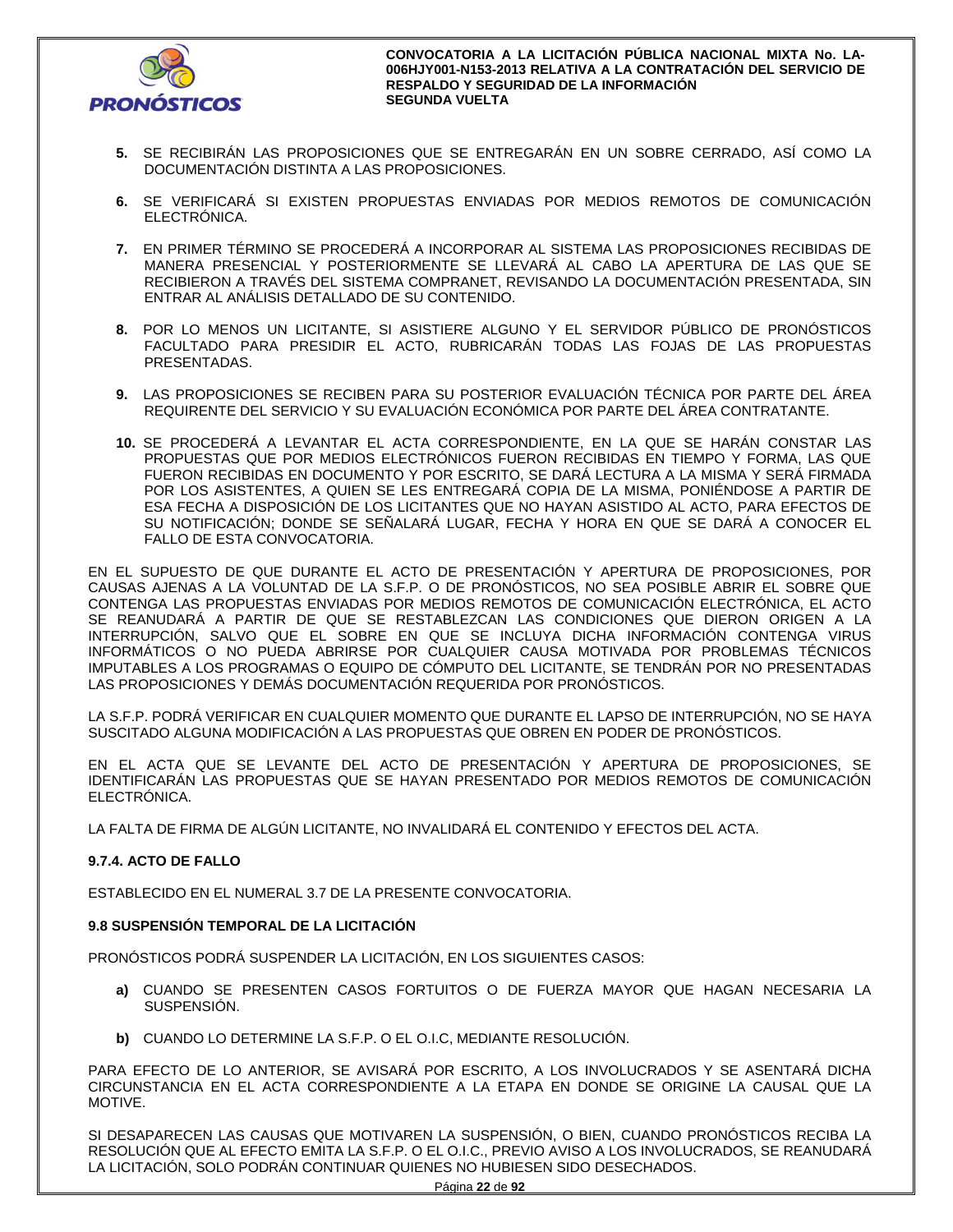5. SE RECIBIRÁN LAS PROPOSICIONES QUE SE ENTREGARÁN EN UN SOBRE CERRADO, ASÍ COMO LA DOCUMENTACIÓN DISTINTA A LAS PROPOSICIONES.

6. SE VERIFICARÁ SI EXISTEN PROPUESTAS ENVIADAS POR MEDIOS REMOTOS DE COMUNICACIÓN ELECTRÓNICA.

7. EN PRIMER TÉRMINO SE PROCEDERÁ A INCORPORAR AL SISTEMA LAS PROPOSICIONES RECIBIDAS DE MANERA PRESENCIAL Y POSTERIORMENTE SE LLEVARÁ AL CABO LA APERTURA DE LAS QUE SE RECIBIERON A TRAVÉS DEL SISTEMA COMPRANET, REVISANDO LA DOCUMENTACIÓN PRESENTADA, SIN ENTRAR AL ANÁLISIS DETALLADO DE SU CONTENIDO.

8. POR LO MENOS UN LICITANTE, SI ASISTIERE ALGUNO Y EL SERVIDOR PÚBLICO DE PRONÓSTICOS FACULTADO PARA PRESIDIR EL ACTO, RUBRICARÁN TODAS LAS FOJAS DE LAS PROPUESTAS PRESENTADAS.

9. LAS PROPOSICIONES SE RECIBEN PARA SU POSTERIOR EVALUACIÓN TÉCNICA POR PARTE DEL ÁREA REQUIRENTE DEL SERVICIO Y SU EVALUACIÓN ECONÓMICA POR PARTE DEL ÁREA CONTRATANTE.

10. SE PROCEDERÁ A LEVANTAR EL ACTA CORRESPONDIENTE, EN LA QUE SE HARÁN CONSTAR LAS PROPUESTAS QUE POR MEDIOS ELECTRÓNICOS FUERON RECIBIDAS EN TIEMPO Y FORMA, LAS QUE FUERON RECIBIDAS EN DOCUMENTO Y POR ESCRITO, SE DARÁ LECTURA A LA MISMA Y SERÁ FIRMADA POR LOS ASISTENTES, A QUIEN SE LES ENTREGARÁ COPIA DE LA MISMA, PONIÉNDOSE A PARTIR DE ESA FECHA A DISPOSICIÓN DE LOS LICITANTES QUE NO HAYAN ASISTIDO AL ACTO, PARA EFECTOS DE SU NOTIFICACIÓN; DONDE SE SEÑALARÁ LUGAR, FECHA Y HORA EN QUE SE DARÁ A CONOCER EL FALLO DE ESTA CONVOCATORIA.

EN EL SUPUESTO DE QUE DURANTE EL ACTO DE PRESENTACIÓN Y APERTURA DE PROPOSICIONES, POR CAUSAS AJENAS A LA VOLUNTAD DE LA S.F.P. O DE PRONÓSTICOS, NO SEA POSIBLE ABRIR EL SOBRE QUE CONTENGA LAS PROPUESTAS ENVIADAS POR MEDIOS REMOTOS DE COMUNICACIÓN ELECTRÓNICA, EL ACTO SE REANUDARÁ A PARTIR DE QUE SE RESTABLEZCAN LAS CONDICIONES QUE DIERON ORIGEN A LA INTERRUPCIÓN, SALVO QUE EL SOBRE EN QUE SE INCLUYA DICHA INFORMACIÓN CONTENGA VIRUS INFORMÁTICOS O NO PUEDA ABRIRSE POR CUALQUIER CAUSA MOTIVADA POR PROBLEMAS TÉCNICOS IMPUTABLES A LOS PROGRAMAS O EQUIPO DE CÓMPUTO DEL LICITANTE, SE TENDRÁN POR NO PRESENTADAS LAS PROPOSICIONES Y DEMÁS DOCUMENTACIÓN REQUERIDA POR PRONÓSTICOS.

LA S.F.P. PODRÁ VERIFICAR EN CUALQUIER MOMENTO QUE DURANTE EL LAPSO DE INTERRUPCIÓN, NO SE HAYA SUSCITADO ALGUNA MODIFICACIÓN A LAS PROPUESTAS QUE OBREN EN PODER DE PRONÓSTICOS.

EN EL ACTA QUE SE LEVANTE DEL ACTO DE PRESENTACIÓN Y APERTURA DE PROPOSICIONES, SE IDENTIFICARÁN LAS PROPUESTAS QUE SE HAYAN PRESENTADO POR MEDIOS REMOTOS DE COMUNICACIÓN ELECTRÓNICA.

LA FALTA DE FIRMA DE ALGÚN LICITANTE, NO INVALIDARÁ EL CONTENIDO Y EFECTOS DEL ACTA.

#### 9.7.4. ACTO DE FALLO

ESTABLECIDO EN EL NUMERAL 3.7 DE LA PRESENTE CONVOCATORIA.

### 9.8 SUSPENSIÓN TEMPORAL DE LA LICITACIÓN

PRONÓSTICOS PODRÁ SUSPENDER LA LICITACIÓN, EN LOS SIGUIENTES CASOS:

a) CUANDO SE PRESENTEN CASOS FORTUITOS O DE FUERZA MAYOR QUE HAGAN NECESARIA LA SUSPENSIÓN.

b) CUANDO LO DETERMINE LA S.F.P. O EL O.I.C, MEDIANTE RESOLUCIÓN.

PARA EFECTO DE LO ANTERIOR, SE AVISARÁ POR ESCRITO, A LOS INVOLUCRADOS Y SE ASENTARÁ DICHA CIRCUNSTANCIA EN EL ACTA CORRESPONDIENTE A LA ETAPA EN DONDE SE ORIGINE LA CAUSAL QUE LA MOTIVE.

SI DESAPARECEN LAS CAUSAS QUE MOTIVAREN LA SUSPENSIÓN, O BIEN, CUANDO PRONÓSTICOS RECIBA LA RESOLUCIÓN QUE AL EFECTO EMITA LA S.F.P. O EL O.I.C., PREVIO AVISO A LOS INVOLUCRADOS, SE REANUDARÁ LA LICITACIÓN, SOLO PODRÁN CONTINUAR QUIENES NO HUBIESEN SIDO DESECHADOS.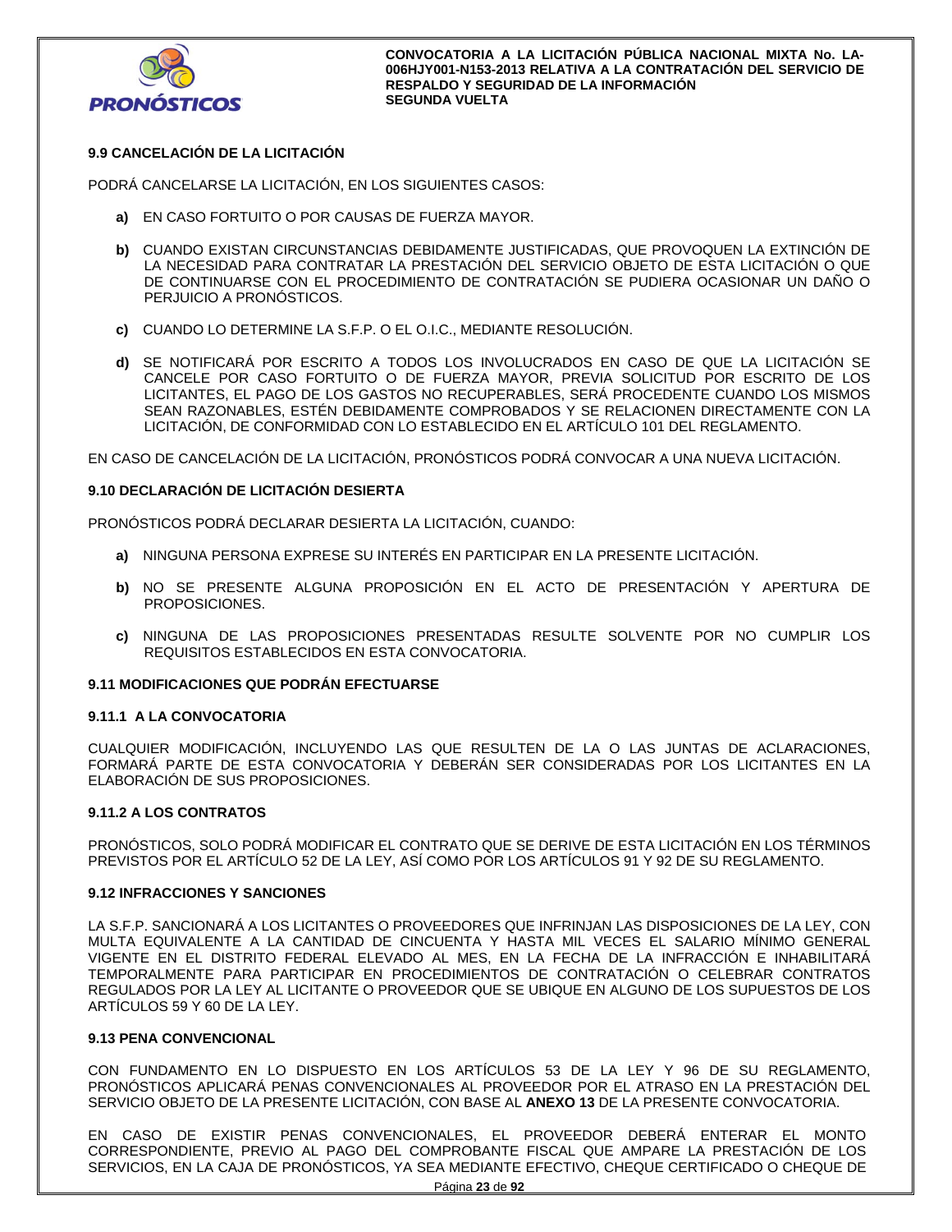### 9.9 CANCELACIÓN DE LA LICITACIÓN

PODRÁ CANCELARSE LA LICITACIÓN, EN LOS SIGUIENTES CASOS:

**a)** EN CASO FORTUITO O POR CAUSAS DE FUERZA MAYOR.

**b)** CUANDO EXISTAN CIRCUNSTANCIAS DEBIDAMENTE JUSTIFICADAS, QUE PROVOQUEN LA EXTINCIÓN DE LA NECESIDAD PARA CONTRATAR LA PRESTACIÓN DEL SERVICIO OBJETO DE ESTA LICITACIÓN O QUE DE CONTINUARSE CON EL PROCEDIMIENTO DE CONTRATACIÓN SE PUDIERA OCASIONAR UN DAÑO O PERJUICIO A PRONÓSTICOS.

**c)** CUANDO LO DETERMINE LA S.F.P. O EL O.I.C., MEDIANTE RESOLUCIÓN.

**d)** SE NOTIFICARÁ POR ESCRITO A TODOS LOS INVOLUCRADOS EN CASO DE QUE LA LICITACIÓN SE CANCELE POR CASO FORTUITO O DE FUERZA MAYOR, PREVIA SOLICITUD POR ESCRITO DE LOS LICITANTES, EL PAGO DE LOS GASTOS NO RECUPERABLES, SERÁ PROCEDENTE CUANDO LOS MISMOS SEAN RAZONABLES, ESTÉN DEBIDAMENTE COMPROBADOS Y SE RELACIONEN DIRECTAMENTE CON LA LICITACIÓN, DE CONFORMIDAD CON LO ESTABLECIDO EN EL ARTÍCULO 101 DEL REGLAMENTO.

EN CASO DE CANCELACIÓN DE LA LICITACIÓN, PRONÓSTICOS PODRÁ CONVOCAR A UNA NUEVA LICITACIÓN.

### 9.10 DECLARACIÓN DE LICITACIÓN DESIERTA

PRONÓSTICOS PODRÁ DECLARAR DESIERTA LA LICITACIÓN, CUANDO:

**a)** NINGUNA PERSONA EXPRESE SU INTERÉS EN PARTICIPAR EN LA PRESENTE LICITACIÓN.

**b)** NO SE PRESENTE ALGUNA PROPOSICIÓN EN EL ACTO DE PRESENTACIÓN Y APERTURA DE PROPOSICIONES.

**c)** NINGUNA DE LAS PROPOSICIONES PRESENTADAS RESULTE SOLVENTE POR NO CUMPLIR LOS REQUISITOS ESTABLECIDOS EN ESTA CONVOCATORIA.

### 9.11 MODIFICACIONES QUE PODRÁN EFECTUARSE

#### 9.11.1 A LA CONVOCATORIA

CUALQUIER MODIFICACIÓN, INCLUYENDO LAS QUE RESULTEN DE LA O LAS JUNTAS DE ACLARACIONES, FORMARÁ PARTE DE ESTA CONVOCATORIA Y DEBERÁN SER CONSIDERADAS POR LOS LICITANTES EN LA ELABORACIÓN DE SUS PROPOSICIONES.

#### 9.11.2 A LOS CONTRATOS

PRONÓSTICOS, SOLO PODRÁ MODIFICAR EL CONTRATO QUE SE DERIVE DE ESTA LICITACIÓN EN LOS TÉRMINOS PREVISTOS POR EL ARTÍCULO 52 DE LA LEY, ASÍ COMO POR LOS ARTÍCULOS 91 Y 92 DE SU REGLAMENTO.

### 9.12 INFRACCIONES Y SANCIONES

LA S.F.P. SANCIONARÁ A LOS LICITANTES O PROVEEDORES QUE INFRINJAN LAS DISPOSICIONES DE LA LEY, CON MULTA EQUIVALENTE A LA CANTIDAD DE CINCUENTA Y HASTA MIL VECES EL SALARIO MÍNIMO GENERAL VIGENTE EN EL DISTRITO FEDERAL ELEVADO AL MES, EN LA FECHA DE LA INFRACCIÓN E INHABILITARÁ TEMPORALMENTE PARA PARTICIPAR EN PROCEDIMIENTOS DE CONTRATACIÓN O CELEBRAR CONTRATOS REGULADOS POR LA LEY AL LICITANTE O PROVEEDOR QUE SE UBIQUE EN ALGUNO DE LOS SUPUESTOS DE LOS ARTÍCULOS 59 Y 60 DE LA LEY.

### 9.13 PENA CONVENCIONAL

CON FUNDAMENTO EN LO DISPUESTO EN LOS ARTÍCULOS 53 DE LA LEY Y 96 DE SU REGLAMENTO, PRONÓSTICOS APLICARÁ PENAS CONVENCIONALES AL PROVEEDOR POR EL ATRASO EN LA PRESTACIÓN DEL SERVICIO OBJETO DE LA PRESENTE LICITACIÓN, CON BASE AL **ANEXO 13** DE LA PRESENTE CONVOCATORIA.

EN CASO DE EXISTIR PENAS CONVENCIONALES, EL PROVEEDOR DEBERÁ ENTERAR EL MONTO CORRESPONDIENTE, PREVIO AL PAGO DEL COMPROBANTE FISCAL QUE AMPARE LA PRESTACIÓN DE LOS SERVICIOS, EN LA CAJA DE PRONÓSTICOS, YA SEA MEDIANTE EFECTIVO, CHEQUE CERTIFICADO O CHEQUE DE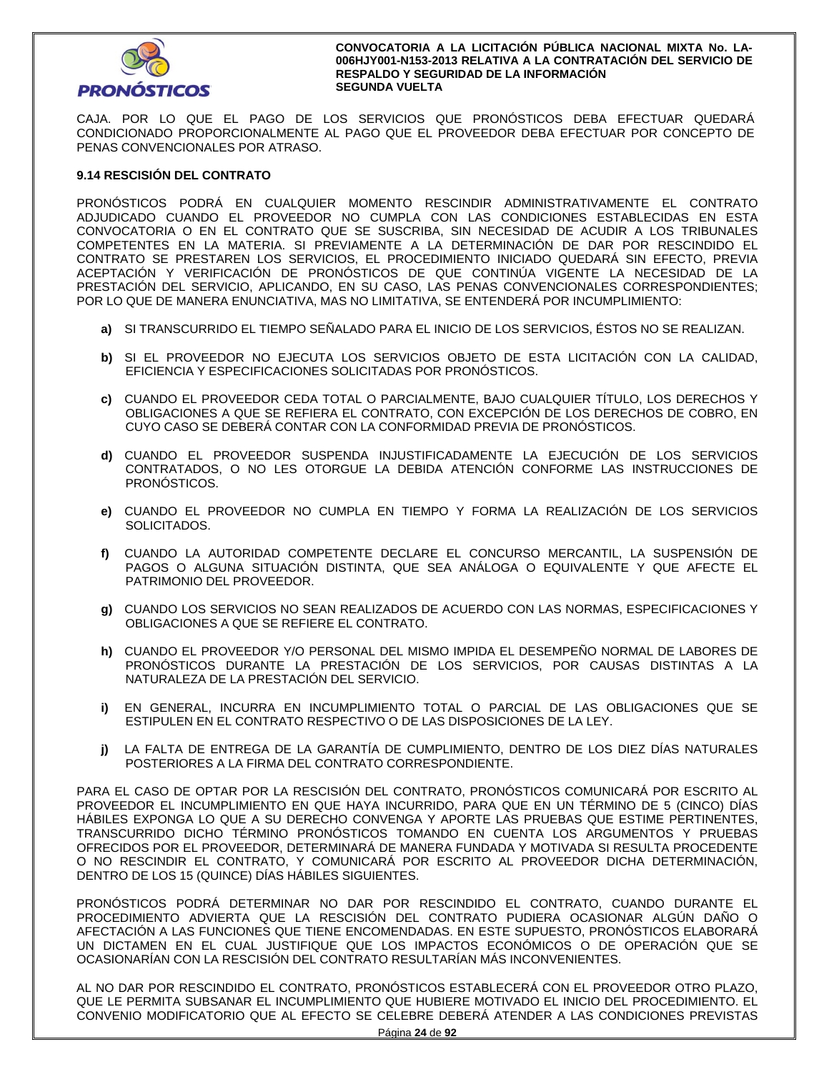CAJA. POR LO QUE EL PAGO DE LOS SERVICIOS QUE PRONÓSTICOS DEBA EFECTUAR QUEDARÁ CONDICIONADO PROPORCIONALMENTE AL PAGO QUE EL PROVEEDOR DEBA EFECTUAR POR CONCEPTO DE PENAS CONVENCIONALES POR ATRASO.

### 9.14 RESCISIÓN DEL CONTRATO

PRONÓSTICOS PODRÁ EN CUALQUIER MOMENTO RESCINDIR ADMINISTRATIVAMENTE EL CONTRATO ADJUDICADO CUANDO EL PROVEEDOR NO CUMPLA CON LAS CONDICIONES ESTABLECIDAS EN ESTA CONVOCATORIA O EN EL CONTRATO QUE SE SUSCRIBA, SIN NECESIDAD DE ACUDIR A LOS TRIBUNALES COMPETENTES EN LA MATERIA. SI PREVIAMENTE A LA DETERMINACIÓN DE DAR POR RESCINDIDO EL CONTRATO SE PRESTAREN LOS SERVICIOS, EL PROCEDIMIENTO INICIADO QUEDARÁ SIN EFECTO, PREVIA ACEPTACIÓN Y VERIFICACIÓN DE PRONÓSTICOS DE QUE CONTINÚA VIGENTE LA NECESIDAD DE LA PRESTACIÓN DEL SERVICIO, APLICANDO, EN SU CASO, LAS PENAS CONVENCIONALES CORRESPONDIENTES; POR LO QUE DE MANERA ENUNCIATIVA, MAS NO LIMITATIVA, SE ENTENDERÁ POR INCUMPLIMIENTO:

**a)** SI TRANSCURRIDO EL TIEMPO SEÑALADO PARA EL INICIO DE LOS SERVICIOS, ÉSTOS NO SE REALIZAN.

**b)** SI EL PROVEEDOR NO EJECUTA LOS SERVICIOS OBJETO DE ESTA LICITACIÓN CON LA CALIDAD, EFICIENCIA Y ESPECIFICACIONES SOLICITADAS POR PRONÓSTICOS.

**c)** CUANDO EL PROVEEDOR CEDA TOTAL O PARCIALMENTE, BAJO CUALQUIER TÍTULO, LOS DERECHOS Y OBLIGACIONES A QUE SE REFIERA EL CONTRATO, CON EXCEPCIÓN DE LOS DERECHOS DE COBRO, EN CUYO CASO SE DEBERÁ CONTAR CON LA CONFORMIDAD PREVIA DE PRONÓSTICOS.

**d)** CUANDO EL PROVEEDOR SUSPENDA INJUSTIFICADAMENTE LA EJECUCIÓN DE LOS SERVICIOS CONTRATADOS, O NO LES OTORGUE LA DEBIDA ATENCIÓN CONFORME LAS INSTRUCCIONES DE PRONÓSTICOS.

**e)** CUANDO EL PROVEEDOR NO CUMPLA EN TIEMPO Y FORMA LA REALIZACIÓN DE LOS SERVICIOS SOLICITADOS.

**f)** CUANDO LA AUTORIDAD COMPETENTE DECLARE EL CONCURSO MERCANTIL, LA SUSPENSIÓN DE PAGOS O ALGUNA SITUACIÓN DISTINTA, QUE SEA ANÁLOGA O EQUIVALENTE Y QUE AFECTE EL PATRIMONIO DEL PROVEEDOR.

**g)** CUANDO LOS SERVICIOS NO SEAN REALIZADOS DE ACUERDO CON LAS NORMAS, ESPECIFICACIONES Y OBLIGACIONES A QUE SE REFIERE EL CONTRATO.

**h)** CUANDO EL PROVEEDOR Y/O PERSONAL DEL MISMO IMPIDA EL DESEMPEÑO NORMAL DE LABORES DE PRONÓSTICOS DURANTE LA PRESTACIÓN DE LOS SERVICIOS, POR CAUSAS DISTINTAS A LA NATURALEZA DE LA PRESTACIÓN DEL SERVICIO.

**i)** EN GENERAL, INCURRA EN INCUMPLIMIENTO TOTAL O PARCIAL DE LAS OBLIGACIONES QUE SE ESTIPULEN EN EL CONTRATO RESPECTIVO O DE LAS DISPOSICIONES DE LA LEY.

**j)** LA FALTA DE ENTREGA DE LA GARANTÍA DE CUMPLIMIENTO, DENTRO DE LOS DIEZ DÍAS NATURALES POSTERIORES A LA FIRMA DEL CONTRATO CORRESPONDIENTE.

PARA EL CASO DE OPTAR POR LA RESCISIÓN DEL CONTRATO, PRONÓSTICOS COMUNICARÁ POR ESCRITO AL PROVEEDOR EL INCUMPLIMIENTO EN QUE HAYA INCURRIDO, PARA QUE EN UN TÉRMINO DE 5 (CINCO) DÍAS HÁBILES EXPONGA LO QUE A SU DERECHO CONVENGA Y APORTE LAS PRUEBAS QUE ESTIME PERTINENTES, TRANSCURRIDO DICHO TÉRMINO PRONÓSTICOS TOMANDO EN CUENTA LOS ARGUMENTOS Y PRUEBAS OFRECIDOS POR EL PROVEEDOR, DETERMINARÁ DE MANERA FUNDADA Y MOTIVADA SI RESULTA PROCEDENTE O NO RESCINDIR EL CONTRATO, Y COMUNICARÁ POR ESCRITO AL PROVEEDOR DICHA DETERMINACIÓN, DENTRO DE LOS 15 (QUINCE) DÍAS HÁBILES SIGUIENTES.

PRONÓSTICOS PODRÁ DETERMINAR NO DAR POR RESCINDIDO EL CONTRATO, CUANDO DURANTE EL PROCEDIMIENTO ADVIERTA QUE LA RESCISIÓN DEL CONTRATO PUDIERA OCASIONAR ALGÚN DAÑO O AFECTACIÓN A LAS FUNCIONES QUE TIENE ENCOMENDADAS. EN ESTE SUPUESTO, PRONÓSTICOS ELABORARÁ UN DICTAMEN EN EL CUAL JUSTIFIQUE QUE LOS IMPACTOS ECONÓMICOS O DE OPERACIÓN QUE SE OCASIONARÍAN CON LA RESCISIÓN DEL CONTRATO RESULTARÍAN MÁS INCONVENIENTES.

AL NO DAR POR RESCINDIDO EL CONTRATO, PRONÓSTICOS ESTABLECERÁ CON EL PROVEEDOR OTRO PLAZO, QUE LE PERMITA SUBSANAR EL INCUMPLIMIENTO QUE HUBIERE MOTIVADO EL INICIO DEL PROCEDIMIENTO. EL CONVENIO MODIFICATORIO QUE AL EFECTO SE CELEBRE DEBERÁ ATENDER A LAS CONDICIONES PREVISTAS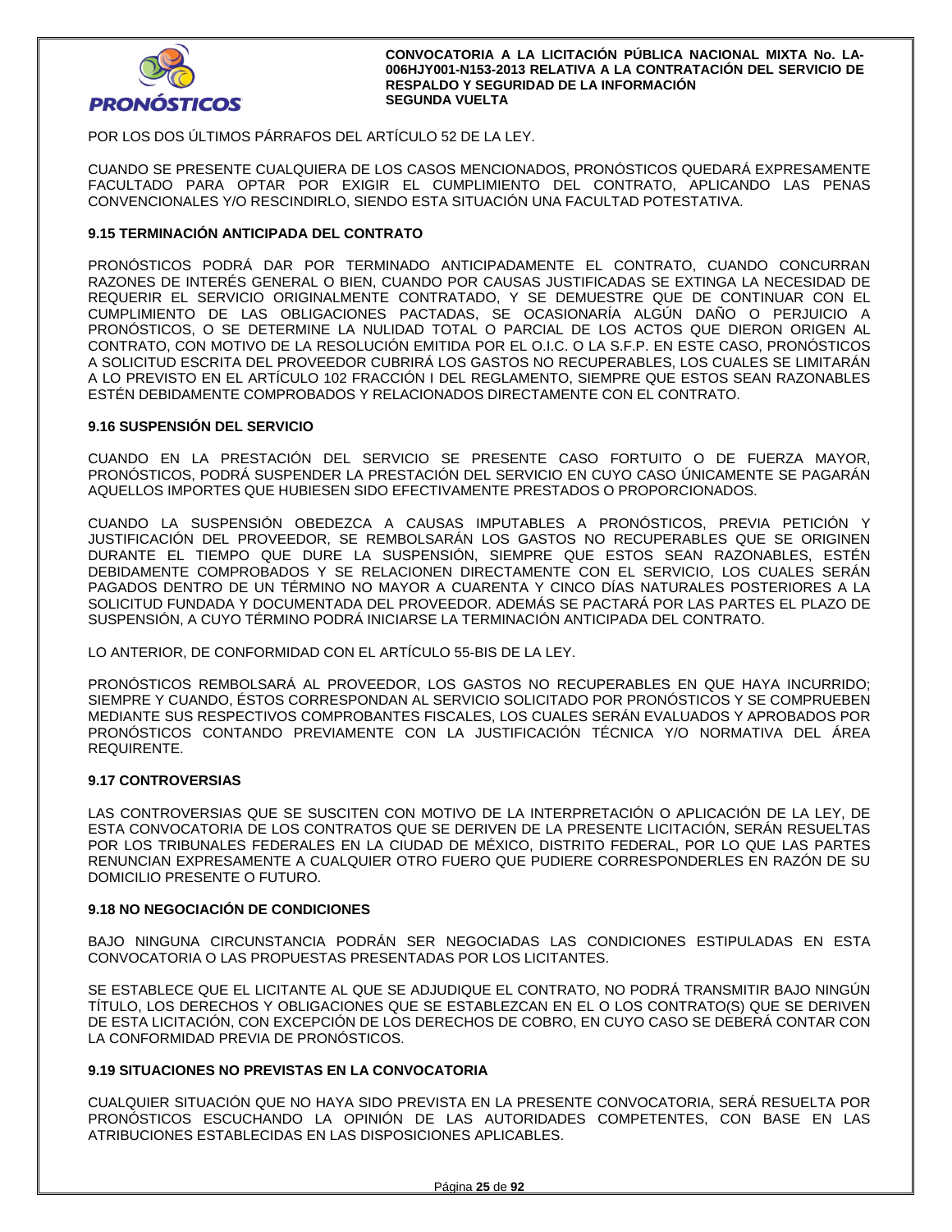POR LOS DOS ÚLTIMOS PÁRRAFOS DEL ARTÍCULO 52 DE LA LEY.

CUANDO SE PRESENTE CUALQUIERA DE LOS CASOS MENCIONADOS, PRONÓSTICOS QUEDARÁ EXPRESAMENTE FACULTADO PARA OPTAR POR EXIGIR EL CUMPLIMIENTO DEL CONTRATO, APLICANDO LAS PENAS CONVENCIONALES Y/O RESCINDIRLO, SIENDO ESTA SITUACIÓN UNA FACULTAD POTESTATIVA.

**9.15 TERMINACIÓN ANTICIPADA DEL CONTRATO**

PRONÓSTICOS PODRÁ DAR POR TERMINADO ANTICIPADAMENTE EL CONTRATO, CUANDO CONCURRAN RAZONES DE INTERÉS GENERAL O BIEN, CUANDO POR CAUSAS JUSTIFICADAS SE EXTINGA LA NECESIDAD DE REQUERIR EL SERVICIO ORIGINALMENTE CONTRATADO, Y SE DEMUESTRE QUE DE CONTINUAR CON EL CUMPLIMIENTO DE LAS OBLIGACIONES PACTADAS, SE OCASIONARÍA ALGÚN DAÑO O PERJUICIO A PRONÓSTICOS, O SE DETERMINE LA NULIDAD TOTAL O PARCIAL DE LOS ACTOS QUE DIERON ORIGEN AL CONTRATO, CON MOTIVO DE LA RESOLUCIÓN EMITIDA POR EL O.I.C. O LA S.F.P. EN ESTE CASO, PRONÓSTICOS A SOLICITUD ESCRITA DEL PROVEEDOR CUBRIRÁ LOS GASTOS NO RECUPERABLES, LOS CUALES SE LIMITARÁN A LO PREVISTO EN EL ARTÍCULO 102 FRACCIÓN I DEL REGLAMENTO, SIEMPRE QUE ESTOS SEAN RAZONABLES ESTÉN DEBIDAMENTE COMPROBADOS Y RELACIONADOS DIRECTAMENTE CON EL CONTRATO.

**9.16 SUSPENSIÓN DEL SERVICIO**

CUANDO EN LA PRESTACIÓN DEL SERVICIO SE PRESENTE CASO FORTUITO O DE FUERZA MAYOR, PRONÓSTICOS, PODRÁ SUSPENDER LA PRESTACIÓN DEL SERVICIO EN CUYO CASO ÚNICAMENTE SE PAGARÁN AQUELLOS IMPORTES QUE HUBIESEN SIDO EFECTIVAMENTE PRESTADOS O PROPORCIONADOS.

CUANDO LA SUSPENSIÓN OBEDEZCA A CAUSAS IMPUTABLES A PRONÓSTICOS, PREVIA PETICIÓN Y JUSTIFICACIÓN DEL PROVEEDOR, SE REMBOLSARÁN LOS GASTOS NO RECUPERABLES QUE SE ORIGINEN DURANTE EL TIEMPO QUE DURE LA SUSPENSIÓN, SIEMPRE QUE ESTOS SEAN RAZONABLES, ESTÉN DEBIDAMENTE COMPROBADOS Y SE RELACIONEN DIRECTAMENTE CON EL SERVICIO, LOS CUALES SERÁN PAGADOS DENTRO DE UN TÉRMINO NO MAYOR A CUARENTA Y CINCO DÍAS NATURALES POSTERIORES A LA SOLICITUD FUNDADA Y DOCUMENTADA DEL PROVEEDOR. ADEMÁS SE PACTARÁ POR LAS PARTES EL PLAZO DE SUSPENSIÓN, A CUYO TÉRMINO PODRÁ INICIARSE LA TERMINACIÓN ANTICIPADA DEL CONTRATO.

LO ANTERIOR, DE CONFORMIDAD CON EL ARTÍCULO 55-BIS DE LA LEY.

PRONÓSTICOS REMBOLSARÁ AL PROVEEDOR, LOS GASTOS NO RECUPERABLES EN QUE HAYA INCURRIDO; SIEMPRE Y CUANDO, ÉSTOS CORRESPONDAN AL SERVICIO SOLICITADO POR PRONÓSTICOS Y SE COMPRUEBEN MEDIANTE SUS RESPECTIVOS COMPROBANTES FISCALES, LOS CUALES SERÁN EVALUADOS Y APROBADOS POR PRONÓSTICOS CONTANDO PREVIAMENTE CON LA JUSTIFICACIÓN TÉCNICA Y/O NORMATIVA DEL ÁREA REQUIRENTE.

**9.17 CONTROVERSIAS**

LAS CONTROVERSIAS QUE SE SUSCITEN CON MOTIVO DE LA INTERPRETACIÓN O APLICACIÓN DE LA LEY, DE ESTA CONVOCATORIA DE LOS CONTRATOS QUE SE DERIVEN DE LA PRESENTE LICITACIÓN, SERÁN RESUELTAS POR LOS TRIBUNALES FEDERALES EN LA CIUDAD DE MÉXICO, DISTRITO FEDERAL, POR LO QUE LAS PARTES RENUNCIAN EXPRESAMENTE A CUALQUIER OTRO FUERO QUE PUDIERE CORRESPONDERLES EN RAZÓN DE SU DOMICILIO PRESENTE O FUTURO.

**9.18 NO NEGOCIACIÓN DE CONDICIONES**

BAJO NINGUNA CIRCUNSTANCIA PODRÁN SER NEGOCIADAS LAS CONDICIONES ESTIPULADAS EN ESTA CONVOCATORIA O LAS PROPUESTAS PRESENTADAS POR LOS LICITANTES.

SE ESTABLECE QUE EL LICITANTE AL QUE SE ADJUDIQUE EL CONTRATO, NO PODRÁ TRANSMITIR BAJO NINGÚN TÍTULO, LOS DERECHOS Y OBLIGACIONES QUE SE ESTABLEZCAN EN EL O LOS CONTRATO(S) QUE SE DERIVEN DE ESTA LICITACIÓN, CON EXCEPCIÓN DE LOS DERECHOS DE COBRO, EN CUYO CASO SE DEBERÁ CONTAR CON LA CONFORMIDAD PREVIA DE PRONÓSTICOS.

**9.19 SITUACIONES NO PREVISTAS EN LA CONVOCATORIA**

CUALQUIER SITUACIÓN QUE NO HAYA SIDO PREVISTA EN LA PRESENTE CONVOCATORIA, SERÁ RESUELTA POR PRONÓSTICOS ESCUCHANDO LA OPINIÓN DE LAS AUTORIDADES COMPETENTES, CON BASE EN LAS ATRIBUCIONES ESTABLECIDAS EN LAS DISPOSICIONES APLICABLES.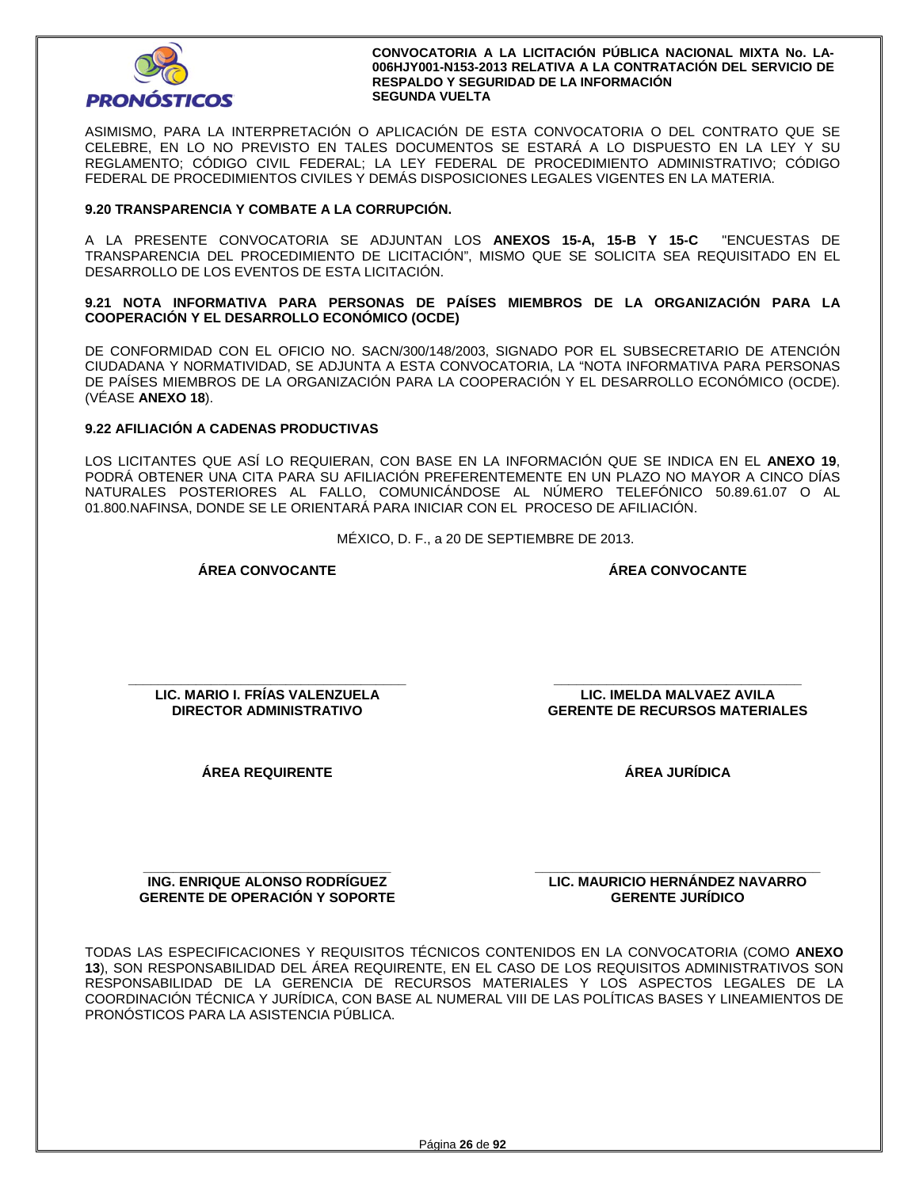ASIMISMO, PARA LA INTERPRETACIÓN O APLICACIÓN DE ESTA CONVOCATORIA O DEL CONTRATO QUE SE CELEBRE, EN LO NO PREVISTO EN TALES DOCUMENTOS SE ESTARÁ A LO DISPUESTO EN LA LEY Y SU REGLAMENTO; CÓDIGO CIVIL FEDERAL; LA LEY FEDERAL DE PROCEDIMIENTO ADMINISTRATIVO; CÓDIGO FEDERAL DE PROCEDIMIENTOS CIVILES Y DEMÁS DISPOSICIONES LEGALES VIGENTES EN LA MATERIA.

**9.20 TRANSPARENCIA Y COMBATE A LA CORRUPCIÓN.**

A LA PRESENTE CONVOCATORIA SE ADJUNTAN LOS **ANEXOS 15-A, 15-B Y 15-C** "ENCUESTAS DE TRANSPARENCIA DEL PROCEDIMIENTO DE LICITACIÓN", MISMO QUE SE SOLICITA SEA REQUISITADO EN EL DESARROLLO DE LOS EVENTOS DE ESTA LICITACIÓN.

**9.21 NOTA INFORMATIVA PARA PERSONAS DE PAÍSES MIEMBROS DE LA ORGANIZACIÓN PARA LA COOPERACIÓN Y EL DESARROLLO ECONÓMICO (OCDE)**

DE CONFORMIDAD CON EL OFICIO NO. SACN/300/148/2003, SIGNADO POR EL SUBSECRETARIO DE ATENCIÓN CIUDADANA Y NORMATIVIDAD, SE ADJUNTA A ESTA CONVOCATORIA, LA "NOTA INFORMATIVA PARA PERSONAS DE PAÍSES MIEMBROS DE LA ORGANIZACIÓN PARA LA COOPERACIÓN Y EL DESARROLLO ECONÓMICO (OCDE). (VÉASE **ANEXO 18**).

**9.22 AFILIACIÓN A CADENAS PRODUCTIVAS**

LOS LICITANTES QUE ASÍ LO REQUIERAN, CON BASE EN LA INFORMACIÓN QUE SE INDICA EN EL **ANEXO 19**, PODRÁ OBTENER UNA CITA PARA SU AFILIACIÓN PREFERENTEMENTE EN UN PLAZO NO MAYOR A CINCO DÍAS NATURALES POSTERIORES AL FALLO, COMUNICÁNDOSE AL NÚMERO TELEFÓNICO 50.89.61.07 O AL 01.800.NAFINSA, DONDE SE LE ORIENTARÁ PARA INICIAR CON EL PROCESO DE AFILIACIÓN.

MÉXICO, D. F., a 20 DE SEPTIEMBRE DE 2013.

| **ÁREA CONVOCANTE** | **ÁREA CONVOCANTE** |
|---|---|
| \_\_\_\_\_\_\_\_\_\_\_\_\_\_\_\_\_\_\_\_\_\_\_\_\_\_\_\_\_\_ | \_\_\_\_\_\_\_\_\_\_\_\_\_\_\_\_\_\_\_\_\_\_\_\_\_\_\_\_\_\_ |
| **LIC. MARIO I. FRÍAS VALENZUELA** | **LIC. IMELDA MALVAEZ AVILA** |
| **DIRECTOR ADMINISTRATIVO** | **GERENTE DE RECURSOS MATERIALES** |
| **ÁREA REQUIRENTE** | **ÁREA JURÍDICA** |
| \_\_\_\_\_\_\_\_\_\_\_\_\_\_\_\_\_\_\_\_\_\_\_\_\_\_\_\_\_\_ | \_\_\_\_\_\_\_\_\_\_\_\_\_\_\_\_\_\_\_\_\_\_\_\_\_\_\_\_\_\_ |
| **ING. ENRIQUE ALONSO RODRÍGUEZ** | **LIC. MAURICIO HERNÁNDEZ NAVARRO** |
| **GERENTE DE OPERACIÓN Y SOPORTE** | **GERENTE JURÍDICO** |

TODAS LAS ESPECIFICACIONES Y REQUISITOS TÉCNICOS CONTENIDOS EN LA CONVOCATORIA (COMO **ANEXO 13**), SON RESPONSABILIDAD DEL ÁREA REQUIRENTE, EN EL CASO DE LOS REQUISITOS ADMINISTRATIVOS SON RESPONSABILIDAD DE LA GERENCIA DE RECURSOS MATERIALES Y LOS ASPECTOS LEGALES DE LA COORDINACIÓN TÉCNICA Y JURÍDICA, CON BASE AL NUMERAL VIII DE LAS POLÍTICAS BASES Y LINEAMIENTOS DE PRONÓSTICOS PARA LA ASISTENCIA PÚBLICA.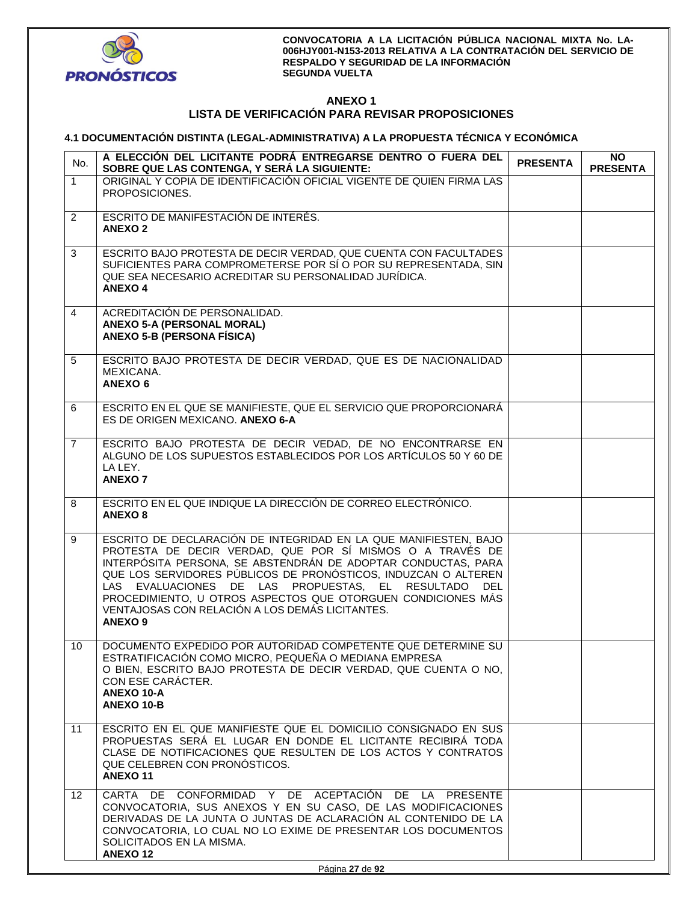## ANEXO 1

## LISTA DE VERIFICACIÓN PARA REVISAR PROPOSICIONES

### 4.1 DOCUMENTACIÓN DISTINTA (LEGAL-ADMINISTRATIVA) A LA PROPUESTA TÉCNICA Y ECONÓMICA

| No. | A ELECCIÓN DEL LICITANTE PODRÁ ENTREGARSE DENTRO O FUERA DEL SOBRE QUE LAS CONTENGA, Y SERÁ LA SIGUIENTE: | PRESENTA | NO PRESENTA |
|---|---|---|---|
| 1 | ORIGINAL Y COPIA DE IDENTIFICACIÓN OFICIAL VIGENTE DE QUIEN FIRMA LAS PROPOSICIONES. | | |
| 2 | ESCRITO DE MANIFESTACIÓN DE INTERÉS. **ANEXO 2** | | |
| 3 | ESCRITO BAJO PROTESTA DE DECIR VERDAD, QUE CUENTA CON FACULTADES SUFICIENTES PARA COMPROMETERSE POR SÍ O POR SU REPRESENTADA, SIN QUE SEA NECESARIO ACREDITAR SU PERSONALIDAD JURÍDICA. **ANEXO 4** | | |
| 4 | ACREDITACIÓN DE PERSONALIDAD. **ANEXO 5-A (PERSONAL MORAL)** **ANEXO 5-B (PERSONA FÍSICA)** | | |
| 5 | ESCRITO BAJO PROTESTA DE DECIR VERDAD, QUE ES DE NACIONALIDAD MEXICANA. **ANEXO 6** | | |
| 6 | ESCRITO EN EL QUE SE MANIFIESTE, QUE EL SERVICIO QUE PROPORCIONARÁ ES DE ORIGEN MEXICANO. **ANEXO 6-A** | | |
| 7 | ESCRITO BAJO PROTESTA DE DECIR VEDAD, DE NO ENCONTRARSE EN ALGUNO DE LOS SUPUESTOS ESTABLECIDOS POR LOS ARTÍCULOS 50 Y 60 DE LA LEY. **ANEXO 7** | | |
| 8 | ESCRITO EN EL QUE INDIQUE LA DIRECCIÓN DE CORREO ELECTRÓNICO. **ANEXO 8** | | |
| 9 | ESCRITO DE DECLARACIÓN DE INTEGRIDAD EN LA QUE MANIFIESTEN, BAJO PROTESTA DE DECIR VERDAD, QUE POR SÍ MISMOS O A TRAVÉS DE INTERPÓSITA PERSONA, SE ABSTENDRÁN DE ADOPTAR CONDUCTAS, PARA QUE LOS SERVIDORES PÚBLICOS DE PRONÓSTICOS, INDUZCAN O ALTEREN LAS EVALUACIONES DE LAS PROPUESTAS, EL RESULTADO DEL PROCEDIMIENTO, U OTROS ASPECTOS QUE OTORGUEN CONDICIONES MÁS VENTAJOSAS CON RELACIÓN A LOS DEMÁS LICITANTES. **ANEXO 9** | | |
| 10 | DOCUMENTO EXPEDIDO POR AUTORIDAD COMPETENTE QUE DETERMINE SU ESTRATIFICACIÓN COMO MICRO, PEQUEÑA O MEDIANA EMPRESA O BIEN, ESCRITO BAJO PROTESTA DE DECIR VERDAD, QUE CUENTA O NO, CON ESE CARÁCTER. **ANEXO 10-A** **ANEXO 10-B** | | |
| 11 | ESCRITO EN EL QUE MANIFIESTE QUE EL DOMICILIO CONSIGNADO EN SUS PROPUESTAS SERÁ EL LUGAR EN DONDE EL LICITANTE RECIBIRÁ TODA CLASE DE NOTIFICACIONES QUE RESULTEN DE LOS ACTOS Y CONTRATOS QUE CELEBREN CON PRONÓSTICOS. **ANEXO 11** | | |
| 12 | CARTA DE CONFORMIDAD Y DE ACEPTACIÓN DE LA PRESENTE CONVOCATORIA, SUS ANEXOS Y EN SU CASO, DE LAS MODIFICACIONES DERIVADAS DE LA JUNTA O JUNTAS DE ACLARACIÓN AL CONTENIDO DE LA CONVOCATORIA, LO CUAL NO LO EXIME DE PRESENTAR LOS DOCUMENTOS SOLICITADOS EN LA MISMA. **ANEXO 12** | | |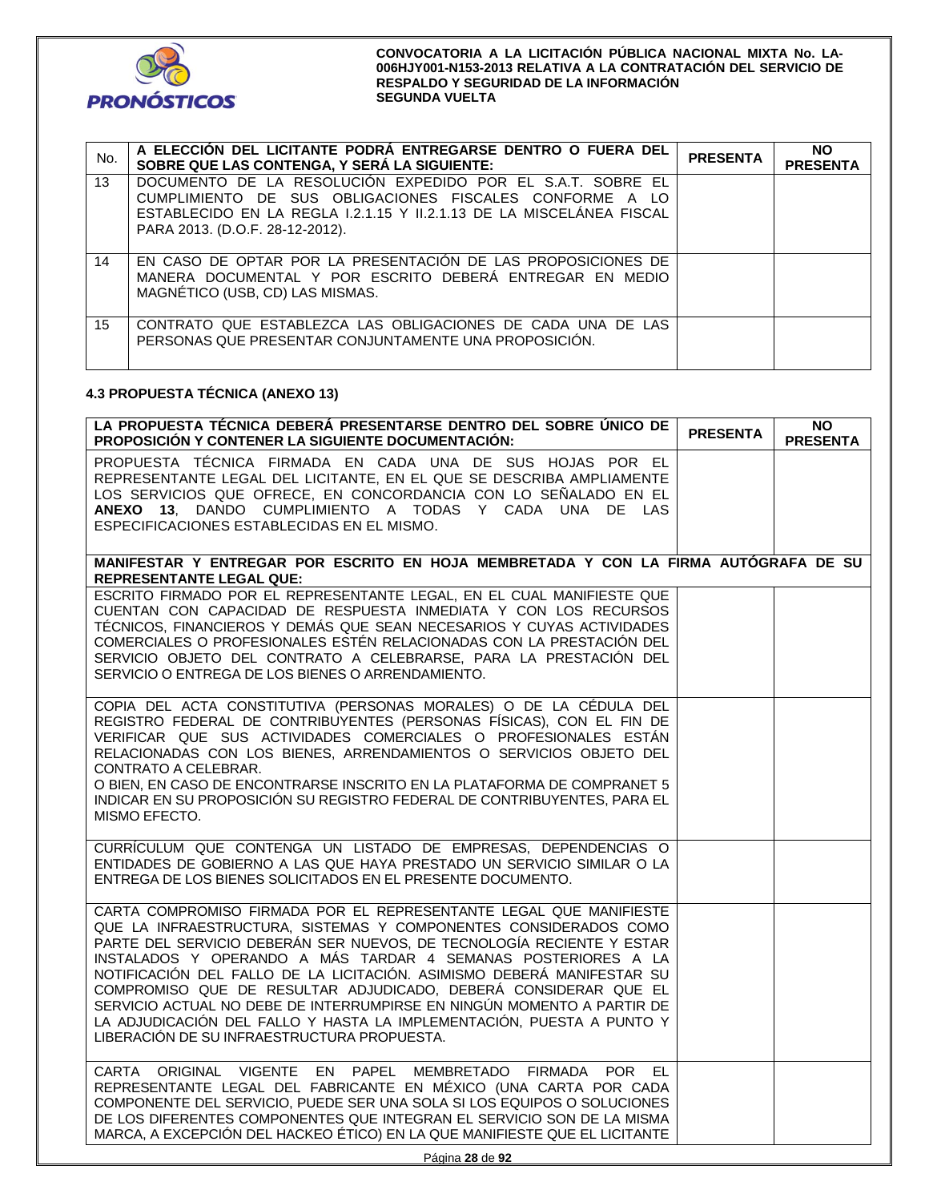| No. | A ELECCIÓN DEL LICITANTE PODRÁ ENTREGARSE DENTRO O FUERA DEL SOBRE QUE LAS CONTENGA, Y SERÁ LA SIGUIENTE: | PRESENTA | NO PRESENTA |
|---|---|---|---|
| 13 | DOCUMENTO DE LA RESOLUCIÓN EXPEDIDO POR EL S.A.T. SOBRE EL CUMPLIMIENTO DE SUS OBLIGACIONES FISCALES CONFORME A LO ESTABLECIDO EN LA REGLA I.2.1.15 Y II.2.1.13 DE LA MISCELÁNEA FISCAL PARA 2013. (D.O.F. 28-12-2012). | | |
| 14 | EN CASO DE OPTAR POR LA PRESENTACIÓN DE LAS PROPOSICIONES DE MANERA DOCUMENTAL Y POR ESCRITO DEBERÁ ENTREGAR EN MEDIO MAGNÉTICO (USB, CD) LAS MISMAS. | | |
| 15 | CONTRATO QUE ESTABLEZCA LAS OBLIGACIONES DE CADA UNA DE LAS PERSONAS QUE PRESENTAR CONJUNTAMENTE UNA PROPOSICIÓN. | | |

### 4.3 PROPUESTA TÉCNICA (ANEXO 13)

| LA PROPUESTA TÉCNICA DEBERÁ PRESENTARSE DENTRO DEL SOBRE ÚNICO DE PROPOSICIÓN Y CONTENER LA SIGUIENTE DOCUMENTACIÓN: | PRESENTA | NO PRESENTA |
|---|---|---|
| PROPUESTA TÉCNICA FIRMADA EN CADA UNA DE SUS HOJAS POR EL REPRESENTANTE LEGAL DEL LICITANTE, EN EL QUE SE DESCRIBA AMPLIAMENTE LOS SERVICIOS QUE OFRECE, EN CONCORDANCIA CON LO SEÑALADO EN EL **ANEXO 13**, DANDO CUMPLIMIENTO A TODAS Y CADA UNA DE LAS ESPECIFICACIONES ESTABLECIDAS EN EL MISMO. | | |
| **MANIFESTAR Y ENTREGAR POR ESCRITO EN HOJA MEMBRETADA Y CON LA FIRMA AUTÓGRAFA DE SU REPRESENTANTE LEGAL QUE:** | | |
| ESCRITO FIRMADO POR EL REPRESENTANTE LEGAL, EN EL CUAL MANIFIESTE QUE CUENTAN CON CAPACIDAD DE RESPUESTA INMEDIATA Y CON LOS RECURSOS TÉCNICOS, FINANCIEROS Y DEMÁS QUE SEAN NECESARIOS Y CUYAS ACTIVIDADES COMERCIALES O PROFESIONALES ESTÉN RELACIONADAS CON LA PRESTACIÓN DEL SERVICIO OBJETO DEL CONTRATO A CELEBRARSE, PARA LA PRESTACIÓN DEL SERVICIO O ENTREGA DE LOS BIENES O ARRENDAMIENTO. | | |
| COPIA DEL ACTA CONSTITUTIVA (PERSONAS MORALES) O DE LA CÉDULA DEL REGISTRO FEDERAL DE CONTRIBUYENTES (PERSONAS FÍSICAS), CON EL FIN DE VERIFICAR QUE SUS ACTIVIDADES COMERCIALES O PROFESIONALES ESTÁN RELACIONADAS CON LOS BIENES, ARRENDAMIENTOS O SERVICIOS OBJETO DEL CONTRATO A CELEBRAR.<br>O BIEN, EN CASO DE ENCONTRARSE INSCRITO EN LA PLATAFORMA DE COMPRANET 5 INDICAR EN SU PROPOSICIÓN SU REGISTRO FEDERAL DE CONTRIBUYENTES, PARA EL MISMO EFECTO. | | |
| CURRÍCULUM QUE CONTENGA UN LISTADO DE EMPRESAS, DEPENDENCIAS O ENTIDADES DE GOBIERNO A LAS QUE HAYA PRESTADO UN SERVICIO SIMILAR O LA ENTREGA DE LOS BIENES SOLICITADOS EN EL PRESENTE DOCUMENTO. | | |
| CARTA COMPROMISO FIRMADA POR EL REPRESENTANTE LEGAL QUE MANIFIESTE QUE LA INFRAESTRUCTURA, SISTEMAS Y COMPONENTES CONSIDERADOS COMO PARTE DEL SERVICIO DEBERÁN SER NUEVOS, DE TECNOLOGÍA RECIENTE Y ESTAR INSTALADOS Y OPERANDO A MÁS TARDAR 4 SEMANAS POSTERIORES A LA NOTIFICACIÓN DEL FALLO DE LA LICITACIÓN. ASIMISMO DEBERÁ MANIFESTAR SU COMPROMISO QUE DE RESULTAR ADJUDICADO, DEBERÁ CONSIDERAR QUE EL SERVICIO ACTUAL NO DEBE DE INTERRUMPIRSE EN NINGÚN MOMENTO A PARTIR DE LA ADJUDICACIÓN DEL FALLO Y HASTA LA IMPLEMENTACIÓN, PUESTA A PUNTO Y LIBERACIÓN DE SU INFRAESTRUCTURA PROPUESTA. | | |
| CARTA ORIGINAL VIGENTE EN PAPEL MEMBRETADO FIRMADA POR EL REPRESENTANTE LEGAL DEL FABRICANTE EN MÉXICO (UNA CARTA POR CADA COMPONENTE DEL SERVICIO, PUEDE SER UNA SOLA SI LOS EQUIPOS O SOLUCIONES DE LOS DIFERENTES COMPONENTES QUE INTEGRAN EL SERVICIO SON DE LA MISMA MARCA, A EXCEPCIÓN DEL HACKEO ÉTICO) EN LA QUE MANIFIESTE QUE EL LICITANTE | | |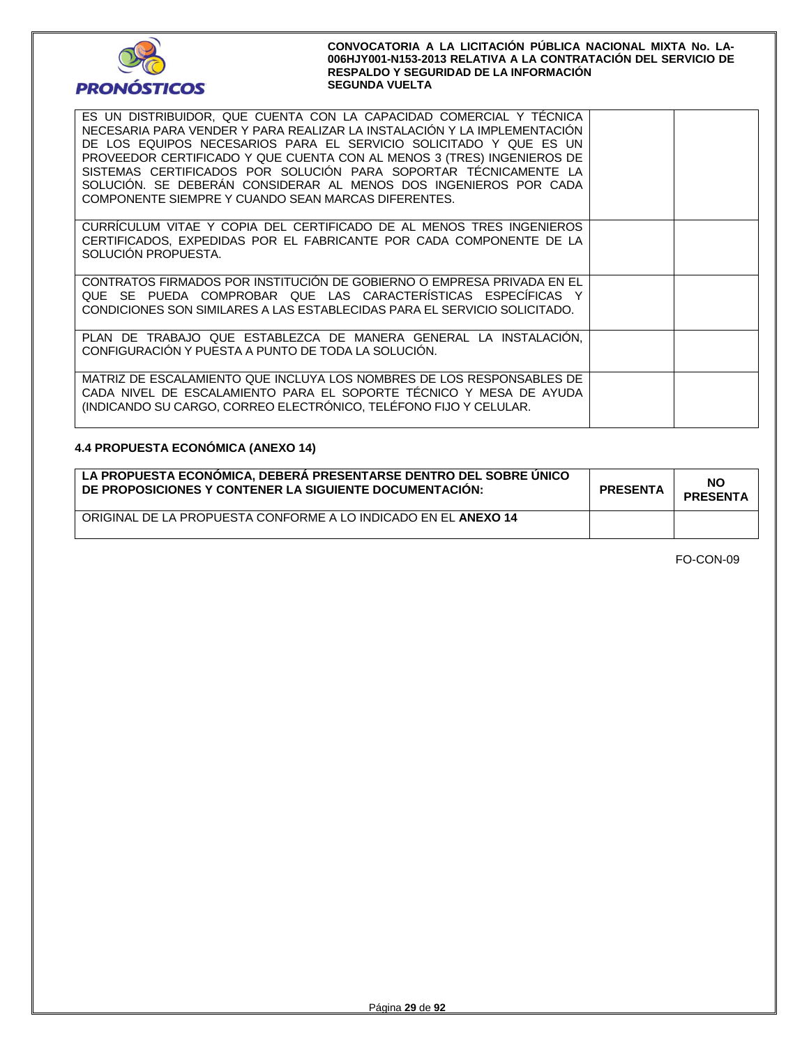| | | |
|---|---|---|
| ES UN DISTRIBUIDOR, QUE CUENTA CON LA CAPACIDAD COMERCIAL Y TÉCNICA NECESARIA PARA VENDER Y PARA REALIZAR LA INSTALACIÓN Y LA IMPLEMENTACIÓN DE LOS EQUIPOS NECESARIOS PARA EL SERVICIO SOLICITADO Y QUE ES UN PROVEEDOR CERTIFICADO Y QUE CUENTA CON AL MENOS 3 (TRES) INGENIEROS DE SISTEMAS CERTIFICADOS POR SOLUCIÓN PARA SOPORTAR TÉCNICAMENTE LA SOLUCIÓN. SE DEBERÁN CONSIDERAR AL MENOS DOS INGENIEROS POR CADA COMPONENTE SIEMPRE Y CUANDO SEAN MARCAS DIFERENTES. | | |
| CURRÍCULUM VITAE Y COPIA DEL CERTIFICADO DE AL MENOS TRES INGENIEROS CERTIFICADOS, EXPEDIDAS POR EL FABRICANTE POR CADA COMPONENTE DE LA SOLUCIÓN PROPUESTA. | | |
| CONTRATOS FIRMADOS POR INSTITUCIÓN DE GOBIERNO O EMPRESA PRIVADA EN EL QUE SE PUEDA COMPROBAR QUE LAS CARACTERÍSTICAS ESPECÍFICAS Y CONDICIONES SON SIMILARES A LAS ESTABLECIDAS PARA EL SERVICIO SOLICITADO. | | |
| PLAN DE TRABAJO QUE ESTABLEZCA DE MANERA GENERAL LA INSTALACIÓN, CONFIGURACIÓN Y PUESTA A PUNTO DE TODA LA SOLUCIÓN. | | |
| MATRIZ DE ESCALAMIENTO QUE INCLUYA LOS NOMBRES DE LOS RESPONSABLES DE CADA NIVEL DE ESCALAMIENTO PARA EL SOPORTE TÉCNICO Y MESA DE AYUDA (INDICANDO SU CARGO, CORREO ELECTRÓNICO, TELÉFONO FIJO Y CELULAR. | | |

### 4.4 PROPUESTA ECONÓMICA (ANEXO 14)

| LA PROPUESTA ECONÓMICA, DEBERÁ PRESENTARSE DENTRO DEL SOBRE ÚNICO DE PROPOSICIONES Y CONTENER LA SIGUIENTE DOCUMENTACIÓN: | PRESENTA | NO PRESENTA |
|---|---|---|
| ORIGINAL DE LA PROPUESTA CONFORME A LO INDICADO EN EL **ANEXO 14** | | |

FO-CON-09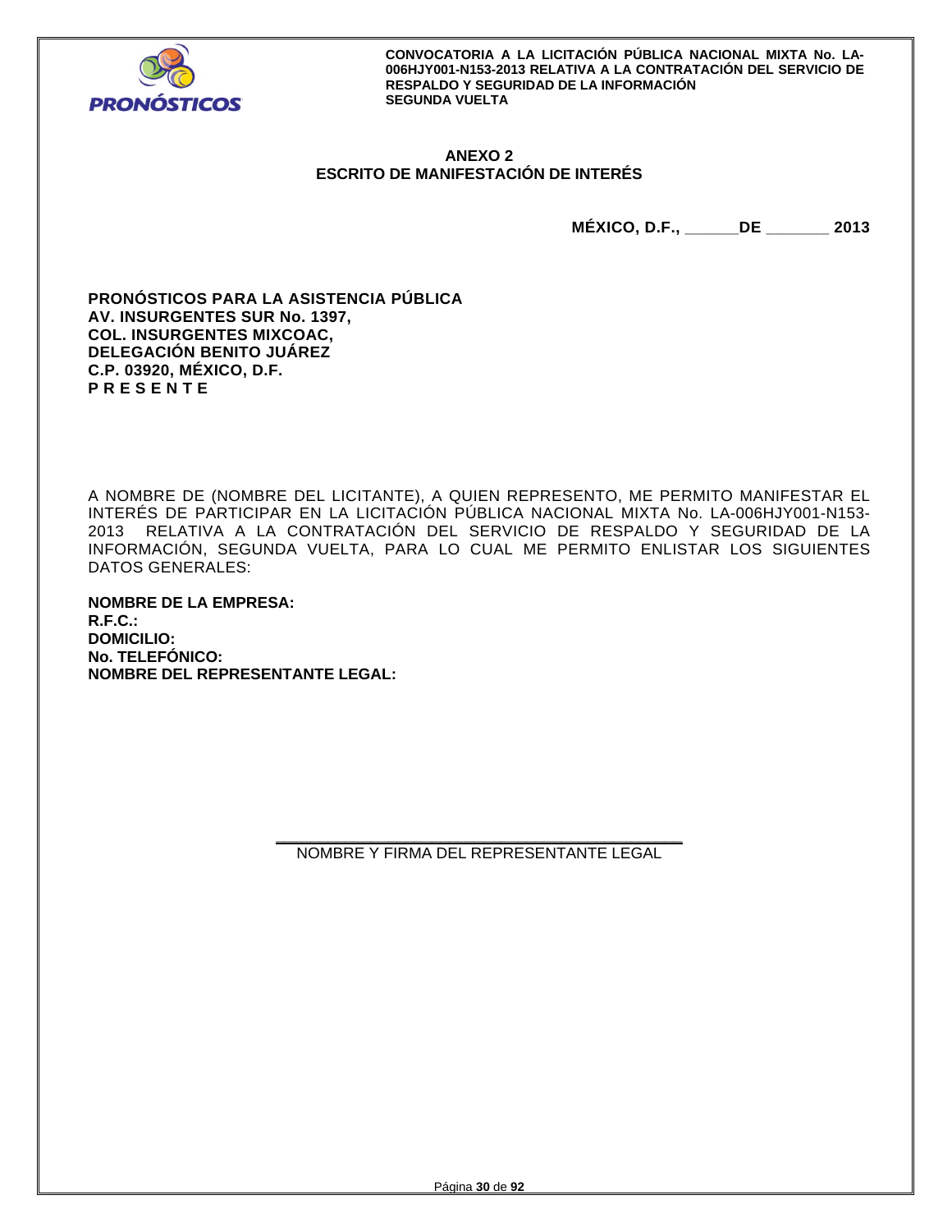**ANEXO 2**
**ESCRITO DE MANIFESTACIÓN DE INTERÉS**

**MÉXICO, D.F., ______DE _______ 2013**

**PRONÓSTICOS PARA LA ASISTENCIA PÚBLICA**
**AV. INSURGENTES SUR No. 1397,**
**COL. INSURGENTES MIXCOAC,**
**DELEGACIÓN BENITO JUÁREZ**
**C.P. 03920, MÉXICO, D.F.**
**P R E S E N T E**

A NOMBRE DE (NOMBRE DEL LICITANTE), A QUIEN REPRESENTO, ME PERMITO MANIFESTAR EL INTERÉS DE PARTICIPAR EN LA LICITACIÓN PÚBLICA NACIONAL MIXTA No. LA-006HJY001-N153-2013 RELATIVA A LA CONTRATACIÓN DEL SERVICIO DE RESPALDO Y SEGURIDAD DE LA INFORMACIÓN, SEGUNDA VUELTA, PARA LO CUAL ME PERMITO ENLISTAR LOS SIGUIENTES DATOS GENERALES:

**NOMBRE DE LA EMPRESA:**
**R.F.C.:**
**DOMICILIO:**
**No. TELEFÓNICO:**
**NOMBRE DEL REPRESENTANTE LEGAL:**

\_\_\_\_\_\_\_\_\_\_\_\_\_\_\_\_\_\_\_\_\_\_\_\_\_\_\_\_\_\_\_\_\_\_\_\_\_\_\_\_\_\_\_\_

NOMBRE Y FIRMA DEL REPRESENTANTE LEGAL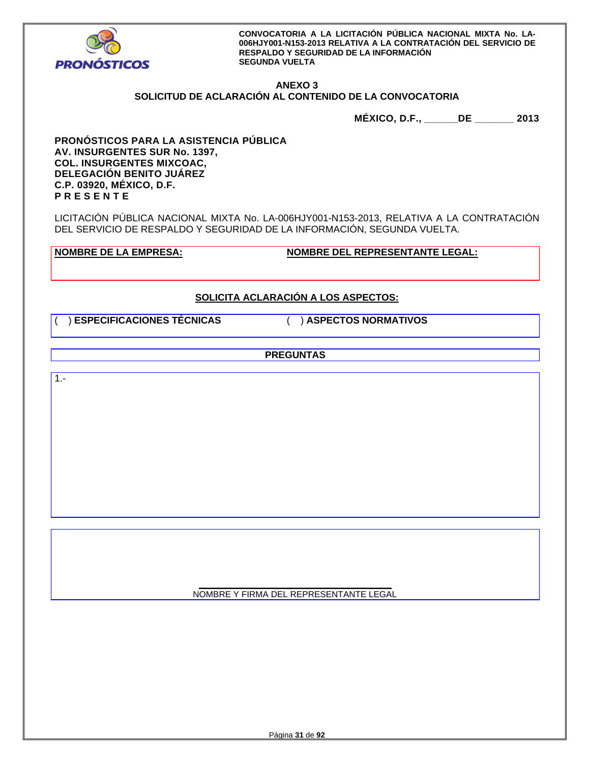# ANEXO 3

## SOLICITUD DE ACLARACIÓN AL CONTENIDO DE LA CONVOCATORIA

**MÉXICO, D.F., ______DE _______ 2013**

**PRONÓSTICOS PARA LA ASISTENCIA PÚBLICA**
**AV. INSURGENTES SUR No. 1397,**
**COL. INSURGENTES MIXCOAC,**
**DELEGACIÓN BENITO JUÁREZ**
**C.P. 03920, MÉXICO, D.F.**
**P R E S E N T E**

LICITACIÓN PÚBLICA NACIONAL MIXTA No. LA-006HJY001-N153-2013, RELATIVA A LA CONTRATACIÓN DEL SERVICIO DE RESPALDO Y SEGURIDAD DE LA INFORMACIÓN, SEGUNDA VUELTA.

| **NOMBRE DE LA EMPRESA:** | **NOMBRE DEL REPRESENTANTE LEGAL:** |
| --- | --- |
| | |

**SOLICITA ACLARACIÓN A LOS ASPECTOS:**

( ) **ESPECIFICACIONES TÉCNICAS** ( ) **ASPECTOS NORMATIVOS**

**PREGUNTAS**

1.-

______________________________

NOMBRE Y FIRMA DEL REPRESENTANTE LEGAL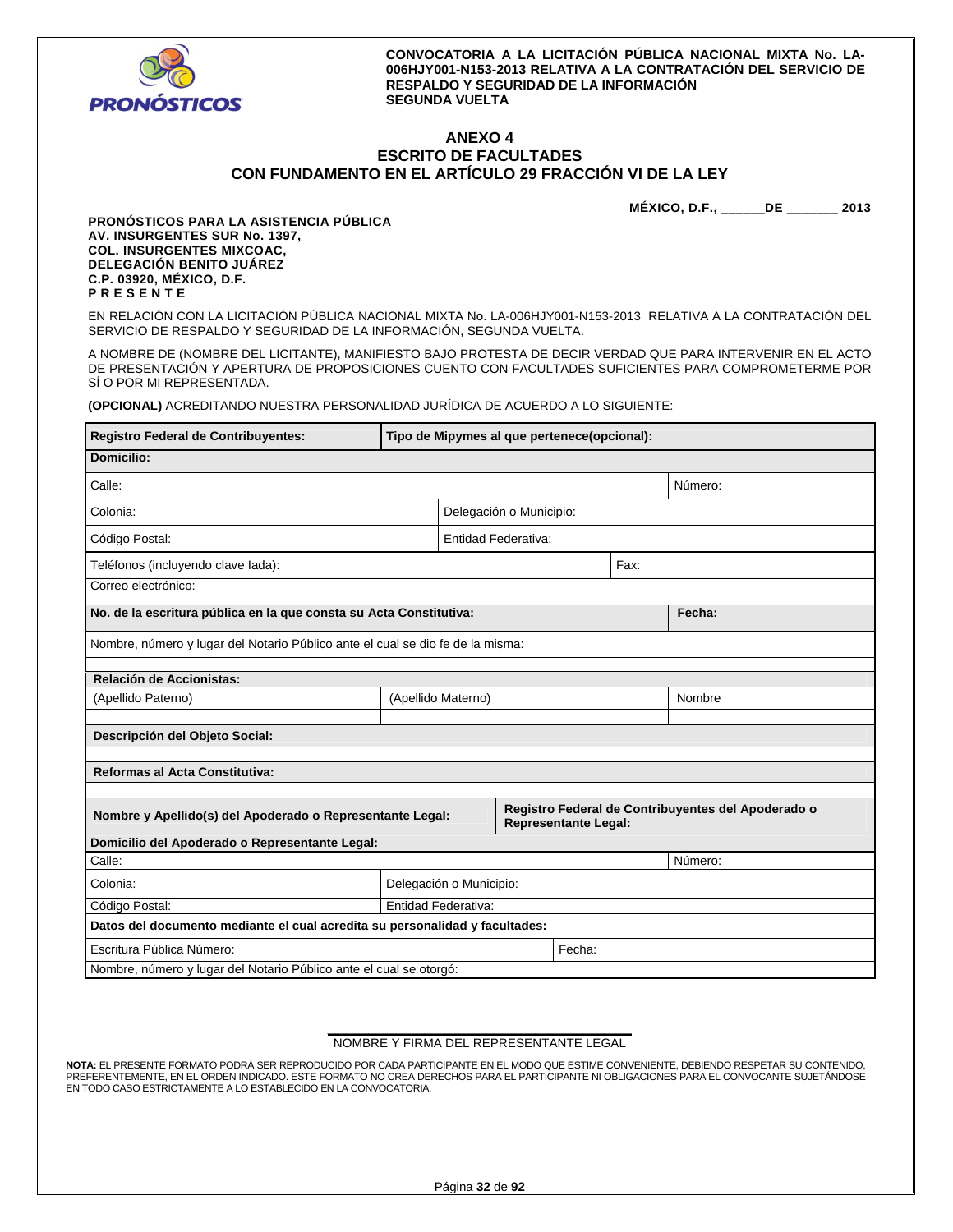CONVOCATORIA A LA LICITACIÓN PÚBLICA NACIONAL MIXTA No. LA-006HJY001-N153-2013 RELATIVA A LA CONTRATACIÓN DEL SERVICIO DE RESPALDO Y SEGURIDAD DE LA INFORMACIÓN SEGUNDA VUELTA

# ANEXO 4
## ESCRITO DE FACULTADES
## CON FUNDAMENTO EN EL ARTÍCULO 29 FRACCIÓN VI DE LA LEY

**MÉXICO, D.F., ______DE _______ 2013**

**PRONÓSTICOS PARA LA ASISTENCIA PÚBLICA**
**AV. INSURGENTES SUR No. 1397,**
**COL. INSURGENTES MIXCOAC,**
**DELEGACIÓN BENITO JUÁREZ**
**C.P. 03920, MÉXICO, D.F.**
**P R E S E N T E**

EN RELACIÓN CON LA LICITACIÓN PÚBLICA NACIONAL MIXTA No. LA-006HJY001-N153-2013 RELATIVA A LA CONTRATACIÓN DEL SERVICIO DE RESPALDO Y SEGURIDAD DE LA INFORMACIÓN, SEGUNDA VUELTA.

A NOMBRE DE (NOMBRE DEL LICITANTE), MANIFIESTO BAJO PROTESTA DE DECIR VERDAD QUE PARA INTERVENIR EN EL ACTO DE PRESENTACIÓN Y APERTURA DE PROPOSICIONES CUENTO CON FACULTADES SUFICIENTES PARA COMPROMETERME POR SÍ O POR MI REPRESENTADA.

**(OPCIONAL)** ACREDITANDO NUESTRA PERSONALIDAD JURÍDICA DE ACUERDO A LO SIGUIENTE:

| **Registro Federal de Contribuyentes:** | **Tipo de Mipymes al que pertenece(opcional):** | | |
|---|---|---|---|
| **Domicilio:** | | | |
| Calle: | | | Número: |
| Colonia: | Delegación o Municipio: | | |
| Código Postal: | Entidad Federativa: | | |
| Teléfonos (incluyendo clave lada): | | Fax: | |
| Correo electrónico: | | | |
| **No. de la escritura pública en la que consta su Acta Constitutiva:** | | | **Fecha:** |
| Nombre, número y lugar del Notario Público ante el cual se dio fe de la misma: | | | |
| **Relación de Accionistas:** | | | |
| (Apellido Paterno) | (Apellido Materno) | | Nombre |
| | | | |
| **Descripción del Objeto Social:** | | | |
| | | | |
| **Reformas al Acta Constitutiva:** | | | |
| | | | |
| **Nombre y Apellido(s) del Apoderado o Representante Legal:** | **Registro Federal de Contribuyentes del Apoderado o Representante Legal:** | | |
| **Domicilio del Apoderado o Representante Legal:** | | | |
| Calle: | | | Número: |
| Colonia: | Delegación o Municipio: | | |
| Código Postal: | Entidad Federativa: | | |
| **Datos del documento mediante el cual acredita su personalidad y facultades:** | | | |
| Escritura Pública Número: | | Fecha: | |
| Nombre, número y lugar del Notario Público ante el cual se otorgó: | | | |

______________________________
NOMBRE Y FIRMA DEL REPRESENTANTE LEGAL

**NOTA:** EL PRESENTE FORMATO PODRÁ SER REPRODUCIDO POR CADA PARTICIPANTE EN EL MODO QUE ESTIME CONVENIENTE, DEBIENDO RESPETAR SU CONTENIDO, PREFERENTEMENTE, EN EL ORDEN INDICADO. ESTE FORMATO NO CREA DERECHOS PARA EL PARTICIPANTE NI OBLIGACIONES PARA EL CONVOCANTE SUJETÁNDOSE EN TODO CASO ESTRICTAMENTE A LO ESTABLECIDO EN LA CONVOCATORIA.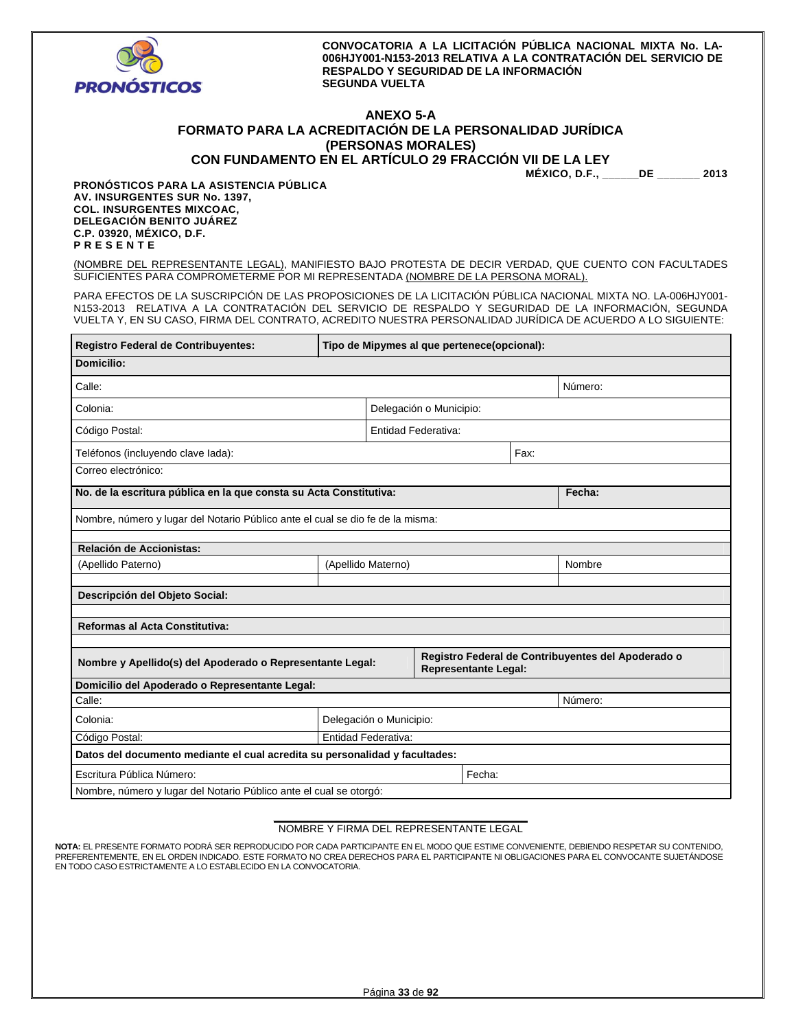**CONVOCATORIA A LA LICITACIÓN PÚBLICA NACIONAL MIXTA No. LA-006HJY001-N153-2013 RELATIVA A LA CONTRATACIÓN DEL SERVICIO DE RESPALDO Y SEGURIDAD DE LA INFORMACIÓN SEGUNDA VUELTA**

# ANEXO 5-A
## FORMATO PARA LA ACREDITACIÓN DE LA PERSONALIDAD JURÍDICA (PERSONAS MORALES)
## CON FUNDAMENTO EN EL ARTÍCULO 29 FRACCIÓN VII DE LA LEY

**MÉXICO, D.F., ______DE _______ 2013**

**PRONÓSTICOS PARA LA ASISTENCIA PÚBLICA**
**AV. INSURGENTES SUR No. 1397,**
**COL. INSURGENTES MIXCOAC,**
**DELEGACIÓN BENITO JUÁREZ**
**C.P. 03920, MÉXICO, D.F.**
**P R E S E N T E**

<u>(NOMBRE DEL REPRESENTANTE LEGAL)</u>, MANIFIESTO BAJO PROTESTA DE DECIR VERDAD, QUE CUENTO CON FACULTADES SUFICIENTES PARA COMPROMETERME POR MI REPRESENTADA <u>(NOMBRE DE LA PERSONA MORAL).</u>

PARA EFECTOS DE LA SUSCRIPCIÓN DE LAS PROPOSICIONES DE LA LICITACIÓN PÚBLICA NACIONAL MIXTA NO. LA-006HJY001-N153-2013 RELATIVA A LA CONTRATACIÓN DEL SERVICIO DE RESPALDO Y SEGURIDAD DE LA INFORMACIÓN, SEGUNDA VUELTA Y, EN SU CASO, FIRMA DEL CONTRATO, ACREDITO NUESTRA PERSONALIDAD JURÍDICA DE ACUERDO A LO SIGUIENTE:

| **Registro Federal de Contribuyentes:** | **Tipo de Mipymes al que pertenece(opcional):** | | |
|---|---|---|---|
| **Domicilio:** | | | |
| Calle: | | | Número: |
| Colonia: | Delegación o Municipio: | | |
| Código Postal: | Entidad Federativa: | | |
| Teléfonos (incluyendo clave lada): | | Fax: | |
| Correo electrónico: | | | |
| **No. de la escritura pública en la que consta su Acta Constitutiva:** | | | **Fecha:** |
| Nombre, número y lugar del Notario Público ante el cual se dio fe de la misma: | | | |
| **Relación de Accionistas:** | | | |
| (Apellido Paterno) | (Apellido Materno) | | Nombre |
| | | | |
| **Descripción del Objeto Social:** | | | |
| | | | |
| **Reformas al Acta Constitutiva:** | | | |
| | | | |
| **Nombre y Apellido(s) del Apoderado o Representante Legal:** | | **Registro Federal de Contribuyentes del Apoderado o Representante Legal:** | |
| **Domicilio del Apoderado o Representante Legal:** | | | |
| Calle: | | | Número: |
| Colonia: | Delegación o Municipio: | | |
| Código Postal: | Entidad Federativa: | | |
| **Datos del documento mediante el cual acredita su personalidad y facultades:** | | | |
| Escritura Pública Número: | | Fecha: | |
| Nombre, número y lugar del Notario Público ante el cual se otorgó: | | | |

\_\_\_\_\_\_\_\_\_\_\_\_\_\_\_\_\_\_\_\_\_\_\_\_\_\_\_\_\_\_\_\_\_\_\_\_\_\_
NOMBRE Y FIRMA DEL REPRESENTANTE LEGAL

**NOTA:** EL PRESENTE FORMATO PODRÁ SER REPRODUCIDO POR CADA PARTICIPANTE EN EL MODO QUE ESTIME CONVENIENTE, DEBIENDO RESPETAR SU CONTENIDO, PREFERENTEMENTE, EN EL ORDEN INDICADO. ESTE FORMATO NO CREA DERECHOS PARA EL PARTICIPANTE NI OBLIGACIONES PARA EL CONVOCANTE SUJETÁNDOSE EN TODO CASO ESTRICTAMENTE A LO ESTABLECIDO EN LA CONVOCATORIA.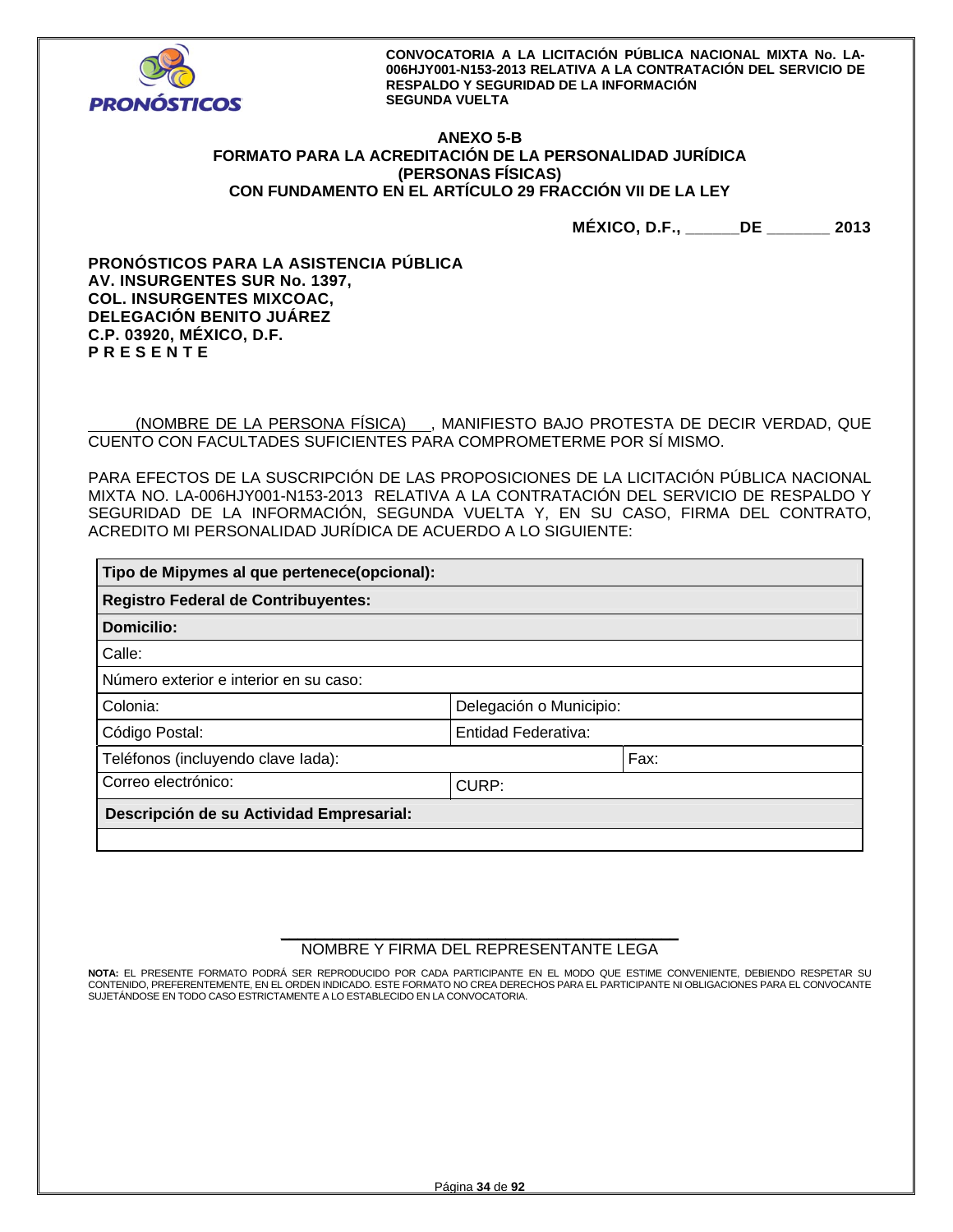## ANEXO 5-B
## FORMATO PARA LA ACREDITACIÓN DE LA PERSONALIDAD JURÍDICA (PERSONAS FÍSICAS) CON FUNDAMENTO EN EL ARTÍCULO 29 FRACCIÓN VII DE LA LEY

**MÉXICO, D.F., ______DE _______ 2013**

**PRONÓSTICOS PARA LA ASISTENCIA PÚBLICA**
**AV. INSURGENTES SUR No. 1397,**
**COL. INSURGENTES MIXCOAC,**
**DELEGACIÓN BENITO JUÁREZ**
**C.P. 03920, MÉXICO, D.F.**
**P R E S E N T E**

_____(NOMBRE DE LA PERSONA FÍSICA)___, MANIFIESTO BAJO PROTESTA DE DECIR VERDAD, QUE CUENTO CON FACULTADES SUFICIENTES PARA COMPROMETERME POR SÍ MISMO.

PARA EFECTOS DE LA SUSCRIPCIÓN DE LAS PROPOSICIONES DE LA LICITACIÓN PÚBLICA NACIONAL MIXTA NO. LA-006HJY001-N153-2013 RELATIVA A LA CONTRATACIÓN DEL SERVICIO DE RESPALDO Y SEGURIDAD DE LA INFORMACIÓN, SEGUNDA VUELTA Y, EN SU CASO, FIRMA DEL CONTRATO, ACREDITO MI PERSONALIDAD JURÍDICA DE ACUERDO A LO SIGUIENTE:

| **Tipo de Mipymes al que pertenece(opcional):** | | |
|---|---|---|
| **Registro Federal de Contribuyentes:** | | |
| **Domicilio:** | | |
| Calle: | | |
| Número exterior e interior en su caso: | | |
| Colonia: | Delegación o Municipio: | |
| Código Postal: | Entidad Federativa: | |
| Teléfonos (incluyendo clave lada): | | Fax: |
| Correo electrónico: | CURP: | |
| **Descripción de su Actividad Empresarial:** | | |
| | | |

______________________________
NOMBRE Y FIRMA DEL REPRESENTANTE LEGA

**NOTA:** EL PRESENTE FORMATO PODRÁ SER REPRODUCIDO POR CADA PARTICIPANTE EN EL MODO QUE ESTIME CONVENIENTE, DEBIENDO RESPETAR SU CONTENIDO, PREFERENTEMENTE, EN EL ORDEN INDICADO. ESTE FORMATO NO CREA DERECHOS PARA EL PARTICIPANTE NI OBLIGACIONES PARA EL CONVOCANTE SUJETÁNDOSE EN TODO CASO ESTRICTAMENTE A LO ESTABLECIDO EN LA CONVOCATORIA.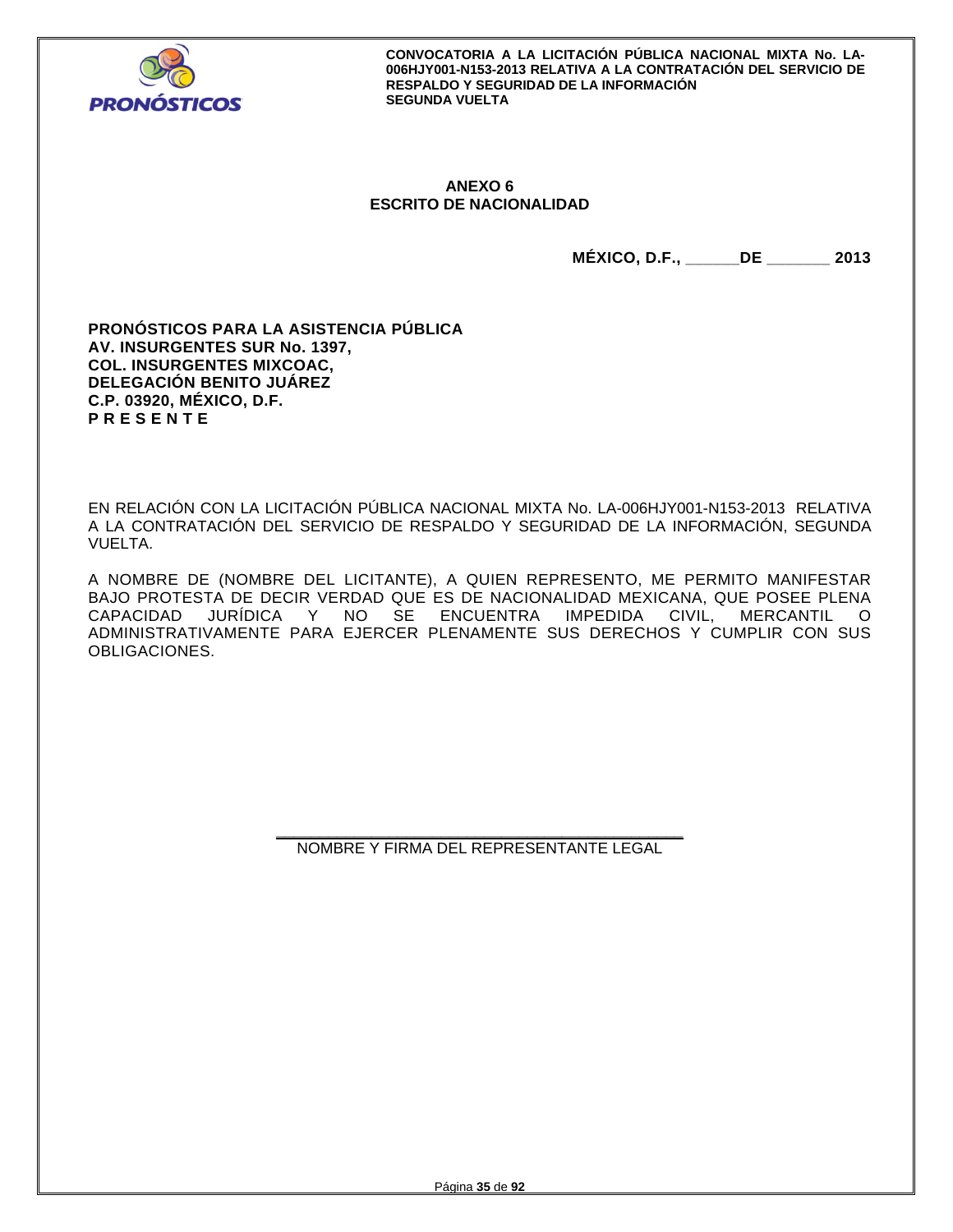## ANEXO 6
## ESCRITO DE NACIONALIDAD

**MÉXICO, D.F., ______DE _______ 2013**

**PRONÓSTICOS PARA LA ASISTENCIA PÚBLICA**
**AV. INSURGENTES SUR No. 1397,**
**COL. INSURGENTES MIXCOAC,**
**DELEGACIÓN BENITO JUÁREZ**
**C.P. 03920, MÉXICO, D.F.**
**P R E S E N T E**

EN RELACIÓN CON LA LICITACIÓN PÚBLICA NACIONAL MIXTA No. LA-006HJY001-N153-2013 RELATIVA A LA CONTRATACIÓN DEL SERVICIO DE RESPALDO Y SEGURIDAD DE LA INFORMACIÓN, SEGUNDA VUELTA.

A NOMBRE DE (NOMBRE DEL LICITANTE), A QUIEN REPRESENTO, ME PERMITO MANIFESTAR BAJO PROTESTA DE DECIR VERDAD QUE ES DE NACIONALIDAD MEXICANA, QUE POSEE PLENA CAPACIDAD JURÍDICA Y NO SE ENCUENTRA IMPEDIDA CIVIL, MERCANTIL O ADMINISTRATIVAMENTE PARA EJERCER PLENAMENTE SUS DERECHOS Y CUMPLIR CON SUS OBLIGACIONES.

_____________________________________________
NOMBRE Y FIRMA DEL REPRESENTANTE LEGAL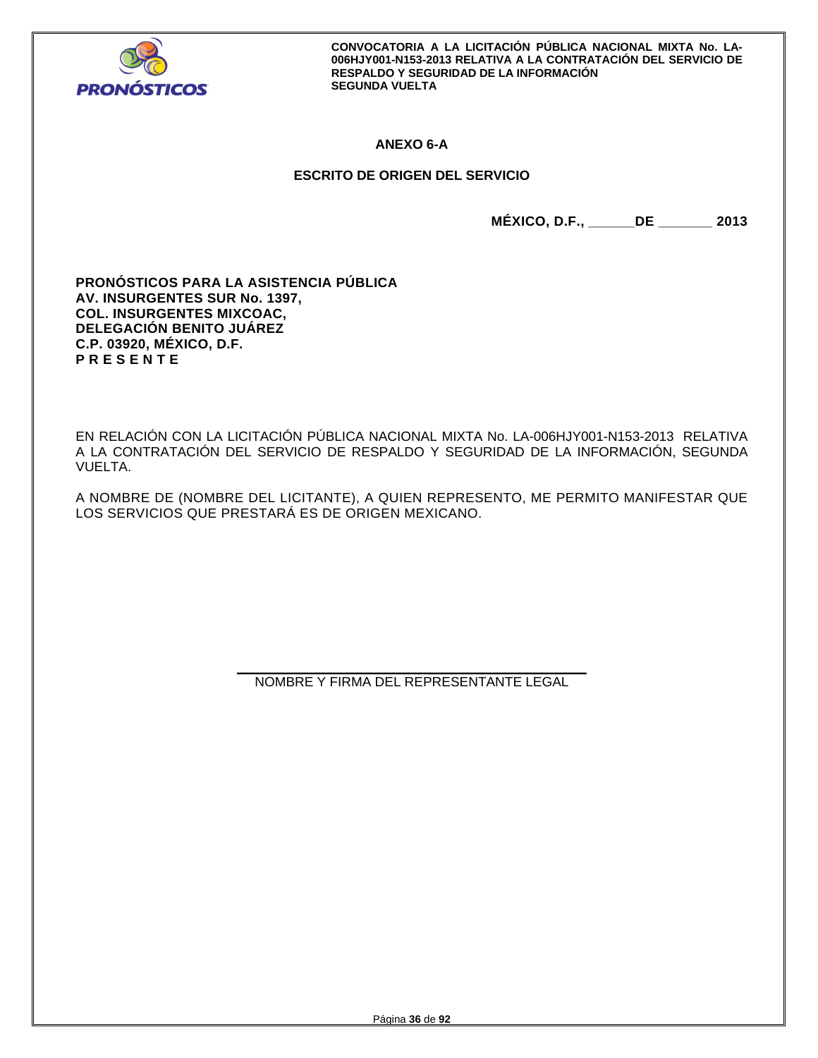## ANEXO 6-A

## ESCRITO DE ORIGEN DEL SERVICIO

**MÉXICO, D.F., ______DE _______ 2013**

**PRONÓSTICOS PARA LA ASISTENCIA PÚBLICA**
**AV. INSURGENTES SUR No. 1397,**
**COL. INSURGENTES MIXCOAC,**
**DELEGACIÓN BENITO JUÁREZ**
**C.P. 03920, MÉXICO, D.F.**
**P R E S E N T E**

EN RELACIÓN CON LA LICITACIÓN PÚBLICA NACIONAL MIXTA No. LA-006HJY001-N153-2013 RELATIVA A LA CONTRATACIÓN DEL SERVICIO DE RESPALDO Y SEGURIDAD DE LA INFORMACIÓN, SEGUNDA VUELTA.

A NOMBRE DE (NOMBRE DEL LICITANTE), A QUIEN REPRESENTO, ME PERMITO MANIFESTAR QUE LOS SERVICIOS QUE PRESTARÁ ES DE ORIGEN MEXICANO.

\_\_\_\_\_\_\_\_\_\_\_\_\_\_\_\_\_\_\_\_\_\_\_\_\_\_\_\_\_\_\_\_\_\_\_\_\_\_\_\_\_\_\_\_
NOMBRE Y FIRMA DEL REPRESENTANTE LEGAL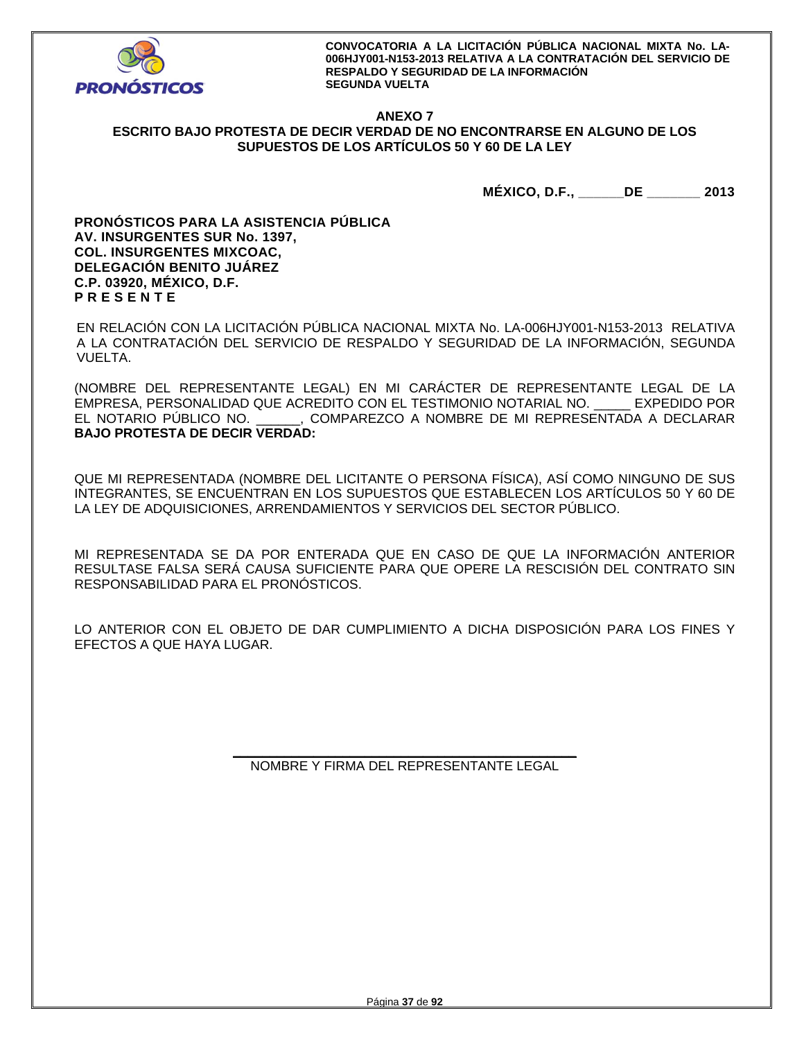**ANEXO 7**

**ESCRITO BAJO PROTESTA DE DECIR VERDAD DE NO ENCONTRARSE EN ALGUNO DE LOS SUPUESTOS DE LOS ARTÍCULOS 50 Y 60 DE LA LEY**

**MÉXICO, D.F., ______DE _______ 2013**

**PRONÓSTICOS PARA LA ASISTENCIA PÚBLICA**
**AV. INSURGENTES SUR No. 1397,**
**COL. INSURGENTES MIXCOAC,**
**DELEGACIÓN BENITO JUÁREZ**
**C.P. 03920, MÉXICO, D.F.**
**P R E S E N T E**

EN RELACIÓN CON LA LICITACIÓN PÚBLICA NACIONAL MIXTA No. LA-006HJY001-N153-2013 RELATIVA A LA CONTRATACIÓN DEL SERVICIO DE RESPALDO Y SEGURIDAD DE LA INFORMACIÓN, SEGUNDA VUELTA.

(NOMBRE DEL REPRESENTANTE LEGAL) EN MI CARÁCTER DE REPRESENTANTE LEGAL DE LA EMPRESA, PERSONALIDAD QUE ACREDITO CON EL TESTIMONIO NOTARIAL NO. _____ EXPEDIDO POR EL NOTARIO PÚBLICO NO. ______, COMPAREZCO A NOMBRE DE MI REPRESENTADA A DECLARAR **BAJO PROTESTA DE DECIR VERDAD:**

QUE MI REPRESENTADA (NOMBRE DEL LICITANTE O PERSONA FÍSICA), ASÍ COMO NINGUNO DE SUS INTEGRANTES, SE ENCUENTRAN EN LOS SUPUESTOS QUE ESTABLECEN LOS ARTÍCULOS 50 Y 60 DE LA LEY DE ADQUISICIONES, ARRENDAMIENTOS Y SERVICIOS DEL SECTOR PÚBLICO.

MI REPRESENTADA SE DA POR ENTERADA QUE EN CASO DE QUE LA INFORMACIÓN ANTERIOR RESULTASE FALSA SERÁ CAUSA SUFICIENTE PARA QUE OPERE LA RESCISIÓN DEL CONTRATO SIN RESPONSABILIDAD PARA EL PRONÓSTICOS.

LO ANTERIOR CON EL OBJETO DE DAR CUMPLIMIENTO A DICHA DISPOSICIÓN PARA LOS FINES Y EFECTOS A QUE HAYA LUGAR.

\_\_\_\_\_\_\_\_\_\_\_\_\_\_\_\_\_\_\_\_\_\_\_\_\_\_\_\_\_\_\_\_\_\_\_\_\_\_\_\_

NOMBRE Y FIRMA DEL REPRESENTANTE LEGAL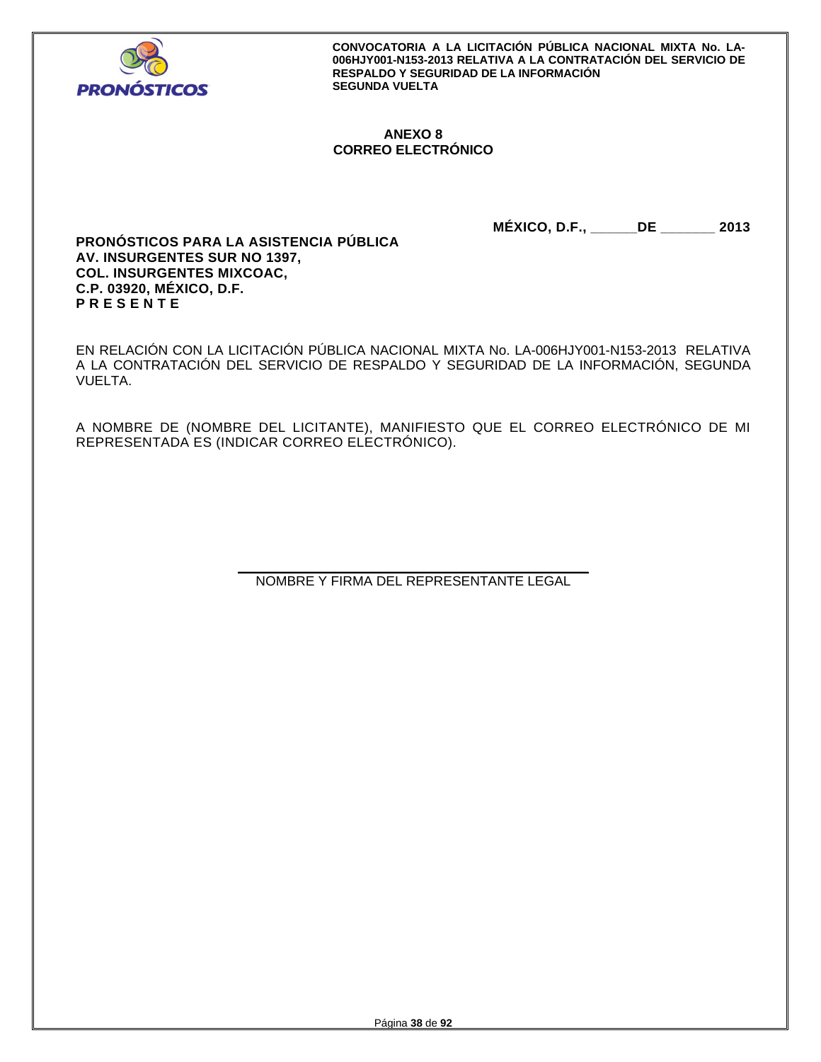**ANEXO 8**
**CORREO ELECTRÓNICO**

**MÉXICO, D.F., \_\_\_\_\_\_DE \_\_\_\_\_\_\_ 2013**

**PRONÓSTICOS PARA LA ASISTENCIA PÚBLICA**
**AV. INSURGENTES SUR NO 1397,**
**COL. INSURGENTES MIXCOAC,**
**C.P. 03920, MÉXICO, D.F.**
**P R E S E N T E**

EN RELACIÓN CON LA LICITACIÓN PÚBLICA NACIONAL MIXTA No. LA-006HJY001-N153-2013 RELATIVA A LA CONTRATACIÓN DEL SERVICIO DE RESPALDO Y SEGURIDAD DE LA INFORMACIÓN, SEGUNDA VUELTA.

A NOMBRE DE (NOMBRE DEL LICITANTE), MANIFIESTO QUE EL CORREO ELECTRÓNICO DE MI REPRESENTADA ES (INDICAR CORREO ELECTRÓNICO).

\_\_\_\_\_\_\_\_\_\_\_\_\_\_\_\_\_\_\_\_\_\_\_\_\_\_\_\_\_\_\_\_\_\_\_\_\_\_\_\_
NOMBRE Y FIRMA DEL REPRESENTANTE LEGAL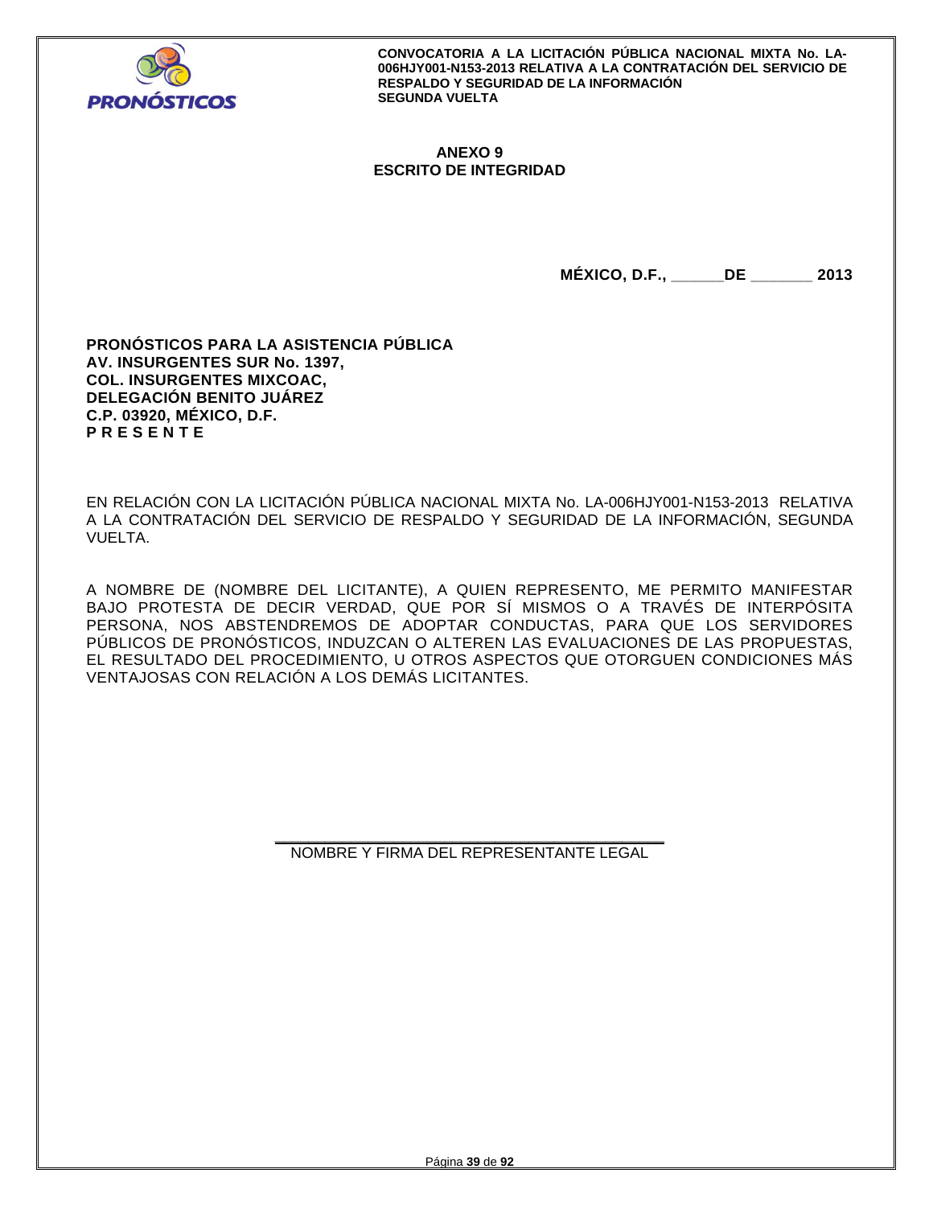## ANEXO 9
## ESCRITO DE INTEGRIDAD

**MÉXICO, D.F., ______DE _______ 2013**

**PRONÓSTICOS PARA LA ASISTENCIA PÚBLICA**
**AV. INSURGENTES SUR No. 1397,**
**COL. INSURGENTES MIXCOAC,**
**DELEGACIÓN BENITO JUÁREZ**
**C.P. 03920, MÉXICO, D.F.**
**P R E S E N T E**

EN RELACIÓN CON LA LICITACIÓN PÚBLICA NACIONAL MIXTA No. LA-006HJY001-N153-2013 RELATIVA A LA CONTRATACIÓN DEL SERVICIO DE RESPALDO Y SEGURIDAD DE LA INFORMACIÓN, SEGUNDA VUELTA.

A NOMBRE DE (NOMBRE DEL LICITANTE), A QUIEN REPRESENTO, ME PERMITO MANIFESTAR BAJO PROTESTA DE DECIR VERDAD, QUE POR SÍ MISMOS O A TRAVÉS DE INTERPÓSITA PERSONA, NOS ABSTENDREMOS DE ADOPTAR CONDUCTAS, PARA QUE LOS SERVIDORES PÚBLICOS DE PRONÓSTICOS, INDUZCAN O ALTEREN LAS EVALUACIONES DE LAS PROPUESTAS, EL RESULTADO DEL PROCEDIMIENTO, U OTROS ASPECTOS QUE OTORGUEN CONDICIONES MÁS VENTAJOSAS CON RELACIÓN A LOS DEMÁS LICITANTES.

\_\_\_\_\_\_\_\_\_\_\_\_\_\_\_\_\_\_\_\_\_\_\_\_\_\_\_\_\_\_\_\_\_\_\_\_\_\_\_\_\_\_\_\_

NOMBRE Y FIRMA DEL REPRESENTANTE LEGAL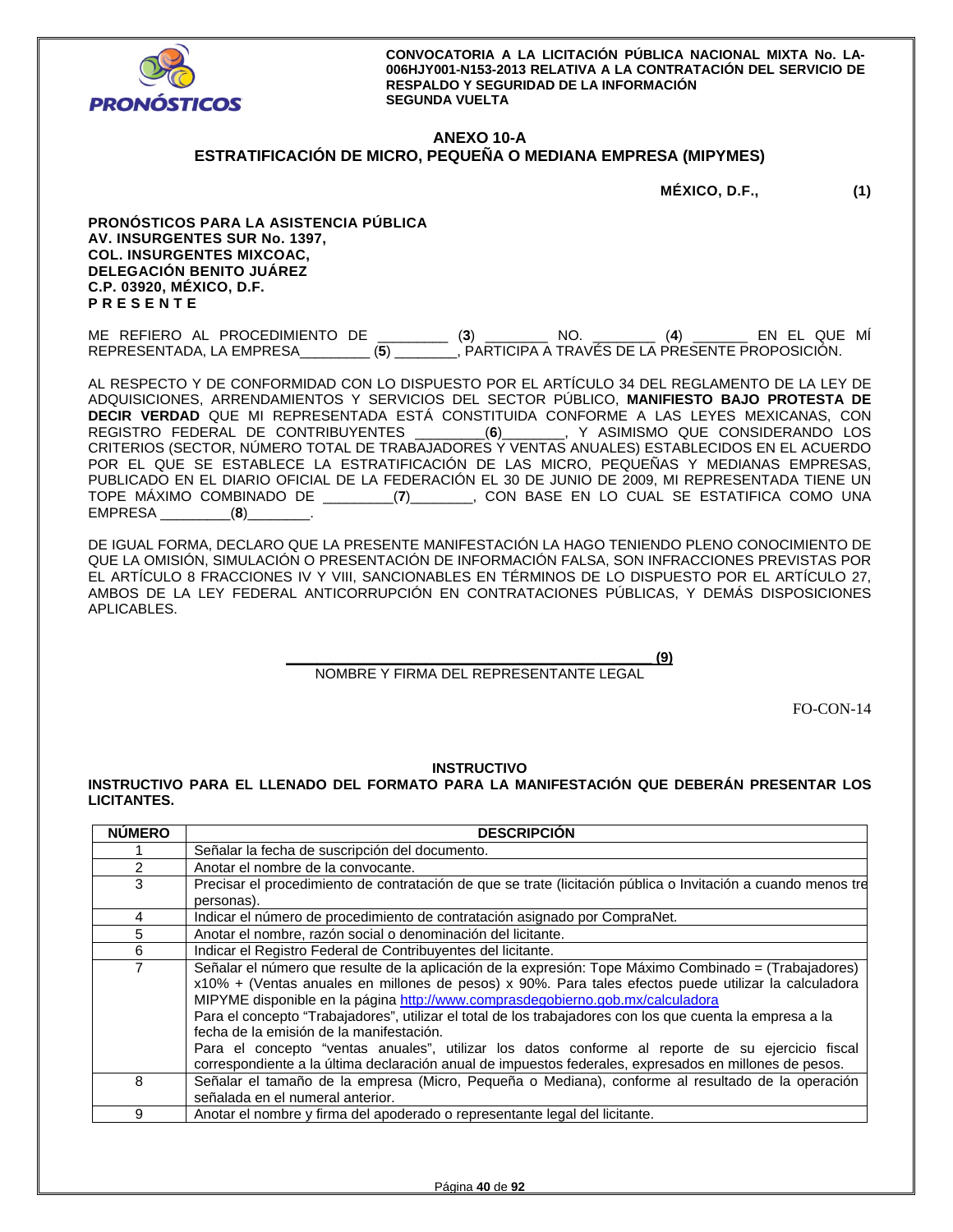**CONVOCATORIA A LA LICITACIÓN PÚBLICA NACIONAL MIXTA No. LA-006HJY001-N153-2013 RELATIVA A LA CONTRATACIÓN DEL SERVICIO DE RESPALDO Y SEGURIDAD DE LA INFORMACIÓN SEGUNDA VUELTA**

## ANEXO 10-A
## ESTRATIFICACIÓN DE MICRO, PEQUEÑA O MEDIANA EMPRESA (MIPYMES)

**MÉXICO, D.F., (1)**

**PRONÓSTICOS PARA LA ASISTENCIA PÚBLICA**
**AV. INSURGENTES SUR No. 1397,**
**COL. INSURGENTES MIXCOAC,**
**DELEGACIÓN BENITO JUÁREZ**
**C.P. 03920, MÉXICO, D.F.**
**P R E S E N T E**

ME REFIERO AL PROCEDIMIENTO DE ________ (**3**) _______ NO. _______ (**4**) ______ EN EL QUE MÍ REPRESENTADA, LA EMPRESA________ (**5**) _______, PARTICIPA A TRAVÉS DE LA PRESENTE PROPOSICIÓN.

AL RESPECTO Y DE CONFORMIDAD CON LO DISPUESTO POR EL ARTÍCULO 34 DEL REGLAMENTO DE LA LEY DE ADQUISICIONES, ARRENDAMIENTOS Y SERVICIOS DEL SECTOR PÚBLICO, **MANIFIESTO BAJO PROTESTA DE DECIR VERDAD** QUE MI REPRESENTADA ESTÁ CONSTITUIDA CONFORME A LAS LEYES MEXICANAS, CON REGISTRO FEDERAL DE CONTRIBUYENTES ________(**6**)_______, Y ASIMISMO QUE CONSIDERANDO LOS CRITERIOS (SECTOR, NÚMERO TOTAL DE TRABAJADORES Y VENTAS ANUALES) ESTABLECIDOS EN EL ACUERDO POR EL QUE SE ESTABLECE LA ESTRATIFICACIÓN DE LAS MICRO, PEQUEÑAS Y MEDIANAS EMPRESAS, PUBLICADO EN EL DIARIO OFICIAL DE LA FEDERACIÓN EL 30 DE JUNIO DE 2009, MI REPRESENTADA TIENE UN TOPE MÁXIMO COMBINADO DE ________(**7**)_______, CON BASE EN LO CUAL SE ESTATIFICA COMO UNA EMPRESA ________(**8**)_______.

DE IGUAL FORMA, DECLARO QUE LA PRESENTE MANIFESTACIÓN LA HAGO TENIENDO PLENO CONOCIMIENTO DE QUE LA OMISIÓN, SIMULACIÓN O PRESENTACIÓN DE INFORMACIÓN FALSA, SON INFRACCIONES PREVISTAS POR EL ARTÍCULO 8 FRACCIONES IV Y VIII, SANCIONABLES EN TÉRMINOS DE LO DISPUESTO POR EL ARTÍCULO 27, AMBOS DE LA LEY FEDERAL ANTICORRUPCIÓN EN CONTRATACIONES PÚBLICAS, Y DEMÁS DISPOSICIONES APLICABLES.

_____________________________________________ **(9)**
NOMBRE Y FIRMA DEL REPRESENTANTE LEGAL

FO-CON-14

### INSTRUCTIVO

**INSTRUCTIVO PARA EL LLENADO DEL FORMATO PARA LA MANIFESTACIÓN QUE DEBERÁN PRESENTAR LOS LICITANTES.**

| NÚMERO | DESCRIPCIÓN |
|---|---|
| 1 | Señalar la fecha de suscripción del documento. |
| 2 | Anotar el nombre de la convocante. |
| 3 | Precisar el procedimiento de contratación de que se trate (licitación pública o Invitación a cuando menos tres personas). |
| 4 | Indicar el número de procedimiento de contratación asignado por CompraNet. |
| 5 | Anotar el nombre, razón social o denominación del licitante. |
| 6 | Indicar el Registro Federal de Contribuyentes del licitante. |
| 7 | Señalar el número que resulte de la aplicación de la expresión: Tope Máximo Combinado = (Trabajadores) x10% + (Ventas anuales en millones de pesos) x 90%. Para tales efectos puede utilizar la calculadora MIPYME disponible en la página http://www.comprasdegobierno.gob.mx/calculadora<br>Para el concepto "Trabajadores", utilizar el total de los trabajadores con los que cuenta la empresa a la fecha de la emisión de la manifestación.<br>Para el concepto "ventas anuales", utilizar los datos conforme al reporte de su ejercicio fiscal correspondiente a la última declaración anual de impuestos federales, expresados en millones de pesos. |
| 8 | Señalar el tamaño de la empresa (Micro, Pequeña o Mediana), conforme al resultado de la operación señalada en el numeral anterior. |
| 9 | Anotar el nombre y firma del apoderado o representante legal del licitante. |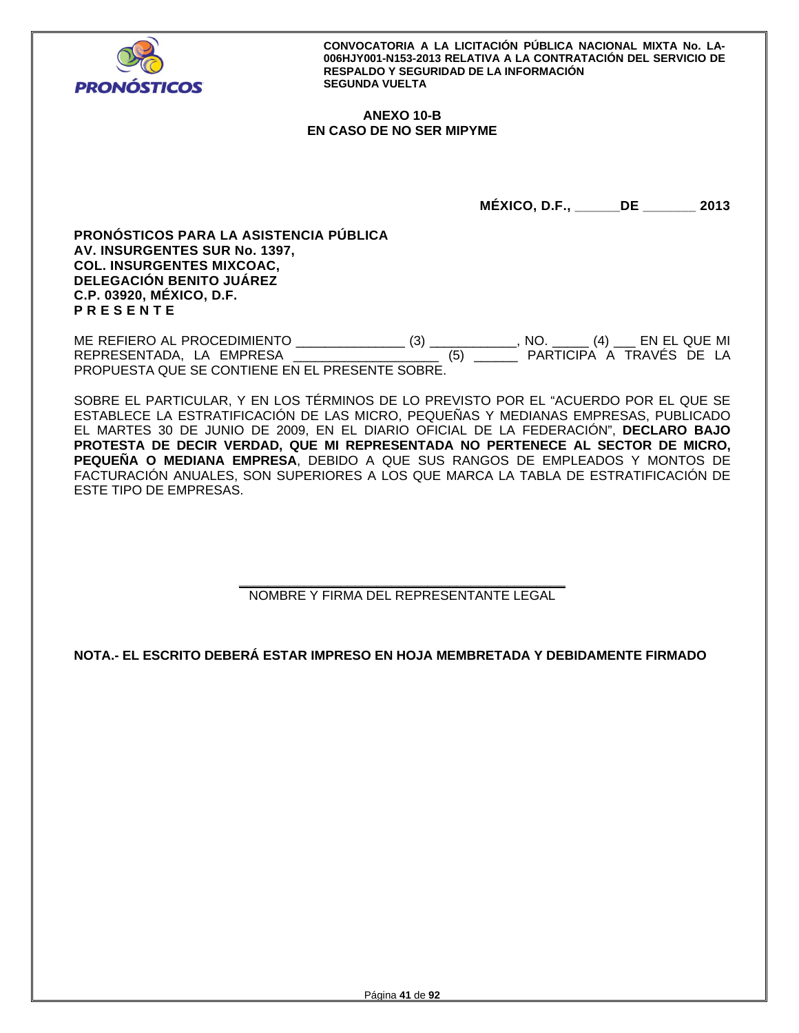## ANEXO 10-B
## EN CASO DE NO SER MIPYME

**MÉXICO, D.F., ______DE _______ 2013**

**PRONÓSTICOS PARA LA ASISTENCIA PÚBLICA**
**AV. INSURGENTES SUR No. 1397,**
**COL. INSURGENTES MIXCOAC,**
**DELEGACIÓN BENITO JUÁREZ**
**C.P. 03920, MÉXICO, D.F.**
**P R E S E N T E**

ME REFIERO AL PROCEDIMIENTO _______________ (3) ____________, NO. _____ (4) ___ EN EL QUE MI REPRESENTADA, LA EMPRESA ___________________ (5) ______ PARTICIPA A TRAVÉS DE LA PROPUESTA QUE SE CONTIENE EN EL PRESENTE SOBRE.

SOBRE EL PARTICULAR, Y EN LOS TÉRMINOS DE LO PREVISTO POR EL "ACUERDO POR EL QUE SE ESTABLECE LA ESTRATIFICACIÓN DE LAS MICRO, PEQUEÑAS Y MEDIANAS EMPRESAS, PUBLICADO EL MARTES 30 DE JUNIO DE 2009, EN EL DIARIO OFICIAL DE LA FEDERACIÓN", **DECLARO BAJO PROTESTA DE DECIR VERDAD, QUE MI REPRESENTADA NO PERTENECE AL SECTOR DE MICRO, PEQUEÑA O MEDIANA EMPRESA**, DEBIDO A QUE SUS RANGOS DE EMPLEADOS Y MONTOS DE FACTURACIÓN ANUALES, SON SUPERIORES A LOS QUE MARCA LA TABLA DE ESTRATIFICACIÓN DE ESTE TIPO DE EMPRESAS.

_____________________________________________
NOMBRE Y FIRMA DEL REPRESENTANTE LEGAL

**NOTA.- EL ESCRITO DEBERÁ ESTAR IMPRESO EN HOJA MEMBRETADA Y DEBIDAMENTE FIRMADO**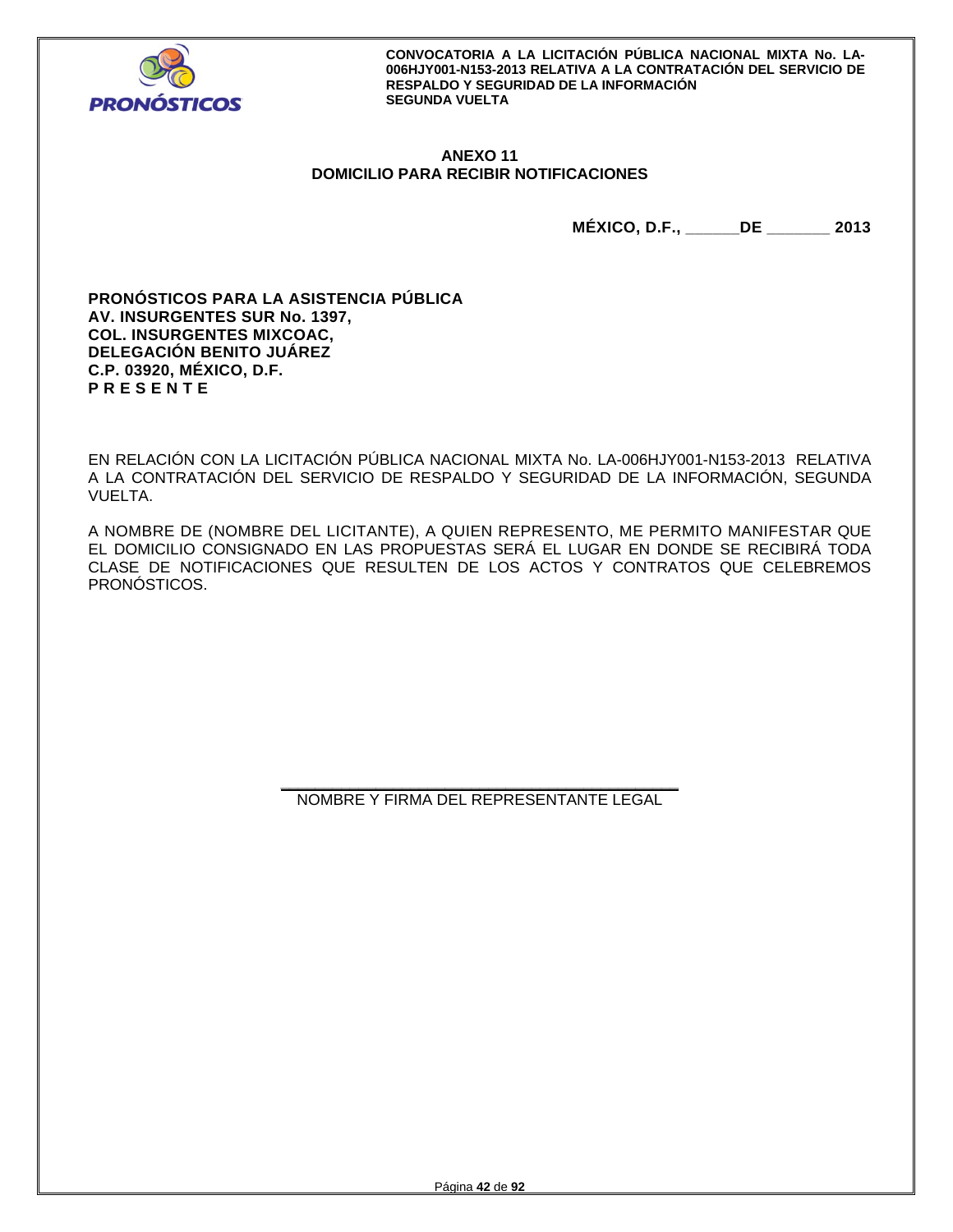## ANEXO 11
## DOMICILIO PARA RECIBIR NOTIFICACIONES

**MÉXICO, D.F., ______DE _______ 2013**

**PRONÓSTICOS PARA LA ASISTENCIA PÚBLICA**
**AV. INSURGENTES SUR No. 1397,**
**COL. INSURGENTES MIXCOAC,**
**DELEGACIÓN BENITO JUÁREZ**
**C.P. 03920, MÉXICO, D.F.**
**P R E S E N T E**

EN RELACIÓN CON LA LICITACIÓN PÚBLICA NACIONAL MIXTA No. LA-006HJY001-N153-2013 RELATIVA A LA CONTRATACIÓN DEL SERVICIO DE RESPALDO Y SEGURIDAD DE LA INFORMACIÓN, SEGUNDA VUELTA.

A NOMBRE DE (NOMBRE DEL LICITANTE), A QUIEN REPRESENTO, ME PERMITO MANIFESTAR QUE EL DOMICILIO CONSIGNADO EN LAS PROPUESTAS SERÁ EL LUGAR EN DONDE SE RECIBIRÁ TODA CLASE DE NOTIFICACIONES QUE RESULTEN DE LOS ACTOS Y CONTRATOS QUE CELEBREMOS PRONÓSTICOS.

_____________________________________________
NOMBRE Y FIRMA DEL REPRESENTANTE LEGAL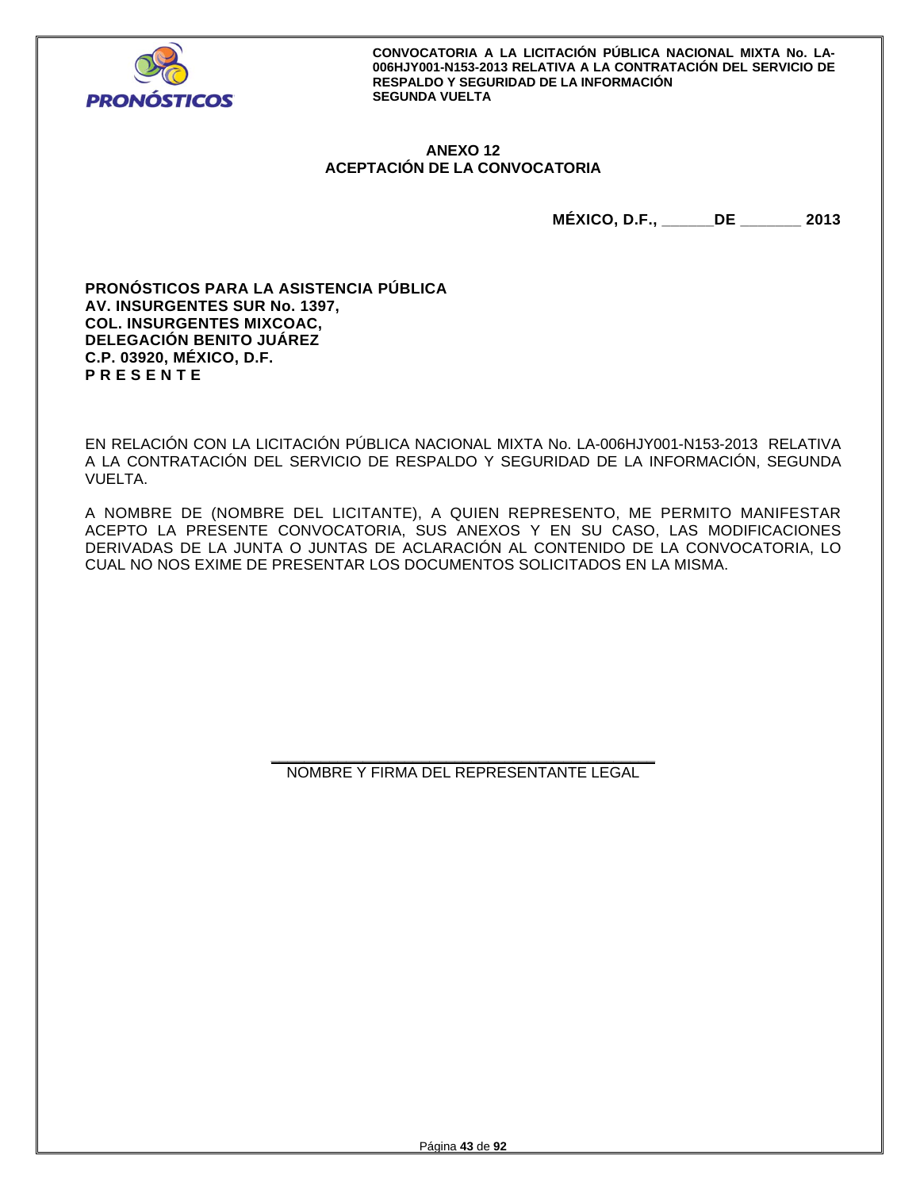**ANEXO 12**
**ACEPTACIÓN DE LA CONVOCATORIA**

**MÉXICO, D.F., ______DE _______ 2013**

**PRONÓSTICOS PARA LA ASISTENCIA PÚBLICA**
**AV. INSURGENTES SUR No. 1397,**
**COL. INSURGENTES MIXCOAC,**
**DELEGACIÓN BENITO JUÁREZ**
**C.P. 03920, MÉXICO, D.F.**
**P R E S E N T E**

EN RELACIÓN CON LA LICITACIÓN PÚBLICA NACIONAL MIXTA No. LA-006HJY001-N153-2013 RELATIVA A LA CONTRATACIÓN DEL SERVICIO DE RESPALDO Y SEGURIDAD DE LA INFORMACIÓN, SEGUNDA VUELTA.

A NOMBRE DE (NOMBRE DEL LICITANTE), A QUIEN REPRESENTO, ME PERMITO MANIFESTAR ACEPTO LA PRESENTE CONVOCATORIA, SUS ANEXOS Y EN SU CASO, LAS MODIFICACIONES DERIVADAS DE LA JUNTA O JUNTAS DE ACLARACIÓN AL CONTENIDO DE LA CONVOCATORIA, LO CUAL NO NOS EXIME DE PRESENTAR LOS DOCUMENTOS SOLICITADOS EN LA MISMA.

_____________________________________________

NOMBRE Y FIRMA DEL REPRESENTANTE LEGAL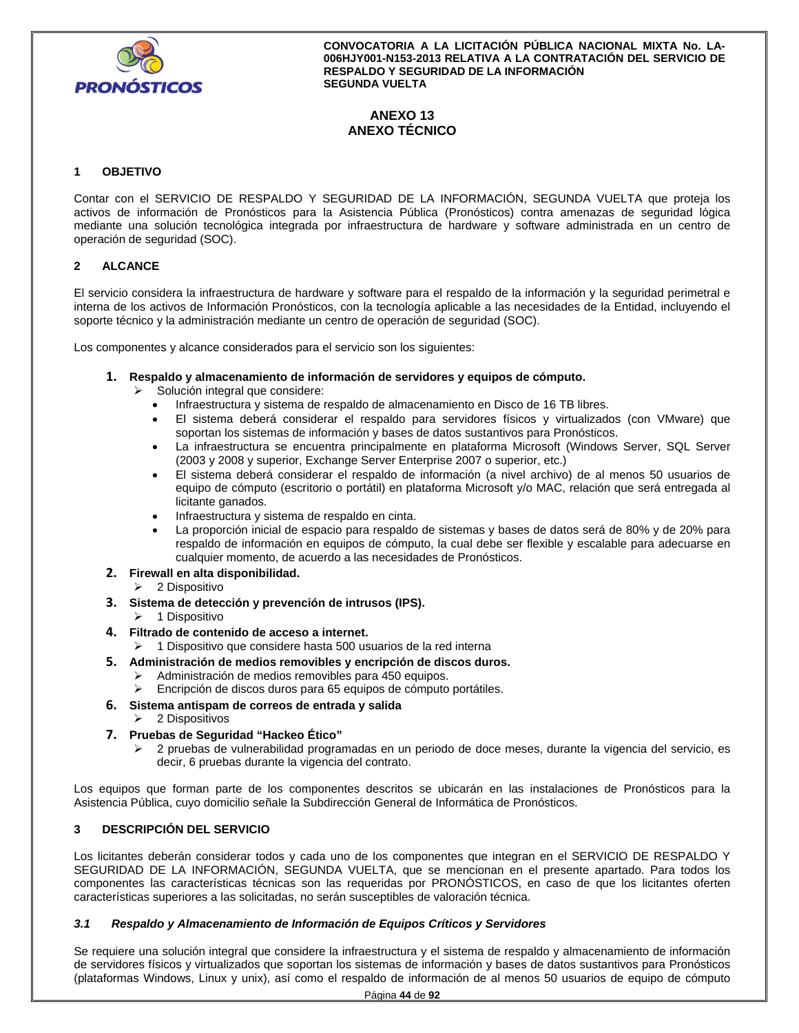# ANEXO 13
# ANEXO TÉCNICO

## 1 OBJETIVO

Contar con el SERVICIO DE RESPALDO Y SEGURIDAD DE LA INFORMACIÓN, SEGUNDA VUELTA que proteja los activos de información de Pronósticos para la Asistencia Pública (Pronósticos) contra amenazas de seguridad lógica mediante una solución tecnológica integrada por infraestructura de hardware y software administrada en un centro de operación de seguridad (SOC).

## 2 ALCANCE

El servicio considera la infraestructura de hardware y software para el respaldo de la información y la seguridad perimetral e interna de los activos de Información Pronósticos, con la tecnología aplicable a las necesidades de la Entidad, incluyendo el soporte técnico y la administración mediante un centro de operación de seguridad (SOC).

Los componentes y alcance considerados para el servicio son los siguientes:

1. **Respaldo y almacenamiento de información de servidores y equipos de cómputo.**
   - Solución integral que considere:
     - Infraestructura y sistema de respaldo de almacenamiento en Disco de 16 TB libres.
     - El sistema deberá considerar el respaldo para servidores físicos y virtualizados (con VMware) que soportan los sistemas de información y bases de datos sustantivos para Pronósticos.
     - La infraestructura se encuentra principalmente en plataforma Microsoft (Windows Server, SQL Server (2003 y 2008 y superior, Exchange Server Enterprise 2007 o superior, etc.)
     - El sistema deberá considerar el respaldo de información (a nivel archivo) de al menos 50 usuarios de equipo de cómputo (escritorio o portátil) en plataforma Microsoft y/o MAC, relación que será entregada al licitante ganados.
     - Infraestructura y sistema de respaldo en cinta.
     - La proporción inicial de espacio para respaldo de sistemas y bases de datos será de 80% y de 20% para respaldo de información en equipos de cómputo, la cual debe ser flexible y escalable para adecuarse en cualquier momento, de acuerdo a las necesidades de Pronósticos.
2. **Firewall en alta disponibilidad.**
   - 2 Dispositivo
3. **Sistema de detección y prevención de intrusos (IPS).**
   - 1 Dispositivo
4. **Filtrado de contenido de acceso a internet.**
   - 1 Dispositivo que considere hasta 500 usuarios de la red interna
5. **Administración de medios removibles y encripción de discos duros.**
   - Administración de medios removibles para 450 equipos.
   - Encripción de discos duros para 65 equipos de cómputo portátiles.
6. **Sistema antispam de correos de entrada y salida**
   - 2 Dispositivos
7. **Pruebas de Seguridad "Hackeo Ético"**
   - 2 pruebas de vulnerabilidad programadas en un periodo de doce meses, durante la vigencia del servicio, es decir, 6 pruebas durante la vigencia del contrato.

Los equipos que forman parte de los componentes descritos se ubicarán en las instalaciones de Pronósticos para la Asistencia Pública, cuyo domicilio señale la Subdirección General de Informática de Pronósticos.

## 3 DESCRIPCIÓN DEL SERVICIO

Los licitantes deberán considerar todos y cada uno de los componentes que integran en el SERVICIO DE RESPALDO Y SEGURIDAD DE LA INFORMACIÓN, SEGUNDA VUELTA, que se mencionan en el presente apartado. Para todos los componentes las características técnicas son las requeridas por PRONÓSTICOS, en caso de que los licitantes oferten características superiores a las solicitadas, no serán susceptibles de valoración técnica.

### *3.1 Respaldo y Almacenamiento de Información de Equipos Críticos y Servidores*

Se requiere una solución integral que considere la infraestructura y el sistema de respaldo y almacenamiento de información de servidores físicos y virtualizados que soportan los sistemas de información y bases de datos sustantivos para Pronósticos (plataformas Windows, Linux y unix), así como el respaldo de información de al menos 50 usuarios de equipo de cómputo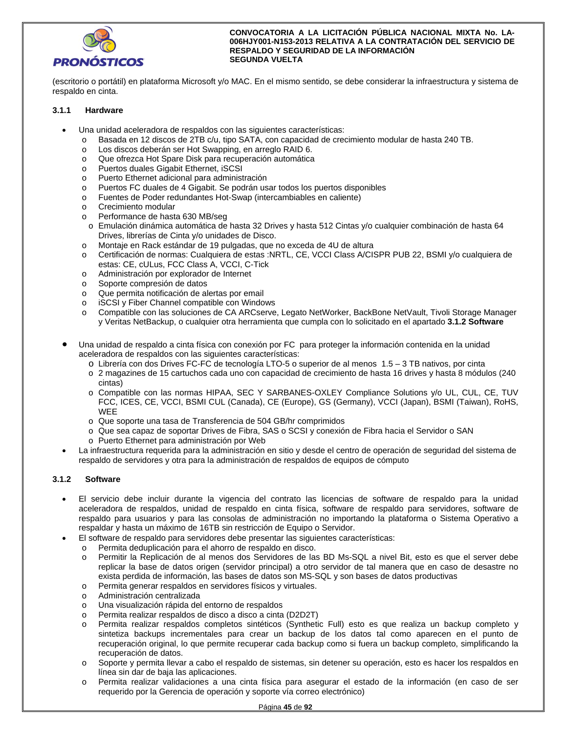(escritorio o portátil) en plataforma Microsoft y/o MAC. En el mismo sentido, se debe considerar la infraestructura y sistema de respaldo en cinta.

### 3.1.1 Hardware

- Una unidad aceleradora de respaldos con las siguientes características:
  - Basada en 12 discos de 2TB c/u, tipo SATA, con capacidad de crecimiento modular de hasta 240 TB.
  - Los discos deberán ser Hot Swapping, en arreglo RAID 6.
  - Que ofrezca Hot Spare Disk para recuperación automática
  - Puertos duales Gigabit Ethernet, iSCSI
  - Puerto Ethernet adicional para administración
  - Puertos FC duales de 4 Gigabit. Se podrán usar todos los puertos disponibles
  - Fuentes de Poder redundantes Hot-Swap (intercambiables en caliente)
  - Crecimiento modular
  - Performance de hasta 630 MB/seg
  - Emulación dinámica automática de hasta 32 Drives y hasta 512 Cintas y/o cualquier combinación de hasta 64 Drives, librerías de Cinta y/o unidades de Disco.
  - Montaje en Rack estándar de 19 pulgadas, que no exceda de 4U de altura
  - Certificación de normas: Cualquiera de estas :NRTL, CE, VCCI Class A/CISPR PUB 22, BSMI y/o cualquiera de estas: CE, cULus, FCC Class A, VCCI, C-Tick
  - Administración por explorador de Internet
  - Soporte compresión de datos
  - Que permita notificación de alertas por email
  - iSCSI y Fiber Channel compatible con Windows
  - Compatible con las soluciones de CA ARCserve, Legato NetWorker, BackBone NetVault, Tivoli Storage Manager y Veritas NetBackup, o cualquier otra herramienta que cumpla con lo solicitado en el apartado **3.1.2 Software**

- Una unidad de respaldo a cinta física con conexión por FC para proteger la información contenida en la unidad aceleradora de respaldos con las siguientes características:
  - Librería con dos Drives FC-FC de tecnología LTO-5 o superior de al menos 1.5 – 3 TB nativos, por cinta
  - 2 magazines de 15 cartuchos cada uno con capacidad de crecimiento de hasta 16 drives y hasta 8 módulos (240 cintas)
  - Compatible con las normas HIPAA, SEC Y SARBANES-OXLEY Compliance Solutions y/o UL, CUL, CE, TUV FCC, ICES, CE, VCCI, BSMI CUL (Canada), CE (Europe), GS (Germany), VCCI (Japan), BSMI (Taiwan), RoHS, WEE
  - Que soporte una tasa de Transferencia de 504 GB/hr comprimidos
  - Que sea capaz de soportar Drives de Fibra, SAS o SCSI y conexión de Fibra hacia el Servidor o SAN
  - Puerto Ethernet para administración por Web
- La infraestructura requerida para la administración en sitio y desde el centro de operación de seguridad del sistema de respaldo de servidores y otra para la administración de respaldos de equipos de cómputo

### 3.1.2 Software

- El servicio debe incluir durante la vigencia del contrato las licencias de software de respaldo para la unidad aceleradora de respaldos, unidad de respaldo en cinta física, software de respaldo para servidores, software de respaldo para usuarios y para las consolas de administración no importando la plataforma o Sistema Operativo a respaldar y hasta un máximo de 16TB sin restricción de Equipo o Servidor.
- El software de respaldo para servidores debe presentar las siguientes características:
  - Permita deduplicación para el ahorro de respaldo en disco.
  - Permitir la Replicación de al menos dos Servidores de las BD Ms-SQL a nivel Bit, esto es que el server debe replicar la base de datos origen (servidor principal) a otro servidor de tal manera que en caso de desastre no exista perdida de información, las bases de datos son MS-SQL y son bases de datos productivas
  - Permita generar respaldos en servidores físicos y virtuales.
  - Administración centralizada
  - Una visualización rápida del entorno de respaldos
  - Permita realizar respaldos de disco a disco a cinta (D2D2T)
  - Permita realizar respaldos completos sintéticos (Synthetic Full) esto es que realiza un backup completo y sintetiza backups incrementales para crear un backup de los datos tal como aparecen en el punto de recuperación original, lo que permite recuperar cada backup como si fuera un backup completo, simplificando la recuperación de datos.
  - Soporte y permita llevar a cabo el respaldo de sistemas, sin detener su operación, esto es hacer los respaldos en línea sin dar de baja las aplicaciones.
  - Permita realizar validaciones a una cinta física para asegurar el estado de la información (en caso de ser requerido por la Gerencia de operación y soporte vía correo electrónico)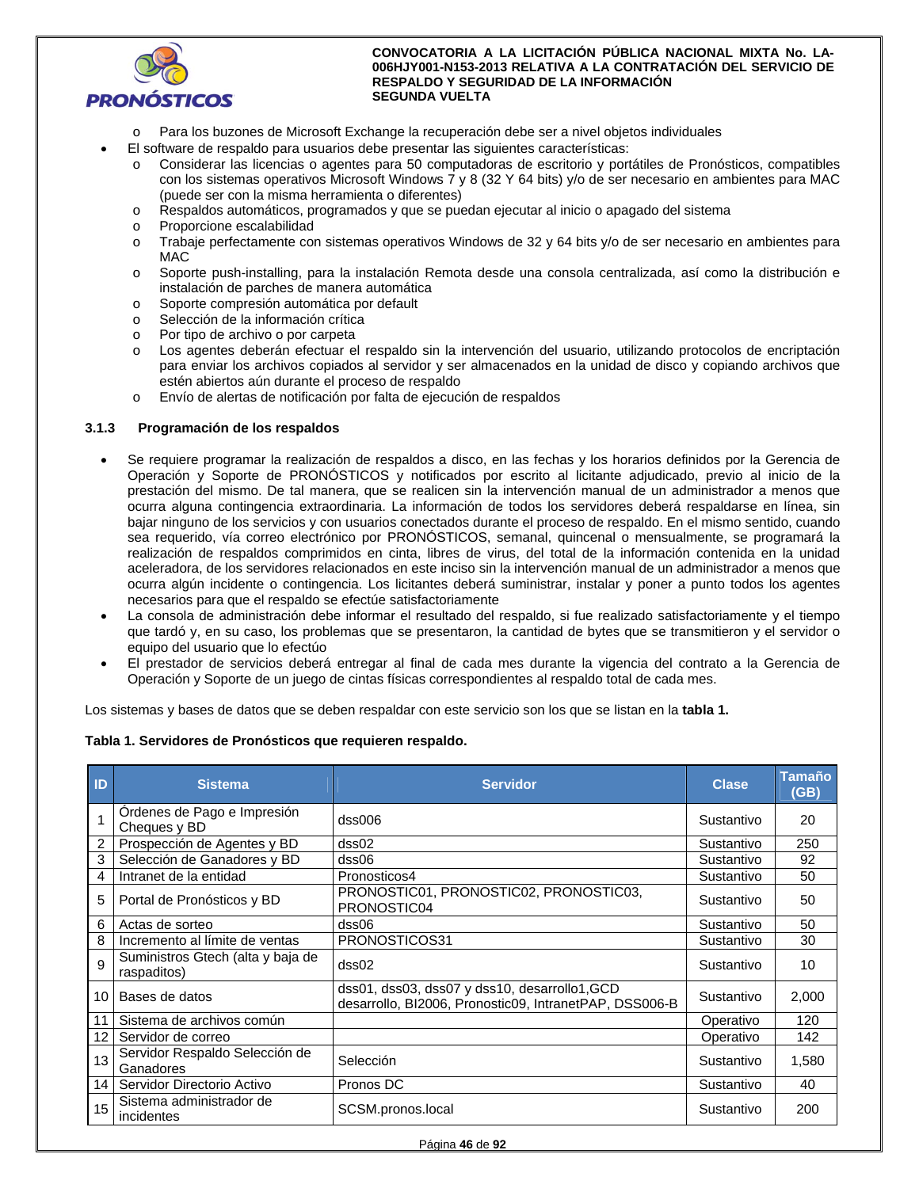- Para los buzones de Microsoft Exchange la recuperación debe ser a nivel objetos individuales
- El software de respaldo para usuarios debe presentar las siguientes características:
  - Considerar las licencias o agentes para 50 computadoras de escritorio y portátiles de Pronósticos, compatibles con los sistemas operativos Microsoft Windows 7 y 8 (32 Y 64 bits) y/o de ser necesario en ambientes para MAC (puede ser con la misma herramienta o diferentes)
  - Respaldos automáticos, programados y que se puedan ejecutar al inicio o apagado del sistema
  - Proporcione escalabilidad
  - Trabaje perfectamente con sistemas operativos Windows de 32 y 64 bits y/o de ser necesario en ambientes para MAC
  - Soporte push-installing, para la instalación Remota desde una consola centralizada, así como la distribución e instalación de parches de manera automática
  - Soporte compresión automática por default
  - Selección de la información crítica
  - Por tipo de archivo o por carpeta
  - Los agentes deberán efectuar el respaldo sin la intervención del usuario, utilizando protocolos de encriptación para enviar los archivos copiados al servidor y ser almacenados en la unidad de disco y copiando archivos que estén abiertos aún durante el proceso de respaldo
  - Envío de alertas de notificación por falta de ejecución de respaldos

### 3.1.3 Programación de los respaldos

- Se requiere programar la realización de respaldos a disco, en las fechas y los horarios definidos por la Gerencia de Operación y Soporte de PRONÓSTICOS y notificados por escrito al licitante adjudicado, previo al inicio de la prestación del mismo. De tal manera, que se realicen sin la intervención manual de un administrador a menos que ocurra alguna contingencia extraordinaria. La información de todos los servidores deberá respaldarse en línea, sin bajar ninguno de los servicios y con usuarios conectados durante el proceso de respaldo. En el mismo sentido, cuando sea requerido, vía correo electrónico por PRONÓSTICOS, semanal, quincenal o mensualmente, se programará la realización de respaldos comprimidos en cinta, libres de virus, del total de la información contenida en la unidad aceleradora, de los servidores relacionados en este inciso sin la intervención manual de un administrador a menos que ocurra algún incidente o contingencia. Los licitantes deberá suministrar, instalar y poner a punto todos los agentes necesarios para que el respaldo se efectúe satisfactoriamente
- La consola de administración debe informar el resultado del respaldo, si fue realizado satisfactoriamente y el tiempo que tardó y, en su caso, los problemas que se presentaron, la cantidad de bytes que se transmitieron y el servidor o equipo del usuario que lo efectúo
- El prestador de servicios deberá entregar al final de cada mes durante la vigencia del contrato a la Gerencia de Operación y Soporte de un juego de cintas físicas correspondientes al respaldo total de cada mes.

Los sistemas y bases de datos que se deben respaldar con este servicio son los que se listan en la **tabla 1.**

**Tabla 1. Servidores de Pronósticos que requieren respaldo.**

| ID | Sistema | Servidor | Clase | Tamaño (GB) |
|---|---|---|---|---|
| 1 | Órdenes de Pago e Impresión Cheques y BD | dss006 | Sustantivo | 20 |
| 2 | Prospección de Agentes y BD | dss02 | Sustantivo | 250 |
| 3 | Selección de Ganadores y BD | dss06 | Sustantivo | 92 |
| 4 | Intranet de la entidad | Pronosticos4 | Sustantivo | 50 |
| 5 | Portal de Pronósticos y BD | PRONOSTIC01, PRONOSTIC02, PRONOSTIC03, PRONOSTIC04 | Sustantivo | 50 |
| 6 | Actas de sorteo | dss06 | Sustantivo | 50 |
| 8 | Incremento al límite de ventas | PRONOSTICOS31 | Sustantivo | 30 |
| 9 | Suministros Gtech (alta y baja de raspaditos) | dss02 | Sustantivo | 10 |
| 10 | Bases de datos | dss01, dss03, dss07 y dss10, desarrollo1,GCD desarrollo, BI2006, Pronostic09, IntranetPAP, DSS006-B | Sustantivo | 2,000 |
| 11 | Sistema de archivos común | | Operativo | 120 |
| 12 | Servidor de correo | | Operativo | 142 |
| 13 | Servidor Respaldo Selección de Ganadores | Selección | Sustantivo | 1,580 |
| 14 | Servidor Directorio Activo | Pronos DC | Sustantivo | 40 |
| 15 | Sistema administrador de incidentes | SCSM.pronos.local | Sustantivo | 200 |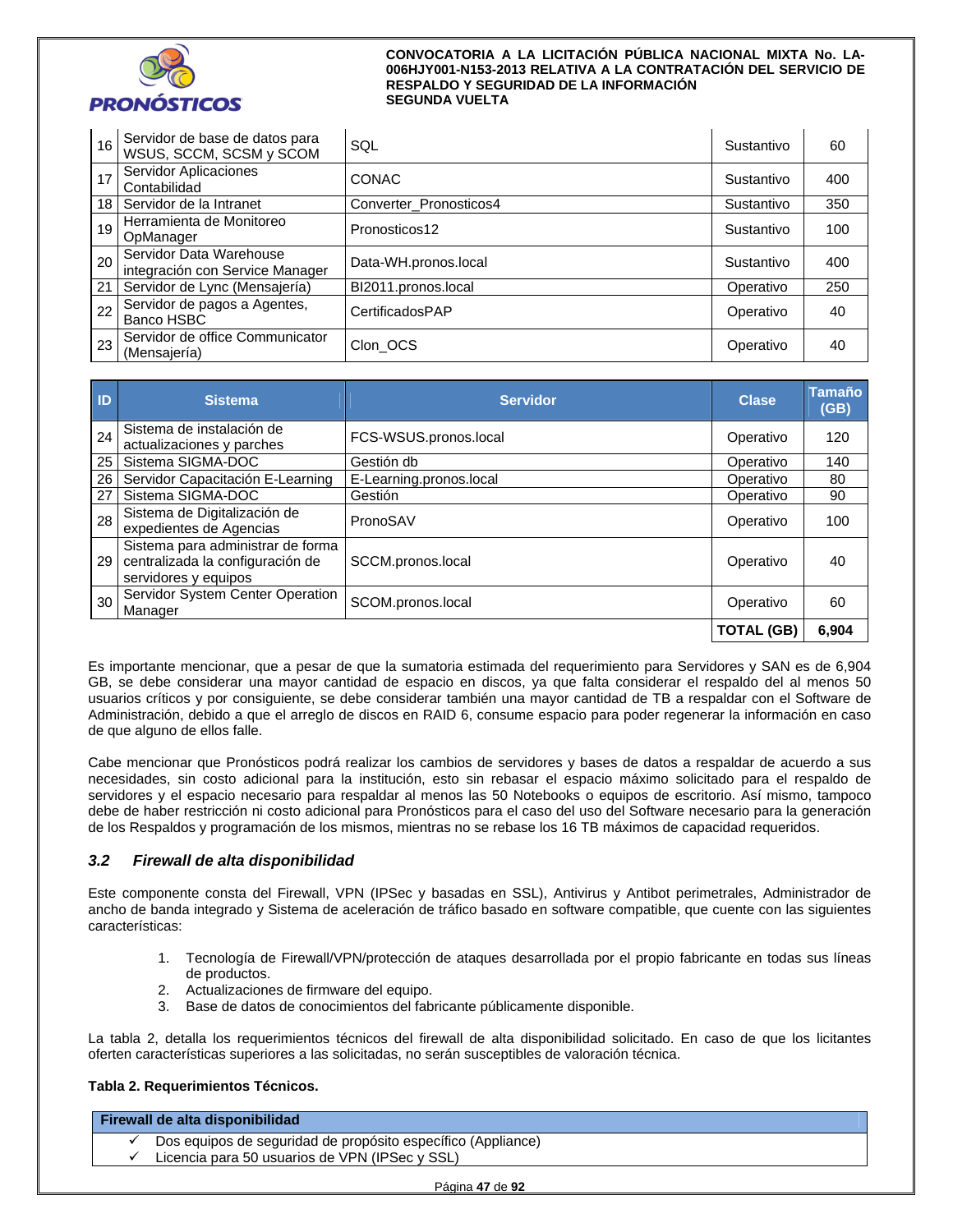| ID | Sistema | Servidor | Clase | Tamaño (GB) |
|---|---|---|---|---|
| 16 | Servidor de base de datos para WSUS, SCCM, SCSM y SCOM | SQL | Sustantivo | 60 |
| 17 | Servidor Aplicaciones Contabilidad | CONAC | Sustantivo | 400 |
| 18 | Servidor de la Intranet | Converter_Pronosticos4 | Sustantivo | 350 |
| 19 | Herramienta de Monitoreo OpManager | Pronosticos12 | Sustantivo | 100 |
| 20 | Servidor Data Warehouse integración con Service Manager | Data-WH.pronos.local | Sustantivo | 400 |
| 21 | Servidor de Lync (Mensajería) | BI2011.pronos.local | Operativo | 250 |
| 22 | Servidor de pagos a Agentes, Banco HSBC | CertificadosPAP | Operativo | 40 |
| 23 | Servidor de office Communicator (Mensajería) | Clon_OCS | Operativo | 40 |
| 24 | Sistema de instalación de actualizaciones y parches | FCS-WSUS.pronos.local | Operativo | 120 |
| 25 | Sistema SIGMA-DOC | Gestión db | Operativo | 140 |
| 26 | Servidor Capacitación E-Learning | E-Learning.pronos.local | Operativo | 80 |
| 27 | Sistema SIGMA-DOC | Gestión | Operativo | 90 |
| 28 | Sistema de Digitalización de expedientes de Agencias | PronoSAV | Operativo | 100 |
| 29 | Sistema para administrar de forma centralizada la configuración de servidores y equipos | SCCM.pronos.local | Operativo | 40 |
| 30 | Servidor System Center Operation Manager | SCOM.pronos.local | Operativo | 60 |
| | | | **TOTAL (GB)** | **6,904** |

Es importante mencionar, que a pesar de que la sumatoria estimada del requerimiento para Servidores y SAN es de 6,904 GB, se debe considerar una mayor cantidad de espacio en discos, ya que falta considerar el respaldo del al menos 50 usuarios críticos y por consiguiente, se debe considerar también una mayor cantidad de TB a respaldar con el Software de Administración, debido a que el arreglo de discos en RAID 6, consume espacio para poder regenerar la información en caso de que alguno de ellos falle.

Cabe mencionar que Pronósticos podrá realizar los cambios de servidores y bases de datos a respaldar de acuerdo a sus necesidades, sin costo adicional para la institución, esto sin rebasar el espacio máximo solicitado para el respaldo de servidores y el espacio necesario para respaldar al menos las 50 Notebooks o equipos de escritorio. Así mismo, tampoco debe de haber restricción ni costo adicional para Pronósticos para el caso del uso del Software necesario para la generación de los Respaldos y programación de los mismos, mientras no se rebase los 16 TB máximos de capacidad requeridos.

### *3.2 Firewall de alta disponibilidad*

Este componente consta del Firewall, VPN (IPSec y basadas en SSL), Antivirus y Antibot perimetrales, Administrador de ancho de banda integrado y Sistema de aceleración de tráfico basado en software compatible, que cuente con las siguientes características:

1. Tecnología de Firewall/VPN/protección de ataques desarrollada por el propio fabricante en todas sus líneas de productos.
2. Actualizaciones de firmware del equipo.
3. Base de datos de conocimientos del fabricante públicamente disponible.

La tabla 2, detalla los requerimientos técnicos del firewall de alta disponibilidad solicitado. En caso de que los licitantes oferten características superiores a las solicitadas, no serán susceptibles de valoración técnica.

**Tabla 2. Requerimientos Técnicos.**

| Firewall de alta disponibilidad |
|---|
| ✓ Dos equipos de seguridad de propósito específico (Appliance)<br>✓ Licencia para 50 usuarios de VPN (IPSec y SSL) |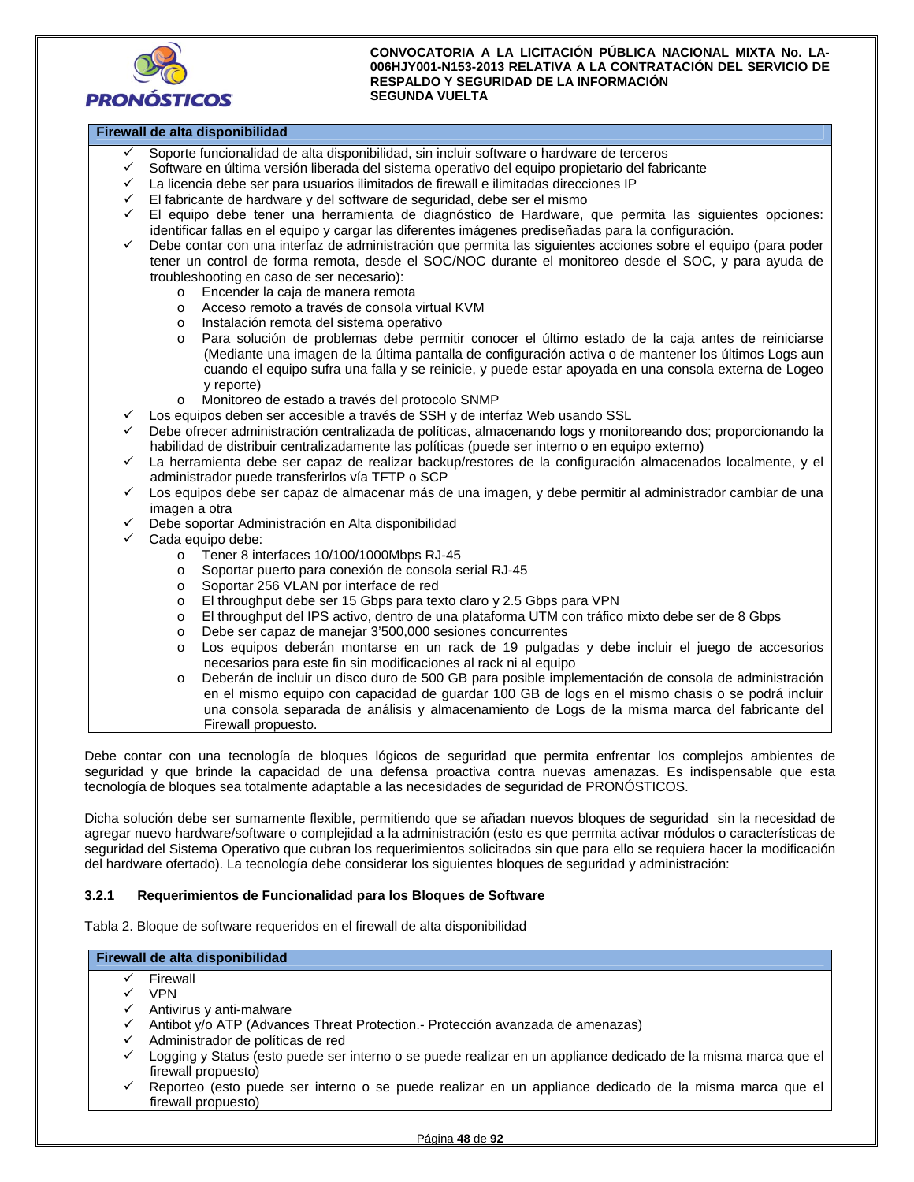| Firewall de alta disponibilidad |
| --- |
| ✓ Soporte funcionalidad de alta disponibilidad, sin incluir software o hardware de terceros<br>✓ Software en última versión liberada del sistema operativo del equipo propietario del fabricante<br>✓ La licencia debe ser para usuarios ilimitados de firewall e ilimitadas direcciones IP<br>✓ El fabricante de hardware y del software de seguridad, debe ser el mismo<br>✓ El equipo debe tener una herramienta de diagnóstico de Hardware, que permita las siguientes opciones: identificar fallas en el equipo y cargar las diferentes imágenes prediseñadas para la configuración.<br>✓ Debe contar con una interfaz de administración que permita las siguientes acciones sobre el equipo (para poder tener un control de forma remota, desde el SOC/NOC durante el monitoreo desde el SOC, y para ayuda de troubleshooting en caso de ser necesario):<br>&nbsp;&nbsp;&nbsp;&nbsp;o Encender la caja de manera remota<br>&nbsp;&nbsp;&nbsp;&nbsp;o Acceso remoto a través de consola virtual KVM<br>&nbsp;&nbsp;&nbsp;&nbsp;o Instalación remota del sistema operativo<br>&nbsp;&nbsp;&nbsp;&nbsp;o Para solución de problemas debe permitir conocer el último estado de la caja antes de reiniciarse (Mediante una imagen de la última pantalla de configuración activa o de mantener los últimos Logs aun cuando el equipo sufra una falla y se reinicie, y puede estar apoyada en una consola externa de Logeo y reporte)<br>&nbsp;&nbsp;&nbsp;&nbsp;o Monitoreo de estado a través del protocolo SNMP<br>✓ Los equipos deben ser accesible a través de SSH y de interfaz Web usando SSL<br>✓ Debe ofrecer administración centralizada de políticas, almacenando logs y monitoreando dos; proporcionando la habilidad de distribuir centralizadamente las políticas (puede ser interno o en equipo externo)<br>✓ La herramienta debe ser capaz de realizar backup/restores de la configuración almacenados localmente, y el administrador puede transferirlos vía TFTP o SCP<br>✓ Los equipos debe ser capaz de almacenar más de una imagen, y debe permitir al administrador cambiar de una imagen a otra<br>✓ Debe soportar Administración en Alta disponibilidad<br>✓ Cada equipo debe:<br>&nbsp;&nbsp;&nbsp;&nbsp;o Tener 8 interfaces 10/100/1000Mbps RJ-45<br>&nbsp;&nbsp;&nbsp;&nbsp;o Soportar puerto para conexión de consola serial RJ-45<br>&nbsp;&nbsp;&nbsp;&nbsp;o Soportar 256 VLAN por interface de red<br>&nbsp;&nbsp;&nbsp;&nbsp;o El throughput debe ser 15 Gbps para texto claro y 2.5 Gbps para VPN<br>&nbsp;&nbsp;&nbsp;&nbsp;o El throughput del IPS activo, dentro de una plataforma UTM con tráfico mixto debe ser de 8 Gbps<br>&nbsp;&nbsp;&nbsp;&nbsp;o Debe ser capaz de manejar 3'500,000 sesiones concurrentes<br>&nbsp;&nbsp;&nbsp;&nbsp;o Los equipos deberán montarse en un rack de 19 pulgadas y debe incluir el juego de accesorios necesarios para este fin sin modificaciones al rack ni al equipo<br>&nbsp;&nbsp;&nbsp;&nbsp;o Deberán de incluir un disco duro de 500 GB para posible implementación de consola de administración en el mismo equipo con capacidad de guardar 100 GB de logs en el mismo chasis o se podrá incluir una consola separada de análisis y almacenamiento de Logs de la misma marca del fabricante del Firewall propuesto. |

Debe contar con una tecnología de bloques lógicos de seguridad que permita enfrentar los complejos ambientes de seguridad y que brinde la capacidad de una defensa proactiva contra nuevas amenazas. Es indispensable que esta tecnología de bloques sea totalmente adaptable a las necesidades de seguridad de PRONÓSTICOS.

Dicha solución debe ser sumamente flexible, permitiendo que se añadan nuevos bloques de seguridad sin la necesidad de agregar nuevo hardware/software o complejidad a la administración (esto es que permita activar módulos o características de seguridad del Sistema Operativo que cubran los requerimientos solicitados sin que para ello se requiera hacer la modificación del hardware ofertado). La tecnología debe considerar los siguientes bloques de seguridad y administración:

### 3.2.1 Requerimientos de Funcionalidad para los Bloques de Software

Tabla 2. Bloque de software requeridos en el firewall de alta disponibilidad

| Firewall de alta disponibilidad |
| --- |
| ✓ Firewall<br>✓ VPN<br>✓ Antivirus y anti-malware<br>✓ Antibot y/o ATP (Advances Threat Protection.- Protección avanzada de amenazas)<br>✓ Administrador de políticas de red<br>✓ Logging y Status (esto puede ser interno o se puede realizar en un appliance dedicado de la misma marca que el firewall propuesto)<br>✓ Reporteo (esto puede ser interno o se puede realizar en un appliance dedicado de la misma marca que el firewall propuesto) |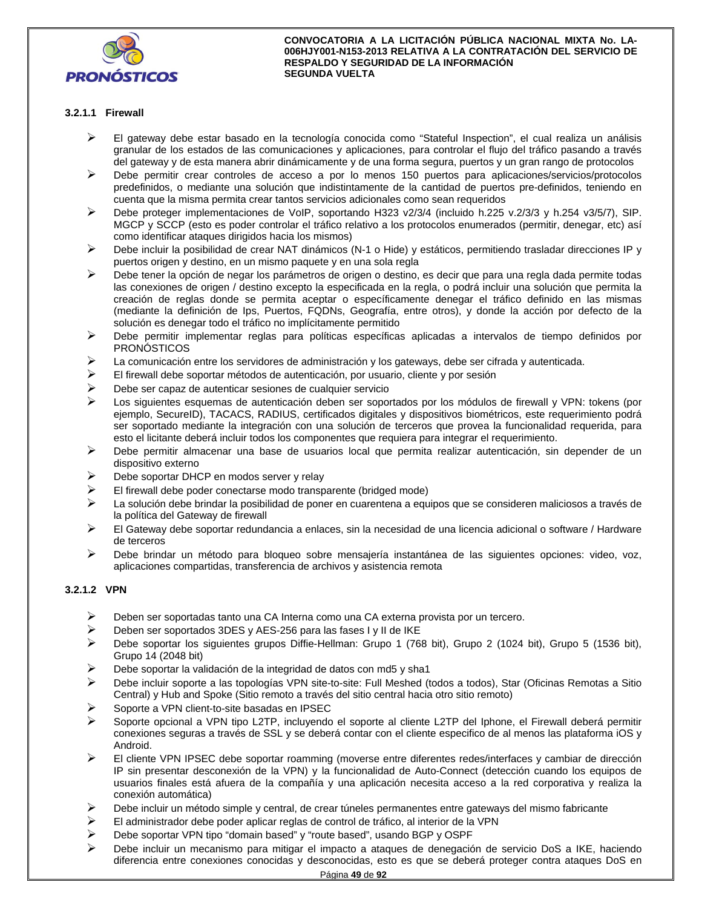### 3.2.1.1 Firewall

- El gateway debe estar basado en la tecnología conocida como "Stateful Inspection", el cual realiza un análisis granular de los estados de las comunicaciones y aplicaciones, para controlar el flujo del tráfico pasando a través del gateway y de esta manera abrir dinámicamente y de una forma segura, puertos y un gran rango de protocolos
- Debe permitir crear controles de acceso a por lo menos 150 puertos para aplicaciones/servicios/protocolos predefinidos, o mediante una solución que indistintamente de la cantidad de puertos pre-definidos, teniendo en cuenta que la misma permita crear tantos servicios adicionales como sean requeridos
- Debe proteger implementaciones de VoIP, soportando H323 v2/3/4 (incluido h.225 v.2/3/3 y h.254 v3/5/7), SIP. MGCP y SCCP (esto es poder controlar el tráfico relativo a los protocolos enumerados (permitir, denegar, etc) así como identificar ataques dirigidos hacia los mismos)
- Debe incluir la posibilidad de crear NAT dinámicos (N-1 o Hide) y estáticos, permitiendo trasladar direcciones IP y puertos origen y destino, en un mismo paquete y en una sola regla
- Debe tener la opción de negar los parámetros de origen o destino, es decir que para una regla dada permite todas las conexiones de origen / destino excepto la especificada en la regla, o podrá incluir una solución que permita la creación de reglas donde se permita aceptar o específicamente denegar el tráfico definido en las mismas (mediante la definición de Ips, Puertos, FQDNs, Geografía, entre otros), y donde la acción por defecto de la solución es denegar todo el tráfico no implícitamente permitido
- Debe permitir implementar reglas para políticas específicas aplicadas a intervalos de tiempo definidos por PRONÓSTICOS
- La comunicación entre los servidores de administración y los gateways, debe ser cifrada y autenticada.
- El firewall debe soportar métodos de autenticación, por usuario, cliente y por sesión
- Debe ser capaz de autenticar sesiones de cualquier servicio
- Los siguientes esquemas de autenticación deben ser soportados por los módulos de firewall y VPN: tokens (por ejemplo, SecureID), TACACS, RADIUS, certificados digitales y dispositivos biométricos, este requerimiento podrá ser soportado mediante la integración con una solución de terceros que provea la funcionalidad requerida, para esto el licitante deberá incluir todos los componentes que requiera para integrar el requerimiento.
- Debe permitir almacenar una base de usuarios local que permita realizar autenticación, sin depender de un dispositivo externo
- Debe soportar DHCP en modos server y relay
- El firewall debe poder conectarse modo transparente (bridged mode)
- La solución debe brindar la posibilidad de poner en cuarentena a equipos que se consideren maliciosos a través de la política del Gateway de firewall
- El Gateway debe soportar redundancia a enlaces, sin la necesidad de una licencia adicional o software / Hardware de terceros
- Debe brindar un método para bloqueo sobre mensajería instantánea de las siguientes opciones: video, voz, aplicaciones compartidas, transferencia de archivos y asistencia remota

### 3.2.1.2 VPN

- Deben ser soportadas tanto una CA Interna como una CA externa provista por un tercero.
- Deben ser soportados 3DES y AES-256 para las fases I y II de IKE
- Debe soportar los siguientes grupos Diffie-Hellman: Grupo 1 (768 bit), Grupo 2 (1024 bit), Grupo 5 (1536 bit), Grupo 14 (2048 bit)
- Debe soportar la validación de la integridad de datos con md5 y sha1
- Debe incluir soporte a las topologías VPN site-to-site: Full Meshed (todos a todos), Star (Oficinas Remotas a Sitio Central) y Hub and Spoke (Sitio remoto a través del sitio central hacia otro sitio remoto)
- Soporte a VPN client-to-site basadas en IPSEC
- Soporte opcional a VPN tipo L2TP, incluyendo el soporte al cliente L2TP del Iphone, el Firewall deberá permitir conexiones seguras a través de SSL y se deberá contar con el cliente especifico de al menos las plataforma iOS y Android.
- El cliente VPN IPSEC debe soportar roamming (moverse entre diferentes redes/interfaces y cambiar de dirección IP sin presentar desconexión de la VPN) y la funcionalidad de Auto-Connect (detección cuando los equipos de usuarios finales está afuera de la compañía y una aplicación necesita acceso a la red corporativa y realiza la conexión automática)
- Debe incluir un método simple y central, de crear túneles permanentes entre gateways del mismo fabricante
- El administrador debe poder aplicar reglas de control de tráfico, al interior de la VPN
- Debe soportar VPN tipo "domain based" y "route based", usando BGP y OSPF
- Debe incluir un mecanismo para mitigar el impacto a ataques de denegación de servicio DoS a IKE, haciendo diferencia entre conexiones conocidas y desconocidas, esto es que se deberá proteger contra ataques DoS en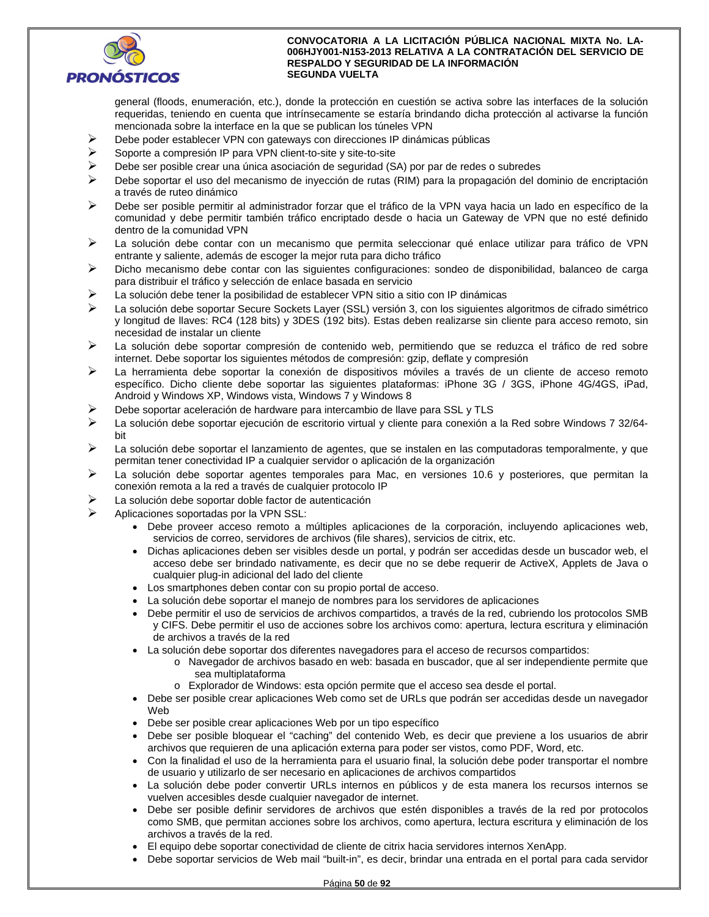general (floods, enumeración, etc.), donde la protección en cuestión se activa sobre las interfaces de la solución requeridas, teniendo en cuenta que intrínsecamente se estaría brindando dicha protección al activarse la función mencionada sobre la interface en la que se publican los túneles VPN

- Debe poder establecer VPN con gateways con direcciones IP dinámicas públicas
- Soporte a compresión IP para VPN client-to-site y site-to-site
- Debe ser posible crear una única asociación de seguridad (SA) por par de redes o subredes
- Debe soportar el uso del mecanismo de inyección de rutas (RIM) para la propagación del dominio de encriptación a través de ruteo dinámico
- Debe ser posible permitir al administrador forzar que el tráfico de la VPN vaya hacia un lado en específico de la comunidad y debe permitir también tráfico encriptado desde o hacia un Gateway de VPN que no esté definido dentro de la comunidad VPN
- La solución debe contar con un mecanismo que permita seleccionar qué enlace utilizar para tráfico de VPN entrante y saliente, además de escoger la mejor ruta para dicho tráfico
- Dicho mecanismo debe contar con las siguientes configuraciones: sondeo de disponibilidad, balanceo de carga para distribuir el tráfico y selección de enlace basada en servicio
- La solución debe tener la posibilidad de establecer VPN sitio a sitio con IP dinámicas
- La solución debe soportar Secure Sockets Layer (SSL) versión 3, con los siguientes algoritmos de cifrado simétrico y longitud de llaves: RC4 (128 bits) y 3DES (192 bits). Estas deben realizarse sin cliente para acceso remoto, sin necesidad de instalar un cliente
- La solución debe soportar compresión de contenido web, permitiendo que se reduzca el tráfico de red sobre internet. Debe soportar los siguientes métodos de compresión: gzip, deflate y compresión
- La herramienta debe soportar la conexión de dispositivos móviles a través de un cliente de acceso remoto específico. Dicho cliente debe soportar las siguientes plataformas: iPhone 3G / 3GS, iPhone 4G/4GS, iPad, Android y Windows XP, Windows vista, Windows 7 y Windows 8
- Debe soportar aceleración de hardware para intercambio de llave para SSL y TLS
- La solución debe soportar ejecución de escritorio virtual y cliente para conexión a la Red sobre Windows 7 32/64-bit
- La solución debe soportar el lanzamiento de agentes, que se instalen en las computadoras temporalmente, y que permitan tener conectividad IP a cualquier servidor o aplicación de la organización
- La solución debe soportar agentes temporales para Mac, en versiones 10.6 y posteriores, que permitan la conexión remota a la red a través de cualquier protocolo IP
- La solución debe soportar doble factor de autenticación
- Aplicaciones soportadas por la VPN SSL:
  - Debe proveer acceso remoto a múltiples aplicaciones de la corporación, incluyendo aplicaciones web, servicios de correo, servidores de archivos (file shares), servicios de citrix, etc.
  - Dichas aplicaciones deben ser visibles desde un portal, y podrán ser accedidas desde un buscador web, el acceso debe ser brindado nativamente, es decir que no se debe requerir de ActiveX, Applets de Java o cualquier plug-in adicional del lado del cliente
  - Los smartphones deben contar con su propio portal de acceso.
  - La solución debe soportar el manejo de nombres para los servidores de aplicaciones
  - Debe permitir el uso de servicios de archivos compartidos, a través de la red, cubriendo los protocolos SMB y CIFS. Debe permitir el uso de acciones sobre los archivos como: apertura, lectura escritura y eliminación de archivos a través de la red
  - La solución debe soportar dos diferentes navegadores para el acceso de recursos compartidos:
    - Navegador de archivos basado en web: basada en buscador, que al ser independiente permite que sea multiplataforma
    - Explorador de Windows: esta opción permite que el acceso sea desde el portal.
  - Debe ser posible crear aplicaciones Web como set de URLs que podrán ser accedidas desde un navegador Web
  - Debe ser posible crear aplicaciones Web por un tipo específico
  - Debe ser posible bloquear el "caching" del contenido Web, es decir que previene a los usuarios de abrir archivos que requieren de una aplicación externa para poder ser vistos, como PDF, Word, etc.
  - Con la finalidad el uso de la herramienta para el usuario final, la solución debe poder transportar el nombre de usuario y utilizarlo de ser necesario en aplicaciones de archivos compartidos
  - La solución debe poder convertir URLs internos en públicos y de esta manera los recursos internos se vuelven accesibles desde cualquier navegador de internet.
  - Debe ser posible definir servidores de archivos que estén disponibles a través de la red por protocolos como SMB, que permitan acciones sobre los archivos, como apertura, lectura escritura y eliminación de los archivos a través de la red.
  - El equipo debe soportar conectividad de cliente de citrix hacia servidores internos XenApp.
  - Debe soportar servicios de Web mail "built-in", es decir, brindar una entrada en el portal para cada servidor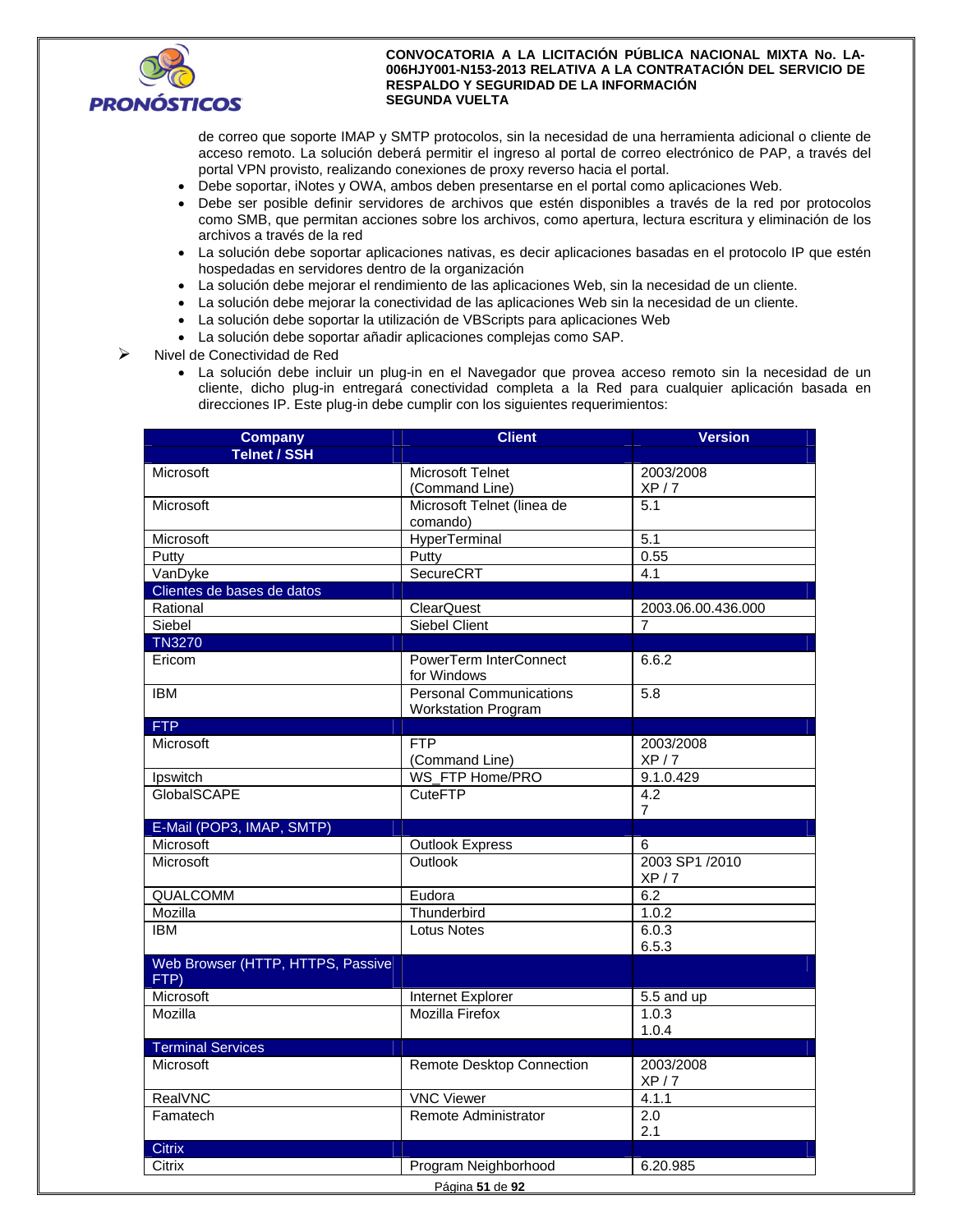de correo que soporte IMAP y SMTP protocolos, sin la necesidad de una herramienta adicional o cliente de acceso remoto. La solución deberá permitir el ingreso al portal de correo electrónico de PAP, a través del portal VPN provisto, realizando conexiones de proxy reverso hacia el portal.

- Debe soportar, iNotes y OWA, ambos deben presentarse en el portal como aplicaciones Web.
- Debe ser posible definir servidores de archivos que estén disponibles a través de la red por protocolos como SMB, que permitan acciones sobre los archivos, como apertura, lectura escritura y eliminación de los archivos a través de la red
- La solución debe soportar aplicaciones nativas, es decir aplicaciones basadas en el protocolo IP que estén hospedadas en servidores dentro de la organización
- La solución debe mejorar el rendimiento de las aplicaciones Web, sin la necesidad de un cliente.
- La solución debe mejorar la conectividad de las aplicaciones Web sin la necesidad de un cliente.
- La solución debe soportar la utilización de VBScripts para aplicaciones Web
- La solución debe soportar añadir aplicaciones complejas como SAP.

➢ Nivel de Conectividad de Red

- La solución debe incluir un plug-in en el Navegador que provea acceso remoto sin la necesidad de un cliente, dicho plug-in entregará conectividad completa a la Red para cualquier aplicación basada en direcciones IP. Este plug-in debe cumplir con los siguientes requerimientos:

| Company Telnet / SSH | Client | Version |
|---|---|---|
| Microsoft | Microsoft Telnet (Command Line) | 2003/2008 XP / 7 |
| Microsoft | Microsoft Telnet (linea de comando) | 5.1 |
| Microsoft | HyperTerminal | 5.1 |
| Putty | Putty | 0.55 |
| VanDyke | SecureCRT | 4.1 |
| **Clientes de bases de datos** | | |
| Rational | ClearQuest | 2003.06.00.436.000 |
| Siebel | Siebel Client | 7 |
| **TN3270** | | |
| Ericom | PowerTerm InterConnect for Windows | 6.6.2 |
| IBM | Personal Communications Workstation Program | 5.8 |
| **FTP** | | |
| Microsoft | FTP (Command Line) | 2003/2008 XP / 7 |
| Ipswitch | WS_FTP Home/PRO | 9.1.0.429 |
| GlobalSCAPE | CuteFTP | 4.2 7 |
| **E-Mail (POP3, IMAP, SMTP)** | | |
| Microsoft | Outlook Express | 6 |
| Microsoft | Outlook | 2003 SP1 /2010 XP / 7 |
| QUALCOMM | Eudora | 6.2 |
| Mozilla | Thunderbird | 1.0.2 |
| IBM | Lotus Notes | 6.0.3 6.5.3 |
| **Web Browser (HTTP, HTTPS, Passive FTP)** | | |
| Microsoft | Internet Explorer | 5.5 and up |
| Mozilla | Mozilla Firefox | 1.0.3 1.0.4 |
| **Terminal Services** | | |
| Microsoft | Remote Desktop Connection | 2003/2008 XP / 7 |
| RealVNC | VNC Viewer | 4.1.1 |
| Famatech | Remote Administrator | 2.0 2.1 |
| **Citrix** | | |
| Citrix | Program Neighborhood | 6.20.985 |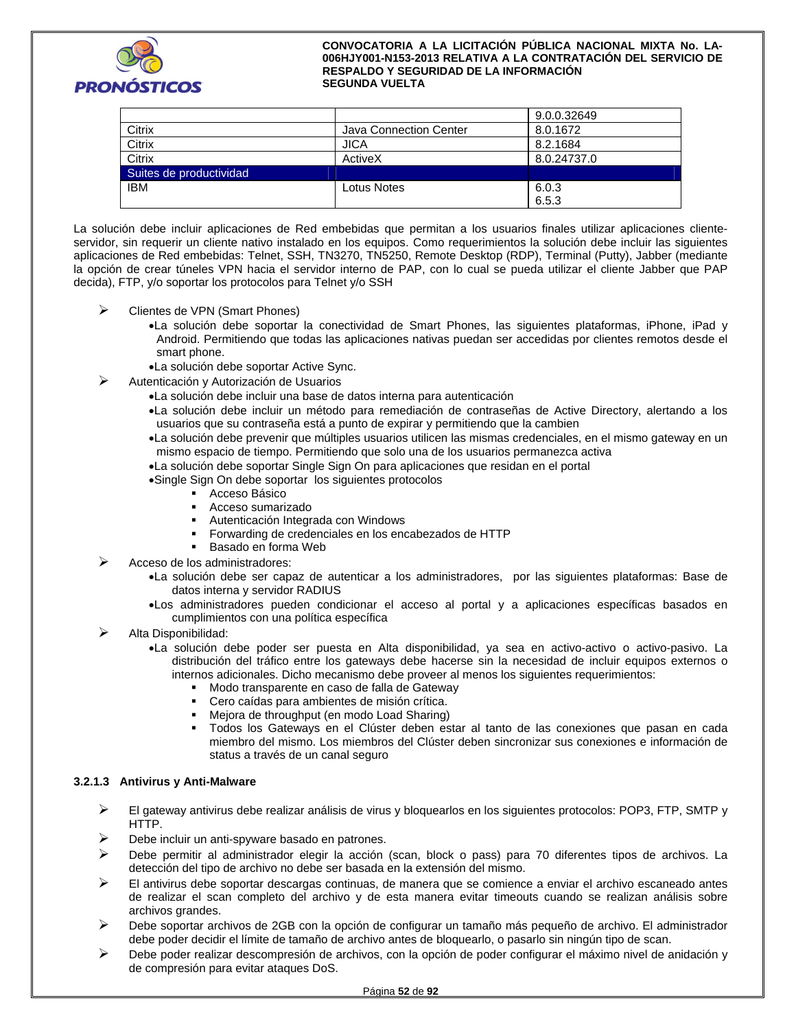| | | |
|---|---|---|
| | | 9.0.0.32649 |
| Citrix | Java Connection Center | 8.0.1672 |
| Citrix | JICA | 8.2.1684 |
| Citrix | ActiveX | 8.0.24737.0 |
| Suites de productividad | | |
| IBM | Lotus Notes | 6.0.3<br>6.5.3 |

La solución debe incluir aplicaciones de Red embebidas que permitan a los usuarios finales utilizar aplicaciones cliente-servidor, sin requerir un cliente nativo instalado en los equipos. Como requerimientos la solución debe incluir las siguientes aplicaciones de Red embebidas: Telnet, SSH, TN3270, TN5250, Remote Desktop (RDP), Terminal (Putty), Jabber (mediante la opción de crear túneles VPN hacia el servidor interno de PAP, con lo cual se pueda utilizar el cliente Jabber que PAP decida), FTP, y/o soportar los protocolos para Telnet y/o SSH

- Clientes de VPN (Smart Phones)
  - La solución debe soportar la conectividad de Smart Phones, las siguientes plataformas, iPhone, iPad y Android. Permitiendo que todas las aplicaciones nativas puedan ser accedidas por clientes remotos desde el smart phone.
  - La solución debe soportar Active Sync.
- Autenticación y Autorización de Usuarios
  - La solución debe incluir una base de datos interna para autenticación
  - La solución debe incluir un método para remediación de contraseñas de Active Directory, alertando a los usuarios que su contraseña está a punto de expirar y permitiendo que la cambien
  - La solución debe prevenir que múltiples usuarios utilicen las mismas credenciales, en el mismo gateway en un mismo espacio de tiempo. Permitiendo que solo una de los usuarios permanezca activa
  - La solución debe soportar Single Sign On para aplicaciones que residan en el portal
  - Single Sign On debe soportar los siguientes protocolos
    - Acceso Básico
    - Acceso sumarizado
    - Autenticación Integrada con Windows
    - Forwarding de credenciales en los encabezados de HTTP
    - Basado en forma Web
- Acceso de los administradores:
  - La solución debe ser capaz de autenticar a los administradores, por las siguientes plataformas: Base de datos interna y servidor RADIUS
  - Los administradores pueden condicionar el acceso al portal y a aplicaciones específicas basados en cumplimientos con una política específica
- Alta Disponibilidad:
  - La solución debe poder ser puesta en Alta disponibilidad, ya sea en activo-activo o activo-pasivo. La distribución del tráfico entre los gateways debe hacerse sin la necesidad de incluir equipos externos o internos adicionales. Dicho mecanismo debe proveer al menos los siguientes requerimientos:
    - Modo transparente en caso de falla de Gateway
    - Cero caídas para ambientes de misión crítica.
    - Mejora de throughput (en modo Load Sharing)
    - Todos los Gateways en el Clúster deben estar al tanto de las conexiones que pasan en cada miembro del mismo. Los miembros del Clúster deben sincronizar sus conexiones e información de status a través de un canal seguro

#### 3.2.1.3 Antivirus y Anti-Malware

- El gateway antivirus debe realizar análisis de virus y bloquearlos en los siguientes protocolos: POP3, FTP, SMTP y HTTP.
- Debe incluir un anti-spyware basado en patrones.
- Debe permitir al administrador elegir la acción (scan, block o pass) para 70 diferentes tipos de archivos. La detección del tipo de archivo no debe ser basada en la extensión del mismo.
- El antivirus debe soportar descargas continuas, de manera que se comience a enviar el archivo escaneado antes de realizar el scan completo del archivo y de esta manera evitar timeouts cuando se realizan análisis sobre archivos grandes.
- Debe soportar archivos de 2GB con la opción de configurar un tamaño más pequeño de archivo. El administrador debe poder decidir el límite de tamaño de archivo antes de bloquearlo, o pasarlo sin ningún tipo de scan.
- Debe poder realizar descompresión de archivos, con la opción de poder configurar el máximo nivel de anidación y de compresión para evitar ataques DoS.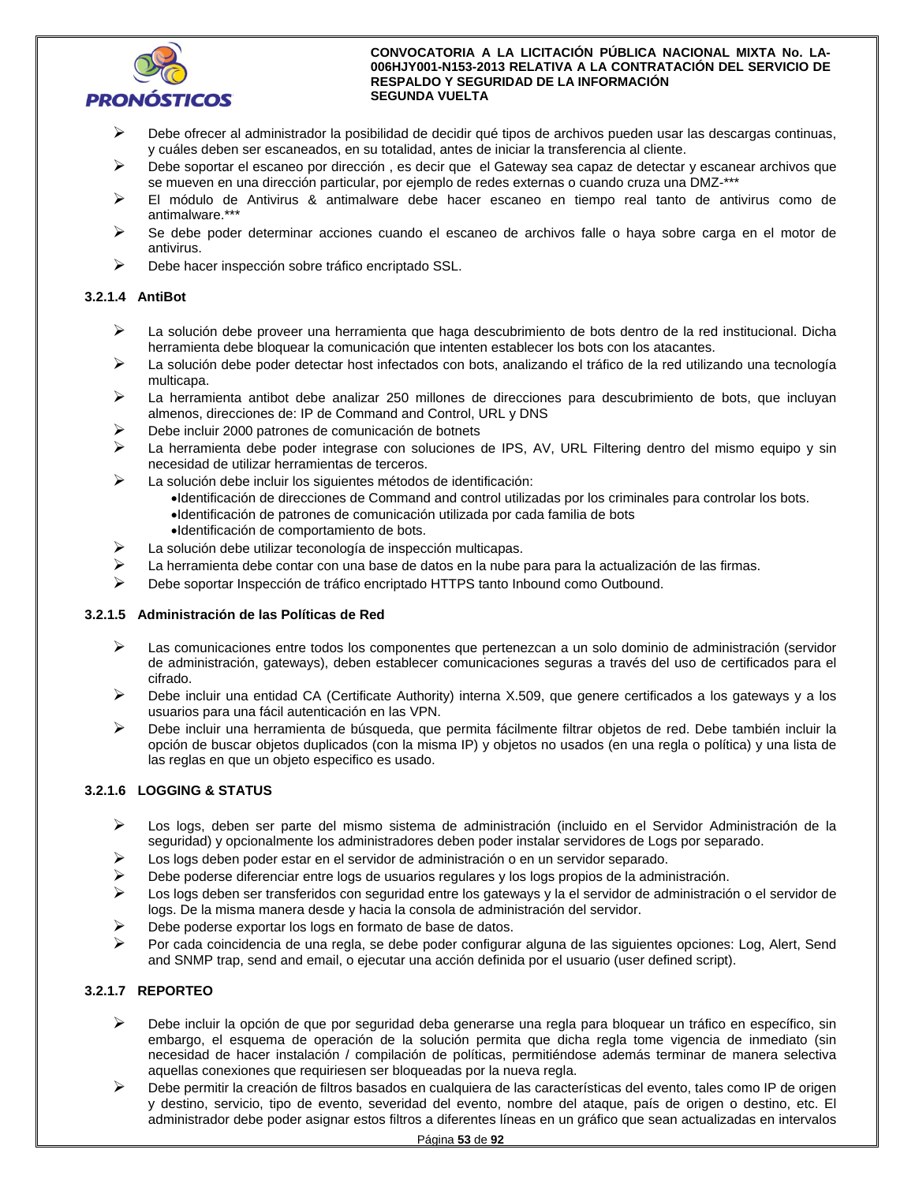- Debe ofrecer al administrador la posibilidad de decidir qué tipos de archivos pueden usar las descargas continuas, y cuáles deben ser escaneados, en su totalidad, antes de iniciar la transferencia al cliente.
- Debe soportar el escaneo por dirección , es decir que el Gateway sea capaz de detectar y escanear archivos que se mueven en una dirección particular, por ejemplo de redes externas o cuando cruza una DMZ-***
- El módulo de Antivirus & antimalware debe hacer escaneo en tiempo real tanto de antivirus como de antimalware.***
- Se debe poder determinar acciones cuando el escaneo de archivos falle o haya sobre carga en el motor de antivirus.
- Debe hacer inspección sobre tráfico encriptado SSL.

#### 3.2.1.4 AntiBot

- La solución debe proveer una herramienta que haga descubrimiento de bots dentro de la red institucional. Dicha herramienta debe bloquear la comunicación que intenten establecer los bots con los atacantes.
- La solución debe poder detectar host infectados con bots, analizando el tráfico de la red utilizando una tecnología multicapa.
- La herramienta antibot debe analizar 250 millones de direcciones para descubrimiento de bots, que incluyan almenos, direcciones de: IP de Command and Control, URL y DNS
- Debe incluir 2000 patrones de comunicación de botnets
- La herramienta debe poder integrase con soluciones de IPS, AV, URL Filtering dentro del mismo equipo y sin necesidad de utilizar herramientas de terceros.
- La solución debe incluir los siguientes métodos de identificación:
  - Identificación de direcciones de Command and control utilizadas por los criminales para controlar los bots.
  - Identificación de patrones de comunicación utilizada por cada familia de bots
  - Identificación de comportamiento de bots.
- La solución debe utilizar teconología de inspección multicapas.
- La herramienta debe contar con una base de datos en la nube para para la actualización de las firmas.
- Debe soportar Inspección de tráfico encriptado HTTPS tanto Inbound como Outbound.

#### 3.2.1.5 Administración de las Políticas de Red

- Las comunicaciones entre todos los componentes que pertenezcan a un solo dominio de administración (servidor de administración, gateways), deben establecer comunicaciones seguras a través del uso de certificados para el cifrado.
- Debe incluir una entidad CA (Certificate Authority) interna X.509, que genere certificados a los gateways y a los usuarios para una fácil autenticación en las VPN.
- Debe incluir una herramienta de búsqueda, que permita fácilmente filtrar objetos de red. Debe también incluir la opción de buscar objetos duplicados (con la misma IP) y objetos no usados (en una regla o política) y una lista de las reglas en que un objeto especifico es usado.

#### 3.2.1.6 LOGGING & STATUS

- Los logs, deben ser parte del mismo sistema de administración (incluido en el Servidor Administración de la seguridad) y opcionalmente los administradores deben poder instalar servidores de Logs por separado.
- Los logs deben poder estar en el servidor de administración o en un servidor separado.
- Debe poderse diferenciar entre logs de usuarios regulares y los logs propios de la administración.
- Los logs deben ser transferidos con seguridad entre los gateways y la el servidor de administración o el servidor de logs. De la misma manera desde y hacia la consola de administración del servidor.
- Debe poderse exportar los logs en formato de base de datos.
- Por cada coincidencia de una regla, se debe poder configurar alguna de las siguientes opciones: Log, Alert, Send and SNMP trap, send and email, o ejecutar una acción definida por el usuario (user defined script).

#### 3.2.1.7 REPORTEO

- Debe incluir la opción de que por seguridad deba generarse una regla para bloquear un tráfico en específico, sin embargo, el esquema de operación de la solución permita que dicha regla tome vigencia de inmediato (sin necesidad de hacer instalación / compilación de políticas, permitiéndose además terminar de manera selectiva aquellas conexiones que requiriesen ser bloqueadas por la nueva regla.
- Debe permitir la creación de filtros basados en cualquiera de las características del evento, tales como IP de origen y destino, servicio, tipo de evento, severidad del evento, nombre del ataque, país de origen o destino, etc. El administrador debe poder asignar estos filtros a diferentes líneas en un gráfico que sean actualizadas en intervalos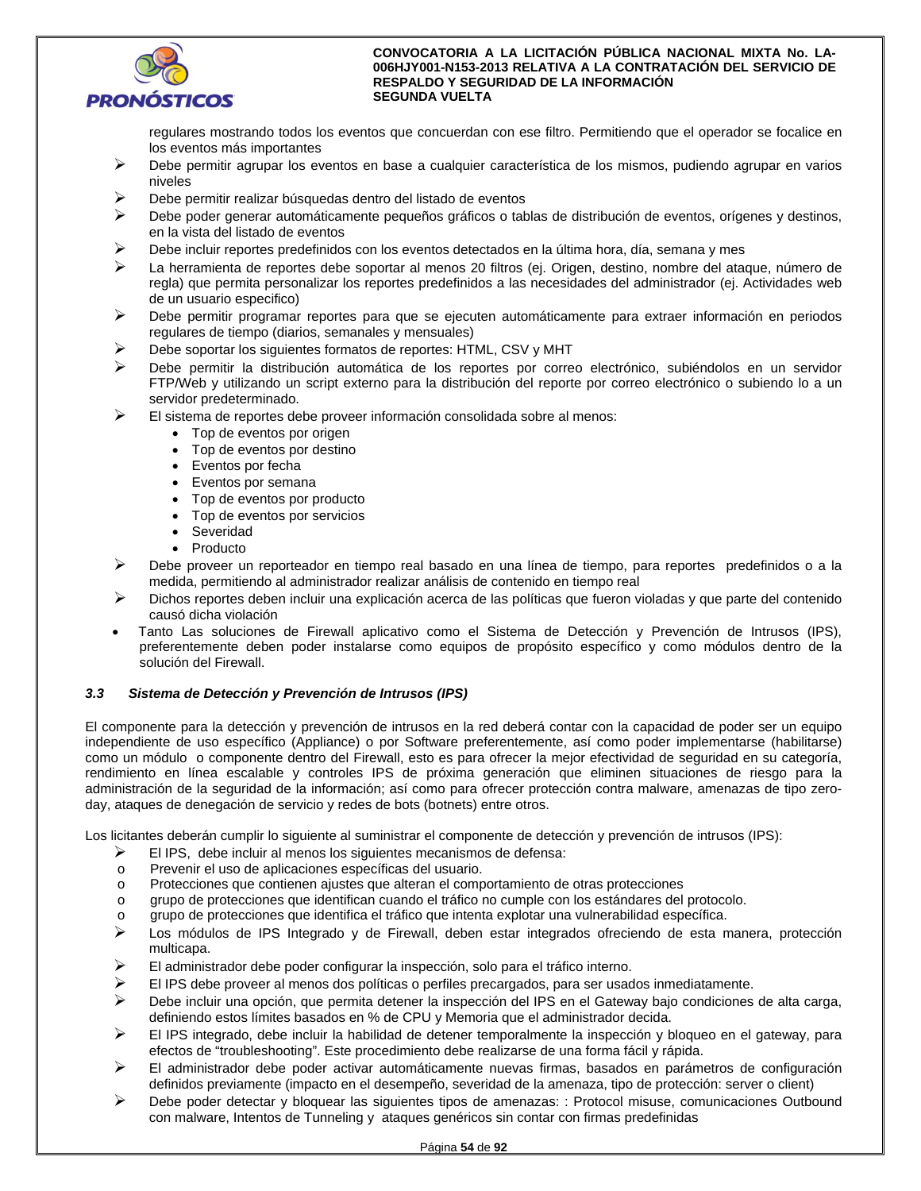regulares mostrando todos los eventos que concuerdan con ese filtro. Permitiendo que el operador se focalice en los eventos más importantes

- Debe permitir agrupar los eventos en base a cualquier característica de los mismos, pudiendo agrupar en varios niveles
- Debe permitir realizar búsquedas dentro del listado de eventos
- Debe poder generar automáticamente pequeños gráficos o tablas de distribución de eventos, orígenes y destinos, en la vista del listado de eventos
- Debe incluir reportes predefinidos con los eventos detectados en la última hora, día, semana y mes
- La herramienta de reportes debe soportar al menos 20 filtros (ej. Origen, destino, nombre del ataque, número de regla) que permita personalizar los reportes predefinidos a las necesidades del administrador (ej. Actividades web de un usuario especifico)
- Debe permitir programar reportes para que se ejecuten automáticamente para extraer información en periodos regulares de tiempo (diarios, semanales y mensuales)
- Debe soportar los siguientes formatos de reportes: HTML, CSV y MHT
- Debe permitir la distribución automática de los reportes por correo electrónico, subiéndolos en un servidor FTP/Web y utilizando un script externo para la distribución del reporte por correo electrónico o subiendo lo a un servidor predeterminado.
- El sistema de reportes debe proveer información consolidada sobre al menos:
  - Top de eventos por origen
  - Top de eventos por destino
  - Eventos por fecha
  - Eventos por semana
  - Top de eventos por producto
  - Top de eventos por servicios
  - Severidad
  - Producto
- Debe proveer un reporteador en tiempo real basado en una línea de tiempo, para reportes predefinidos o a la medida, permitiendo al administrador realizar análisis de contenido en tiempo real
- Dichos reportes deben incluir una explicación acerca de las políticas que fueron violadas y que parte del contenido causó dicha violación

- Tanto Las soluciones de Firewall aplicativo como el Sistema de Detección y Prevención de Intrusos (IPS), preferentemente deben poder instalarse como equipos de propósito específico y como módulos dentro de la solución del Firewall.

### *3.3 Sistema de Detección y Prevención de Intrusos (IPS)*

El componente para la detección y prevención de intrusos en la red deberá contar con la capacidad de poder ser un equipo independiente de uso específico (Appliance) o por Software preferentemente, así como poder implementarse (habilitarse) como un módulo o componente dentro del Firewall, esto es para ofrecer la mejor efectividad de seguridad en su categoría, rendimiento en línea escalable y controles IPS de próxima generación que eliminen situaciones de riesgo para la administración de la seguridad de la información; así como para ofrecer protección contra malware, amenazas de tipo zero-day, ataques de denegación de servicio y redes de bots (botnets) entre otros.

Los licitantes deberán cumplir lo siguiente al suministrar el componente de detección y prevención de intrusos (IPS):

- El IPS, debe incluir al menos los siguientes mecanismos de defensa:
  - Prevenir el uso de aplicaciones específicas del usuario.
  - Protecciones que contienen ajustes que alteran el comportamiento de otras protecciones
  - grupo de protecciones que identifican cuando el tráfico no cumple con los estándares del protocolo.
  - grupo de protecciones que identifica el tráfico que intenta explotar una vulnerabilidad específica.
- Los módulos de IPS Integrado y de Firewall, deben estar integrados ofreciendo de esta manera, protección multicapa.
- El administrador debe poder configurar la inspección, solo para el tráfico interno.
- El IPS debe proveer al menos dos políticas o perfiles precargados, para ser usados inmediatamente.
- Debe incluir una opción, que permita detener la inspección del IPS en el Gateway bajo condiciones de alta carga, definiendo estos límites basados en % de CPU y Memoria que el administrador decida.
- El IPS integrado, debe incluir la habilidad de detener temporalmente la inspección y bloqueo en el gateway, para efectos de "troubleshooting". Este procedimiento debe realizarse de una forma fácil y rápida.
- El administrador debe poder activar automáticamente nuevas firmas, basados en parámetros de configuración definidos previamente (impacto en el desempeño, severidad de la amenaza, tipo de protección: server o client)
- Debe poder detectar y bloquear las siguientes tipos de amenazas: : Protocol misuse, comunicaciones Outbound con malware, Intentos de Tunneling y ataques genéricos sin contar con firmas predefinidas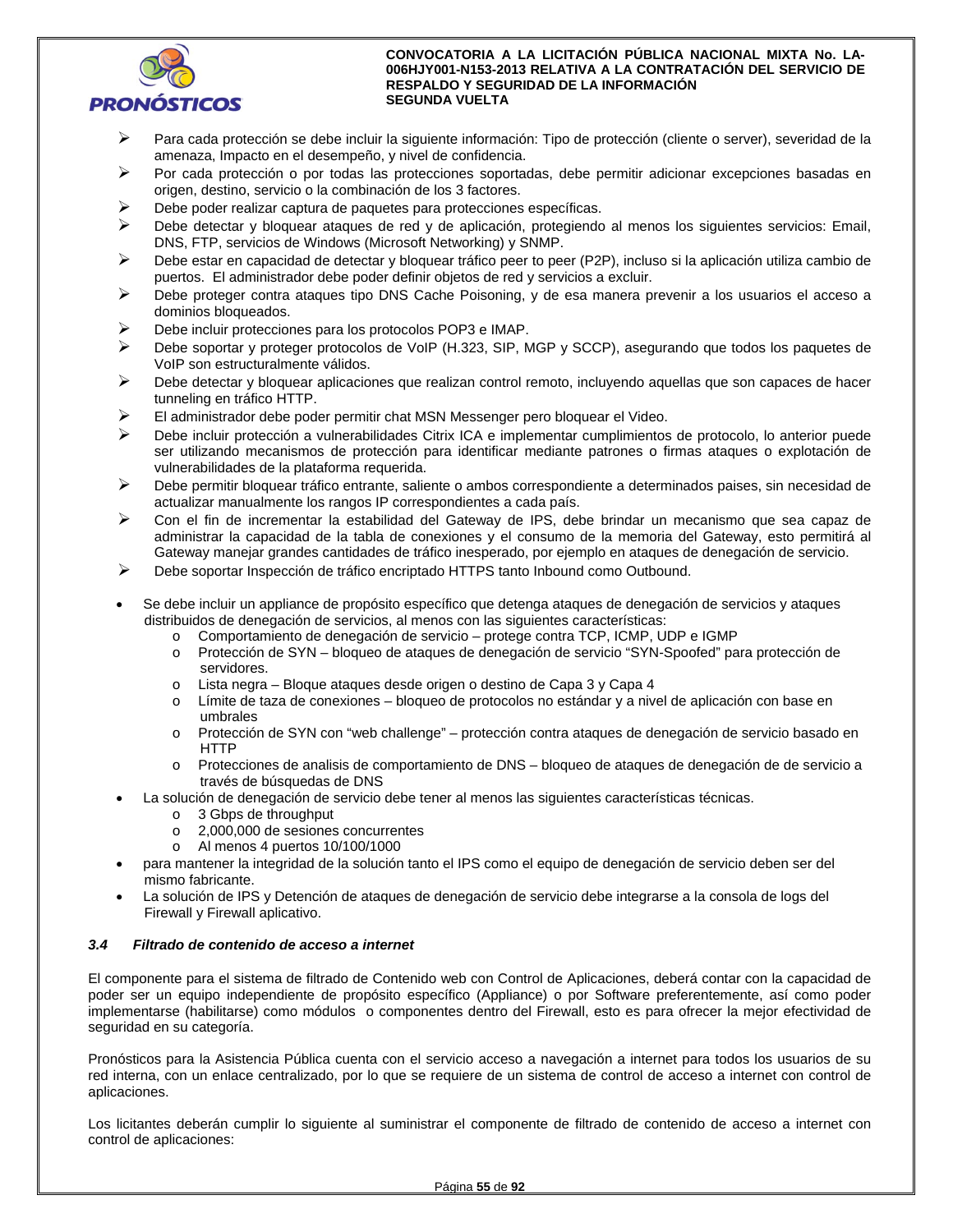- Para cada protección se debe incluir la siguiente información: Tipo de protección (cliente o server), severidad de la amenaza, Impacto en el desempeño, y nivel de confidencia.
- Por cada protección o por todas las protecciones soportadas, debe permitir adicionar excepciones basadas en origen, destino, servicio o la combinación de los 3 factores.
- Debe poder realizar captura de paquetes para protecciones específicas.
- Debe detectar y bloquear ataques de red y de aplicación, protegiendo al menos los siguientes servicios: Email, DNS, FTP, servicios de Windows (Microsoft Networking) y SNMP.
- Debe estar en capacidad de detectar y bloquear tráfico peer to peer (P2P), incluso si la aplicación utiliza cambio de puertos. El administrador debe poder definir objetos de red y servicios a excluir.
- Debe proteger contra ataques tipo DNS Cache Poisoning, y de esa manera prevenir a los usuarios el acceso a dominios bloqueados.
- Debe incluir protecciones para los protocolos POP3 e IMAP.
- Debe soportar y proteger protocolos de VoIP (H.323, SIP, MGP y SCCP), asegurando que todos los paquetes de VoIP son estructuralmente válidos.
- Debe detectar y bloquear aplicaciones que realizan control remoto, incluyendo aquellas que son capaces de hacer tunneling en tráfico HTTP.
- El administrador debe poder permitir chat MSN Messenger pero bloquear el Video.
- Debe incluir protección a vulnerabilidades Citrix ICA e implementar cumplimientos de protocolo, lo anterior puede ser utilizando mecanismos de protección para identificar mediante patrones o firmas ataques o explotación de vulnerabilidades de la plataforma requerida.
- Debe permitir bloquear tráfico entrante, saliente o ambos correspondiente a determinados paises, sin necesidad de actualizar manualmente los rangos IP correspondientes a cada país.
- Con el fin de incrementar la estabilidad del Gateway de IPS, debe brindar un mecanismo que sea capaz de administrar la capacidad de la tabla de conexiones y el consumo de la memoria del Gateway, esto permitirá al Gateway manejar grandes cantidades de tráfico inesperado, por ejemplo en ataques de denegación de servicio.
- Debe soportar Inspección de tráfico encriptado HTTPS tanto Inbound como Outbound.

- Se debe incluir un appliance de propósito específico que detenga ataques de denegación de servicios y ataques distribuidos de denegación de servicios, al menos con las siguientes características:
  - Comportamiento de denegación de servicio – protege contra TCP, ICMP, UDP e IGMP
  - Protección de SYN – bloqueo de ataques de denegación de servicio "SYN-Spoofed" para protección de servidores.
  - Lista negra – Bloque ataques desde origen o destino de Capa 3 y Capa 4
  - Límite de taza de conexiones – bloqueo de protocolos no estándar y a nivel de aplicación con base en umbrales
  - Protección de SYN con "web challenge" – protección contra ataques de denegación de servicio basado en HTTP
  - Protecciones de analisis de comportamiento de DNS – bloqueo de ataques de denegación de de servicio a través de búsquedas de DNS
- La solución de denegación de servicio debe tener al menos las siguientes características técnicas.
  - 3 Gbps de throughput
  - 2,000,000 de sesiones concurrentes
  - Al menos 4 puertos 10/100/1000
- para mantener la integridad de la solución tanto el IPS como el equipo de denegación de servicio deben ser del mismo fabricante.
- La solución de IPS y Detención de ataques de denegación de servicio debe integrarse a la consola de logs del Firewall y Firewall aplicativo.

### *3.4 Filtrado de contenido de acceso a internet*

El componente para el sistema de filtrado de Contenido web con Control de Aplicaciones, deberá contar con la capacidad de poder ser un equipo independiente de propósito específico (Appliance) o por Software preferentemente, así como poder implementarse (habilitarse) como módulos o componentes dentro del Firewall, esto es para ofrecer la mejor efectividad de seguridad en su categoría.

Pronósticos para la Asistencia Pública cuenta con el servicio acceso a navegación a internet para todos los usuarios de su red interna, con un enlace centralizado, por lo que se requiere de un sistema de control de acceso a internet con control de aplicaciones.

Los licitantes deberán cumplir lo siguiente al suministrar el componente de filtrado de contenido de acceso a internet con control de aplicaciones: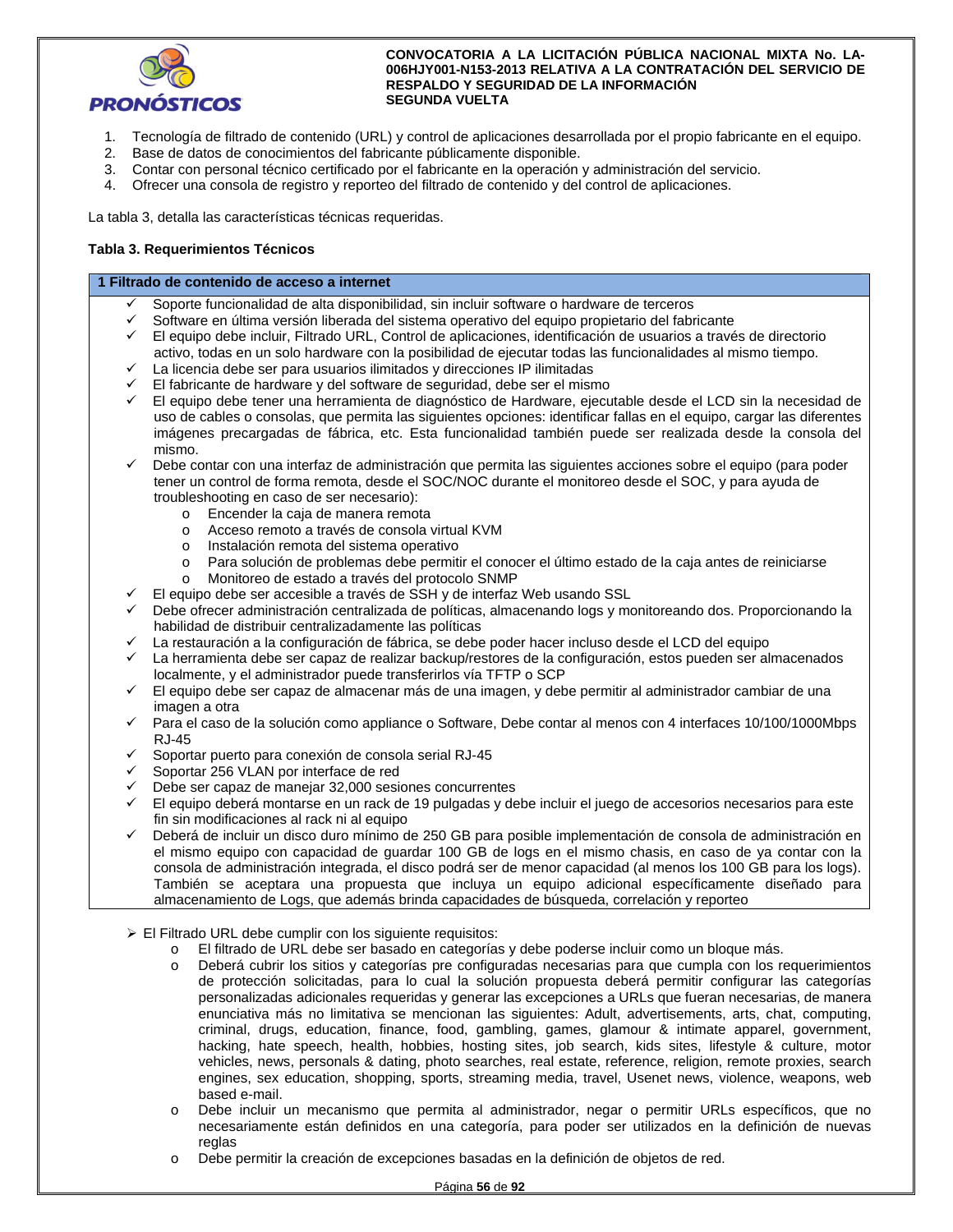1. Tecnología de filtrado de contenido (URL) y control de aplicaciones desarrollada por el propio fabricante en el equipo.
2. Base de datos de conocimientos del fabricante públicamente disponible.
3. Contar con personal técnico certificado por el fabricante en la operación y administración del servicio.
4. Ofrecer una consola de registro y reporteo del filtrado de contenido y del control de aplicaciones.

La tabla 3, detalla las características técnicas requeridas.

**Tabla 3. Requerimientos Técnicos**

| **1 Filtrado de contenido de acceso a internet** |
|---|
| ✓ Soporte funcionalidad de alta disponibilidad, sin incluir software o hardware de terceros<br>✓ Software en última versión liberada del sistema operativo del equipo propietario del fabricante<br>✓ El equipo debe incluir, Filtrado URL, Control de aplicaciones, identificación de usuarios a través de directorio activo, todas en un solo hardware con la posibilidad de ejecutar todas las funcionalidades al mismo tiempo.<br>✓ La licencia debe ser para usuarios ilimitados y direcciones IP ilimitadas<br>✓ El fabricante de hardware y del software de seguridad, debe ser el mismo<br>✓ El equipo debe tener una herramienta de diagnóstico de Hardware, ejecutable desde el LCD sin la necesidad de uso de cables o consolas, que permita las siguientes opciones: identificar fallas en el equipo, cargar las diferentes imágenes precargadas de fábrica, etc. Esta funcionalidad también puede ser realizada desde la consola del mismo.<br>✓ Debe contar con una interfaz de administración que permita las siguientes acciones sobre el equipo (para poder tener un control de forma remota, desde el SOC/NOC durante el monitoreo desde el SOC, y para ayuda de troubleshooting en caso de ser necesario):<br>o Encender la caja de manera remota<br>o Acceso remoto a través de consola virtual KVM<br>o Instalación remota del sistema operativo<br>o Para solución de problemas debe permitir el conocer el último estado de la caja antes de reiniciarse<br>o Monitoreo de estado a través del protocolo SNMP<br>✓ El equipo debe ser accesible a través de SSH y de interfaz Web usando SSL<br>✓ Debe ofrecer administración centralizada de políticas, almacenando logs y monitoreando dos. Proporcionando la habilidad de distribuir centralizadamente las políticas<br>✓ La restauración a la configuración de fábrica, se debe poder hacer incluso desde el LCD del equipo<br>✓ La herramienta debe ser capaz de realizar backup/restores de la configuración, estos pueden ser almacenados localmente, y el administrador puede transferirlos vía TFTP o SCP<br>✓ El equipo debe ser capaz de almacenar más de una imagen, y debe permitir al administrador cambiar de una imagen a otra<br>✓ Para el caso de la solución como appliance o Software, Debe contar al menos con 4 interfaces 10/100/1000Mbps RJ-45<br>✓ Soportar puerto para conexión de consola serial RJ-45<br>✓ Soportar 256 VLAN por interface de red<br>✓ Debe ser capaz de manejar 32,000 sesiones concurrentes<br>✓ El equipo deberá montarse en un rack de 19 pulgadas y debe incluir el juego de accesorios necesarios para este fin sin modificaciones al rack ni al equipo<br>✓ Deberá de incluir un disco duro mínimo de 250 GB para posible implementación de consola de administración en el mismo equipo con capacidad de guardar 100 GB de logs en el mismo chasis, en caso de ya contar con la consola de administración integrada, el disco podrá ser de menor capacidad (al menos los 100 GB para los logs). También se aceptara una propuesta que incluya un equipo adicional específicamente diseñado para almacenamiento de Logs, que además brinda capacidades de búsqueda, correlación y reporteo |

- El Filtrado URL debe cumplir con los siguiente requisitos:
  - El filtrado de URL debe ser basado en categorías y debe poderse incluir como un bloque más.
  - Deberá cubrir los sitios y categorías pre configuradas necesarias para que cumpla con los requerimientos de protección solicitadas, para lo cual la solución propuesta deberá permitir configurar las categorías personalizadas adicionales requeridas y generar las excepciones a URLs que fueran necesarias, de manera enunciativa más no limitativa se mencionan las siguientes: Adult, advertisements, arts, chat, computing, criminal, drugs, education, finance, food, gambling, games, glamour & intimate apparel, government, hacking, hate speech, health, hobbies, hosting sites, job search, kids sites, lifestyle & culture, motor vehicles, news, personals & dating, photo searches, real estate, reference, religion, remote proxies, search engines, sex education, shopping, sports, streaming media, travel, Usenet news, violence, weapons, web based e-mail.
  - Debe incluir un mecanismo que permita al administrador, negar o permitir URLs específicos, que no necesariamente están definidos en una categoría, para poder ser utilizados en la definición de nuevas reglas
  - Debe permitir la creación de excepciones basadas en la definición de objetos de red.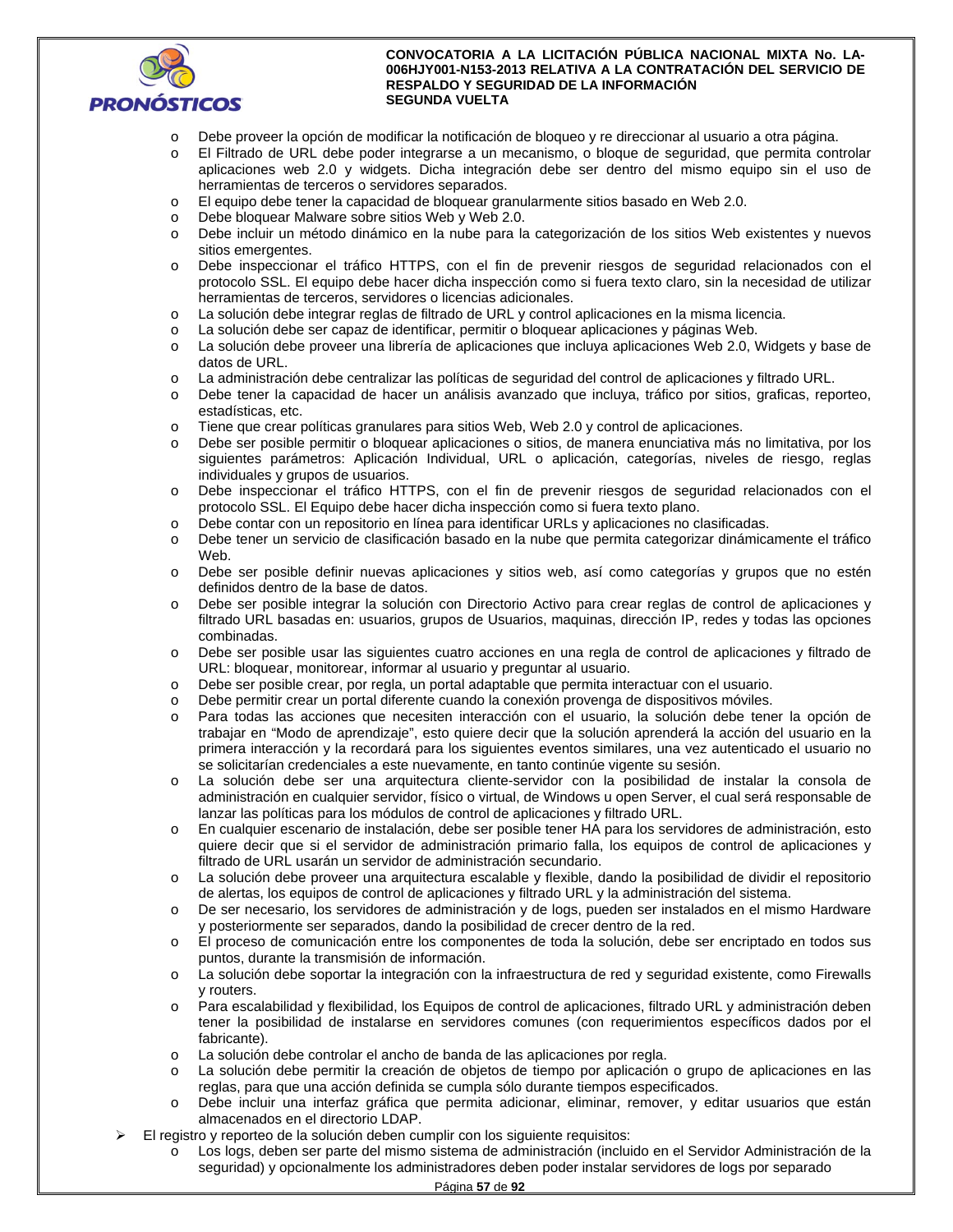- Debe proveer la opción de modificar la notificación de bloqueo y re direccionar al usuario a otra página.
- El Filtrado de URL debe poder integrarse a un mecanismo, o bloque de seguridad, que permita controlar aplicaciones web 2.0 y widgets. Dicha integración debe ser dentro del mismo equipo sin el uso de herramientas de terceros o servidores separados.
- El equipo debe tener la capacidad de bloquear granularmente sitios basado en Web 2.0.
- Debe bloquear Malware sobre sitios Web y Web 2.0.
- Debe incluir un método dinámico en la nube para la categorización de los sitios Web existentes y nuevos sitios emergentes.
- Debe inspeccionar el tráfico HTTPS, con el fin de prevenir riesgos de seguridad relacionados con el protocolo SSL. El equipo debe hacer dicha inspección como si fuera texto claro, sin la necesidad de utilizar herramientas de terceros, servidores o licencias adicionales.
- La solución debe integrar reglas de filtrado de URL y control aplicaciones en la misma licencia.
- La solución debe ser capaz de identificar, permitir o bloquear aplicaciones y páginas Web.
- La solución debe proveer una librería de aplicaciones que incluya aplicaciones Web 2.0, Widgets y base de datos de URL.
- La administración debe centralizar las políticas de seguridad del control de aplicaciones y filtrado URL.
- Debe tener la capacidad de hacer un análisis avanzado que incluya, tráfico por sitios, graficas, reporteo, estadísticas, etc.
- Tiene que crear políticas granulares para sitios Web, Web 2.0 y control de aplicaciones.
- Debe ser posible permitir o bloquear aplicaciones o sitios, de manera enunciativa más no limitativa, por los siguientes parámetros: Aplicación Individual, URL o aplicación, categorías, niveles de riesgo, reglas individuales y grupos de usuarios.
- Debe inspeccionar el tráfico HTTPS, con el fin de prevenir riesgos de seguridad relacionados con el protocolo SSL. El Equipo debe hacer dicha inspección como si fuera texto plano.
- Debe contar con un repositorio en línea para identificar URLs y aplicaciones no clasificadas.
- Debe tener un servicio de clasificación basado en la nube que permita categorizar dinámicamente el tráfico Web.
- Debe ser posible definir nuevas aplicaciones y sitios web, así como categorías y grupos que no estén definidos dentro de la base de datos.
- Debe ser posible integrar la solución con Directorio Activo para crear reglas de control de aplicaciones y filtrado URL basadas en: usuarios, grupos de Usuarios, maquinas, dirección IP, redes y todas las opciones combinadas.
- Debe ser posible usar las siguientes cuatro acciones en una regla de control de aplicaciones y filtrado de URL: bloquear, monitorear, informar al usuario y preguntar al usuario.
- Debe ser posible crear, por regla, un portal adaptable que permita interactuar con el usuario.
- Debe permitir crear un portal diferente cuando la conexión provenga de dispositivos móviles.
- Para todas las acciones que necesiten interacción con el usuario, la solución debe tener la opción de trabajar en "Modo de aprendizaje", esto quiere decir que la solución aprenderá la acción del usuario en la primera interacción y la recordará para los siguientes eventos similares, una vez autenticado el usuario no se solicitarían credenciales a este nuevamente, en tanto continúe vigente su sesión.
- La solución debe ser una arquitectura cliente-servidor con la posibilidad de instalar la consola de administración en cualquier servidor, físico o virtual, de Windows u open Server, el cual será responsable de lanzar las políticas para los módulos de control de aplicaciones y filtrado URL.
- En cualquier escenario de instalación, debe ser posible tener HA para los servidores de administración, esto quiere decir que si el servidor de administración primario falla, los equipos de control de aplicaciones y filtrado de URL usarán un servidor de administración secundario.
- La solución debe proveer una arquitectura escalable y flexible, dando la posibilidad de dividir el repositorio de alertas, los equipos de control de aplicaciones y filtrado URL y la administración del sistema.
- De ser necesario, los servidores de administración y de logs, pueden ser instalados en el mismo Hardware y posteriormente ser separados, dando la posibilidad de crecer dentro de la red.
- El proceso de comunicación entre los componentes de toda la solución, debe ser encriptado en todos sus puntos, durante la transmisión de información.
- La solución debe soportar la integración con la infraestructura de red y seguridad existente, como Firewalls y routers.
- Para escalabilidad y flexibilidad, los Equipos de control de aplicaciones, filtrado URL y administración deben tener la posibilidad de instalarse en servidores comunes (con requerimientos específicos dados por el fabricante).
- La solución debe controlar el ancho de banda de las aplicaciones por regla.
- La solución debe permitir la creación de objetos de tiempo por aplicación o grupo de aplicaciones en las reglas, para que una acción definida se cumpla sólo durante tiempos especificados.
- Debe incluir una interfaz gráfica que permita adicionar, eliminar, remover, y editar usuarios que están almacenados en el directorio LDAP.

➢ El registro y reporteo de la solución deben cumplir con los siguiente requisitos:
  - Los logs, deben ser parte del mismo sistema de administración (incluido en el Servidor Administración de la seguridad) y opcionalmente los administradores deben poder instalar servidores de logs por separado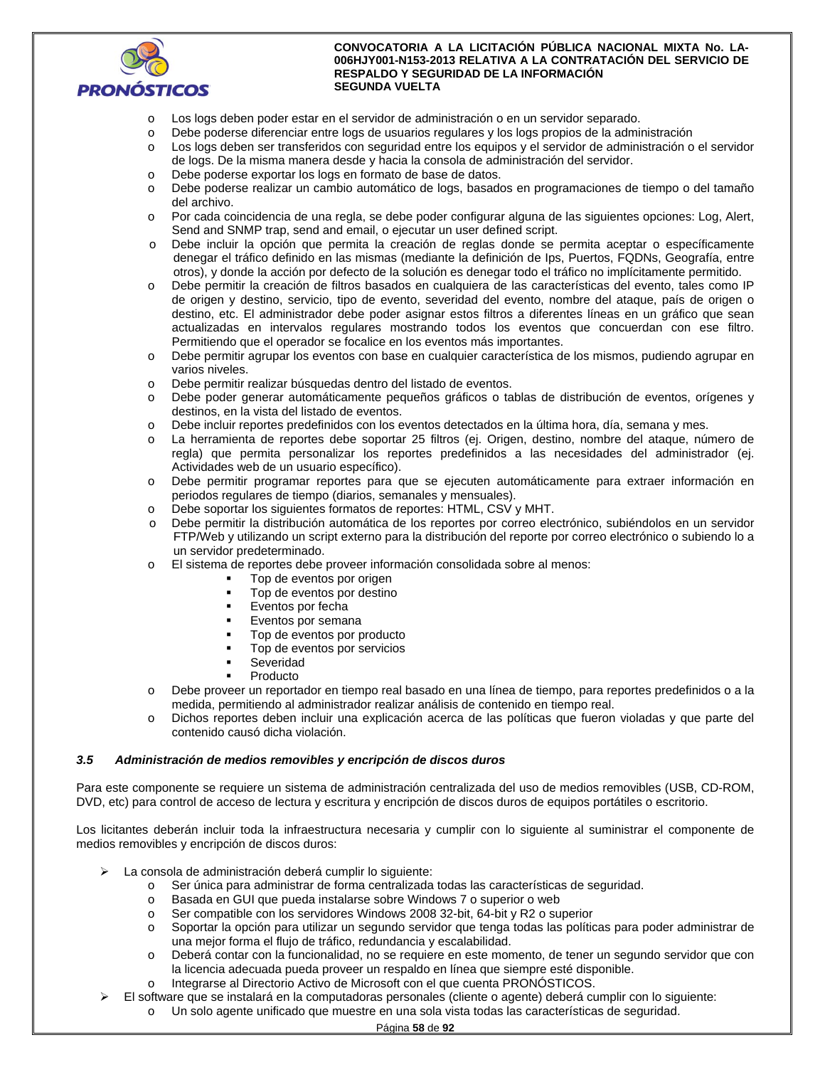- Los logs deben poder estar en el servidor de administración o en un servidor separado.
- Debe poderse diferenciar entre logs de usuarios regulares y los logs propios de la administración
- Los logs deben ser transferidos con seguridad entre los equipos y el servidor de administración o el servidor de logs. De la misma manera desde y hacia la consola de administración del servidor.
- Debe poderse exportar los logs en formato de base de datos.
- Debe poderse realizar un cambio automático de logs, basados en programaciones de tiempo o del tamaño del archivo.
- Por cada coincidencia de una regla, se debe poder configurar alguna de las siguientes opciones: Log, Alert, Send and SNMP trap, send and email, o ejecutar un user defined script.
- Debe incluir la opción que permita la creación de reglas donde se permita aceptar o específicamente denegar el tráfico definido en las mismas (mediante la definición de Ips, Puertos, FQDNs, Geografía, entre otros), y donde la acción por defecto de la solución es denegar todo el tráfico no implícitamente permitido.
- Debe permitir la creación de filtros basados en cualquiera de las características del evento, tales como IP de origen y destino, servicio, tipo de evento, severidad del evento, nombre del ataque, país de origen o destino, etc. El administrador debe poder asignar estos filtros a diferentes líneas en un gráfico que sean actualizadas en intervalos regulares mostrando todos los eventos que concuerdan con ese filtro. Permitiendo que el operador se focalice en los eventos más importantes.
- Debe permitir agrupar los eventos con base en cualquier característica de los mismos, pudiendo agrupar en varios niveles.
- Debe permitir realizar búsquedas dentro del listado de eventos.
- Debe poder generar automáticamente pequeños gráficos o tablas de distribución de eventos, orígenes y destinos, en la vista del listado de eventos.
- Debe incluir reportes predefinidos con los eventos detectados en la última hora, día, semana y mes.
- La herramienta de reportes debe soportar 25 filtros (ej. Origen, destino, nombre del ataque, número de regla) que permita personalizar los reportes predefinidos a las necesidades del administrador (ej. Actividades web de un usuario específico).
- Debe permitir programar reportes para que se ejecuten automáticamente para extraer información en periodos regulares de tiempo (diarios, semanales y mensuales).
- Debe soportar los siguientes formatos de reportes: HTML, CSV y MHT.
- Debe permitir la distribución automática de los reportes por correo electrónico, subiéndolos en un servidor FTP/Web y utilizando un script externo para la distribución del reporte por correo electrónico o subiendo lo a un servidor predeterminado.
- El sistema de reportes debe proveer información consolidada sobre al menos:
  - Top de eventos por origen
  - Top de eventos por destino
  - Eventos por fecha
  - Eventos por semana
  - Top de eventos por producto
  - Top de eventos por servicios
  - Severidad
  - Producto
- Debe proveer un reportador en tiempo real basado en una línea de tiempo, para reportes predefinidos o a la medida, permitiendo al administrador realizar análisis de contenido en tiempo real.
- Dichos reportes deben incluir una explicación acerca de las políticas que fueron violadas y que parte del contenido causó dicha violación.

### *3.5 Administración de medios removibles y encripción de discos duros*

Para este componente se requiere un sistema de administración centralizada del uso de medios removibles (USB, CD-ROM, DVD, etc) para control de acceso de lectura y escritura y encripción de discos duros de equipos portátiles o escritorio.

Los licitantes deberán incluir toda la infraestructura necesaria y cumplir con lo siguiente al suministrar el componente de medios removibles y encripción de discos duros:

- La consola de administración deberá cumplir lo siguiente:
  - Ser única para administrar de forma centralizada todas las características de seguridad.
  - Basada en GUI que pueda instalarse sobre Windows 7 o superior o web
  - Ser compatible con los servidores Windows 2008 32-bit, 64-bit y R2 o superior
  - Soportar la opción para utilizar un segundo servidor que tenga todas las políticas para poder administrar de una mejor forma el flujo de tráfico, redundancia y escalabilidad.
  - Deberá contar con la funcionalidad, no se requiere en este momento, de tener un segundo servidor que con la licencia adecuada pueda proveer un respaldo en línea que siempre esté disponible.
  - Integrarse al Directorio Activo de Microsoft con el que cuenta PRONÓSTICOS.
- El software que se instalará en la computadoras personales (cliente o agente) deberá cumplir con lo siguiente:
  - Un solo agente unificado que muestre en una sola vista todas las características de seguridad.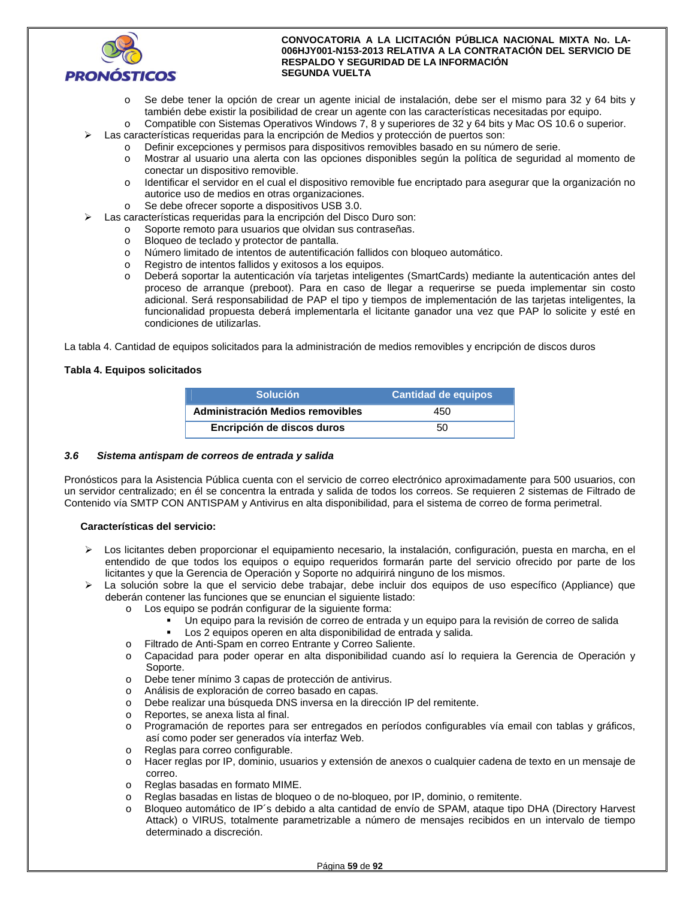- Se debe tener la opción de crear un agente inicial de instalación, debe ser el mismo para 32 y 64 bits y también debe existir la posibilidad de crear un agente con las características necesitadas por equipo.
    - Compatible con Sistemas Operativos Windows 7, 8 y superiores de 32 y 64 bits y Mac OS 10.6 o superior.
- Las características requeridas para la encripción de Medios y protección de puertos son:
    - Definir excepciones y permisos para dispositivos removibles basado en su número de serie.
    - Mostrar al usuario una alerta con las opciones disponibles según la política de seguridad al momento de conectar un dispositivo removible.
    - Identificar el servidor en el cual el dispositivo removible fue encriptado para asegurar que la organización no autorice uso de medios en otras organizaciones.
    - Se debe ofrecer soporte a dispositivos USB 3.0.
- Las características requeridas para la encripción del Disco Duro son:
    - Soporte remoto para usuarios que olvidan sus contraseñas.
    - Bloqueo de teclado y protector de pantalla.
    - Número limitado de intentos de autentificación fallidos con bloqueo automático.
    - Registro de intentos fallidos y exitosos a los equipos.
    - Deberá soportar la autenticación vía tarjetas inteligentes (SmartCards) mediante la autenticación antes del proceso de arranque (preboot). Para en caso de llegar a requerirse se pueda implementar sin costo adicional. Será responsabilidad de PAP el tipo y tiempos de implementación de las tarjetas inteligentes, la funcionalidad propuesta deberá implementarla el licitante ganador una vez que PAP lo solicite y esté en condiciones de utilizarlas.

La tabla 4. Cantidad de equipos solicitados para la administración de medios removibles y encripción de discos duros

**Tabla 4. Equipos solicitados**

| Solución | Cantidad de equipos |
|---|---|
| **Administración Medios removibles** | 450 |
| **Encripción de discos duros** | 50 |

### *3.6 Sistema antispam de correos de entrada y salida*

Pronósticos para la Asistencia Pública cuenta con el servicio de correo electrónico aproximadamente para 500 usuarios, con un servidor centralizado; en él se concentra la entrada y salida de todos los correos. Se requieren 2 sistemas de Filtrado de Contenido vía SMTP CON ANTISPAM y Antivirus en alta disponibilidad, para el sistema de correo de forma perimetral.

**Características del servicio:**

- Los licitantes deben proporcionar el equipamiento necesario, la instalación, configuración, puesta en marcha, en el entendido de que todos los equipos o equipo requeridos formarán parte del servicio ofrecido por parte de los licitantes y que la Gerencia de Operación y Soporte no adquirirá ninguno de los mismos.
- La solución sobre la que el servicio debe trabajar, debe incluir dos equipos de uso específico (Appliance) que deberán contener las funciones que se enuncian el siguiente listado:
    - Los equipo se podrán configurar de la siguiente forma:
        - Un equipo para la revisión de correo de entrada y un equipo para la revisión de correo de salida
        - Los 2 equipos operen en alta disponibilidad de entrada y salida.
    - Filtrado de Anti-Spam en correo Entrante y Correo Saliente.
    - Capacidad para poder operar en alta disponibilidad cuando así lo requiera la Gerencia de Operación y Soporte.
    - Debe tener mínimo 3 capas de protección de antivirus.
    - Análisis de exploración de correo basado en capas.
    - Debe realizar una búsqueda DNS inversa en la dirección IP del remitente.
    - Reportes, se anexa lista al final.
    - Programación de reportes para ser entregados en períodos configurables vía email con tablas y gráficos, así como poder ser generados vía interfaz Web.
    - Reglas para correo configurable.
    - Hacer reglas por IP, dominio, usuarios y extensión de anexos o cualquier cadena de texto en un mensaje de correo.
    - Reglas basadas en formato MIME.
    - Reglas basadas en listas de bloqueo o de no-bloqueo, por IP, dominio, o remitente.
    - Bloqueo automático de IP´s debido a alta cantidad de envío de SPAM, ataque tipo DHA (Directory Harvest Attack) o VIRUS, totalmente parametrizable a número de mensajes recibidos en un intervalo de tiempo determinado a discreción.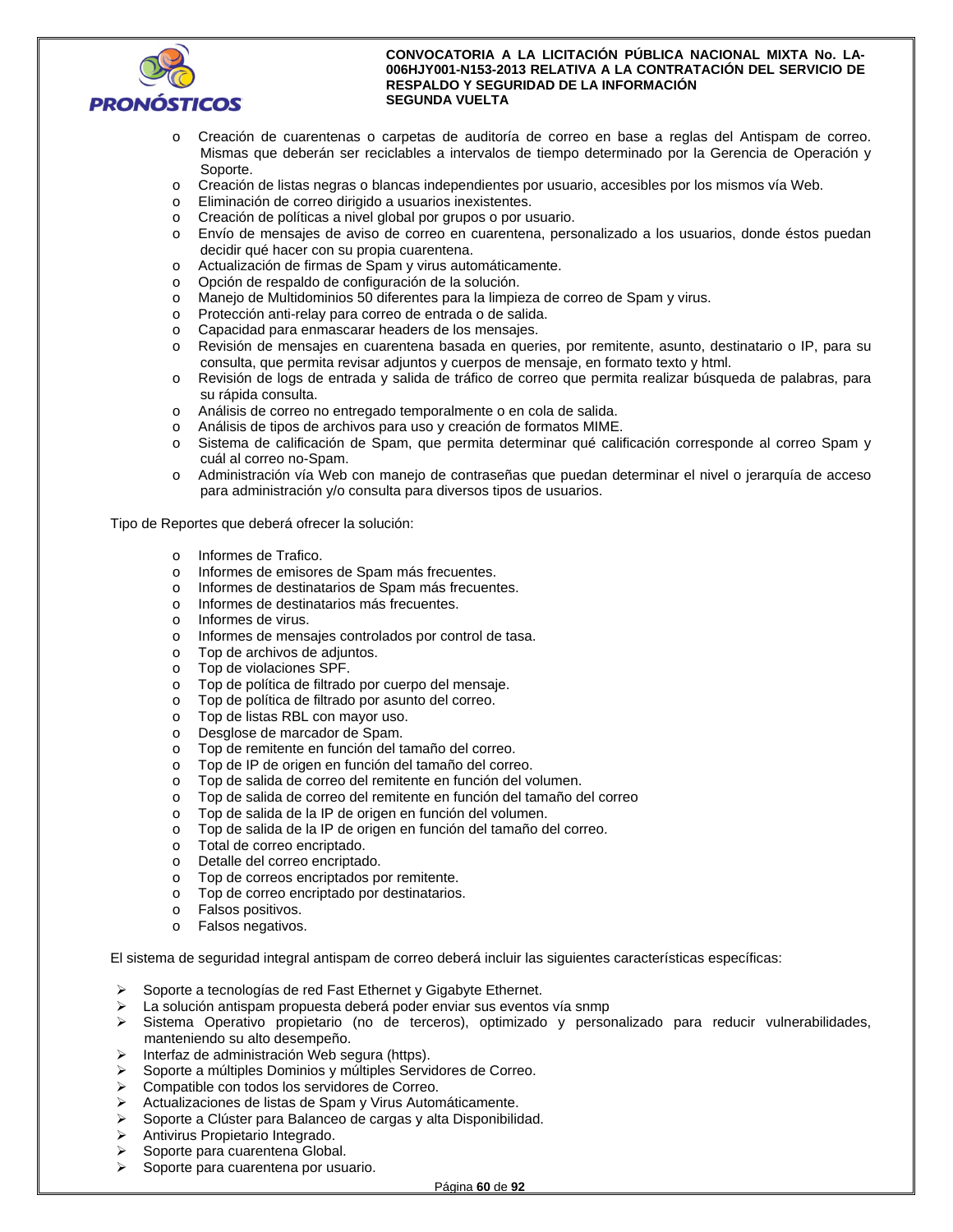- Creación de cuarentenas o carpetas de auditoría de correo en base a reglas del Antispam de correo. Mismas que deberán ser reciclables a intervalos de tiempo determinado por la Gerencia de Operación y Soporte.
- Creación de listas negras o blancas independientes por usuario, accesibles por los mismos vía Web.
- Eliminación de correo dirigido a usuarios inexistentes.
- Creación de políticas a nivel global por grupos o por usuario.
- Envío de mensajes de aviso de correo en cuarentena, personalizado a los usuarios, donde éstos puedan decidir qué hacer con su propia cuarentena.
- Actualización de firmas de Spam y virus automáticamente.
- Opción de respaldo de configuración de la solución.
- Manejo de Multidominios 50 diferentes para la limpieza de correo de Spam y virus.
- Protección anti-relay para correo de entrada o de salida.
- Capacidad para enmascarar headers de los mensajes.
- Revisión de mensajes en cuarentena basada en queries, por remitente, asunto, destinatario o IP, para su consulta, que permita revisar adjuntos y cuerpos de mensaje, en formato texto y html.
- Revisión de logs de entrada y salida de tráfico de correo que permita realizar búsqueda de palabras, para su rápida consulta.
- Análisis de correo no entregado temporalmente o en cola de salida.
- Análisis de tipos de archivos para uso y creación de formatos MIME.
- Sistema de calificación de Spam, que permita determinar qué calificación corresponde al correo Spam y cuál al correo no-Spam.
- Administración vía Web con manejo de contraseñas que puedan determinar el nivel o jerarquía de acceso para administración y/o consulta para diversos tipos de usuarios.

Tipo de Reportes que deberá ofrecer la solución:

- Informes de Trafico.
- Informes de emisores de Spam más frecuentes.
- Informes de destinatarios de Spam más frecuentes.
- Informes de destinatarios más frecuentes.
- Informes de virus.
- Informes de mensajes controlados por control de tasa.
- Top de archivos de adjuntos.
- Top de violaciones SPF.
- Top de política de filtrado por cuerpo del mensaje.
- Top de política de filtrado por asunto del correo.
- Top de listas RBL con mayor uso.
- Desglose de marcador de Spam.
- Top de remitente en función del tamaño del correo.
- Top de IP de origen en función del tamaño del correo.
- Top de salida de correo del remitente en función del volumen.
- Top de salida de correo del remitente en función del tamaño del correo
- Top de salida de la IP de origen en función del volumen.
- Top de salida de la IP de origen en función del tamaño del correo.
- Total de correo encriptado.
- Detalle del correo encriptado.
- Top de correos encriptados por remitente.
- Top de correo encriptado por destinatarios.
- Falsos positivos.
- Falsos negativos.

El sistema de seguridad integral antispam de correo deberá incluir las siguientes características específicas:

- Soporte a tecnologías de red Fast Ethernet y Gigabyte Ethernet.
- La solución antispam propuesta deberá poder enviar sus eventos vía snmp
- Sistema Operativo propietario (no de terceros), optimizado y personalizado para reducir vulnerabilidades, manteniendo su alto desempeño.
- Interfaz de administración Web segura (https).
- Soporte a múltiples Dominios y múltiples Servidores de Correo.
- Compatible con todos los servidores de Correo.
- Actualizaciones de listas de Spam y Virus Automáticamente.
- Soporte a Clúster para Balanceo de cargas y alta Disponibilidad.
- Antivirus Propietario Integrado.
- Soporte para cuarentena Global.
- Soporte para cuarentena por usuario.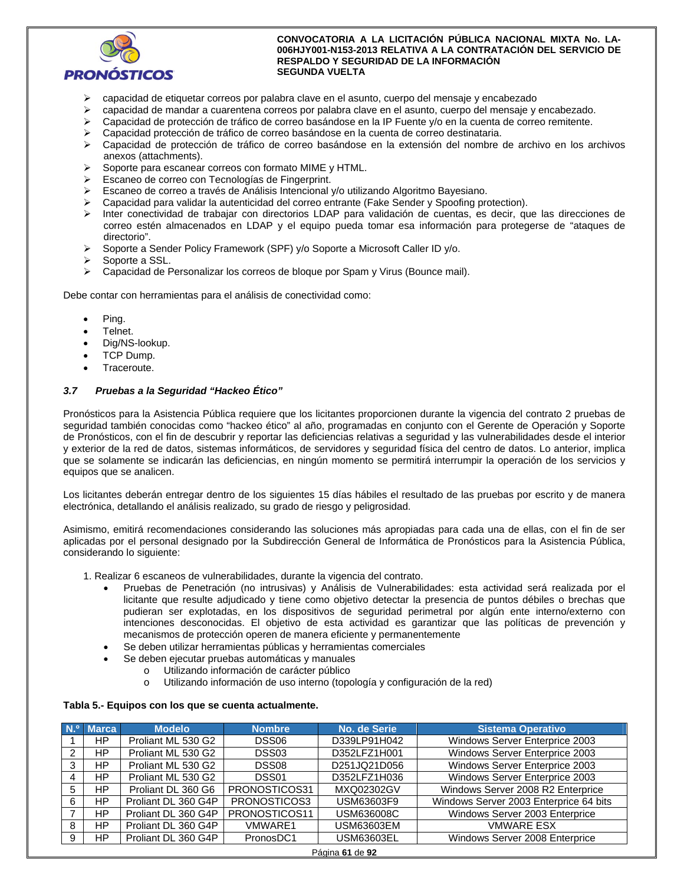- capacidad de etiquetar correos por palabra clave en el asunto, cuerpo del mensaje y encabezado
- capacidad de mandar a cuarentena correos por palabra clave en el asunto, cuerpo del mensaje y encabezado.
- Capacidad de protección de tráfico de correo basándose en la IP Fuente y/o en la cuenta de correo remitente.
- Capacidad protección de tráfico de correo basándose en la cuenta de correo destinataria.
- Capacidad de protección de tráfico de correo basándose en la extensión del nombre de archivo en los archivos anexos (attachments).
- Soporte para escanear correos con formato MIME y HTML.
- Escaneo de correo con Tecnologías de Fingerprint.
- Escaneo de correo a través de Análisis Intencional y/o utilizando Algoritmo Bayesiano.
- Capacidad para validar la autenticidad del correo entrante (Fake Sender y Spoofing protection).
- Inter conectividad de trabajar con directorios LDAP para validación de cuentas, es decir, que las direcciones de correo estén almacenados en LDAP y el equipo pueda tomar esa información para protegerse de "ataques de directorio".
- Soporte a Sender Policy Framework (SPF) y/o Soporte a Microsoft Caller ID y/o.
- Soporte a SSL.
- Capacidad de Personalizar los correos de bloque por Spam y Virus (Bounce mail).

Debe contar con herramientas para el análisis de conectividad como:

- Ping.
- Telnet.
- Dig/NS-lookup.
- TCP Dump.
- Traceroute.

### *3.7 Pruebas a la Seguridad "Hackeo Ético"*

Pronósticos para la Asistencia Pública requiere que los licitantes proporcionen durante la vigencia del contrato 2 pruebas de seguridad también conocidas como "hackeo ético" al año, programadas en conjunto con el Gerente de Operación y Soporte de Pronósticos, con el fin de descubrir y reportar las deficiencias relativas a seguridad y las vulnerabilidades desde el interior y exterior de la red de datos, sistemas informáticos, de servidores y seguridad física del centro de datos. Lo anterior, implica que se solamente se indicarán las deficiencias, en ningún momento se permitirá interrumpir la operación de los servicios y equipos que se analicen.

Los licitantes deberán entregar dentro de los siguientes 15 días hábiles el resultado de las pruebas por escrito y de manera electrónica, detallando el análisis realizado, su grado de riesgo y peligrosidad.

Asimismo, emitirá recomendaciones considerando las soluciones más apropiadas para cada una de ellas, con el fin de ser aplicadas por el personal designado por la Subdirección General de Informática de Pronósticos para la Asistencia Pública, considerando lo siguiente:

1. Realizar 6 escaneos de vulnerabilidades, durante la vigencia del contrato.
   - Pruebas de Penetración (no intrusivas) y Análisis de Vulnerabilidades: esta actividad será realizada por el licitante que resulte adjudicado y tiene como objetivo detectar la presencia de puntos débiles o brechas que pudieran ser explotadas, en los dispositivos de seguridad perimetral por algún ente interno/externo con intenciones desconocidas. El objetivo de esta actividad es garantizar que las políticas de prevención y mecanismos de protección operen de manera eficiente y permanentemente
   - Se deben utilizar herramientas públicas y herramientas comerciales
   - Se deben ejecutar pruebas automáticas y manuales
     - Utilizando información de carácter público
     - Utilizando información de uso interno (topología y configuración de la red)

**Tabla 5.- Equipos con los que se cuenta actualmente.**

| N.º | Marca | Modelo | Nombre | No. de Serie | Sistema Operativo |
|---|---|---|---|---|---|
| 1 | HP | Proliant ML 530 G2 | DSS06 | D339LP91H042 | Windows Server Enterprise 2003 |
| 2 | HP | Proliant ML 530 G2 | DSS03 | D352LFZ1H001 | Windows Server Enterprise 2003 |
| 3 | HP | Proliant ML 530 G2 | DSS08 | D251JQ21D056 | Windows Server Enterprise 2003 |
| 4 | HP | Proliant ML 530 G2 | DSS01 | D352LFZ1H036 | Windows Server Enterprise 2003 |
| 5 | HP | Proliant DL 360 G6 | PRONOSTICOS31 | MXQ02302GV | Windows Server 2008 R2 Enterprice |
| 6 | HP | Proliant DL 360 G4P | PRONOSTICOS3 | USM63603F9 | Windows Server 2003 Enterprise 64 bits |
| 7 | HP | Proliant DL 360 G4P | PRONOSTICOS11 | USM636008C | Windows Server 2003 Enterprice |
| 8 | HP | Proliant DL 360 G4P | VMWARE1 | USM63603EM | VMWARE ESX |
| 9 | HP | Proliant DL 360 G4P | PronosDC1 | USM63603EL | Windows Server 2008 Enterprice |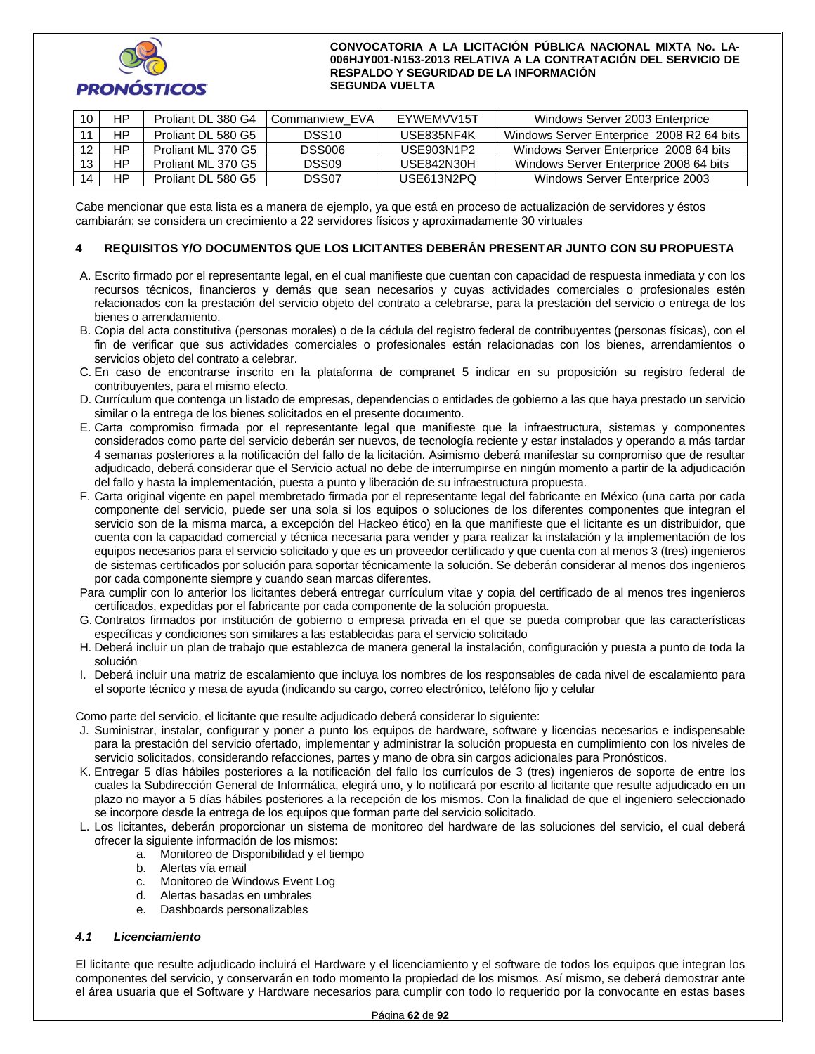| 10 | HP | Proliant DL 380 G4 | Commanview_EVA | EYWEMVV15T | Windows Server 2003 Enterprice |
|---|---|---|---|---|---|
| 11 | HP | Proliant DL 580 G5 | DSS10 | USE835NF4K | Windows Server Enterprise 2008 R2 64 bits |
| 12 | HP | Proliant ML 370 G5 | DSS006 | USE903N1P2 | Windows Server Enterprise 2008 64 bits |
| 13 | HP | Proliant ML 370 G5 | DSS09 | USE842N30H | Windows Server Enterprise 2008 64 bits |
| 14 | HP | Proliant DL 580 G5 | DSS07 | USE613N2PQ | Windows Server Enterprice 2003 |

Cabe mencionar que esta lista es a manera de ejemplo, ya que está en proceso de actualización de servidores y éstos cambiarán; se considera un crecimiento a 22 servidores físicos y aproximadamente 30 virtuales

## 4 REQUISITOS Y/O DOCUMENTOS QUE LOS LICITANTES DEBERÁN PRESENTAR JUNTO CON SU PROPUESTA

A. Escrito firmado por el representante legal, en el cual manifieste que cuentan con capacidad de respuesta inmediata y con los recursos técnicos, financieros y demás que sean necesarios y cuyas actividades comerciales o profesionales estén relacionados con la prestación del servicio objeto del contrato a celebrarse, para la prestación del servicio o entrega de los bienes o arrendamiento.
B. Copia del acta constitutiva (personas morales) o de la cédula del registro federal de contribuyentes (personas físicas), con el fin de verificar que sus actividades comerciales o profesionales están relacionadas con los bienes, arrendamientos o servicios objeto del contrato a celebrar.
C. En caso de encontrarse inscrito en la plataforma de compranet 5 indicar en su proposición su registro federal de contribuyentes, para el mismo efecto.
D. Currículum que contenga un listado de empresas, dependencias o entidades de gobierno a las que haya prestado un servicio similar o la entrega de los bienes solicitados en el presente documento.
E. Carta compromiso firmada por el representante legal que manifieste que la infraestructura, sistemas y componentes considerados como parte del servicio deberán ser nuevos, de tecnología reciente y estar instalados y operando a más tardar 4 semanas posteriores a la notificación del fallo de la licitación. Asimismo deberá manifestar su compromiso que de resultar adjudicado, deberá considerar que el Servicio actual no debe de interrumpirse en ningún momento a partir de la adjudicación del fallo y hasta la implementación, puesta a punto y liberación de su infraestructura propuesta.
F. Carta original vigente en papel membretado firmada por el representante legal del fabricante en México (una carta por cada componente del servicio, puede ser una sola si los equipos o soluciones de los diferentes componentes que integran el servicio son de la misma marca, a excepción del Hackeo ético) en la que manifieste que el licitante es un distribuidor, que cuenta con la capacidad comercial y técnica necesaria para vender y para realizar la instalación y la implementación de los equipos necesarios para el servicio solicitado y que es un proveedor certificado y que cuenta con al menos 3 (tres) ingenieros de sistemas certificados por solución para soportar técnicamente la solución. Se deberán considerar al menos dos ingenieros por cada componente siempre y cuando sean marcas diferentes.

Para cumplir con lo anterior los licitantes deberá entregar currículum vitae y copia del certificado de al menos tres ingenieros certificados, expedidas por el fabricante por cada componente de la solución propuesta.

G. Contratos firmados por institución de gobierno o empresa privada en el que se pueda comprobar que las características específicas y condiciones son similares a las establecidas para el servicio solicitado
H. Deberá incluir un plan de trabajo que establezca de manera general la instalación, configuración y puesta a punto de toda la solución
I. Deberá incluir una matriz de escalamiento que incluya los nombres de los responsables de cada nivel de escalamiento para el soporte técnico y mesa de ayuda (indicando su cargo, correo electrónico, teléfono fijo y celular

Como parte del servicio, el licitante que resulte adjudicado deberá considerar lo siguiente:

J. Suministrar, instalar, configurar y poner a punto los equipos de hardware, software y licencias necesarios e indispensable para la prestación del servicio ofertado, implementar y administrar la solución propuesta en cumplimiento con los niveles de servicio solicitados, considerando refacciones, partes y mano de obra sin cargos adicionales para Pronósticos.
K. Entregar 5 días hábiles posteriores a la notificación del fallo los currículos de 3 (tres) ingenieros de soporte de entre los cuales la Subdirección General de Informática, elegirá uno, y lo notificará por escrito al licitante que resulte adjudicado en un plazo no mayor a 5 días hábiles posteriores a la recepción de los mismos. Con la finalidad de que el ingeniero seleccionado se incorpore desde la entrega de los equipos que forman parte del servicio solicitado.
L. Los licitantes, deberán proporcionar un sistema de monitoreo del hardware de las soluciones del servicio, el cual deberá ofrecer la siguiente información de los mismos:
    a. Monitoreo de Disponibilidad y el tiempo
    b. Alertas vía email
    c. Monitoreo de Windows Event Log
    d. Alertas basadas en umbrales
    e. Dashboards personalizables

### *4.1 Licenciamiento*

El licitante que resulte adjudicado incluirá el Hardware y el licenciamiento y el software de todos los equipos que integran los componentes del servicio, y conservarán en todo momento la propiedad de los mismos. Así mismo, se deberá demostrar ante el área usuaria que el Software y Hardware necesarios para cumplir con todo lo requerido por la convocante en estas bases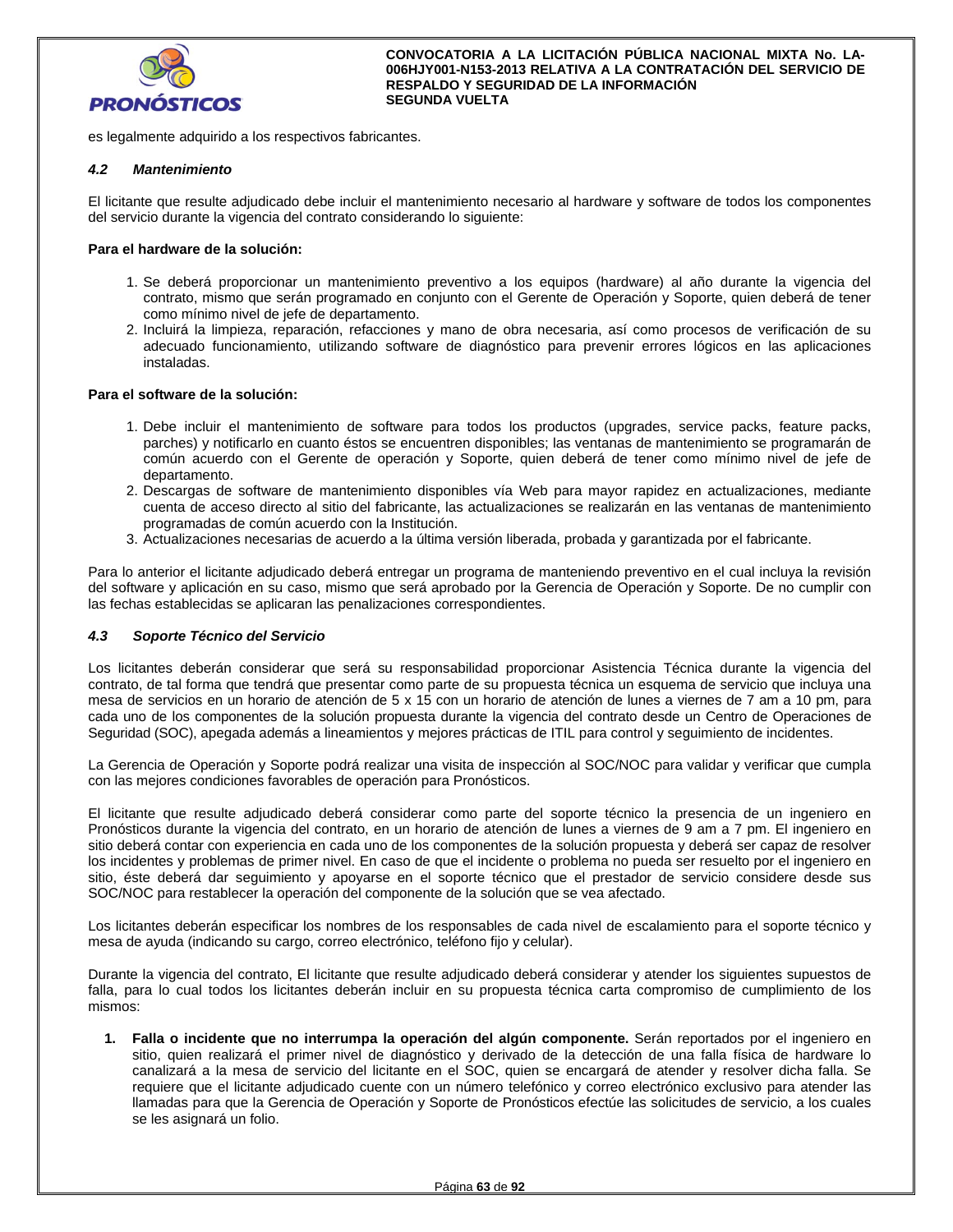es legalmente adquirido a los respectivos fabricantes.

### *4.2 Mantenimiento*

El licitante que resulte adjudicado debe incluir el mantenimiento necesario al hardware y software de todos los componentes del servicio durante la vigencia del contrato considerando lo siguiente:

**Para el hardware de la solución:**

1. Se deberá proporcionar un mantenimiento preventivo a los equipos (hardware) al año durante la vigencia del contrato, mismo que serán programado en conjunto con el Gerente de Operación y Soporte, quien deberá de tener como mínimo nivel de jefe de departamento.
2. Incluirá la limpieza, reparación, refacciones y mano de obra necesaria, así como procesos de verificación de su adecuado funcionamiento, utilizando software de diagnóstico para prevenir errores lógicos en las aplicaciones instaladas.

**Para el software de la solución:**

1. Debe incluir el mantenimiento de software para todos los productos (upgrades, service packs, feature packs, parches) y notificarlo en cuanto éstos se encuentren disponibles; las ventanas de mantenimiento se programarán de común acuerdo con el Gerente de operación y Soporte, quien deberá de tener como mínimo nivel de jefe de departamento.
2. Descargas de software de mantenimiento disponibles vía Web para mayor rapidez en actualizaciones, mediante cuenta de acceso directo al sitio del fabricante, las actualizaciones se realizarán en las ventanas de mantenimiento programadas de común acuerdo con la Institución.
3. Actualizaciones necesarias de acuerdo a la última versión liberada, probada y garantizada por el fabricante.

Para lo anterior el licitante adjudicado deberá entregar un programa de manteniendo preventivo en el cual incluya la revisión del software y aplicación en su caso, mismo que será aprobado por la Gerencia de Operación y Soporte. De no cumplir con las fechas establecidas se aplicaran las penalizaciones correspondientes.

### *4.3 Soporte Técnico del Servicio*

Los licitantes deberán considerar que será su responsabilidad proporcionar Asistencia Técnica durante la vigencia del contrato, de tal forma que tendrá que presentar como parte de su propuesta técnica un esquema de servicio que incluya una mesa de servicios en un horario de atención de 5 x 15 con un horario de atención de lunes a viernes de 7 am a 10 pm, para cada uno de los componentes de la solución propuesta durante la vigencia del contrato desde un Centro de Operaciones de Seguridad (SOC), apegada además a lineamientos y mejores prácticas de ITIL para control y seguimiento de incidentes.

La Gerencia de Operación y Soporte podrá realizar una visita de inspección al SOC/NOC para validar y verificar que cumpla con las mejores condiciones favorables de operación para Pronósticos.

El licitante que resulte adjudicado deberá considerar como parte del soporte técnico la presencia de un ingeniero en Pronósticos durante la vigencia del contrato, en un horario de atención de lunes a viernes de 9 am a 7 pm. El ingeniero en sitio deberá contar con experiencia en cada uno de los componentes de la solución propuesta y deberá ser capaz de resolver los incidentes y problemas de primer nivel. En caso de que el incidente o problema no pueda ser resuelto por el ingeniero en sitio, éste deberá dar seguimiento y apoyarse en el soporte técnico que el prestador de servicio considere desde sus SOC/NOC para restablecer la operación del componente de la solución que se vea afectado.

Los licitantes deberán especificar los nombres de los responsables de cada nivel de escalamiento para el soporte técnico y mesa de ayuda (indicando su cargo, correo electrónico, teléfono fijo y celular).

Durante la vigencia del contrato, El licitante que resulte adjudicado deberá considerar y atender los siguientes supuestos de falla, para lo cual todos los licitantes deberán incluir en su propuesta técnica carta compromiso de cumplimiento de los mismos:

1. **Falla o incidente que no interrumpa la operación del algún componente.** Serán reportados por el ingeniero en sitio, quien realizará el primer nivel de diagnóstico y derivado de la detección de una falla física de hardware lo canalizará a la mesa de servicio del licitante en el SOC, quien se encargará de atender y resolver dicha falla. Se requiere que el licitante adjudicado cuente con un número telefónico y correo electrónico exclusivo para atender las llamadas para que la Gerencia de Operación y Soporte de Pronósticos efectúe las solicitudes de servicio, a los cuales se les asignará un folio.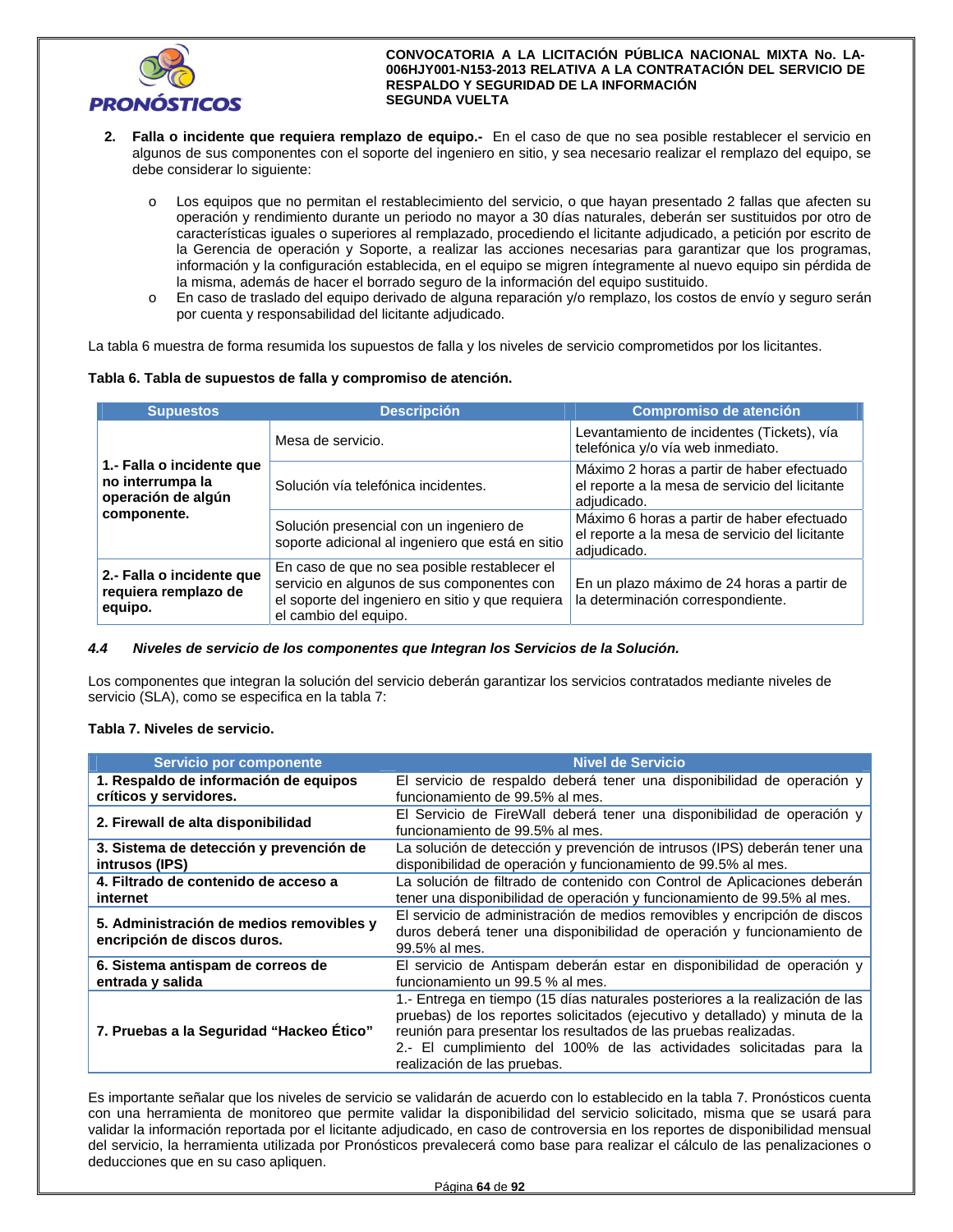2. **Falla o incidente que requiera remplazo de equipo.-** En el caso de que no sea posible restablecer el servicio en algunos de sus componentes con el soporte del ingeniero en sitio, y sea necesario realizar el remplazo del equipo, se debe considerar lo siguiente:

   - Los equipos que no permitan el restablecimiento del servicio, o que hayan presentado 2 fallas que afecten su operación y rendimiento durante un periodo no mayor a 30 días naturales, deberán ser sustituidos por otro de características iguales o superiores al remplazado, procediendo el licitante adjudicado, a petición por escrito de la Gerencia de operación y Soporte, a realizar las acciones necesarias para garantizar que los programas, información y la configuración establecida, en el equipo se migren íntegramente al nuevo equipo sin pérdida de la misma, además de hacer el borrado seguro de la información del equipo sustituido.
   - En caso de traslado del equipo derivado de alguna reparación y/o remplazo, los costos de envío y seguro serán por cuenta y responsabilidad del licitante adjudicado.

La tabla 6 muestra de forma resumida los supuestos de falla y los niveles de servicio comprometidos por los licitantes.

**Tabla 6. Tabla de supuestos de falla y compromiso de atención.**

| Supuestos | Descripción | Compromiso de atención |
|---|---|---|
| **1.- Falla o incidente que no interrumpa la operación de algún componente.** | Mesa de servicio. | Levantamiento de incidentes (Tickets), vía telefónica y/o vía web inmediato. |
| | Solución vía telefónica incidentes. | Máximo 2 horas a partir de haber efectuado el reporte a la mesa de servicio del licitante adjudicado. |
| | Solución presencial con un ingeniero de soporte adicional al ingeniero que está en sitio | Máximo 6 horas a partir de haber efectuado el reporte a la mesa de servicio del licitante adjudicado. |
| **2.- Falla o incidente que requiera remplazo de equipo.** | En caso de que no sea posible restablecer el servicio en algunos de sus componentes con el soporte del ingeniero en sitio y que requiera el cambio del equipo. | En un plazo máximo de 24 horas a partir de la determinación correspondiente. |

### *4.4 Niveles de servicio de los componentes que Integran los Servicios de la Solución.*

Los componentes que integran la solución del servicio deberán garantizar los servicios contratados mediante niveles de servicio (SLA), como se especifica en la tabla 7:

**Tabla 7. Niveles de servicio.**

| Servicio por componente | Nivel de Servicio |
|---|---|
| **1. Respaldo de información de equipos críticos y servidores.** | El servicio de respaldo deberá tener una disponibilidad de operación y funcionamiento de 99.5% al mes. |
| **2. Firewall de alta disponibilidad** | El Servicio de FireWall deberá tener una disponibilidad de operación y funcionamiento de 99.5% al mes. |
| **3. Sistema de detección y prevención de intrusos (IPS)** | La solución de detección y prevención de intrusos (IPS) deberán tener una disponibilidad de operación y funcionamiento de 99.5% al mes. |
| **4. Filtrado de contenido de acceso a internet** | La solución de filtrado de contenido con Control de Aplicaciones deberán tener una disponibilidad de operación y funcionamiento de 99.5% al mes. |
| **5. Administración de medios removibles y encripción de discos duros.** | El servicio de administración de medios removibles y encripción de discos duros deberá tener una disponibilidad de operación y funcionamiento de 99.5% al mes. |
| **6. Sistema antispam de correos de entrada y salida** | El servicio de Antispam deberán estar en disponibilidad de operación y funcionamiento un 99.5 % al mes. |
| **7. Pruebas a la Seguridad "Hackeo Ético"** | 1.- Entrega en tiempo (15 días naturales posteriores a la realización de las pruebas) de los reportes solicitados (ejecutivo y detallado) y minuta de la reunión para presentar los resultados de las pruebas realizadas.<br>2.- El cumplimiento del 100% de las actividades solicitadas para la realización de las pruebas. |

Es importante señalar que los niveles de servicio se validarán de acuerdo con lo establecido en la tabla 7. Pronósticos cuenta con una herramienta de monitoreo que permite validar la disponibilidad del servicio solicitado, misma que se usará para validar la información reportada por el licitante adjudicado, en caso de controversia en los reportes de disponibilidad mensual del servicio, la herramienta utilizada por Pronósticos prevalecerá como base para realizar el cálculo de las penalizaciones o deducciones que en su caso apliquen.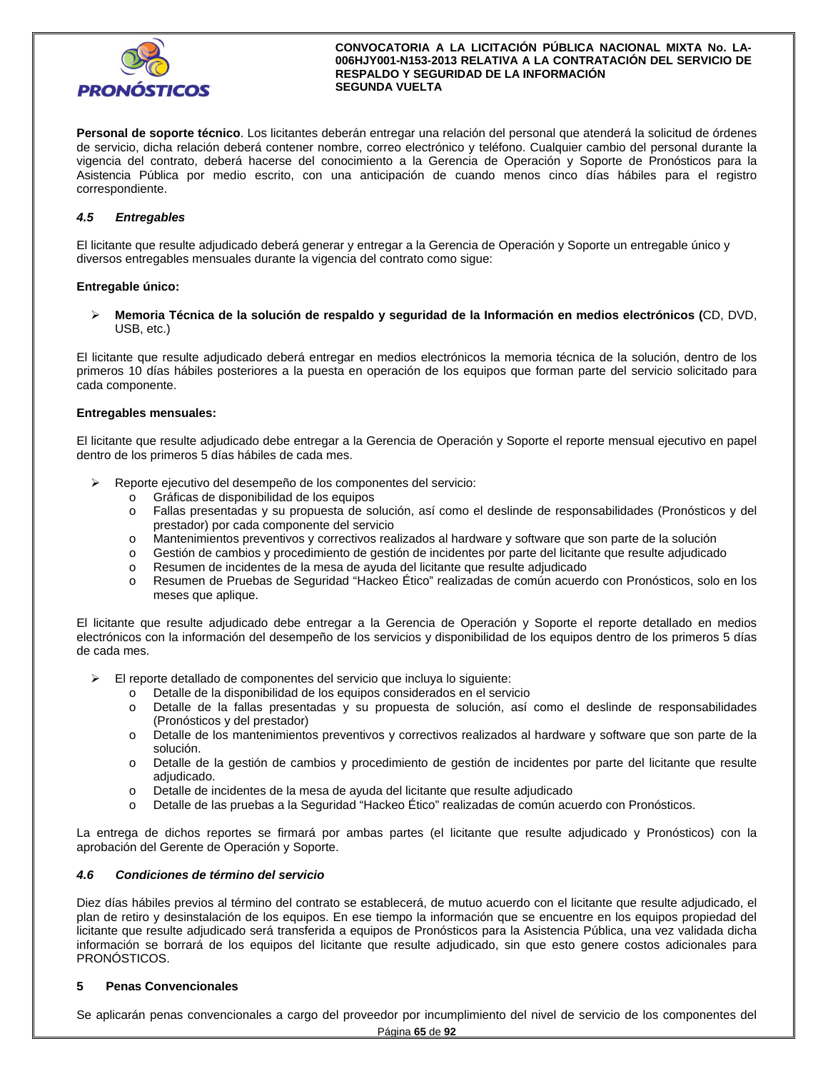**Personal de soporte técnico**. Los licitantes deberán entregar una relación del personal que atenderá la solicitud de órdenes de servicio, dicha relación deberá contener nombre, correo electrónico y teléfono. Cualquier cambio del personal durante la vigencia del contrato, deberá hacerse del conocimiento a la Gerencia de Operación y Soporte de Pronósticos para la Asistencia Pública por medio escrito, con una anticipación de cuando menos cinco días hábiles para el registro correspondiente.

### *4.5 Entregables*

El licitante que resulte adjudicado deberá generar y entregar a la Gerencia de Operación y Soporte un entregable único y diversos entregables mensuales durante la vigencia del contrato como sigue:

**Entregable único:**

- **Memoria Técnica de la solución de respaldo y seguridad de la Información en medios electrónicos (**CD, DVD, USB, etc.)

El licitante que resulte adjudicado deberá entregar en medios electrónicos la memoria técnica de la solución, dentro de los primeros 10 días hábiles posteriores a la puesta en operación de los equipos que forman parte del servicio solicitado para cada componente.

**Entregables mensuales:**

El licitante que resulte adjudicado debe entregar a la Gerencia de Operación y Soporte el reporte mensual ejecutivo en papel dentro de los primeros 5 días hábiles de cada mes.

- Reporte ejecutivo del desempeño de los componentes del servicio:
  - Gráficas de disponibilidad de los equipos
  - Fallas presentadas y su propuesta de solución, así como el deslinde de responsabilidades (Pronósticos y del prestador) por cada componente del servicio
  - Mantenimientos preventivos y correctivos realizados al hardware y software que son parte de la solución
  - Gestión de cambios y procedimiento de gestión de incidentes por parte del licitante que resulte adjudicado
  - Resumen de incidentes de la mesa de ayuda del licitante que resulte adjudicado
  - Resumen de Pruebas de Seguridad “Hackeo Ético” realizadas de común acuerdo con Pronósticos, solo en los meses que aplique.

El licitante que resulte adjudicado debe entregar a la Gerencia de Operación y Soporte el reporte detallado en medios electrónicos con la información del desempeño de los servicios y disponibilidad de los equipos dentro de los primeros 5 días de cada mes.

- El reporte detallado de componentes del servicio que incluya lo siguiente:
  - Detalle de la disponibilidad de los equipos considerados en el servicio
  - Detalle de la fallas presentadas y su propuesta de solución, así como el deslinde de responsabilidades (Pronósticos y del prestador)
  - Detalle de los mantenimientos preventivos y correctivos realizados al hardware y software que son parte de la solución.
  - Detalle de la gestión de cambios y procedimiento de gestión de incidentes por parte del licitante que resulte adjudicado.
  - Detalle de incidentes de la mesa de ayuda del licitante que resulte adjudicado
  - Detalle de las pruebas a la Seguridad “Hackeo Ético” realizadas de común acuerdo con Pronósticos.

La entrega de dichos reportes se firmará por ambas partes (el licitante que resulte adjudicado y Pronósticos) con la aprobación del Gerente de Operación y Soporte.

### *4.6 Condiciones de término del servicio*

Diez días hábiles previos al término del contrato se establecerá, de mutuo acuerdo con el licitante que resulte adjudicado, el plan de retiro y desinstalación de los equipos. En ese tiempo la información que se encuentre en los equipos propiedad del licitante que resulte adjudicado será transferida a equipos de Pronósticos para la Asistencia Pública, una vez validada dicha información se borrará de los equipos del licitante que resulte adjudicado, sin que esto genere costos adicionales para PRONÓSTICOS.

## 5 Penas Convencionales

Se aplicarán penas convencionales a cargo del proveedor por incumplimiento del nivel de servicio de los componentes del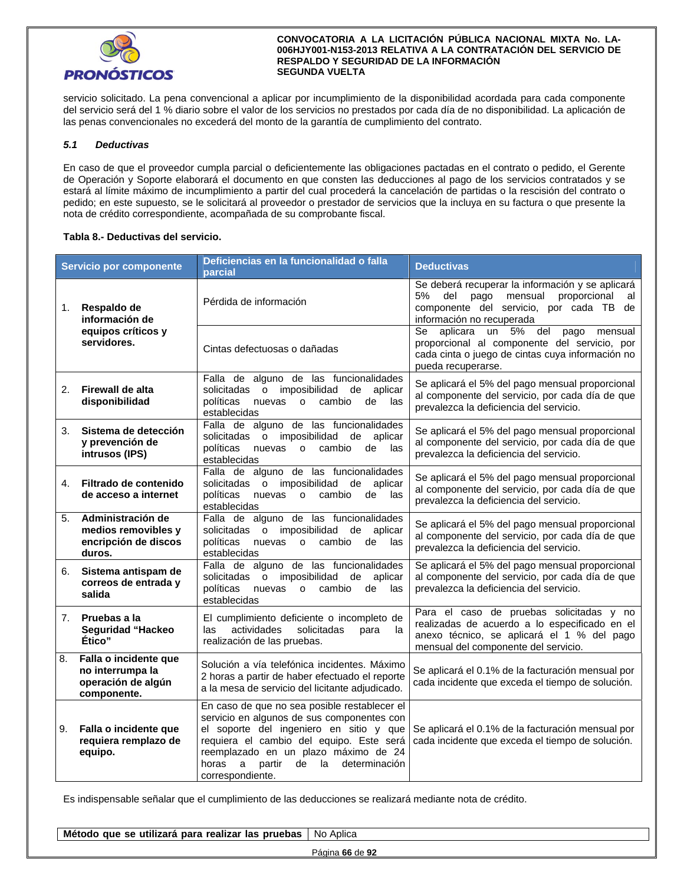servicio solicitado. La pena convencional a aplicar por incumplimiento de la disponibilidad acordada para cada componente del servicio será del 1 % diario sobre el valor de los servicios no prestados por cada día de no disponibilidad. La aplicación de las penas convencionales no excederá del monto de la garantía de cumplimiento del contrato.

### *5.1 Deductivas*

En caso de que el proveedor cumpla parcial o deficientemente las obligaciones pactadas en el contrato o pedido, el Gerente de Operación y Soporte elaborará el documento en que consten las deducciones al pago de los servicios contratados y se estará al límite máximo de incumplimiento a partir del cual procederá la cancelación de partidas o la rescisión del contrato o pedido; en este supuesto, se le solicitará al proveedor o prestador de servicios que la incluya en su factura o que presente la nota de crédito correspondiente, acompañada de su comprobante fiscal.

**Tabla 8.- Deductivas del servicio.**

| Servicio por componente | Deficiencias en la funcionalidad o falla parcial | Deductivas |
|---|---|---|
| 1. **Respaldo de información de equipos críticos y servidores.** | Pérdida de información | Se deberá recuperar la información y se aplicará 5% del pago mensual proporcional al componente del servicio, por cada TB de información no recuperada |
| | Cintas defectuosas o dañadas | Se aplicara un 5% del pago mensual proporcional al componente del servicio, por cada cinta o juego de cintas cuya información no pueda recuperarse. |
| 2. **Firewall de alta disponibilidad** | Falla de alguno de las funcionalidades solicitadas o imposibilidad de aplicar políticas nuevas o cambio de las establecidas | Se aplicará el 5% del pago mensual proporcional al componente del servicio, por cada día de que prevalezca la deficiencia del servicio. |
| 3. **Sistema de detección y prevención de intrusos (IPS)** | Falla de alguno de las funcionalidades solicitadas o imposibilidad de aplicar políticas nuevas o cambio de las establecidas | Se aplicará el 5% del pago mensual proporcional al componente del servicio, por cada día de que prevalezca la deficiencia del servicio. |
| 4. **Filtrado de contenido de acceso a internet** | Falla de alguno de las funcionalidades solicitadas o imposibilidad de aplicar políticas nuevas o cambio de las establecidas | Se aplicará el 5% del pago mensual proporcional al componente del servicio, por cada día de que prevalezca la deficiencia del servicio. |
| 5. **Administración de medios removibles y encripción de discos duros.** | Falla de alguno de las funcionalidades solicitadas o imposibilidad de aplicar políticas nuevas o cambio de las establecidas | Se aplicará el 5% del pago mensual proporcional al componente del servicio, por cada día de que prevalezca la deficiencia del servicio. |
| 6. **Sistema antispam de correos de entrada y salida** | Falla de alguno de las funcionalidades solicitadas o imposibilidad de aplicar políticas nuevas o cambio de las establecidas | Se aplicará el 5% del pago mensual proporcional al componente del servicio, por cada día de que prevalezca la deficiencia del servicio. |
| 7. **Pruebas a la Seguridad "Hackeo Ético"** | El cumplimiento deficiente o incompleto de las actividades solicitadas para la realización de las pruebas. | Para el caso de pruebas solicitadas y no realizadas de acuerdo a lo especificado en el anexo técnico, se aplicará el 1 % del pago mensual del componente del servicio. |
| 8. **Falla o incidente que no interrumpa la operación de algún componente.** | Solución a vía telefónica incidentes. Máximo 2 horas a partir de haber efectuado el reporte a la mesa de servicio del licitante adjudicado. | Se aplicará el 0.1% de la facturación mensual por cada incidente que exceda el tiempo de solución. |
| 9. **Falla o incidente que requiera remplazo de equipo.** | En caso de que no sea posible restablecer el servicio en algunos de sus componentes con el soporte del ingeniero en sitio y que requiera el cambio del equipo. Este será reemplazado en un plazo máximo de 24 horas a partir de la determinación correspondiente. | Se aplicará el 0.1% de la facturación mensual por cada incidente que exceda el tiempo de solución. |

Es indispensable señalar que el cumplimiento de las deducciones se realizará mediante nota de crédito.

| **Método que se utilizará para realizar las pruebas** | No Aplica |
|---|---|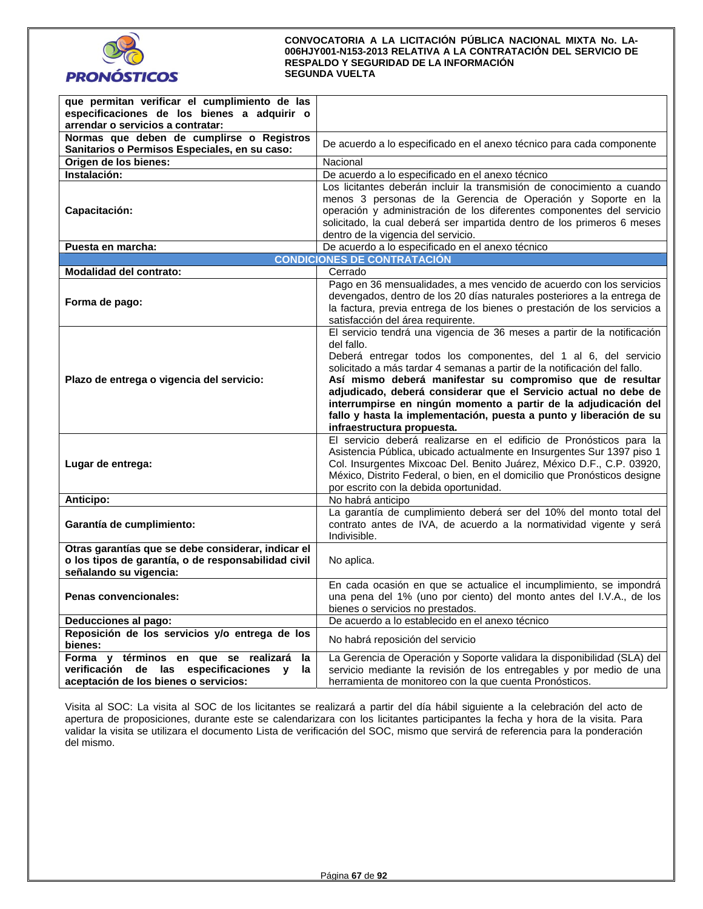| | |
|---|---|
| **que permitan verificar el cumplimiento de las especificaciones de los bienes a adquirir o arrendar o servicios a contratar:** | |
| **Normas que deben de cumplirse o Registros Sanitarios o Permisos Especiales, en su caso:** | De acuerdo a lo especificado en el anexo técnico para cada componente |
| **Origen de los bienes:** | Nacional |
| **Instalación:** | De acuerdo a lo especificado en el anexo técnico |
| **Capacitación:** | Los licitantes deberán incluir la transmisión de conocimiento a cuando menos 3 personas de la Gerencia de Operación y Soporte en la operación y administración de los diferentes componentes del servicio solicitado, la cual deberá ser impartida dentro de los primeros 6 meses dentro de la vigencia del servicio. |
| **Puesta en marcha:** | De acuerdo a lo especificado en el anexo técnico |
| **CONDICIONES DE CONTRATACIÓN** | |
| **Modalidad del contrato:** | Cerrado |
| **Forma de pago:** | Pago en 36 mensualidades, a mes vencido de acuerdo con los servicios devengados, dentro de los 20 días naturales posteriores a la entrega de la factura, previa entrega de los bienes o prestación de los servicios a satisfacción del área requirente. |
| **Plazo de entrega o vigencia del servicio:** | El servicio tendrá una vigencia de 36 meses a partir de la notificación del fallo.<br>Deberá entregar todos los componentes, del 1 al 6, del servicio solicitado a más tardar 4 semanas a partir de la notificación del fallo.<br>**Así mismo deberá manifestar su compromiso que de resultar adjudicado, deberá considerar que el Servicio actual no debe de interrumpirse en ningún momento a partir de la adjudicación del fallo y hasta la implementación, puesta a punto y liberación de su infraestructura propuesta.** |
| **Lugar de entrega:** | El servicio deberá realizarse en el edificio de Pronósticos para la Asistencia Pública, ubicado actualmente en Insurgentes Sur 1397 piso 1 Col. Insurgentes Mixcoac Del. Benito Juárez, México D.F., C.P. 03920, México, Distrito Federal, o bien, en el domicilio que Pronósticos designe por escrito con la debida oportunidad. |
| **Anticipo:** | No habrá anticipo |
| **Garantía de cumplimiento:** | La garantía de cumplimiento deberá ser del 10% del monto total del contrato antes de IVA, de acuerdo a la normatividad vigente y será Indivisible. |
| **Otras garantías que se debe considerar, indicar el o los tipos de garantía, o de responsabilidad civil señalando su vigencia:** | No aplica. |
| **Penas convencionales:** | En cada ocasión en que se actualice el incumplimiento, se impondrá una pena del 1% (uno por ciento) del monto antes del I.V.A., de los bienes o servicios no prestados. |
| **Deducciones al pago:** | De acuerdo a lo establecido en el anexo técnico |
| **Reposición de los servicios y/o entrega de los bienes:** | No habrá reposición del servicio |
| **Forma y términos en que se realizará la verificación de las especificaciones y la aceptación de los bienes o servicios:** | La Gerencia de Operación y Soporte validara la disponibilidad (SLA) del servicio mediante la revisión de los entregables y por medio de una herramienta de monitoreo con la que cuenta Pronósticos. |

Visita al SOC: La visita al SOC de los licitantes se realizará a partir del día hábil siguiente a la celebración del acto de apertura de proposiciones, durante este se calendarizara con los licitantes participantes la fecha y hora de la visita. Para validar la visita se utilizara el documento Lista de verificación del SOC, mismo que servirá de referencia para la ponderación del mismo.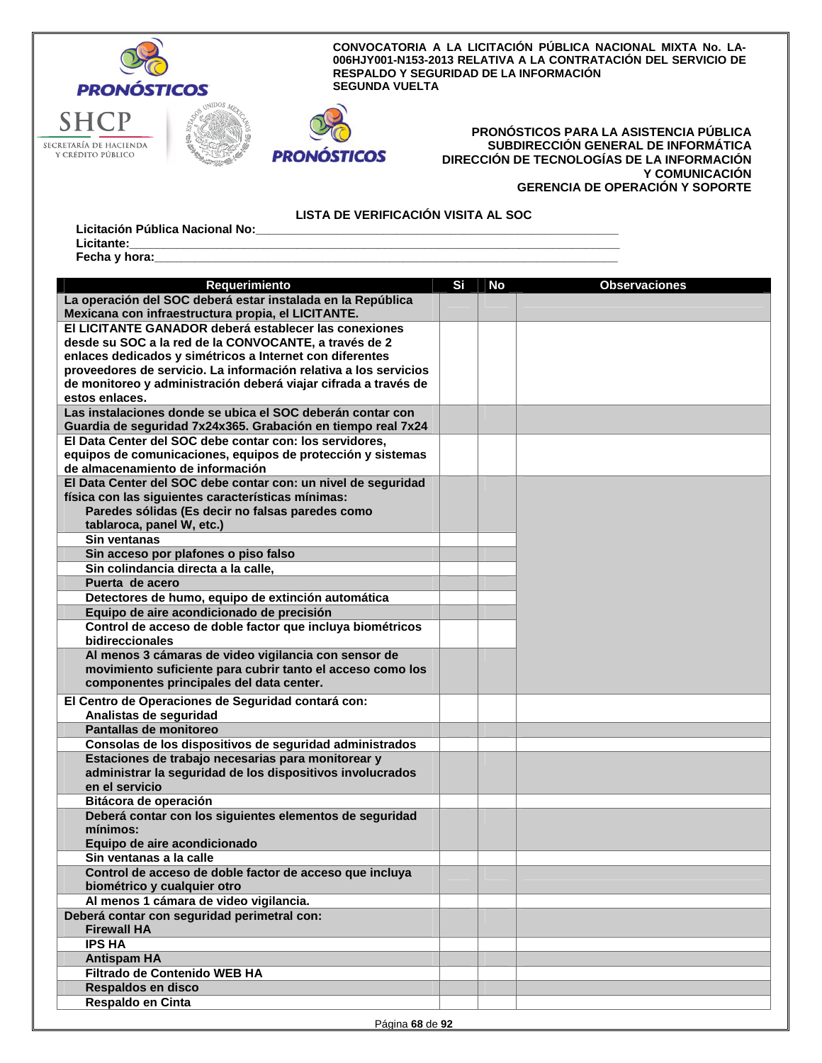**CONVOCATORIA A LA LICITACIÓN PÚBLICA NACIONAL MIXTA No. LA-006HJY001-N153-2013 RELATIVA A LA CONTRATACIÓN DEL SERVICIO DE RESPALDO Y SEGURIDAD DE LA INFORMACIÓN SEGUNDA VUELTA**

**PRONÓSTICOS PARA LA ASISTENCIA PÚBLICA**
**SUBDIRECCIÓN GENERAL DE INFORMÁTICA**
**DIRECCIÓN DE TECNOLOGÍAS DE LA INFORMACIÓN Y COMUNICACIÓN**
**GERENCIA DE OPERACIÓN Y SOPORTE**

## LISTA DE VERIFICACIÓN VISITA AL SOC

**Licitación Pública Nacional No:**\_\_\_\_\_\_\_\_\_\_\_\_\_\_\_\_\_\_\_\_\_\_\_\_\_\_\_\_\_\_\_\_\_\_\_\_\_\_\_\_
**Licitante:**\_\_\_\_\_\_\_\_\_\_\_\_\_\_\_\_\_\_\_\_\_\_\_\_\_\_\_\_\_\_\_\_\_\_\_\_\_\_\_\_\_\_\_\_\_\_\_\_\_\_\_\_\_\_
**Fecha y hora:**\_\_\_\_\_\_\_\_\_\_\_\_\_\_\_\_\_\_\_\_\_\_\_\_\_\_\_\_\_\_\_\_\_\_\_\_\_\_\_\_\_\_\_\_\_\_\_\_\_\_

| Requerimiento | Si | No | Observaciones |
|---|---|---|---|
| La operación del SOC deberá estar instalada en la República Mexicana con infraestructura propia, el LICITANTE. | | | |
| El LICITANTE GANADOR deberá establecer las conexiones desde su SOC a la red de la CONVOCANTE, a través de 2 enlaces dedicados y simétricos a Internet con diferentes proveedores de servicio. La información relativa a los servicios de monitoreo y administración deberá viajar cifrada a través de estos enlaces. | | | |
| Las instalaciones donde se ubica el SOC deberán contar con Guardia de seguridad 7x24x365. Grabación en tiempo real 7x24 | | | |
| El Data Center del SOC debe contar con: los servidores, equipos de comunicaciones, equipos de protección y sistemas de almacenamiento de información | | | |
| El Data Center del SOC debe contar con: un nivel de seguridad física con las siguientes características mínimas: Paredes sólidas (Es decir no falsas paredes como tablaroca, panel W, etc.) | | | |
| Sin ventanas | | | |
| Sin acceso por plafones o piso falso | | | |
| Sin colindancia directa a la calle, | | | |
| Puerta de acero | | | |
| Detectores de humo, equipo de extinción automática | | | |
| Equipo de aire acondicionado de precisión | | | |
| Control de acceso de doble factor que incluya biométricos bidireccionales | | | |
| Al menos 3 cámaras de video vigilancia con sensor de movimiento suficiente para cubrir tanto el acceso como los componentes principales del data center. | | | |
| El Centro de Operaciones de Seguridad contará con: Analistas de seguridad | | | |
| Pantallas de monitoreo | | | |
| Consolas de los dispositivos de seguridad administrados | | | |
| Estaciones de trabajo necesarias para monitorear y administrar la seguridad de los dispositivos involucrados en el servicio | | | |
| Bitácora de operación | | | |
| Deberá contar con los siguientes elementos de seguridad mínimos: Equipo de aire acondicionado | | | |
| Sin ventanas a la calle | | | |
| Control de acceso de doble factor de acceso que incluya biométrico y cualquier otro | | | |
| Al menos 1 cámara de video vigilancia. | | | |
| Deberá contar con seguridad perimetral con: Firewall HA | | | |
| IPS HA | | | |
| Antispam HA | | | |
| Filtrado de Contenido WEB HA | | | |
| Respaldos en disco | | | |
| Respaldo en Cinta | | | |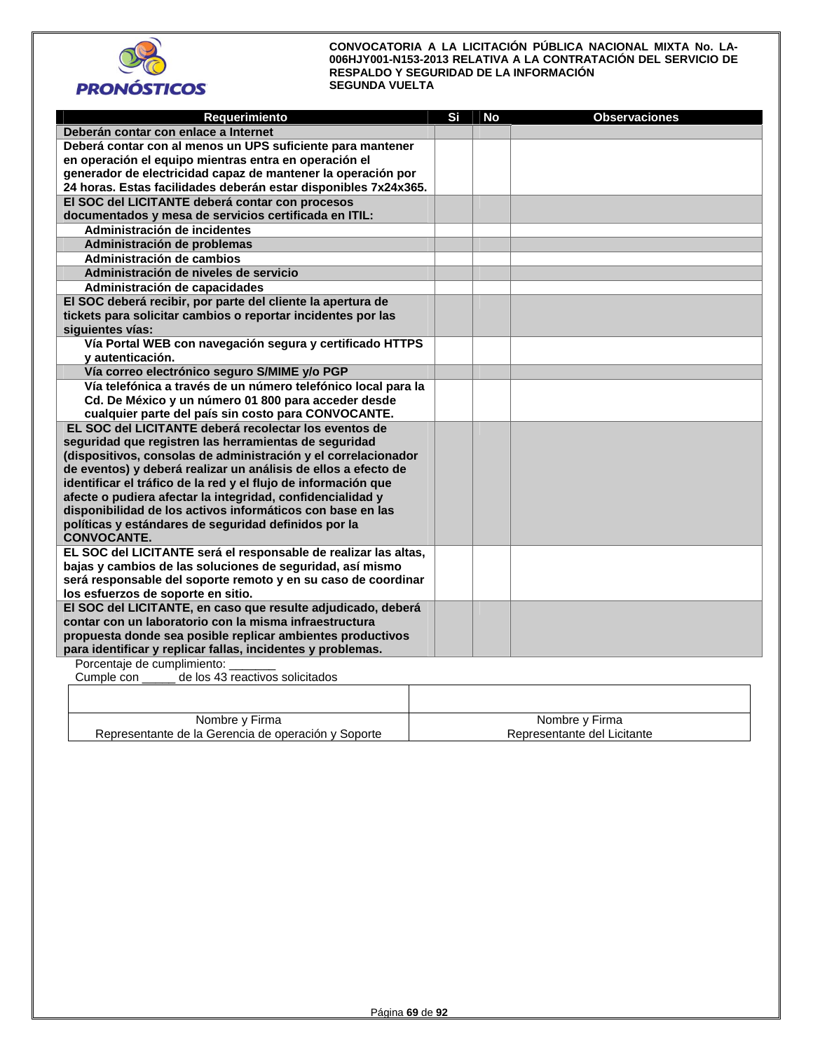**CONVOCATORIA A LA LICITACIÓN PÚBLICA NACIONAL MIXTA No. LA-006HJY001-N153-2013 RELATIVA A LA CONTRATACIÓN DEL SERVICIO DE RESPALDO Y SEGURIDAD DE LA INFORMACIÓN**
**SEGUNDA VUELTA**

| Requerimiento | Si | No | Observaciones |
|---|---|---|---|
| **Deberán contar con enlace a Internet** | | | |
| **Deberá contar con al menos un UPS suficiente para mantener en operación el equipo mientras entra en operación el generador de electricidad capaz de mantener la operación por 24 horas. Estas facilidades deberán estar disponibles 7x24x365.** | | | |
| **El SOC del LICITANTE deberá contar con procesos documentados y mesa de servicios certificada en ITIL:** | | | |
| **Administración de incidentes** | | | |
| **Administración de problemas** | | | |
| **Administración de cambios** | | | |
| **Administración de niveles de servicio** | | | |
| **Administración de capacidades** | | | |
| **El SOC deberá recibir, por parte del cliente la apertura de tickets para solicitar cambios o reportar incidentes por las siguientes vías:** | | | |
| **Vía Portal WEB con navegación segura y certificado HTTPS y autenticación.** | | | |
| **Vía correo electrónico seguro S/MIME y/o PGP** | | | |
| **Vía telefónica a través de un número telefónico local para la Cd. De México y un número 01 800 para acceder desde cualquier parte del país sin costo para CONVOCANTE.** | | | |
| **EL SOC del LICITANTE deberá recolectar los eventos de seguridad que registren las herramientas de seguridad (dispositivos, consolas de administración y el correlacionador de eventos) y deberá realizar un análisis de ellos a efecto de identificar el tráfico de la red y el flujo de información que afecte o pudiera afectar la integridad, confidencialidad y disponibilidad de los activos informáticos con base en las políticas y estándares de seguridad definidos por la CONVOCANTE.** | | | |
| **EL SOC del LICITANTE será el responsable de realizar las altas, bajas y cambios de las soluciones de seguridad, así mismo será responsable del soporte remoto y en su caso de coordinar los esfuerzos de soporte en sitio.** | | | |
| **El SOC del LICITANTE, en caso que resulte adjudicado, deberá contar con un laboratorio con la misma infraestructura propuesta donde sea posible replicar ambientes productivos para identificar y replicar fallas, incidentes y problemas.** | | | |

Porcentaje de cumplimiento: _______
Cumple con _____ de los 43 reactivos solicitados

| | |
|---|---|
| | |
| Nombre y Firma<br>Representante de la Gerencia de operación y Soporte | Nombre y Firma<br>Representante del Licitante |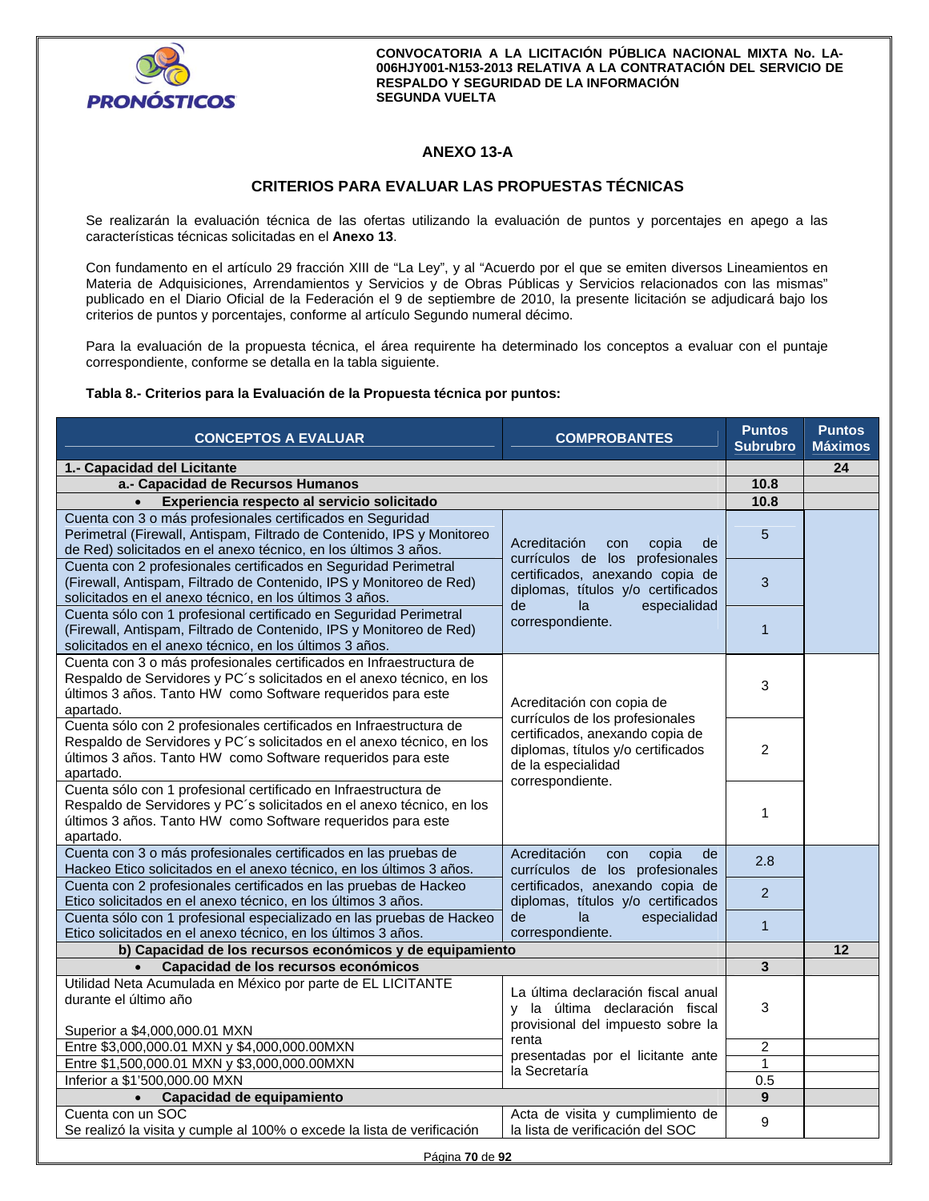CONVOCATORIA A LA LICITACIÓN PÚBLICA NACIONAL MIXTA No. LA-006HJY001-N153-2013 RELATIVA A LA CONTRATACIÓN DEL SERVICIO DE RESPALDO Y SEGURIDAD DE LA INFORMACIÓN SEGUNDA VUELTA

## ANEXO 13-A

## CRITERIOS PARA EVALUAR LAS PROPUESTAS TÉCNICAS

Se realizarán la evaluación técnica de las ofertas utilizando la evaluación de puntos y porcentajes en apego a las características técnicas solicitadas en el **Anexo 13**.

Con fundamento en el artículo 29 fracción XIII de "La Ley", y al "Acuerdo por el que se emiten diversos Lineamientos en Materia de Adquisiciones, Arrendamientos y Servicios y de Obras Públicas y Servicios relacionados con las mismas" publicado en el Diario Oficial de la Federación el 9 de septiembre de 2010, la presente licitación se adjudicará bajo los criterios de puntos y porcentajes, conforme al artículo Segundo numeral décimo.

Para la evaluación de la propuesta técnica, el área requirente ha determinado los conceptos a evaluar con el puntaje correspondiente, conforme se detalla en la tabla siguiente.

**Tabla 8.- Criterios para la Evaluación de la Propuesta técnica por puntos:**

| CONCEPTOS A EVALUAR | COMPROBANTES | Puntos Subrubro | Puntos Máximos |
|---|---|---|---|
| **1.- Capacidad del Licitante** | | | **24** |
| **a.- Capacidad de Recursos Humanos** | | **10.8** | |
| • **Experiencia respecto al servicio solicitado** | | **10.8** | |
| Cuenta con 3 o más profesionales certificados en Seguridad Perimetral (Firewall, Antispam, Filtrado de Contenido, IPS y Monitoreo de Red) solicitados en el anexo técnico, en los últimos 3 años. | Acreditación con copia de currículos de los profesionales certificados, anexando copia de diplomas, títulos y/o certificados de la especialidad correspondiente. | 5 | |
| Cuenta con 2 profesionales certificados en Seguridad Perimetral (Firewall, Antispam, Filtrado de Contenido, IPS y Monitoreo de Red) solicitados en el anexo técnico, en los últimos 3 años. | | 3 | |
| Cuenta sólo con 1 profesional certificado en Seguridad Perimetral (Firewall, Antispam, Filtrado de Contenido, IPS y Monitoreo de Red) solicitados en el anexo técnico, en los últimos 3 años. | | 1 | |
| Cuenta con 3 o más profesionales certificados en Infraestructura de Respaldo de Servidores y PC´s solicitados en el anexo técnico, en los últimos 3 años. Tanto HW como Software requeridos para este apartado. | Acreditación con copia de currículos de los profesionales certificados, anexando copia de diplomas, títulos y/o certificados de la especialidad correspondiente. | 3 | |
| Cuenta sólo con 2 profesionales certificados en Infraestructura de Respaldo de Servidores y PC´s solicitados en el anexo técnico, en los últimos 3 años. Tanto HW como Software requeridos para este apartado. | | 2 | |
| Cuenta sólo con 1 profesional certificado en Infraestructura de Respaldo de Servidores y PC´s solicitados en el anexo técnico, en los últimos 3 años. Tanto HW como Software requeridos para este apartado. | | 1 | |
| Cuenta con 3 o más profesionales certificados en las pruebas de Hackeo Etico solicitados en el anexo técnico, en los últimos 3 años. | Acreditación con copia de currículos de los profesionales certificados, anexando copia de diplomas, títulos y/o certificados de la especialidad correspondiente. | 2.8 | |
| Cuenta con 2 profesionales certificados en las pruebas de Hackeo Etico solicitados en el anexo técnico, en los últimos 3 años. | | 2 | |
| Cuenta sólo con 1 profesional especializado en las pruebas de Hackeo Etico solicitados en el anexo técnico, en los últimos 3 años. | | 1 | |
| **b) Capacidad de los recursos económicos y de equipamiento** | | | **12** |
| • **Capacidad de los recursos económicos** | | **3** | |
| Utilidad Neta Acumulada en México por parte de EL LICITANTE durante el último año<br><br>Superior a $4,000,000.01 MXN | La última declaración fiscal anual y la última declaración fiscal provisional del impuesto sobre la renta presentadas por el licitante ante la Secretaría | 3 | |
| Entre $3,000,000.01 MXN y $4,000,000.00MXN | | 2 | |
| Entre $1,500,000.01 MXN y $3,000,000.00MXN | | 1 | |
| Inferior a $1'500,000.00 MXN | | 0.5 | |
| • **Capacidad de equipamiento** | | **9** | |
| Cuenta con un SOC<br>Se realizó la visita y cumple al 100% o excede la lista de verificación | Acta de visita y cumplimiento de la lista de verificación del SOC | 9 | |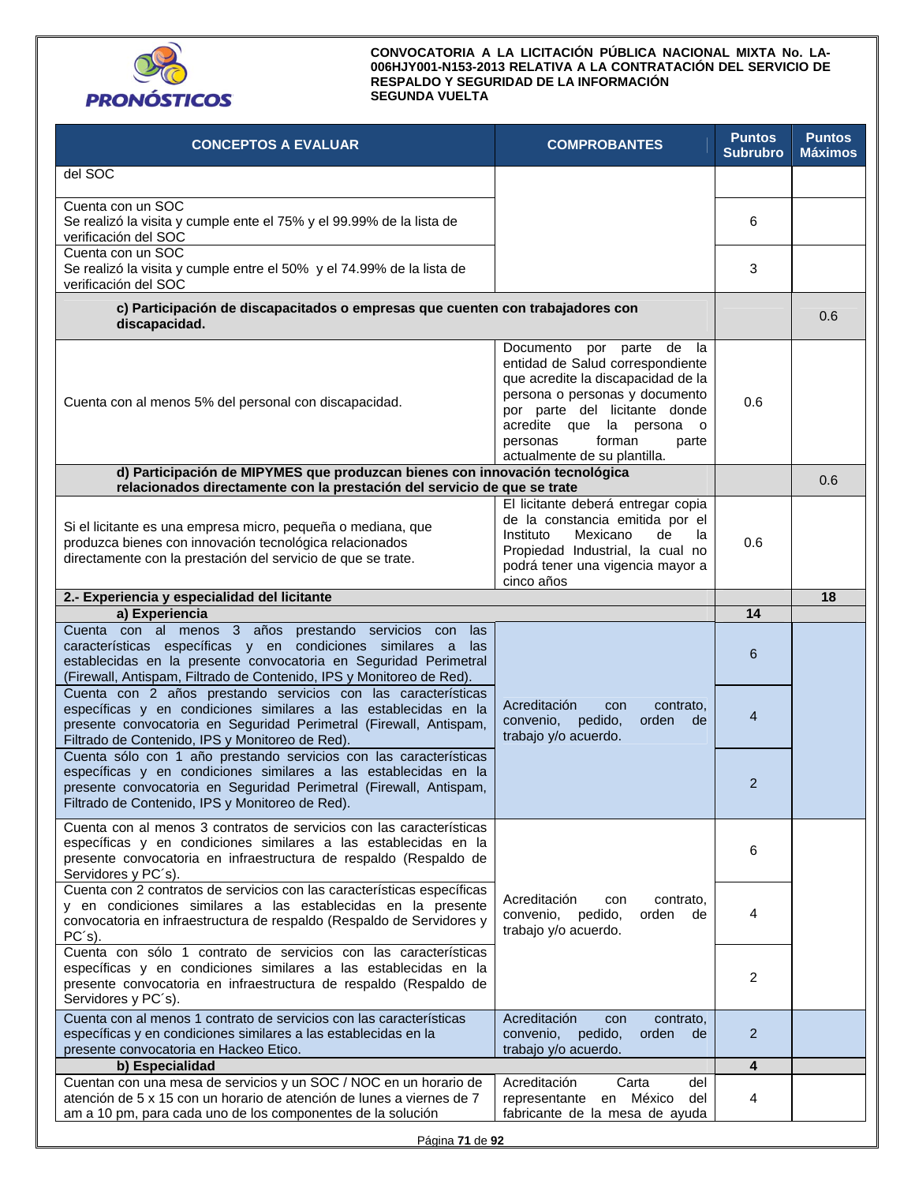| CONCEPTOS A EVALUAR | COMPROBANTES | Puntos Subrubro | Puntos Máximos |
|---|---|---|---|
| del SOC | | | |
| Cuenta con un SOC<br>Se realizó la visita y cumple ente el 75% y el 99.99% de la lista de verificación del SOC | | 6 | |
| Cuenta con un SOC<br>Se realizó la visita y cumple entre el 50% y el 74.99% de la lista de verificación del SOC | | 3 | |
| **c) Participación de discapacitados o empresas que cuenten con trabajadores con discapacidad.** | | | 0.6 |
| Cuenta con al menos 5% del personal con discapacidad. | Documento por parte de la entidad de Salud correspondiente que acredite la discapacidad de la persona o personas y documento por parte del licitante donde acredite que la persona o personas forman parte actualmente de su plantilla. | 0.6 | |
| **d) Participación de MIPYMES que produzcan bienes con innovación tecnológica relacionados directamente con la prestación del servicio de que se trate** | | | 0.6 |
| Si el licitante es una empresa micro, pequeña o mediana, que produzca bienes con innovación tecnológica relacionados directamente con la prestación del servicio de que se trate. | El licitante deberá entregar copia de la constancia emitida por el Instituto Mexicano de la Propiedad Industrial, la cual no podrá tener una vigencia mayor a cinco años | 0.6 | |
| **2.- Experiencia y especialidad del licitante** | | | **18** |
| **a) Experiencia** | | **14** | |
| Cuenta con al menos 3 años prestando servicios con las características específicas y en condiciones similares a las establecidas en la presente convocatoria en Seguridad Perimetral (Firewall, Antispam, Filtrado de Contenido, IPS y Monitoreo de Red). | Acreditación con contrato, convenio, pedido, orden de trabajo y/o acuerdo. | 6 | |
| Cuenta con 2 años prestando servicios con las características específicas y en condiciones similares a las establecidas en la presente convocatoria en Seguridad Perimetral (Firewall, Antispam, Filtrado de Contenido, IPS y Monitoreo de Red). | | 4 | |
| Cuenta sólo con 1 año prestando servicios con las características específicas y en condiciones similares a las establecidas en la presente convocatoria en Seguridad Perimetral (Firewall, Antispam, Filtrado de Contenido, IPS y Monitoreo de Red). | | 2 | |
| Cuenta con al menos 3 contratos de servicios con las características específicas y en condiciones similares a las establecidas en la presente convocatoria en infraestructura de respaldo (Respaldo de Servidores y PC´s). | Acreditación con contrato, convenio, pedido, orden de trabajo y/o acuerdo. | 6 | |
| Cuenta con 2 contratos de servicios con las características específicas y en condiciones similares a las establecidas en la presente convocatoria en infraestructura de respaldo (Respaldo de Servidores y PC´s). | | 4 | |
| Cuenta con sólo 1 contrato de servicios con las características específicas y en condiciones similares a las establecidas en la presente convocatoria en infraestructura de respaldo (Respaldo de Servidores y PC´s). | | 2 | |
| Cuenta con al menos 1 contrato de servicios con las características específicas y en condiciones similares a las establecidas en la presente convocatoria en Hackeo Etico. | Acreditación con contrato, convenio, pedido, orden de trabajo y/o acuerdo. | 2 | |
| **b) Especialidad** | | **4** | |
| Cuentan con una mesa de servicios y un SOC / NOC en un horario de atención de 5 x 15 con un horario de atención de lunes a viernes de 7 am a 10 pm, para cada uno de los componentes de la solución | Acreditación Carta del representante en México del fabricante de la mesa de ayuda | 4 | |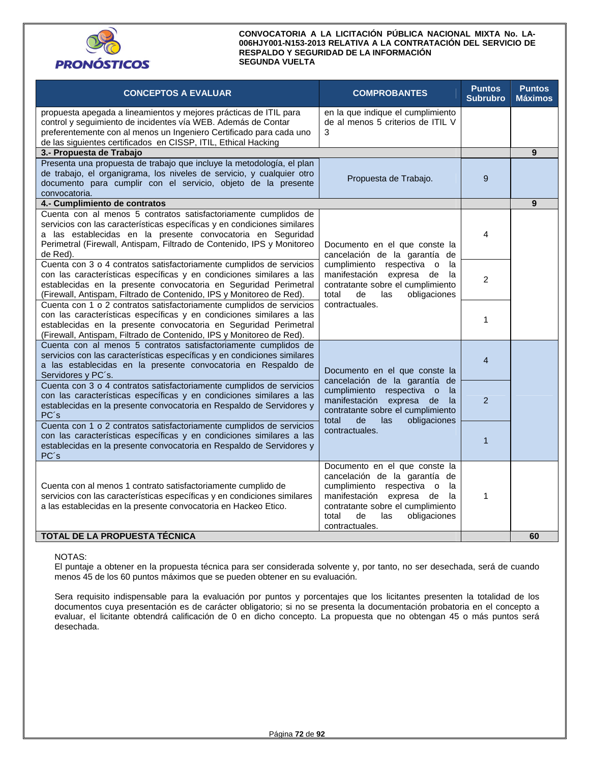| CONCEPTOS A EVALUAR | COMPROBANTES | Puntos Subrubro | Puntos Máximos |
|---|---|---|---|
| propuesta apegada a lineamientos y mejores prácticas de ITIL para control y seguimiento de incidentes vía WEB. Además de Contar preferentemente con al menos un Ingeniero Certificado para cada uno de las siguientes certificados en CISSP, ITIL, Ethical Hacking | en la que indique el cumplimiento de al menos 5 criterios de ITIL V 3 | | |
| **3.- Propuesta de Trabajo** | | | **9** |
| Presenta una propuesta de trabajo que incluye la metodología, el plan de trabajo, el organigrama, los niveles de servicio, y cualquier otro documento para cumplir con el servicio, objeto de la presente convocatoria. | Propuesta de Trabajo. | 9 | |
| **4.- Cumplimiento de contratos** | | | **9** |
| Cuenta con al menos 5 contratos satisfactoriamente cumplidos de servicios con las características específicas y en condiciones similares a las establecidas en la presente convocatoria en Seguridad Perimetral (Firewall, Antispam, Filtrado de Contenido, IPS y Monitoreo de Red). | Documento en el que conste la cancelación de la garantía de cumplimiento respectiva o la manifestación expresa de la contratante sobre el cumplimiento total de las obligaciones contractuales. | 4 | |
| Cuenta con 3 o 4 contratos satisfactoriamente cumplidos de servicios con las características específicas y en condiciones similares a las establecidas en la presente convocatoria en Seguridad Perimetral (Firewall, Antispam, Filtrado de Contenido, IPS y Monitoreo de Red). | | 2 | |
| Cuenta con 1 o 2 contratos satisfactoriamente cumplidos de servicios con las características específicas y en condiciones similares a las establecidas en la presente convocatoria en Seguridad Perimetral (Firewall, Antispam, Filtrado de Contenido, IPS y Monitoreo de Red). | | 1 | |
| Cuenta con al menos 5 contratos satisfactoriamente cumplidos de servicios con las características específicas y en condiciones similares a las establecidas en la presente convocatoria en Respaldo de Servidores y PC´s. | Documento en el que conste la cancelación de la garantía de cumplimiento respectiva o la manifestación expresa de la contratante sobre el cumplimiento total de las obligaciones contractuales. | 4 | |
| Cuenta con 3 o 4 contratos satisfactoriamente cumplidos de servicios con las características específicas y en condiciones similares a las establecidas en la presente convocatoria en Respaldo de Servidores y PC´s | | 2 | |
| Cuenta con 1 o 2 contratos satisfactoriamente cumplidos de servicios con las características específicas y en condiciones similares a las establecidas en la presente convocatoria en Respaldo de Servidores y PC´s | | 1 | |
| Cuenta con al menos 1 contrato satisfactoriamente cumplido de servicios con las características específicas y en condiciones similares a las establecidas en la presente convocatoria en Hackeo Etico. | Documento en el que conste la cancelación de la garantía de cumplimiento respectiva o la manifestación expresa de la contratante sobre el cumplimiento total de las obligaciones contractuales. | 1 | |
| **TOTAL DE LA PROPUESTA TÉCNICA** | | | **60** |

NOTAS:
El puntaje a obtener en la propuesta técnica para ser considerada solvente y, por tanto, no ser desechada, será de cuando menos 45 de los 60 puntos máximos que se pueden obtener en su evaluación.

Sera requisito indispensable para la evaluación por puntos y porcentajes que los licitantes presenten la totalidad de los documentos cuya presentación es de carácter obligatorio; si no se presenta la documentación probatoria en el concepto a evaluar, el licitante obtendrá calificación de 0 en dicho concepto. La propuesta que no obtengan 45 o más puntos será desechada.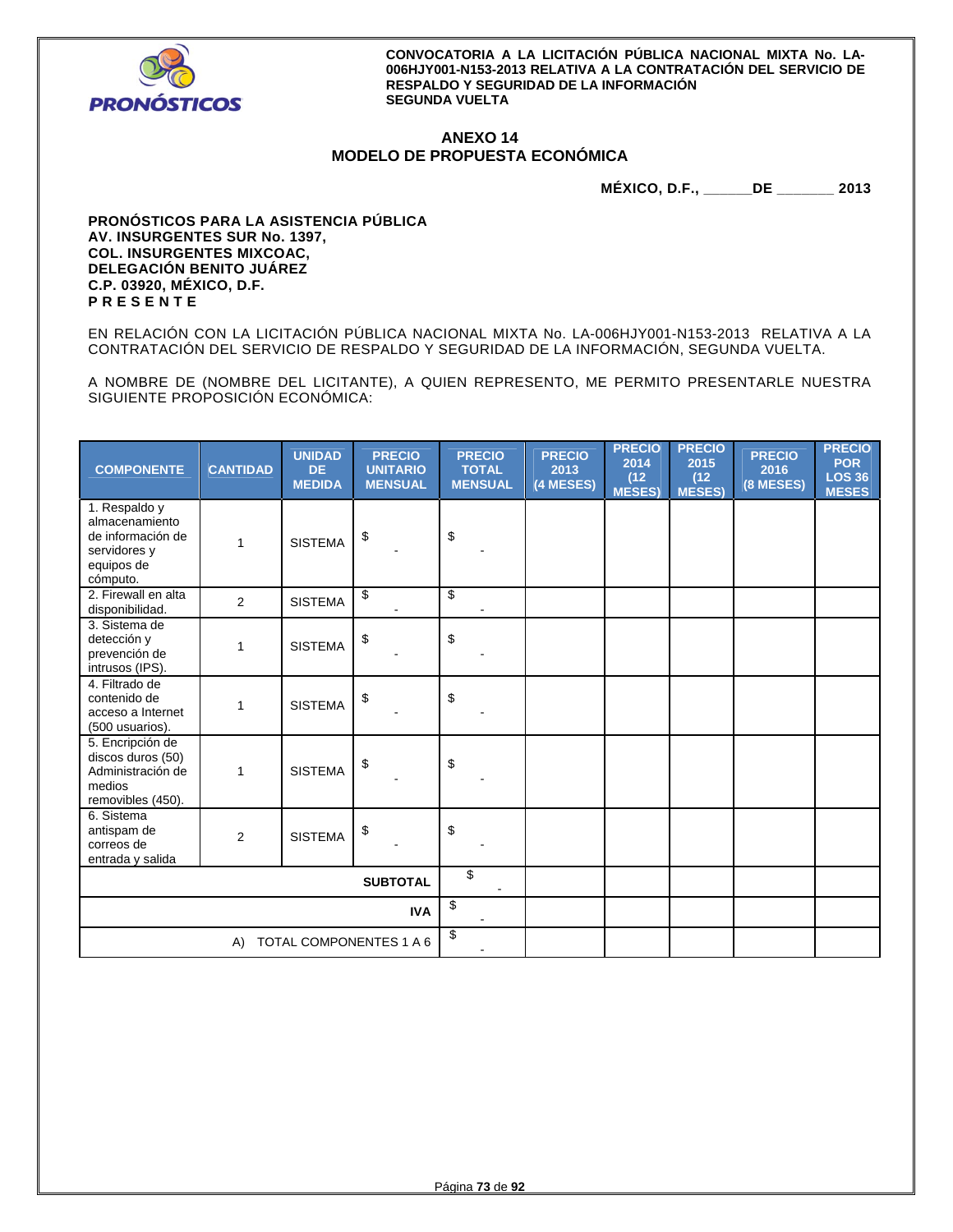**CONVOCATORIA A LA LICITACIÓN PÚBLICA NACIONAL MIXTA No. LA-006HJY001-N153-2013 RELATIVA A LA CONTRATACIÓN DEL SERVICIO DE RESPALDO Y SEGURIDAD DE LA INFORMACIÓN SEGUNDA VUELTA**

## ANEXO 14
## MODELO DE PROPUESTA ECONÓMICA

**MÉXICO, D.F., ______DE _______ 2013**

**PRONÓSTICOS PARA LA ASISTENCIA PÚBLICA**
**AV. INSURGENTES SUR No. 1397,**
**COL. INSURGENTES MIXCOAC,**
**DELEGACIÓN BENITO JUÁREZ**
**C.P. 03920, MÉXICO, D.F.**
**P R E S E N T E**

EN RELACIÓN CON LA LICITACIÓN PÚBLICA NACIONAL MIXTA No. LA-006HJY001-N153-2013 RELATIVA A LA CONTRATACIÓN DEL SERVICIO DE RESPALDO Y SEGURIDAD DE LA INFORMACIÓN, SEGUNDA VUELTA.

A NOMBRE DE (NOMBRE DEL LICITANTE), A QUIEN REPRESENTO, ME PERMITO PRESENTARLE NUESTRA SIGUIENTE PROPOSICIÓN ECONÓMICA:

| COMPONENTE | CANTIDAD | UNIDAD DE MEDIDA | PRECIO UNITARIO MENSUAL | PRECIO TOTAL MENSUAL | PRECIO 2013 (4 MESES) | PRECIO 2014 (12 MESES) | PRECIO 2015 (12 MESES) | PRECIO 2016 (8 MESES) | PRECIO POR LOS 36 MESES |
|---|---|---|---|---|---|---|---|---|---|
| 1. Respaldo y almacenamiento de información de servidores y equipos de cómputo. | 1 | SISTEMA | $ - | $ - | | | | | |
| 2. Firewall en alta disponibilidad. | 2 | SISTEMA | $ - | $ - | | | | | |
| 3. Sistema de detección y prevención de intrusos (IPS). | 1 | SISTEMA | $ - | $ - | | | | | |
| 4. Filtrado de contenido de acceso a Internet (500 usuarios). | 1 | SISTEMA | $ - | $ - | | | | | |
| 5. Encripción de discos duros (50) Administración de medios removibles (450). | 1 | SISTEMA | $ - | $ - | | | | | |
| 6. Sistema antispam de correos de entrada y salida | 2 | SISTEMA | $ - | $ - | | | | | |
| | | | **SUBTOTAL** | $ - | | | | | |
| | | | **IVA** | $ - | | | | | |
| | | | A) TOTAL COMPONENTES 1 A 6 | $ - | | | | | |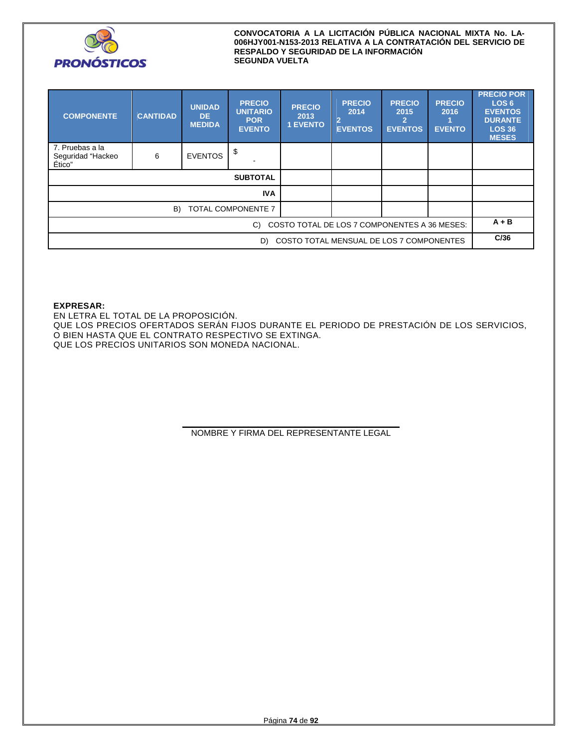| COMPONENTE | CANTIDAD | UNIDAD DE MEDIDA | PRECIO UNITARIO POR EVENTO | PRECIO 2013 1 EVENTO | PRECIO 2014 2 EVENTOS | PRECIO 2015 2 EVENTOS | PRECIO 2016 1 EVENTO | PRECIO POR LOS 6 EVENTOS DURANTE LOS 36 MESES |
|---|---|---|---|---|---|---|---|---|
| 7. Pruebas a la Seguridad "Hackeo Ético" | 6 | EVENTOS | $ - | | | | | |
| | | | SUBTOTAL | | | | | |
| | | | IVA | | | | | |
| | | | B) TOTAL COMPONENTE 7 | | | | | |
| | | | | | | | C) COSTO TOTAL DE LOS 7 COMPONENTES A 36 MESES: | A + B |
| | | | | | | | D) COSTO TOTAL MENSUAL DE LOS 7 COMPONENTES | C/36 |

**EXPRESAR:**

EN LETRA EL TOTAL DE LA PROPOSICIÓN.

QUE LOS PRECIOS OFERTADOS SERÁN FIJOS DURANTE EL PERIODO DE PRESTACIÓN DE LOS SERVICIOS, O BIEN HASTA QUE EL CONTRATO RESPECTIVO SE EXTINGA.

QUE LOS PRECIOS UNITARIOS SON MONEDA NACIONAL.

NOMBRE Y FIRMA DEL REPRESENTANTE LEGAL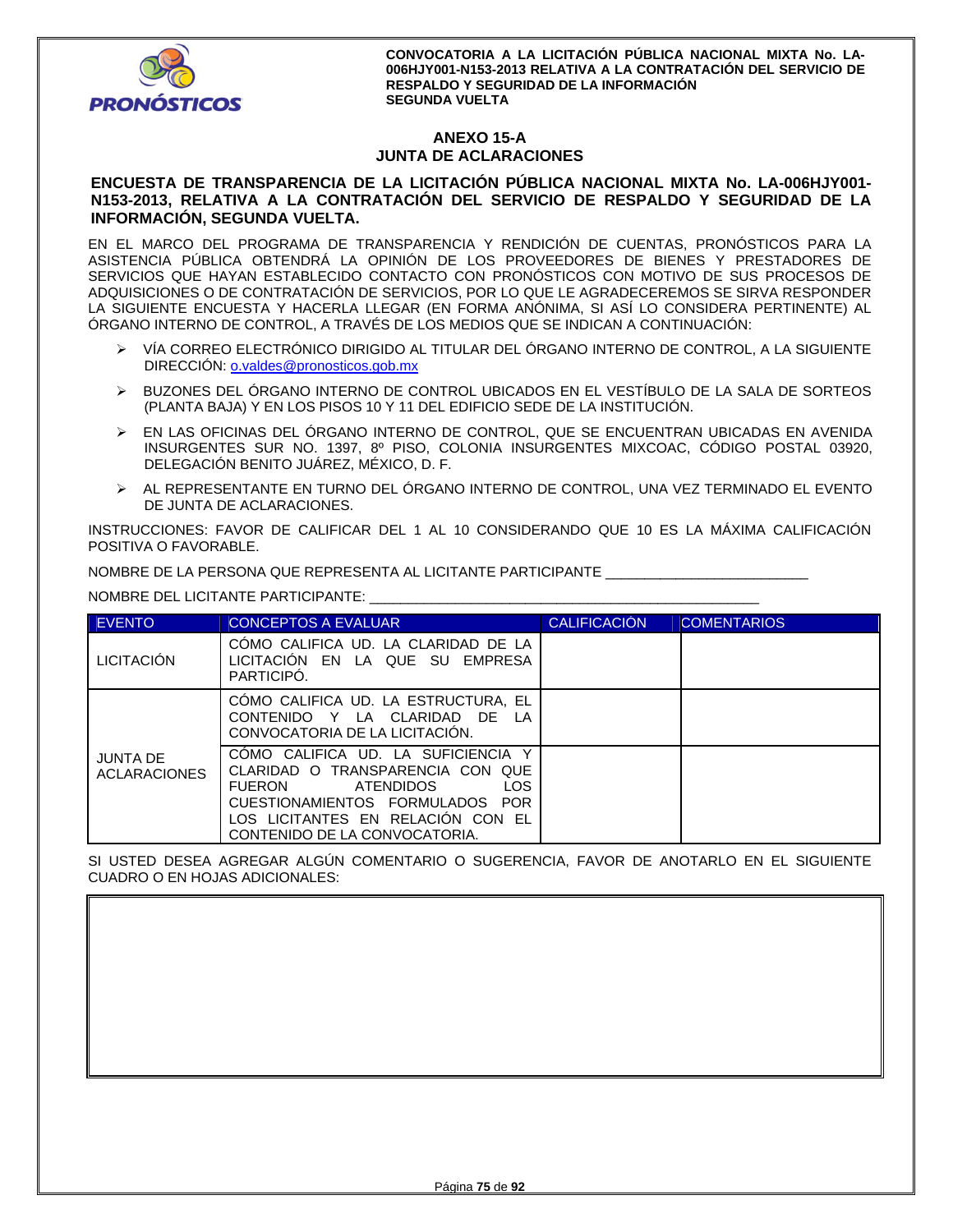## ANEXO 15-A
## JUNTA DE ACLARACIONES

**ENCUESTA DE TRANSPARENCIA DE LA LICITACIÓN PÚBLICA NACIONAL MIXTA No. LA-006HJY001-N153-2013, RELATIVA A LA CONTRATACIÓN DEL SERVICIO DE RESPALDO Y SEGURIDAD DE LA INFORMACIÓN, SEGUNDA VUELTA.**

EN EL MARCO DEL PROGRAMA DE TRANSPARENCIA Y RENDICIÓN DE CUENTAS, PRONÓSTICOS PARA LA ASISTENCIA PÚBLICA OBTENDRÁ LA OPINIÓN DE LOS PROVEEDORES DE BIENES Y PRESTADORES DE SERVICIOS QUE HAYAN ESTABLECIDO CONTACTO CON PRONÓSTICOS CON MOTIVO DE SUS PROCESOS DE ADQUISICIONES O DE CONTRATACIÓN DE SERVICIOS, POR LO QUE LE AGRADECEREMOS SE SIRVA RESPONDER LA SIGUIENTE ENCUESTA Y HACERLA LLEGAR (EN FORMA ANÓNIMA, SI ASÍ LO CONSIDERA PERTINENTE) AL ÓRGANO INTERNO DE CONTROL, A TRAVÉS DE LOS MEDIOS QUE SE INDICAN A CONTINUACIÓN:

- VÍA CORREO ELECTRÓNICO DIRIGIDO AL TITULAR DEL ÓRGANO INTERNO DE CONTROL, A LA SIGUIENTE DIRECCIÓN: o.valdes@pronosticos.gob.mx
- BUZONES DEL ÓRGANO INTERNO DE CONTROL UBICADOS EN EL VESTÍBULO DE LA SALA DE SORTEOS (PLANTA BAJA) Y EN LOS PISOS 10 Y 11 DEL EDIFICIO SEDE DE LA INSTITUCIÓN.
- EN LAS OFICINAS DEL ÓRGANO INTERNO DE CONTROL, QUE SE ENCUENTRAN UBICADAS EN AVENIDA INSURGENTES SUR NO. 1397, 8º PISO, COLONIA INSURGENTES MIXCOAC, CÓDIGO POSTAL 03920, DELEGACIÓN BENITO JUÁREZ, MÉXICO, D. F.
- AL REPRESENTANTE EN TURNO DEL ÓRGANO INTERNO DE CONTROL, UNA VEZ TERMINADO EL EVENTO DE JUNTA DE ACLARACIONES.

INSTRUCCIONES: FAVOR DE CALIFICAR DEL 1 AL 10 CONSIDERANDO QUE 10 ES LA MÁXIMA CALIFICACIÓN POSITIVA O FAVORABLE.

NOMBRE DE LA PERSONA QUE REPRESENTA AL LICITANTE PARTICIPANTE ________________________

NOMBRE DEL LICITANTE PARTICIPANTE: ______________________________________________

| EVENTO | CONCEPTOS A EVALUAR | CALIFICACIÓN | COMENTARIOS |
|---|---|---|---|
| LICITACIÓN | CÓMO CALIFICA UD. LA CLARIDAD DE LA LICITACIÓN EN LA QUE SU EMPRESA PARTICIPÓ. | | |
| JUNTA DE ACLARACIONES | CÓMO CALIFICA UD. LA ESTRUCTURA, EL CONTENIDO Y LA CLARIDAD DE LA CONVOCATORIA DE LA LICITACIÓN. | | |
| | CÓMO CALIFICA UD. LA SUFICIENCIA Y CLARIDAD O TRANSPARENCIA CON QUE FUERON ATENDIDOS LOS CUESTIONAMIENTOS FORMULADOS POR LOS LICITANTES EN RELACIÓN CON EL CONTENIDO DE LA CONVOCATORIA. | | |

SI USTED DESEA AGREGAR ALGÚN COMENTARIO O SUGERENCIA, FAVOR DE ANOTARLO EN EL SIGUIENTE CUADRO O EN HOJAS ADICIONALES:

| |
|---|
| |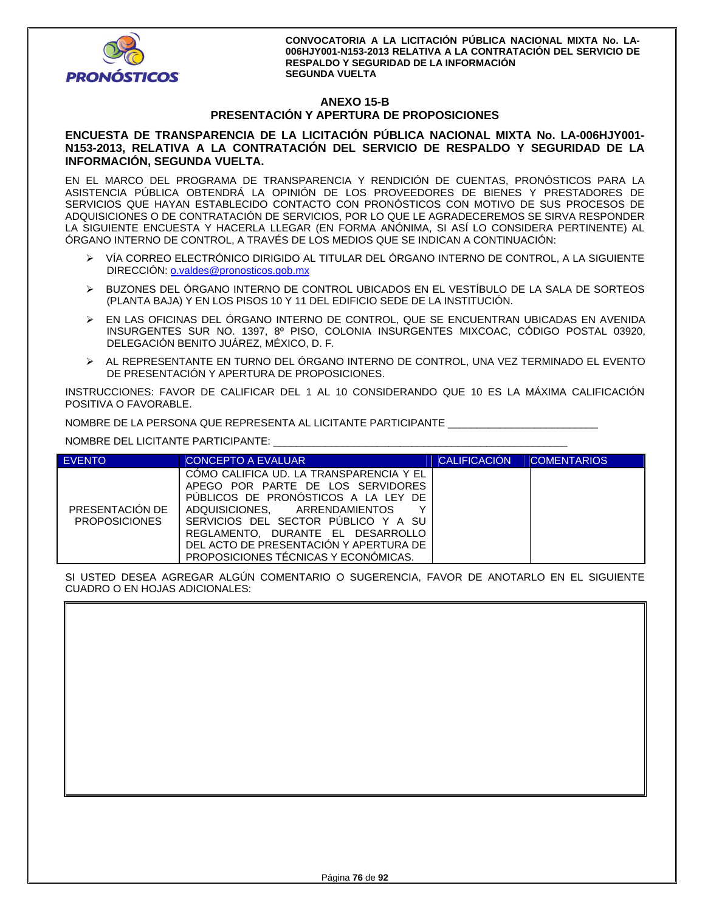## ANEXO 15-B
## PRESENTACIÓN Y APERTURA DE PROPOSICIONES

**ENCUESTA DE TRANSPARENCIA DE LA LICITACIÓN PÚBLICA NACIONAL MIXTA No. LA-006HJY001-N153-2013, RELATIVA A LA CONTRATACIÓN DEL SERVICIO DE RESPALDO Y SEGURIDAD DE LA INFORMACIÓN, SEGUNDA VUELTA.**

EN EL MARCO DEL PROGRAMA DE TRANSPARENCIA Y RENDICIÓN DE CUENTAS, PRONÓSTICOS PARA LA ASISTENCIA PÚBLICA OBTENDRÁ LA OPINIÓN DE LOS PROVEEDORES DE BIENES Y PRESTADORES DE SERVICIOS QUE HAYAN ESTABLECIDO CONTACTO CON PRONÓSTICOS CON MOTIVO DE SUS PROCESOS DE ADQUISICIONES O DE CONTRATACIÓN DE SERVICIOS, POR LO QUE LE AGRADECEREMOS SE SIRVA RESPONDER LA SIGUIENTE ENCUESTA Y HACERLA LLEGAR (EN FORMA ANÓNIMA, SI ASÍ LO CONSIDERA PERTINENTE) AL ÓRGANO INTERNO DE CONTROL, A TRAVÉS DE LOS MEDIOS QUE SE INDICAN A CONTINUACIÓN:

- VÍA CORREO ELECTRÓNICO DIRIGIDO AL TITULAR DEL ÓRGANO INTERNO DE CONTROL, A LA SIGUIENTE DIRECCIÓN: o.valdes@pronosticos.gob.mx
- BUZONES DEL ÓRGANO INTERNO DE CONTROL UBICADOS EN EL VESTÍBULO DE LA SALA DE SORTEOS (PLANTA BAJA) Y EN LOS PISOS 10 Y 11 DEL EDIFICIO SEDE DE LA INSTITUCIÓN.
- EN LAS OFICINAS DEL ÓRGANO INTERNO DE CONTROL, QUE SE ENCUENTRAN UBICADAS EN AVENIDA INSURGENTES SUR NO. 1397, 8º PISO, COLONIA INSURGENTES MIXCOAC, CÓDIGO POSTAL 03920, DELEGACIÓN BENITO JUÁREZ, MÉXICO, D. F.
- AL REPRESENTANTE EN TURNO DEL ÓRGANO INTERNO DE CONTROL, UNA VEZ TERMINADO EL EVENTO DE PRESENTACIÓN Y APERTURA DE PROPOSICIONES.

INSTRUCCIONES: FAVOR DE CALIFICAR DEL 1 AL 10 CONSIDERANDO QUE 10 ES LA MÁXIMA CALIFICACIÓN POSITIVA O FAVORABLE.

NOMBRE DE LA PERSONA QUE REPRESENTA AL LICITANTE PARTICIPANTE _________________________

NOMBRE DEL LICITANTE PARTICIPANTE: _________________________________________________

| EVENTO | CONCEPTO A EVALUAR | CALIFICACIÓN | COMENTARIOS |
|---|---|---|---|
| PRESENTACIÓN DE PROPOSICIONES | CÓMO CALIFICA UD. LA TRANSPARENCIA Y EL APEGO POR PARTE DE LOS SERVIDORES PÚBLICOS DE PRONÓSTICOS A LA LEY DE ADQUISICIONES, ARRENDAMIENTOS Y SERVICIOS DEL SECTOR PÚBLICO Y A SU REGLAMENTO, DURANTE EL DESARROLLO DEL ACTO DE PRESENTACIÓN Y APERTURA DE PROPOSICIONES TÉCNICAS Y ECONÓMICAS. | | |

SI USTED DESEA AGREGAR ALGÚN COMENTARIO O SUGERENCIA, FAVOR DE ANOTARLO EN EL SIGUIENTE CUADRO O EN HOJAS ADICIONALES: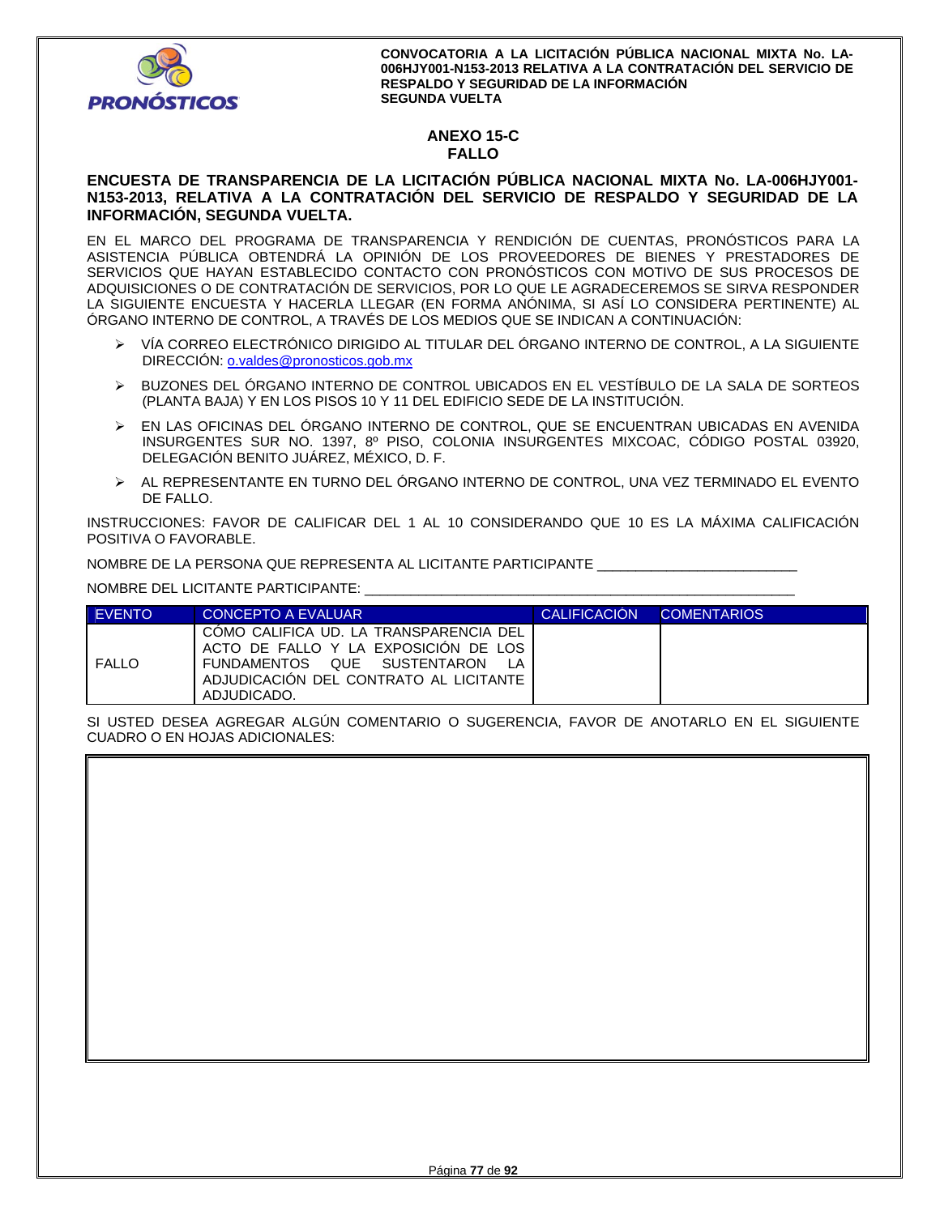# ANEXO 15-C
# FALLO

**ENCUESTA DE TRANSPARENCIA DE LA LICITACIÓN PÚBLICA NACIONAL MIXTA No. LA-006HJY001-N153-2013, RELATIVA A LA CONTRATACIÓN DEL SERVICIO DE RESPALDO Y SEGURIDAD DE LA INFORMACIÓN, SEGUNDA VUELTA.**

EN EL MARCO DEL PROGRAMA DE TRANSPARENCIA Y RENDICIÓN DE CUENTAS, PRONÓSTICOS PARA LA ASISTENCIA PÚBLICA OBTENDRÁ LA OPINIÓN DE LOS PROVEEDORES DE BIENES Y PRESTADORES DE SERVICIOS QUE HAYAN ESTABLECIDO CONTACTO CON PRONÓSTICOS CON MOTIVO DE SUS PROCESOS DE ADQUISICIONES O DE CONTRATACIÓN DE SERVICIOS, POR LO QUE LE AGRADECEREMOS SE SIRVA RESPONDER LA SIGUIENTE ENCUESTA Y HACERLA LLEGAR (EN FORMA ANÓNIMA, SI ASÍ LO CONSIDERA PERTINENTE) AL ÓRGANO INTERNO DE CONTROL, A TRAVÉS DE LOS MEDIOS QUE SE INDICAN A CONTINUACIÓN:

- VÍA CORREO ELECTRÓNICO DIRIGIDO AL TITULAR DEL ÓRGANO INTERNO DE CONTROL, A LA SIGUIENTE DIRECCIÓN: o.valdes@pronosticos.gob.mx
- BUZONES DEL ÓRGANO INTERNO DE CONTROL UBICADOS EN EL VESTÍBULO DE LA SALA DE SORTEOS (PLANTA BAJA) Y EN LOS PISOS 10 Y 11 DEL EDIFICIO SEDE DE LA INSTITUCIÓN.
- EN LAS OFICINAS DEL ÓRGANO INTERNO DE CONTROL, QUE SE ENCUENTRAN UBICADAS EN AVENIDA INSURGENTES SUR NO. 1397, 8º PISO, COLONIA INSURGENTES MIXCOAC, CÓDIGO POSTAL 03920, DELEGACIÓN BENITO JUÁREZ, MÉXICO, D. F.
- AL REPRESENTANTE EN TURNO DEL ÓRGANO INTERNO DE CONTROL, UNA VEZ TERMINADO EL EVENTO DE FALLO.

INSTRUCCIONES: FAVOR DE CALIFICAR DEL 1 AL 10 CONSIDERANDO QUE 10 ES LA MÁXIMA CALIFICACIÓN POSITIVA O FAVORABLE.

NOMBRE DE LA PERSONA QUE REPRESENTA AL LICITANTE PARTICIPANTE ___________________________

NOMBRE DEL LICITANTE PARTICIPANTE: ___________________________________________________________

| EVENTO | CONCEPTO A EVALUAR | CALIFICACIÓN | COMENTARIOS |
|---|---|---|---|
| FALLO | CÓMO CALIFICA UD. LA TRANSPARENCIA DEL ACTO DE FALLO Y LA EXPOSICIÓN DE LOS FUNDAMENTOS QUE SUSTENTARON LA ADJUDICACIÓN DEL CONTRATO AL LICITANTE ADJUDICADO. | | |

SI USTED DESEA AGREGAR ALGÚN COMENTARIO O SUGERENCIA, FAVOR DE ANOTARLO EN EL SIGUIENTE CUADRO O EN HOJAS ADICIONALES:

| |
|---|
| |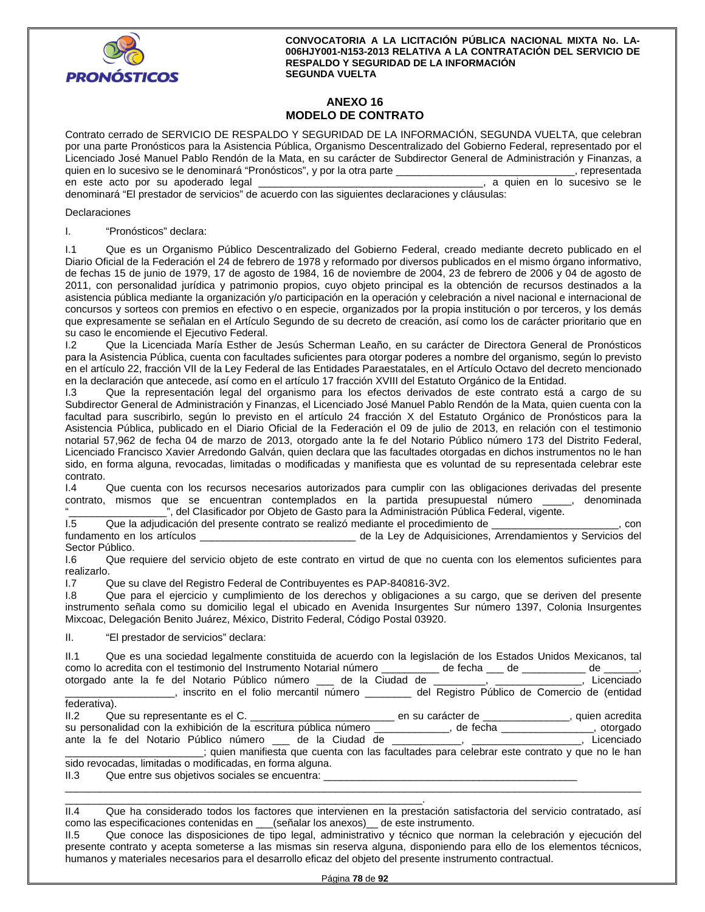## ANEXO 16
## MODELO DE CONTRATO

Contrato cerrado de SERVICIO DE RESPALDO Y SEGURIDAD DE LA INFORMACIÓN, SEGUNDA VUELTA, que celebran por una parte Pronósticos para la Asistencia Pública, Organismo Descentralizado del Gobierno Federal, representado por el Licenciado José Manuel Pablo Rendón de la Mata, en su carácter de Subdirector General de Administración y Finanzas, a quien en lo sucesivo se le denominará "Pronósticos", y por la otra parte ________________________________, representada en este acto por su apoderado legal ________________________________________, a quien en lo sucesivo se le denominará "El prestador de servicios" de acuerdo con las siguientes declaraciones y cláusulas:

Declaraciones

I. "Pronósticos" declara:

I.1 Que es un Organismo Público Descentralizado del Gobierno Federal, creado mediante decreto publicado en el Diario Oficial de la Federación el 24 de febrero de 1978 y reformado por diversos publicados en el mismo órgano informativo, de fechas 15 de junio de 1979, 17 de agosto de 1984, 16 de noviembre de 2004, 23 de febrero de 2006 y 04 de agosto de 2011, con personalidad jurídica y patrimonio propios, cuyo objeto principal es la obtención de recursos destinados a la asistencia pública mediante la organización y/o participación en la operación y celebración a nivel nacional e internacional de concursos y sorteos con premios en efectivo o en especie, organizados por la propia institución o por terceros, y los demás que expresamente se señalan en el Artículo Segundo de su decreto de creación, así como los de carácter prioritario que en su caso le encomiende el Ejecutivo Federal.

I.2 Que la Licenciada María Esther de Jesús Scherman Leaño, en su carácter de Directora General de Pronósticos para la Asistencia Pública, cuenta con facultades suficientes para otorgar poderes a nombre del organismo, según lo previsto en el artículo 22, fracción VII de la Ley Federal de las Entidades Paraestatales, en el Artículo Octavo del decreto mencionado en la declaración que antecede, así como en el artículo 17 fracción XVIII del Estatuto Orgánico de la Entidad.

I.3 Que la representación legal del organismo para los efectos derivados de este contrato está a cargo de su Subdirector General de Administración y Finanzas, el Licenciado José Manuel Pablo Rendón de la Mata, quien cuenta con la facultad para suscribirlo, según lo previsto en el artículo 24 fracción X del Estatuto Orgánico de Pronósticos para la Asistencia Pública, publicado en el Diario Oficial de la Federación el 09 de julio de 2013, en relación con el testimonio notarial 57,962 de fecha 04 de marzo de 2013, otorgado ante la fe del Notario Público número 173 del Distrito Federal, Licenciado Francisco Xavier Arredondo Galván, quien declara que las facultades otorgadas en dichos instrumentos no le han sido, en forma alguna, revocadas, limitadas o modificadas y manifiesta que es voluntad de su representada celebrar este contrato.

I.4 Que cuenta con los recursos necesarios autorizados para cumplir con las obligaciones derivadas del presente contrato, mismos que se encuentran contemplados en la partida presupuestal número _____, denominada "_________________", del Clasificador por Objeto de Gasto para la Administración Pública Federal, vigente.

I.5 Que la adjudicación del presente contrato se realizó mediante el procedimiento de ______________________, con fundamento en los artículos ___________________________ de la Ley de Adquisiciones, Arrendamientos y Servicios del Sector Público.

I.6 Que requiere del servicio objeto de este contrato en virtud de que no cuenta con los elementos suficientes para realizarlo.

I.7 Que su clave del Registro Federal de Contribuyentes es PAP-840816-3V2.

I.8 Que para el ejercicio y cumplimiento de los derechos y obligaciones a su cargo, que se deriven del presente instrumento señala como su domicilio legal el ubicado en Avenida Insurgentes Sur número 1397, Colonia Insurgentes Mixcoac, Delegación Benito Juárez, México, Distrito Federal, Código Postal 03920.

II. "El prestador de servicios" declara:

II.1 Que es una sociedad legalmente constituida de acuerdo con la legislación de los Estados Unidos Mexicanos, tal como lo acredita con el testimonio del Instrumento Notarial número __________ de fecha ___ de ___________ de ______, otorgado ante la fe del Notario Público número ___ de la Ciudad de _________, _______________, Licenciado ___________________, inscrito en el folio mercantil número ________ del Registro Público de Comercio de (entidad federativa).

II.2 Que su representante es el C. _________________________ en su carácter de _______________, quien acredita su personalidad con la exhibición de la escritura pública número _____________, de fecha ________________, otorgado ante la fe del Notario Público número ___ de la Ciudad de ____________, ___________________, Licenciado ________________________; quien manifiesta que cuenta con las facultades para celebrar este contrato y que no le han sido revocadas, limitadas o modificadas, en forma alguna.

II.3 Que entre sus objetivos sociales se encuentra: ____________________________________________
__________________________________________________________________________________________
___________________________________________________________.

II.4 Que ha considerado todos los factores que intervienen en la prestación satisfactoria del servicio contratado, así como las especificaciones contenidas en ___(señalar los anexos)__ de este instrumento.

II.5 Que conoce las disposiciones de tipo legal, administrativo y técnico que norman la celebración y ejecución del presente contrato y acepta someterse a las mismas sin reserva alguna, disponiendo para ello de los elementos técnicos, humanos y materiales necesarios para el desarrollo eficaz del objeto del presente instrumento contractual.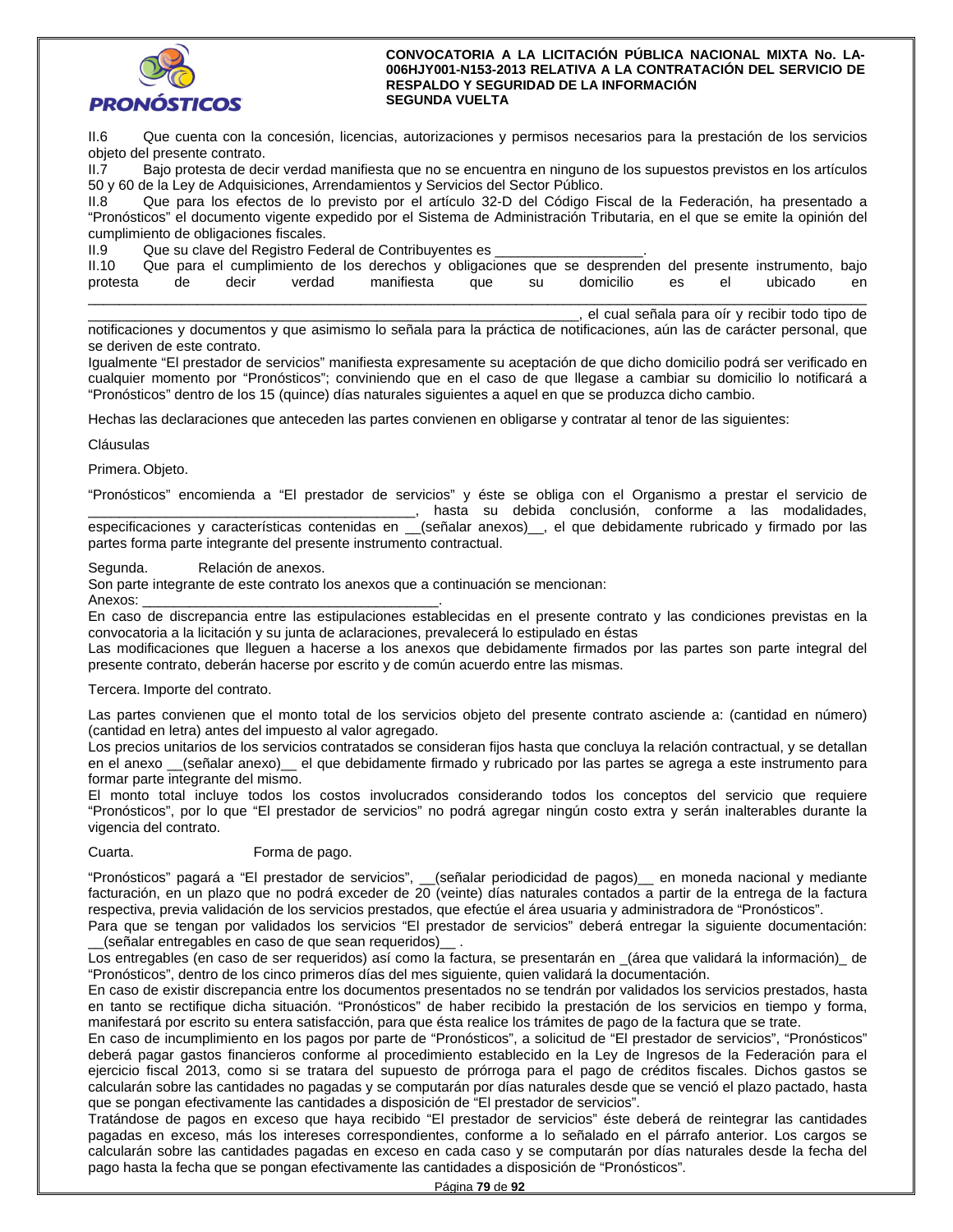II.6 Que cuenta con la concesión, licencias, autorizaciones y permisos necesarios para la prestación de los servicios objeto del presente contrato.

II.7 Bajo protesta de decir verdad manifiesta que no se encuentra en ninguno de los supuestos previstos en los artículos 50 y 60 de la Ley de Adquisiciones, Arrendamientos y Servicios del Sector Público.

II.8 Que para los efectos de lo previsto por el artículo 32-D del Código Fiscal de la Federación, ha presentado a "Pronósticos" el documento vigente expedido por el Sistema de Administración Tributaria, en el que se emite la opinión del cumplimiento de obligaciones fiscales.

II.9 Que su clave del Registro Federal de Contribuyentes es ___________________.

II.10 Que para el cumplimiento de los derechos y obligaciones que se desprenden del presente instrumento, bajo protesta de decir verdad manifiesta que su domicilio es el ubicado en ______________________________________________________________________________________________________________________________________________, el cual señala para oír y recibir todo tipo de notificaciones y documentos y que asimismo lo señala para la práctica de notificaciones, aún las de carácter personal, que se deriven de este contrato.

Igualmente "El prestador de servicios" manifiesta expresamente su aceptación de que dicho domicilio podrá ser verificado en cualquier momento por "Pronósticos"; conviniendo que en el caso de que llegase a cambiar su domicilio lo notificará a "Pronósticos" dentro de los 15 (quince) días naturales siguientes a aquel en que se produzca dicho cambio.

Hechas las declaraciones que anteceden las partes convienen en obligarse y contratar al tenor de las siguientes:

Cláusulas

Primera. Objeto.

"Pronósticos" encomienda a "El prestador de servicios" y éste se obliga con el Organismo a prestar el servicio de ________________________________________, hasta su debida conclusión, conforme a las modalidades, especificaciones y características contenidas en __(señalar anexos)__, el que debidamente rubricado y firmado por las partes forma parte integrante del presente instrumento contractual.

Segunda. Relación de anexos.

Son parte integrante de este contrato los anexos que a continuación se mencionan:

Anexos: ______________________________________.

En caso de discrepancia entre las estipulaciones establecidas en el presente contrato y las condiciones previstas en la convocatoria a la licitación y su junta de aclaraciones, prevalecerá lo estipulado en éstas

Las modificaciones que lleguen a hacerse a los anexos que debidamente firmados por las partes son parte integral del presente contrato, deberán hacerse por escrito y de común acuerdo entre las mismas.

Tercera. Importe del contrato.

Las partes convienen que el monto total de los servicios objeto del presente contrato asciende a: (cantidad en número) (cantidad en letra) antes del impuesto al valor agregado.

Los precios unitarios de los servicios contratados se consideran fijos hasta que concluya la relación contractual, y se detallan en el anexo __(señalar anexo)__ el que debidamente firmado y rubricado por las partes se agrega a este instrumento para formar parte integrante del mismo.

El monto total incluye todos los costos involucrados considerando todos los conceptos del servicio que requiere "Pronósticos", por lo que "El prestador de servicios" no podrá agregar ningún costo extra y serán inalterables durante la vigencia del contrato.

Cuarta. Forma de pago.

"Pronósticos" pagará a "El prestador de servicios", __(señalar periodicidad de pagos)__ en moneda nacional y mediante facturación, en un plazo que no podrá exceder de 20 (veinte) días naturales contados a partir de la entrega de la factura respectiva, previa validación de los servicios prestados, que efectúe el área usuaria y administradora de "Pronósticos".

Para que se tengan por validados los servicios "El prestador de servicios" deberá entregar la siguiente documentación: __(señalar entregables en caso de que sean requeridos)__ .

Los entregables (en caso de ser requeridos) así como la factura, se presentarán en _(área que validará la información)_ de "Pronósticos", dentro de los cinco primeros días del mes siguiente, quien validará la documentación.

En caso de existir discrepancia entre los documentos presentados no se tendrán por validados los servicios prestados, hasta en tanto se rectifique dicha situación. "Pronósticos" de haber recibido la prestación de los servicios en tiempo y forma, manifestará por escrito su entera satisfacción, para que ésta realice los trámites de pago de la factura que se trate.

En caso de incumplimiento en los pagos por parte de "Pronósticos", a solicitud de "El prestador de servicios", "Pronósticos" deberá pagar gastos financieros conforme al procedimiento establecido en la Ley de Ingresos de la Federación para el ejercicio fiscal 2013, como si se tratara del supuesto de prórroga para el pago de créditos fiscales. Dichos gastos se calcularán sobre las cantidades no pagadas y se computarán por días naturales desde que se venció el plazo pactado, hasta que se pongan efectivamente las cantidades a disposición de "El prestador de servicios".

Tratándose de pagos en exceso que haya recibido "El prestador de servicios" éste deberá de reintegrar las cantidades pagadas en exceso, más los intereses correspondientes, conforme a lo señalado en el párrafo anterior. Los cargos se calcularán sobre las cantidades pagadas en exceso en cada caso y se computarán por días naturales desde la fecha del pago hasta la fecha que se pongan efectivamente las cantidades a disposición de "Pronósticos".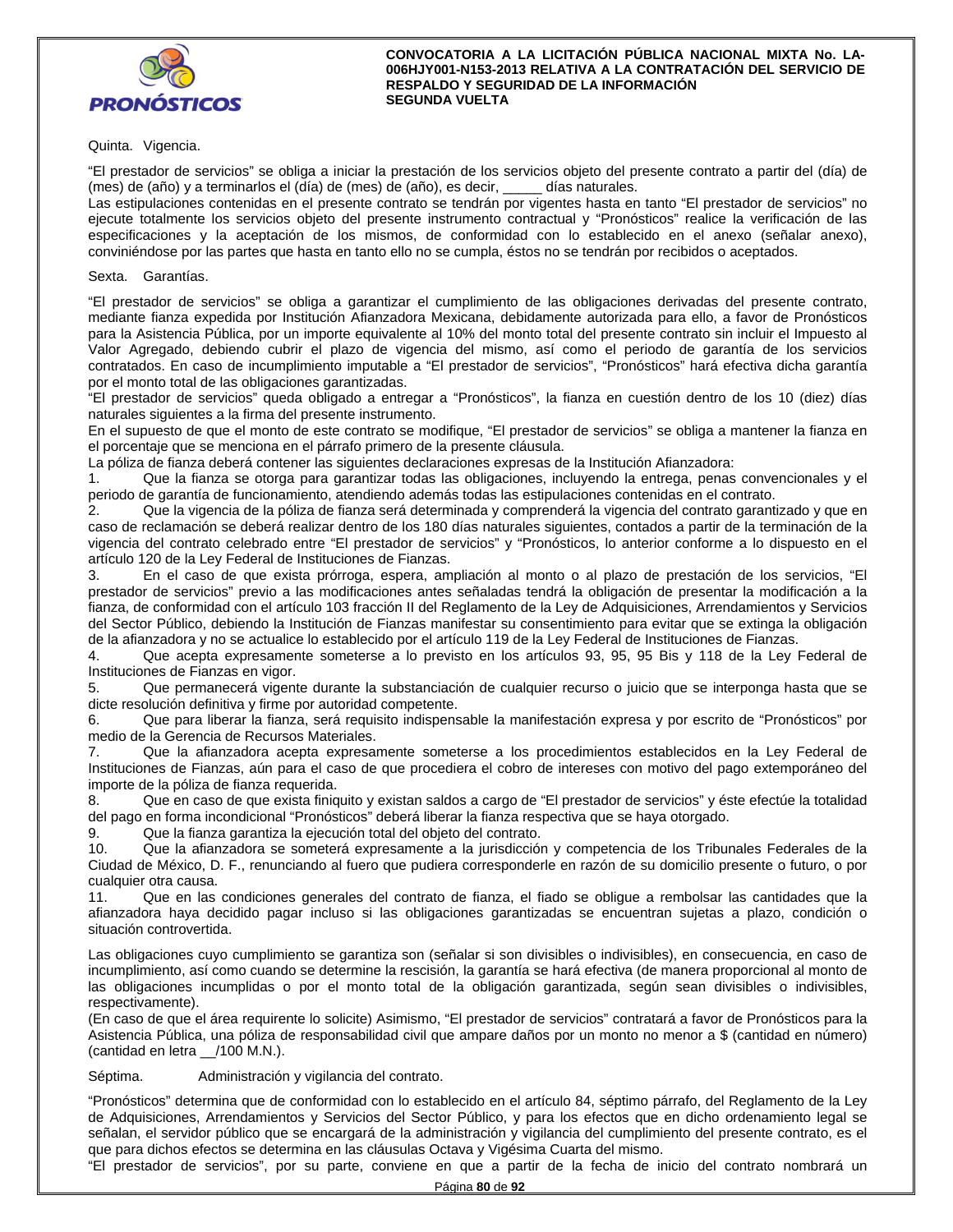Quinta. Vigencia.

"El prestador de servicios" se obliga a iniciar la prestación de los servicios objeto del presente contrato a partir del (día) de (mes) de (año) y a terminarlos el (día) de (mes) de (año), es decir, _____ días naturales.
Las estipulaciones contenidas en el presente contrato se tendrán por vigentes hasta en tanto "El prestador de servicios" no ejecute totalmente los servicios objeto del presente instrumento contractual y "Pronósticos" realice la verificación de las especificaciones y la aceptación de los mismos, de conformidad con lo establecido en el anexo (señalar anexo), conviniéndose por las partes que hasta en tanto ello no se cumpla, éstos no se tendrán por recibidos o aceptados.

Sexta. Garantías.

"El prestador de servicios" se obliga a garantizar el cumplimiento de las obligaciones derivadas del presente contrato, mediante fianza expedida por Institución Afianzadora Mexicana, debidamente autorizada para ello, a favor de Pronósticos para la Asistencia Pública, por un importe equivalente al 10% del monto total del presente contrato sin incluir el Impuesto al Valor Agregado, debiendo cubrir el plazo de vigencia del mismo, así como el periodo de garantía de los servicios contratados. En caso de incumplimiento imputable a "El prestador de servicios", "Pronósticos" hará efectiva dicha garantía por el monto total de las obligaciones garantizadas.
"El prestador de servicios" queda obligado a entregar a "Pronósticos", la fianza en cuestión dentro de los 10 (diez) días naturales siguientes a la firma del presente instrumento.
En el supuesto de que el monto de este contrato se modifique, "El prestador de servicios" se obliga a mantener la fianza en el porcentaje que se menciona en el párrafo primero de la presente cláusula.
La póliza de fianza deberá contener las siguientes declaraciones expresas de la Institución Afianzadora:

1. Que la fianza se otorga para garantizar todas las obligaciones, incluyendo la entrega, penas convencionales y el periodo de garantía de funcionamiento, atendiendo además todas las estipulaciones contenidas en el contrato.
2. Que la vigencia de la póliza de fianza será determinada y comprenderá la vigencia del contrato garantizado y que en caso de reclamación se deberá realizar dentro de los 180 días naturales siguientes, contados a partir de la terminación de la vigencia del contrato celebrado entre "El prestador de servicios" y "Pronósticos, lo anterior conforme a lo dispuesto en el artículo 120 de la Ley Federal de Instituciones de Fianzas.
3. En el caso de que exista prórroga, espera, ampliación al monto o al plazo de prestación de los servicios, "El prestador de servicios" previo a las modificaciones antes señaladas tendrá la obligación de presentar la modificación a la fianza, de conformidad con el artículo 103 fracción II del Reglamento de la Ley de Adquisiciones, Arrendamientos y Servicios del Sector Público, debiendo la Institución de Fianzas manifestar su consentimiento para evitar que se extinga la obligación de la afianzadora y no se actualice lo establecido por el artículo 119 de la Ley Federal de Instituciones de Fianzas.
4. Que acepta expresamente someterse a lo previsto en los artículos 93, 95, 95 Bis y 118 de la Ley Federal de Instituciones de Fianzas en vigor.
5. Que permanecerá vigente durante la substanciación de cualquier recurso o juicio que se interponga hasta que se dicte resolución definitiva y firme por autoridad competente.
6. Que para liberar la fianza, será requisito indispensable la manifestación expresa y por escrito de "Pronósticos" por medio de la Gerencia de Recursos Materiales.
7. Que la afianzadora acepta expresamente someterse a los procedimientos establecidos en la Ley Federal de Instituciones de Fianzas, aún para el caso de que procediera el cobro de intereses con motivo del pago extemporáneo del importe de la póliza de fianza requerida.
8. Que en caso de que exista finiquito y existan saldos a cargo de "El prestador de servicios" y éste efectúe la totalidad del pago en forma incondicional "Pronósticos" deberá liberar la fianza respectiva que se haya otorgado.
9. Que la fianza garantiza la ejecución total del objeto del contrato.
10. Que la afianzadora se someterá expresamente a la jurisdicción y competencia de los Tribunales Federales de la Ciudad de México, D. F., renunciando al fuero que pudiera corresponderle en razón de su domicilio presente o futuro, o por cualquier otra causa.
11. Que en las condiciones generales del contrato de fianza, el fiado se obligue a rembolsar las cantidades que la afianzadora haya decidido pagar incluso si las obligaciones garantizadas se encuentran sujetas a plazo, condición o situación controvertida.

Las obligaciones cuyo cumplimiento se garantiza son (señalar si son divisibles o indivisibles), en consecuencia, en caso de incumplimiento, así como cuando se determine la rescisión, la garantía se hará efectiva (de manera proporcional al monto de las obligaciones incumplidas o por el monto total de la obligación garantizada, según sean divisibles o indivisibles, respectivamente).
(En caso de que el área requirente lo solicite) Asimismo, "El prestador de servicios" contratará a favor de Pronósticos para la Asistencia Pública, una póliza de responsabilidad civil que ampare daños por un monto no menor a $ (cantidad en número) (cantidad en letra __/100 M.N.).

Séptima. Administración y vigilancia del contrato.

"Pronósticos" determina que de conformidad con lo establecido en el artículo 84, séptimo párrafo, del Reglamento de la Ley de Adquisiciones, Arrendamientos y Servicios del Sector Público, y para los efectos que en dicho ordenamiento legal se señalan, el servidor público que se encargará de la administración y vigilancia del cumplimiento del presente contrato, es el que para dichos efectos se determina en las cláusulas Octava y Vigésima Cuarta del mismo.
"El prestador de servicios", por su parte, conviene en que a partir de la fecha de inicio del contrato nombrará un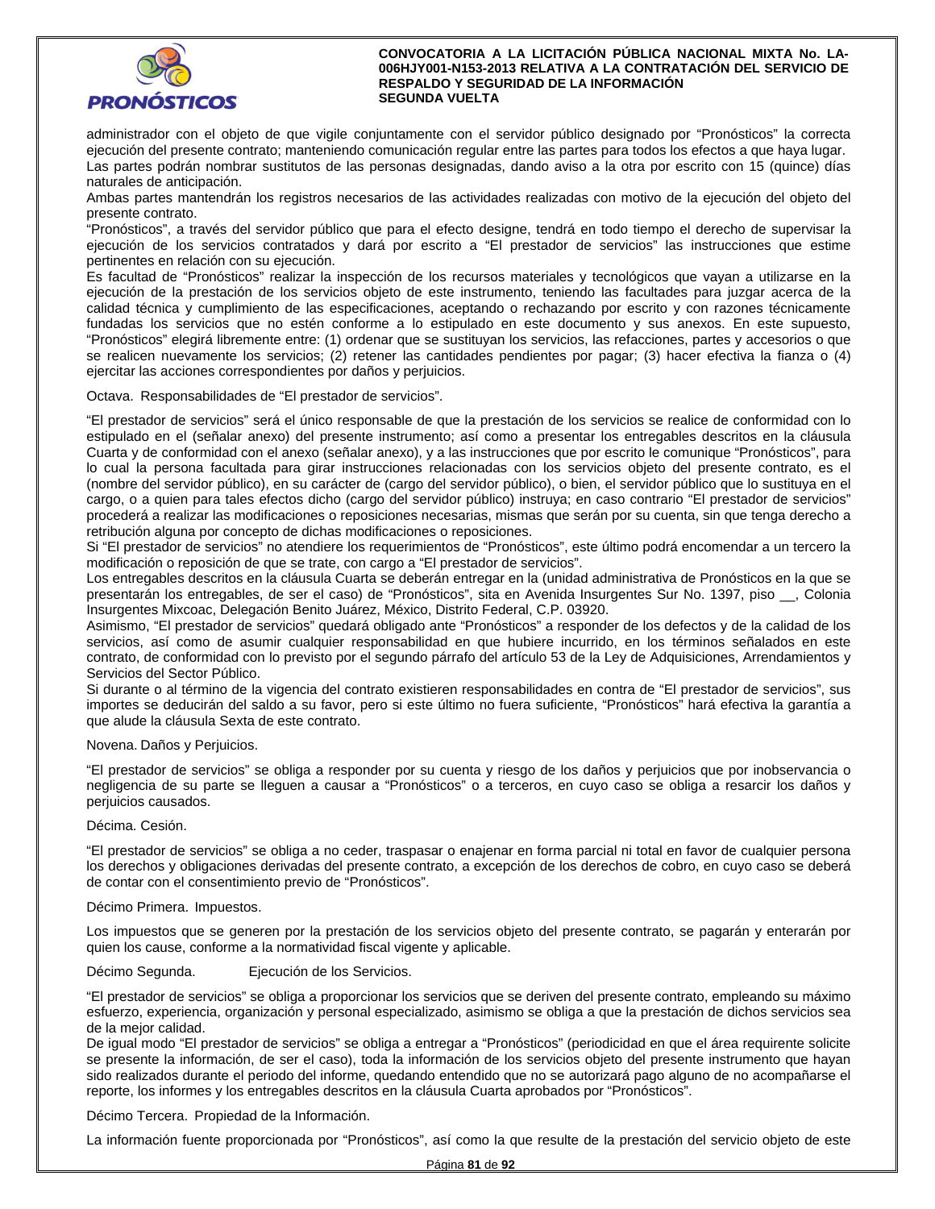administrador con el objeto de que vigile conjuntamente con el servidor público designado por "Pronósticos" la correcta ejecución del presente contrato; manteniendo comunicación regular entre las partes para todos los efectos a que haya lugar.
Las partes podrán nombrar sustitutos de las personas designadas, dando aviso a la otra por escrito con 15 (quince) días naturales de anticipación.
Ambas partes mantendrán los registros necesarios de las actividades realizadas con motivo de la ejecución del objeto del presente contrato.
"Pronósticos", a través del servidor público que para el efecto designe, tendrá en todo tiempo el derecho de supervisar la ejecución de los servicios contratados y dará por escrito a "El prestador de servicios" las instrucciones que estime pertinentes en relación con su ejecución.
Es facultad de "Pronósticos" realizar la inspección de los recursos materiales y tecnológicos que vayan a utilizarse en la ejecución de la prestación de los servicios objeto de este instrumento, teniendo las facultades para juzgar acerca de la calidad técnica y cumplimiento de las especificaciones, aceptando o rechazando por escrito y con razones técnicamente fundadas los servicios que no estén conforme a lo estipulado en este documento y sus anexos. En este supuesto, "Pronósticos" elegirá libremente entre: (1) ordenar que se sustituyan los servicios, las refacciones, partes y accesorios o que se realicen nuevamente los servicios; (2) retener las cantidades pendientes por pagar; (3) hacer efectiva la fianza o (4) ejercitar las acciones correspondientes por daños y perjuicios.

Octava. Responsabilidades de "El prestador de servicios".

"El prestador de servicios" será el único responsable de que la prestación de los servicios se realice de conformidad con lo estipulado en el (señalar anexo) del presente instrumento; así como a presentar los entregables descritos en la cláusula Cuarta y de conformidad con el anexo (señalar anexo), y a las instrucciones que por escrito le comunique "Pronósticos", para lo cual la persona facultada para girar instrucciones relacionadas con los servicios objeto del presente contrato, es el (nombre del servidor público), en su carácter de (cargo del servidor público), o bien, el servidor público que lo sustituya en el cargo, o a quien para tales efectos dicho (cargo del servidor público) instruya; en caso contrario "El prestador de servicios" procederá a realizar las modificaciones o reposiciones necesarias, mismas que serán por su cuenta, sin que tenga derecho a retribución alguna por concepto de dichas modificaciones o reposiciones.
Si "El prestador de servicios" no atendiere los requerimientos de "Pronósticos", este último podrá encomendar a un tercero la modificación o reposición de que se trate, con cargo a "El prestador de servicios".
Los entregables descritos en la cláusula Cuarta se deberán entregar en la (unidad administrativa de Pronósticos en la que se presentarán los entregables, de ser el caso) de "Pronósticos", sita en Avenida Insurgentes Sur No. 1397, piso __, Colonia Insurgentes Mixcoac, Delegación Benito Juárez, México, Distrito Federal, C.P. 03920.
Asimismo, "El prestador de servicios" quedará obligado ante "Pronósticos" a responder de los defectos y de la calidad de los servicios, así como de asumir cualquier responsabilidad en que hubiere incurrido, en los términos señalados en este contrato, de conformidad con lo previsto por el segundo párrafo del artículo 53 de la Ley de Adquisiciones, Arrendamientos y Servicios del Sector Público.
Si durante o al término de la vigencia del contrato existieren responsabilidades en contra de "El prestador de servicios", sus importes se deducirán del saldo a su favor, pero si este último no fuera suficiente, "Pronósticos" hará efectiva la garantía a que alude la cláusula Sexta de este contrato.

Novena. Daños y Perjuicios.

"El prestador de servicios" se obliga a responder por su cuenta y riesgo de los daños y perjuicios que por inobservancia o negligencia de su parte se lleguen a causar a "Pronósticos" o a terceros, en cuyo caso se obliga a resarcir los daños y perjuicios causados.

Décima. Cesión.

"El prestador de servicios" se obliga a no ceder, traspasar o enajenar en forma parcial ni total en favor de cualquier persona los derechos y obligaciones derivadas del presente contrato, a excepción de los derechos de cobro, en cuyo caso se deberá de contar con el consentimiento previo de "Pronósticos".

Décimo Primera. Impuestos.

Los impuestos que se generen por la prestación de los servicios objeto del presente contrato, se pagarán y enterarán por quien los cause, conforme a la normatividad fiscal vigente y aplicable.

Décimo Segunda. Ejecución de los Servicios.

"El prestador de servicios" se obliga a proporcionar los servicios que se deriven del presente contrato, empleando su máximo esfuerzo, experiencia, organización y personal especializado, asimismo se obliga a que la prestación de dichos servicios sea de la mejor calidad.
De igual modo "El prestador de servicios" se obliga a entregar a "Pronósticos" (periodicidad en que el área requirente solicite se presente la información, de ser el caso), toda la información de los servicios objeto del presente instrumento que hayan sido realizados durante el periodo del informe, quedando entendido que no se autorizará pago alguno de no acompañarse el reporte, los informes y los entregables descritos en la cláusula Cuarta aprobados por "Pronósticos".

Décimo Tercera. Propiedad de la Información.

La información fuente proporcionada por "Pronósticos", así como la que resulte de la prestación del servicio objeto de este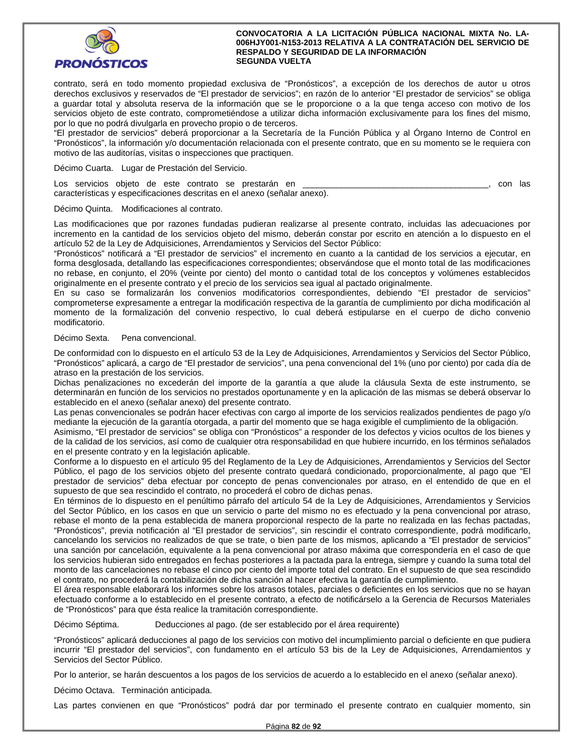contrato, será en todo momento propiedad exclusiva de "Pronósticos", a excepción de los derechos de autor u otros derechos exclusivos y reservados de "El prestador de servicios"; en razón de lo anterior "El prestador de servicios" se obliga a guardar total y absoluta reserva de la información que se le proporcione o a la que tenga acceso con motivo de los servicios objeto de este contrato, comprometiéndose a utilizar dicha información exclusivamente para los fines del mismo, por lo que no podrá divulgarla en provecho propio o de terceros.
"El prestador de servicios" deberá proporcionar a la Secretaría de la Función Pública y al Órgano Interno de Control en "Pronósticos", la información y/o documentación relacionada con el presente contrato, que en su momento se le requiera con motivo de las auditorías, visitas o inspecciones que practiquen.

Décimo Cuarta. Lugar de Prestación del Servicio.

Los servicios objeto de este contrato se prestarán en _______________________________________, con las características y especificaciones descritas en el anexo (señalar anexo).

Décimo Quinta. Modificaciones al contrato.

Las modificaciones que por razones fundadas pudieran realizarse al presente contrato, incluidas las adecuaciones por incremento en la cantidad de los servicios objeto del mismo, deberán constar por escrito en atención a lo dispuesto en el artículo 52 de la Ley de Adquisiciones, Arrendamientos y Servicios del Sector Público:
"Pronósticos" notificará a "El prestador de servicios" el incremento en cuanto a la cantidad de los servicios a ejecutar, en forma desglosada, detallando las especificaciones correspondientes; observándose que el monto total de las modificaciones no rebase, en conjunto, el 20% (veinte por ciento) del monto o cantidad total de los conceptos y volúmenes establecidos originalmente en el presente contrato y el precio de los servicios sea igual al pactado originalmente.
En su caso se formalizarán los convenios modificatorios correspondientes, debiendo "El prestador de servicios" comprometerse expresamente a entregar la modificación respectiva de la garantía de cumplimiento por dicha modificación al momento de la formalización del convenio respectivo, lo cual deberá estipularse en el cuerpo de dicho convenio modificatorio.

Décimo Sexta. Pena convencional.

De conformidad con lo dispuesto en el artículo 53 de la Ley de Adquisiciones, Arrendamientos y Servicios del Sector Público, "Pronósticos" aplicará, a cargo de "El prestador de servicios", una pena convencional del 1% (uno por ciento) por cada día de atraso en la prestación de los servicios.
Dichas penalizaciones no excederán del importe de la garantía a que alude la cláusula Sexta de este instrumento, se determinarán en función de los servicios no prestados oportunamente y en la aplicación de las mismas se deberá observar lo establecido en el anexo (señalar anexo) del presente contrato.
Las penas convencionales se podrán hacer efectivas con cargo al importe de los servicios realizados pendientes de pago y/o mediante la ejecución de la garantía otorgada, a partir del momento que se haga exigible el cumplimiento de la obligación.
Asimismo, "El prestador de servicios" se obliga con "Pronósticos" a responder de los defectos y vicios ocultos de los bienes y de la calidad de los servicios, así como de cualquier otra responsabilidad en que hubiere incurrido, en los términos señalados en el presente contrato y en la legislación aplicable.
Conforme a lo dispuesto en el artículo 95 del Reglamento de la Ley de Adquisiciones, Arrendamientos y Servicios del Sector Público, el pago de los servicios objeto del presente contrato quedará condicionado, proporcionalmente, al pago que "El prestador de servicios" deba efectuar por concepto de penas convencionales por atraso, en el entendido de que en el supuesto de que sea rescindido el contrato, no procederá el cobro de dichas penas.
En términos de lo dispuesto en el penúltimo párrafo del artículo 54 de la Ley de Adquisiciones, Arrendamientos y Servicios del Sector Público, en los casos en que un servicio o parte del mismo no es efectuado y la pena convencional por atraso, rebase el monto de la pena establecida de manera proporcional respecto de la parte no realizada en las fechas pactadas, "Pronósticos", previa notificación al "El prestador de servicios", sin rescindir el contrato correspondiente, podrá modificarlo, cancelando los servicios no realizados de que se trate, o bien parte de los mismos, aplicando a "El prestador de servicios" una sanción por cancelación, equivalente a la pena convencional por atraso máxima que correspondería en el caso de que los servicios hubieran sido entregados en fechas posteriores a la pactada para la entrega, siempre y cuando la suma total del monto de las cancelaciones no rebase el cinco por ciento del importe total del contrato. En el supuesto de que sea rescindido el contrato, no procederá la contabilización de dicha sanción al hacer efectiva la garantía de cumplimiento.
El área responsable elaborará los informes sobre los atrasos totales, parciales o deficientes en los servicios que no se hayan efectuado conforme a lo establecido en el presente contrato, a efecto de notificárselo a la Gerencia de Recursos Materiales de "Pronósticos" para que ésta realice la tramitación correspondiente.

Décimo Séptima. Deducciones al pago. (de ser establecido por el área requirente)

"Pronósticos" aplicará deducciones al pago de los servicios con motivo del incumplimiento parcial o deficiente en que pudiera incurrir "El prestador de servicios", con fundamento en el artículo 53 bis de la Ley de Adquisiciones, Arrendamientos y Servicios del Sector Público.

Por lo anterior, se harán descuentos a los pagos de los servicios de acuerdo a lo establecido en el anexo (señalar anexo).

Décimo Octava. Terminación anticipada.

Las partes convienen en que "Pronósticos" podrá dar por terminado el presente contrato en cualquier momento, sin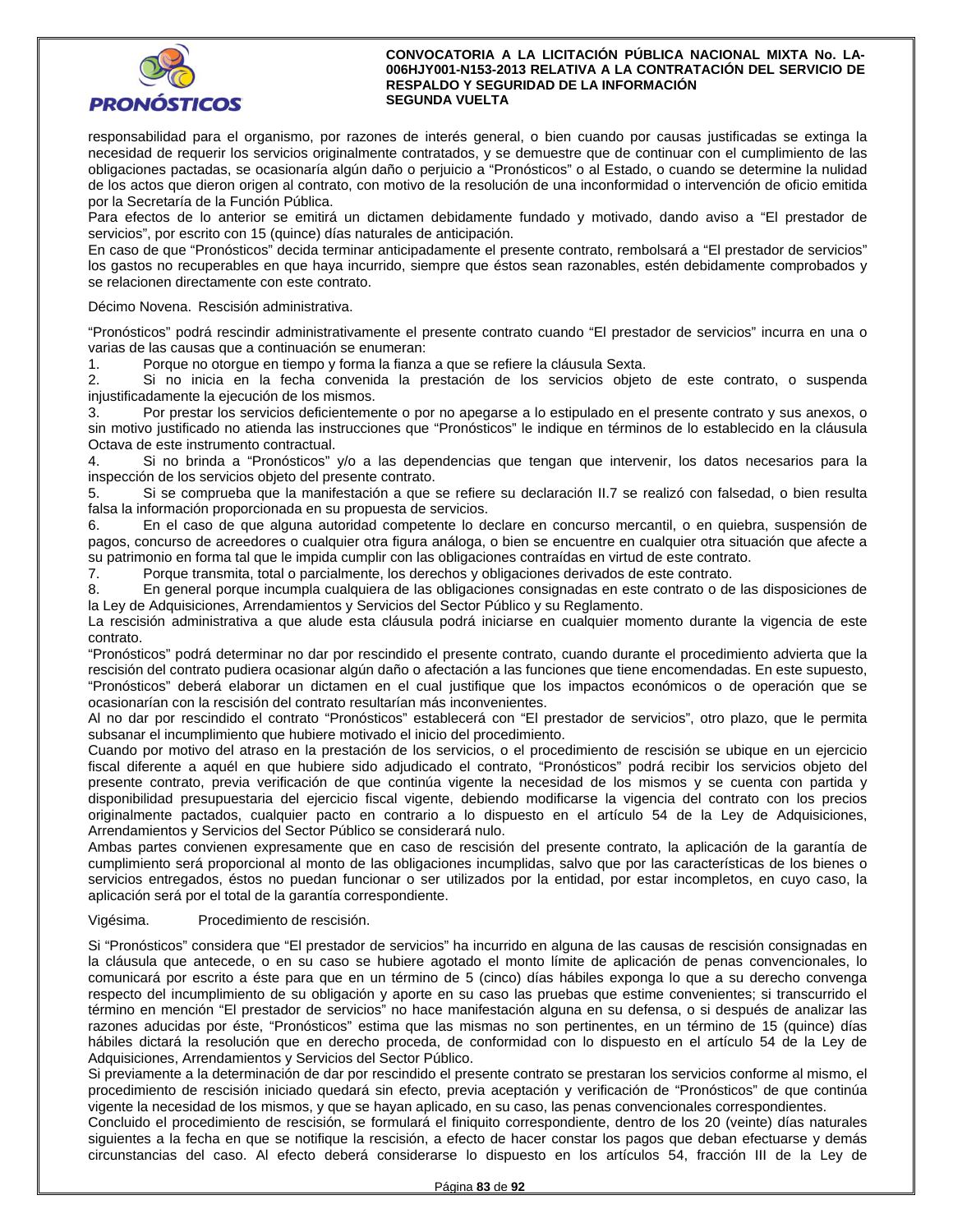responsabilidad para el organismo, por razones de interés general, o bien cuando por causas justificadas se extinga la necesidad de requerir los servicios originalmente contratados, y se demuestre que de continuar con el cumplimiento de las obligaciones pactadas, se ocasionaría algún daño o perjuicio a "Pronósticos" o al Estado, o cuando se determine la nulidad de los actos que dieron origen al contrato, con motivo de la resolución de una inconformidad o intervención de oficio emitida por la Secretaría de la Función Pública.

Para efectos de lo anterior se emitirá un dictamen debidamente fundado y motivado, dando aviso a "El prestador de servicios", por escrito con 15 (quince) días naturales de anticipación.

En caso de que "Pronósticos" decida terminar anticipadamente el presente contrato, rembolsará a "El prestador de servicios" los gastos no recuperables en que haya incurrido, siempre que éstos sean razonables, estén debidamente comprobados y se relacionen directamente con este contrato.

Décimo Novena. Rescisión administrativa.

"Pronósticos" podrá rescindir administrativamente el presente contrato cuando "El prestador de servicios" incurra en una o varias de las causas que a continuación se enumeran:

1. Porque no otorgue en tiempo y forma la fianza a que se refiere la cláusula Sexta.
2. Si no inicia en la fecha convenida la prestación de los servicios objeto de este contrato, o suspenda injustificadamente la ejecución de los mismos.
3. Por prestar los servicios deficientemente o por no apegarse a lo estipulado en el presente contrato y sus anexos, o sin motivo justificado no atienda las instrucciones que "Pronósticos" le indique en términos de lo establecido en la cláusula Octava de este instrumento contractual.
4. Si no brinda a "Pronósticos" y/o a las dependencias que tengan que intervenir, los datos necesarios para la inspección de los servicios objeto del presente contrato.
5. Si se comprueba que la manifestación a que se refiere su declaración II.7 se realizó con falsedad, o bien resulta falsa la información proporcionada en su propuesta de servicios.
6. En el caso de que alguna autoridad competente lo declare en concurso mercantil, o en quiebra, suspensión de pagos, concurso de acreedores o cualquier otra figura análoga, o bien se encuentre en cualquier otra situación que afecte a su patrimonio en forma tal que le impida cumplir con las obligaciones contraídas en virtud de este contrato.
7. Porque transmita, total o parcialmente, los derechos y obligaciones derivados de este contrato.
8. En general porque incumpla cualquiera de las obligaciones consignadas en este contrato o de las disposiciones de la Ley de Adquisiciones, Arrendamientos y Servicios del Sector Público y su Reglamento.

La rescisión administrativa a que alude esta cláusula podrá iniciarse en cualquier momento durante la vigencia de este contrato.

"Pronósticos" podrá determinar no dar por rescindido el presente contrato, cuando durante el procedimiento advierta que la rescisión del contrato pudiera ocasionar algún daño o afectación a las funciones que tiene encomendadas. En este supuesto, "Pronósticos" deberá elaborar un dictamen en el cual justifique que los impactos económicos o de operación que se ocasionarían con la rescisión del contrato resultarían más inconvenientes.

Al no dar por rescindido el contrato "Pronósticos" establecerá con "El prestador de servicios", otro plazo, que le permita subsanar el incumplimiento que hubiere motivado el inicio del procedimiento.

Cuando por motivo del atraso en la prestación de los servicios, o el procedimiento de rescisión se ubique en un ejercicio fiscal diferente a aquél en que hubiere sido adjudicado el contrato, "Pronósticos" podrá recibir los servicios objeto del presente contrato, previa verificación de que continúa vigente la necesidad de los mismos y se cuenta con partida y disponibilidad presupuestaria del ejercicio fiscal vigente, debiendo modificarse la vigencia del contrato con los precios originalmente pactados, cualquier pacto en contrario a lo dispuesto en el artículo 54 de la Ley de Adquisiciones, Arrendamientos y Servicios del Sector Público se considerará nulo.

Ambas partes convienen expresamente que en caso de rescisión del presente contrato, la aplicación de la garantía de cumplimiento será proporcional al monto de las obligaciones incumplidas, salvo que por las características de los bienes o servicios entregados, éstos no puedan funcionar o ser utilizados por la entidad, por estar incompletos, en cuyo caso, la aplicación será por el total de la garantía correspondiente.

Vigésima. Procedimiento de rescisión.

Si "Pronósticos" considera que "El prestador de servicios" ha incurrido en alguna de las causas de rescisión consignadas en la cláusula que antecede, o en su caso se hubiere agotado el monto límite de aplicación de penas convencionales, lo comunicará por escrito a éste para que en un término de 5 (cinco) días hábiles exponga lo que a su derecho convenga respecto del incumplimiento de su obligación y aporte en su caso las pruebas que estime convenientes; si transcurrido el término en mención "El prestador de servicios" no hace manifestación alguna en su defensa, o si después de analizar las razones aducidas por éste, "Pronósticos" estima que las mismas no son pertinentes, en un término de 15 (quince) días hábiles dictará la resolución que en derecho proceda, de conformidad con lo dispuesto en el artículo 54 de la Ley de Adquisiciones, Arrendamientos y Servicios del Sector Público.

Si previamente a la determinación de dar por rescindido el presente contrato se prestaran los servicios conforme al mismo, el procedimiento de rescisión iniciado quedará sin efecto, previa aceptación y verificación de "Pronósticos" de que continúa vigente la necesidad de los mismos, y que se hayan aplicado, en su caso, las penas convencionales correspondientes.

Concluido el procedimiento de rescisión, se formulará el finiquito correspondiente, dentro de los 20 (veinte) días naturales siguientes a la fecha en que se notifique la rescisión, a efecto de hacer constar los pagos que deban efectuarse y demás circunstancias del caso. Al efecto deberá considerarse lo dispuesto en los artículos 54, fracción III de la Ley de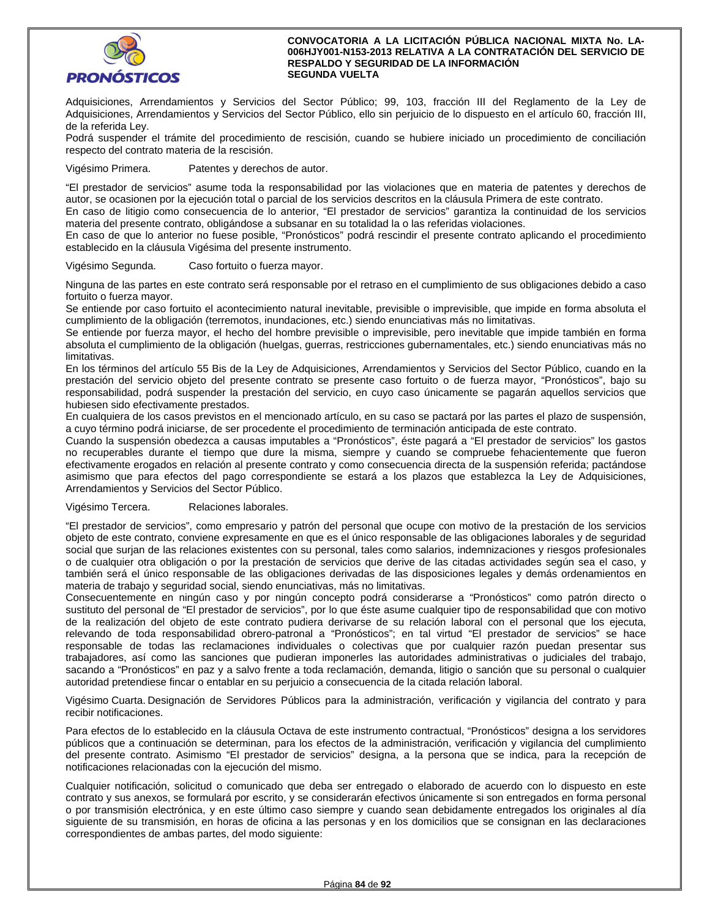Adquisiciones, Arrendamientos y Servicios del Sector Público; 99, 103, fracción III del Reglamento de la Ley de Adquisiciones, Arrendamientos y Servicios del Sector Público, ello sin perjuicio de lo dispuesto en el artículo 60, fracción III, de la referida Ley.
Podrá suspender el trámite del procedimiento de rescisión, cuando se hubiere iniciado un procedimiento de conciliación respecto del contrato materia de la rescisión.

Vigésimo Primera. Patentes y derechos de autor.

“El prestador de servicios” asume toda la responsabilidad por las violaciones que en materia de patentes y derechos de autor, se ocasionen por la ejecución total o parcial de los servicios descritos en la cláusula Primera de este contrato.
En caso de litigio como consecuencia de lo anterior, “El prestador de servicios” garantiza la continuidad de los servicios materia del presente contrato, obligándose a subsanar en su totalidad la o las referidas violaciones.
En caso de que lo anterior no fuese posible, “Pronósticos” podrá rescindir el presente contrato aplicando el procedimiento establecido en la cláusula Vigésima del presente instrumento.

Vigésimo Segunda. Caso fortuito o fuerza mayor.

Ninguna de las partes en este contrato será responsable por el retraso en el cumplimiento de sus obligaciones debido a caso fortuito o fuerza mayor.
Se entiende por caso fortuito el acontecimiento natural inevitable, previsible o imprevisible, que impide en forma absoluta el cumplimiento de la obligación (terremotos, inundaciones, etc.) siendo enunciativas más no limitativas.
Se entiende por fuerza mayor, el hecho del hombre previsible o imprevisible, pero inevitable que impide también en forma absoluta el cumplimiento de la obligación (huelgas, guerras, restricciones gubernamentales, etc.) siendo enunciativas más no limitativas.
En los términos del artículo 55 Bis de la Ley de Adquisiciones, Arrendamientos y Servicios del Sector Público, cuando en la prestación del servicio objeto del presente contrato se presente caso fortuito o de fuerza mayor, “Pronósticos”, bajo su responsabilidad, podrá suspender la prestación del servicio, en cuyo caso únicamente se pagarán aquellos servicios que hubiesen sido efectivamente prestados.
En cualquiera de los casos previstos en el mencionado artículo, en su caso se pactará por las partes el plazo de suspensión, a cuyo término podrá iniciarse, de ser procedente el procedimiento de terminación anticipada de este contrato.
Cuando la suspensión obedezca a causas imputables a “Pronósticos”, éste pagará a “El prestador de servicios” los gastos no recuperables durante el tiempo que dure la misma, siempre y cuando se compruebe fehacientemente que fueron efectivamente erogados en relación al presente contrato y como consecuencia directa de la suspensión referida; pactándose asimismo que para efectos del pago correspondiente se estará a los plazos que establezca la Ley de Adquisiciones, Arrendamientos y Servicios del Sector Público.

Vigésimo Tercera. Relaciones laborales.

“El prestador de servicios”, como empresario y patrón del personal que ocupe con motivo de la prestación de los servicios objeto de este contrato, conviene expresamente en que es el único responsable de las obligaciones laborales y de seguridad social que surjan de las relaciones existentes con su personal, tales como salarios, indemnizaciones y riesgos profesionales o de cualquier otra obligación o por la prestación de servicios que derive de las citadas actividades según sea el caso, y también será el único responsable de las obligaciones derivadas de las disposiciones legales y demás ordenamientos en materia de trabajo y seguridad social, siendo enunciativas, más no limitativas.
Consecuentemente en ningún caso y por ningún concepto podrá considerarse a “Pronósticos” como patrón directo o sustituto del personal de “El prestador de servicios”, por lo que éste asume cualquier tipo de responsabilidad que con motivo de la realización del objeto de este contrato pudiera derivarse de su relación laboral con el personal que los ejecuta, relevando de toda responsabilidad obrero-patronal a “Pronósticos”; en tal virtud “El prestador de servicios” se hace responsable de todas las reclamaciones individuales o colectivas que por cualquier razón puedan presentar sus trabajadores, así como las sanciones que pudieran imponerles las autoridades administrativas o judiciales del trabajo, sacando a “Pronósticos” en paz y a salvo frente a toda reclamación, demanda, litigio o sanción que su personal o cualquier autoridad pretendiese fincar o entablar en su perjuicio a consecuencia de la citada relación laboral.

Vigésimo Cuarta. Designación de Servidores Públicos para la administración, verificación y vigilancia del contrato y para recibir notificaciones.

Para efectos de lo establecido en la cláusula Octava de este instrumento contractual, “Pronósticos” designa a los servidores públicos que a continuación se determinan, para los efectos de la administración, verificación y vigilancia del cumplimiento del presente contrato. Asimismo “El prestador de servicios” designa, a la persona que se indica, para la recepción de notificaciones relacionadas con la ejecución del mismo.

Cualquier notificación, solicitud o comunicado que deba ser entregado o elaborado de acuerdo con lo dispuesto en este contrato y sus anexos, se formulará por escrito, y se considerarán efectivos únicamente si son entregados en forma personal o por transmisión electrónica, y en este último caso siempre y cuando sean debidamente entregados los originales al día siguiente de su transmisión, en horas de oficina a las personas y en los domicilios que se consignan en las declaraciones correspondientes de ambas partes, del modo siguiente: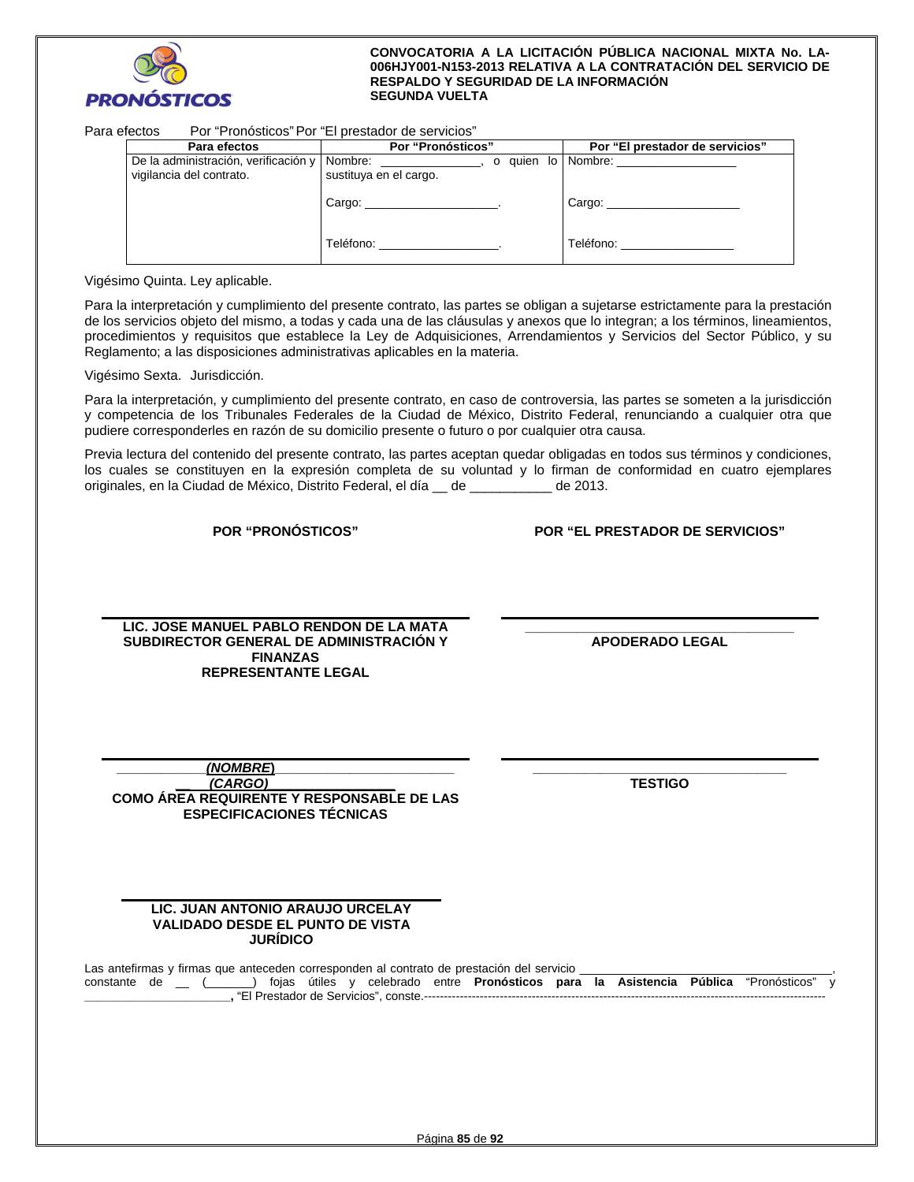Para efectos Por “Pronósticos” Por “El prestador de servicios”

| Para efectos | Por “Pronósticos” | Por “El prestador de servicios” |
| --- | --- | --- |
| De la administración, verificación y vigilancia del contrato. | Nombre: ______________, o quien lo sustituya en el cargo.<br><br>Cargo: ____________________.<br><br>Teléfono: __________________. | Nombre: __________________<br><br>Cargo: ____________________<br><br>Teléfono: ________________ |

Vigésimo Quinta. Ley aplicable.

Para la interpretación y cumplimiento del presente contrato, las partes se obligan a sujetarse estrictamente para la prestación de los servicios objeto del mismo, a todas y cada una de las cláusulas y anexos que lo integran; a los términos, lineamientos, procedimientos y requisitos que establece la Ley de Adquisiciones, Arrendamientos y Servicios del Sector Público, y su Reglamento; a las disposiciones administrativas aplicables en la materia.

Vigésimo Sexta. Jurisdicción.

Para la interpretación, y cumplimiento del presente contrato, en caso de controversia, las partes se someten a la jurisdicción y competencia de los Tribunales Federales de la Ciudad de México, Distrito Federal, renunciando a cualquier otra que pudiere corresponderles en razón de su domicilio presente o futuro o por cualquier otra causa.

Previa lectura del contenido del presente contrato, las partes aceptan quedar obligadas en todos sus términos y condiciones, los cuales se constituyen en la expresión completa de su voluntad y lo firman de conformidad en cuatro ejemplares originales, en la Ciudad de México, Distrito Federal, el día __ de ___________ de 2013.

**POR “PRONÓSTICOS”**

**LIC. JOSE MANUEL PABLO RENDON DE LA MATA**
**SUBDIRECTOR GENERAL DE ADMINISTRACIÓN Y FINANZAS**
**REPRESENTANTE LEGAL**

**_(NOMBRE)_**
**_(CARGO)_**
**COMO ÁREA REQUIRENTE Y RESPONSABLE DE LAS ESPECIFICACIONES TÉCNICAS**

**LIC. JUAN ANTONIO ARAUJO URCELAY**
**VALIDADO DESDE EL PUNTO DE VISTA JURÍDICO**

**POR “EL PRESTADOR DE SERVICIOS”**

___________________________________
**APODERADO LEGAL**

___________________________________
**TESTIGO**

Las antefirmas y firmas que anteceden corresponden al contrato de prestación del servicio ______________________________________, constante de __ (_______) fojas útiles y celebrado entre **Pronósticos para la Asistencia Pública** “Pronósticos” y **______________________**, “El Prestador de Servicios”, conste.---------------------------------------------------------------------------------------------------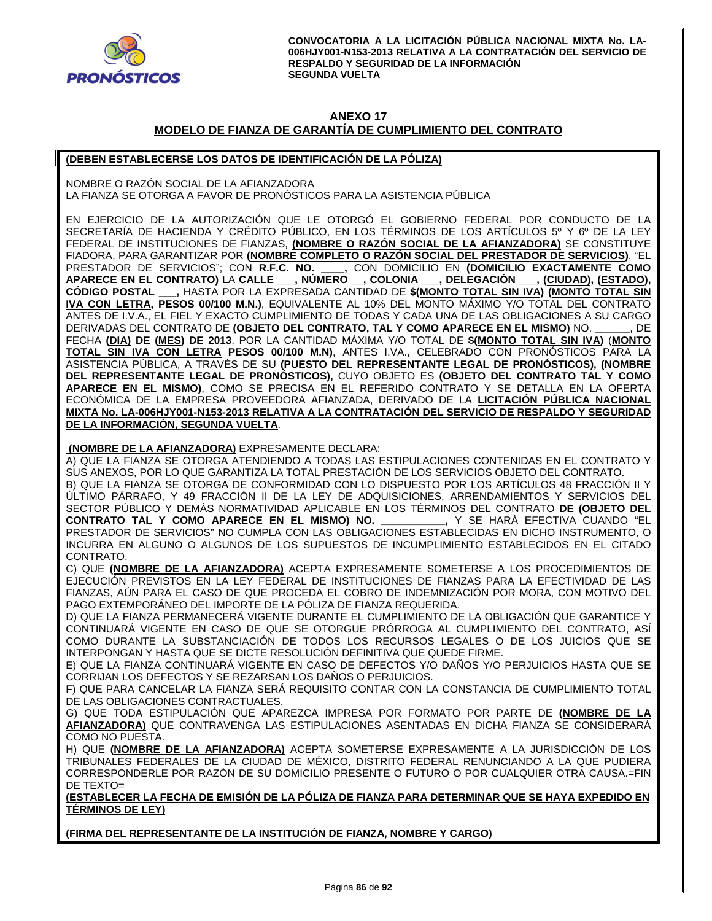## ANEXO 17

## MODELO DE FIANZA DE GARANTÍA DE CUMPLIMIENTO DEL CONTRATO

**(DEBEN ESTABLECERSE LOS DATOS DE IDENTIFICACIÓN DE LA PÓLIZA)**

NOMBRE O RAZÓN SOCIAL DE LA AFIANZADORA
LA FIANZA SE OTORGA A FAVOR DE PRONÓSTICOS PARA LA ASISTENCIA PÚBLICA

EN EJERCICIO DE LA AUTORIZACIÓN QUE LE OTORGÓ EL GOBIERNO FEDERAL POR CONDUCTO DE LA SECRETARÍA DE HACIENDA Y CRÉDITO PÚBLICO, EN LOS TÉRMINOS DE LOS ARTÍCULOS 5º Y 6º DE LA LEY FEDERAL DE INSTITUCIONES DE FIANZAS, **(NOMBRE O RAZÓN SOCIAL DE LA AFIANZADORA)** SE CONSTITUYE FIADORA, PARA GARANTIZAR POR **(NOMBRE COMPLETO O RAZÓN SOCIAL DEL PRESTADOR DE SERVICIOS)**, "EL PRESTADOR DE SERVICIOS"; CON **R.F.C. NO. ____,** CON DOMICILIO EN **(DOMICILIO EXACTAMENTE COMO APARECE EN EL CONTRATO)** LA **CALLE ___, NÚMERO __, COLONIA ___, DELEGACIÓN ___, (CIUDAD), (ESTADO), CÓDIGO POSTAL ___,** HASTA POR LA EXPRESADA CANTIDAD DE **$(MONTO TOTAL SIN IVA) (MONTO TOTAL SIN IVA CON LETRA, PESOS 00/100 M.N.)**, EQUIVALENTE AL 10% DEL MONTO MÁXIMO Y/O TOTAL DEL CONTRATO ANTES DE I.V.A., EL FIEL Y EXACTO CUMPLIMIENTO DE TODAS Y CADA UNA DE LAS OBLIGACIONES A SU CARGO DERIVADAS DEL CONTRATO DE **(OBJETO DEL CONTRATO, TAL Y COMO APARECE EN EL MISMO)** NO. ______, DE FECHA **(DIA) DE (MES) DE 2013**, POR LA CANTIDAD MÁXIMA Y/O TOTAL DE **$(MONTO TOTAL SIN IVA)** (**MONTO TOTAL SIN IVA CON LETRA PESOS 00/100 M.N)**, ANTES I.VA., CELEBRADO CON PRONÓSTICOS PARA LA ASISTENCIA PÚBLICA, A TRAVÉS DE SU **(PUESTO DEL REPRESENTANTE LEGAL DE PRONÓSTICOS), (NOMBRE DEL REPRESENTANTE LEGAL DE PRONÓSTICOS),** CUYO OBJETO ES **(OBJETO DEL CONTRATO TAL Y COMO APARECE EN EL MISMO)**, COMO SE PRECISA EN EL REFERIDO CONTRATO Y SE DETALLA EN LA OFERTA ECONÓMICA DE LA EMPRESA PROVEEDORA AFIANZADA, DERIVADO DE LA **LICITACIÓN PÚBLICA NACIONAL MIXTA No. LA-006HJY001-N153-2013 RELATIVA A LA CONTRATACIÓN DEL SERVICIO DE RESPALDO Y SEGURIDAD DE LA INFORMACIÓN, SEGUNDA VUELTA**.

**(NOMBRE DE LA AFIANZADORA)** EXPRESAMENTE DECLARA:

A) QUE LA FIANZA SE OTORGA ATENDIENDO A TODAS LAS ESTIPULACIONES CONTENIDAS EN EL CONTRATO Y SUS ANEXOS, POR LO QUE GARANTIZA LA TOTAL PRESTACIÓN DE LOS SERVICIOS OBJETO DEL CONTRATO.

B) QUE LA FIANZA SE OTORGA DE CONFORMIDAD CON LO DISPUESTO POR LOS ARTÍCULOS 48 FRACCIÓN II Y ÚLTIMO PÁRRAFO, Y 49 FRACCIÓN II DE LA LEY DE ADQUISICIONES, ARRENDAMIENTOS Y SERVICIOS DEL SECTOR PÚBLICO Y DEMÁS NORMATIVIDAD APLICABLE EN LOS TÉRMINOS DEL CONTRATO **DE (OBJETO DEL CONTRATO TAL Y COMO APARECE EN EL MISMO) NO. __________,** Y SE HARÁ EFECTIVA CUANDO "EL PRESTADOR DE SERVICIOS" NO CUMPLA CON LAS OBLIGACIONES ESTABLECIDAS EN DICHO INSTRUMENTO, O INCURRA EN ALGUNO O ALGUNOS DE LOS SUPUESTOS DE INCUMPLIMIENTO ESTABLECIDOS EN EL CITADO CONTRATO.

C) QUE **(NOMBRE DE LA AFIANZADORA)** ACEPTA EXPRESAMENTE SOMETERSE A LOS PROCEDIMIENTOS DE EJECUCIÓN PREVISTOS EN LA LEY FEDERAL DE INSTITUCIONES DE FIANZAS PARA LA EFECTIVIDAD DE LAS FIANZAS, AÚN PARA EL CASO DE QUE PROCEDA EL COBRO DE INDEMNIZACIÓN POR MORA, CON MOTIVO DEL PAGO EXTEMPORÁNEO DEL IMPORTE DE LA PÓLIZA DE FIANZA REQUERIDA.

D) QUE LA FIANZA PERMANECERÁ VIGENTE DURANTE EL CUMPLIMIENTO DE LA OBLIGACIÓN QUE GARANTICE Y CONTINUARÁ VIGENTE EN CASO DE QUE SE OTORGUE PRÓRROGA AL CUMPLIMIENTO DEL CONTRATO, ASÍ COMO DURANTE LA SUBSTANCIACIÓN DE TODOS LOS RECURSOS LEGALES O DE LOS JUICIOS QUE SE INTERPONGAN Y HASTA QUE SE DICTE RESOLUCIÓN DEFINITIVA QUE QUEDE FIRME.

E) QUE LA FIANZA CONTINUARÁ VIGENTE EN CASO DE DEFECTOS Y/O DAÑOS Y/O PERJUICIOS HASTA QUE SE CORRIJAN LOS DEFECTOS Y SE REZARSAN LOS DAÑOS O PERJUICIOS.

F) QUE PARA CANCELAR LA FIANZA SERÁ REQUISITO CONTAR CON LA CONSTANCIA DE CUMPLIMIENTO TOTAL DE LAS OBLIGACIONES CONTRACTUALES.

G) QUE TODA ESTIPULACIÓN QUE APAREZCA IMPRESA POR FORMATO POR PARTE DE **(NOMBRE DE LA AFIANZADORA)** QUE CONTRAVENGA LAS ESTIPULACIONES ASENTADAS EN DICHA FIANZA SE CONSIDERARÁ COMO NO PUESTA.

H) QUE **(NOMBRE DE LA AFIANZADORA)** ACEPTA SOMETERSE EXPRESAMENTE A LA JURISDICCIÓN DE LOS TRIBUNALES FEDERALES DE LA CIUDAD DE MÉXICO, DISTRITO FEDERAL RENUNCIANDO A LA QUE PUDIERA CORRESPONDERLE POR RAZÓN DE SU DOMICILIO PRESENTE O FUTURO O POR CUALQUIER OTRA CAUSA.=FIN DE TEXTO=

**(ESTABLECER LA FECHA DE EMISIÓN DE LA PÓLIZA DE FIANZA PARA DETERMINAR QUE SE HAYA EXPEDIDO EN TÉRMINOS DE LEY)**

**(FIRMA DEL REPRESENTANTE DE LA INSTITUCIÓN DE FIANZA, NOMBRE Y CARGO)**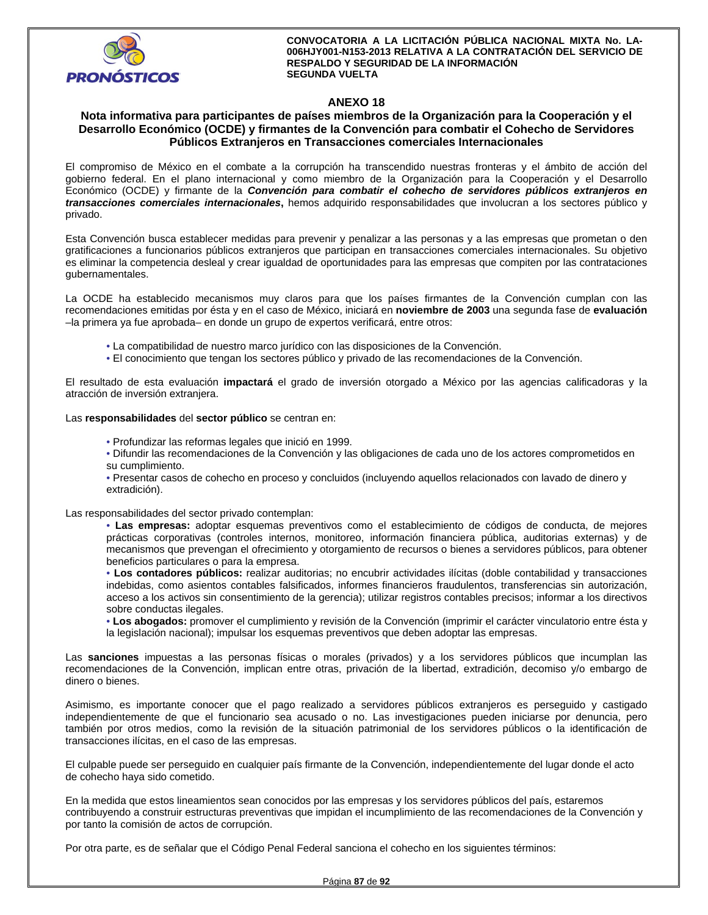## ANEXO 18

### Nota informativa para participantes de países miembros de la Organización para la Cooperación y el Desarrollo Económico (OCDE) y firmantes de la Convención para combatir el Cohecho de Servidores Públicos Extranjeros en Transacciones comerciales Internacionales

El compromiso de México en el combate a la corrupción ha transcendido nuestras fronteras y el ámbito de acción del gobierno federal. En el plano internacional y como miembro de la Organización para la Cooperación y el Desarrollo Económico (OCDE) y firmante de la ***Convención para combatir el cohecho de servidores públicos extranjeros en transacciones comerciales internacionales*****,** hemos adquirido responsabilidades que involucran a los sectores público y privado.

Esta Convención busca establecer medidas para prevenir y penalizar a las personas y a las empresas que prometan o den gratificaciones a funcionarios públicos extranjeros que participan en transacciones comerciales internacionales. Su objetivo es eliminar la competencia desleal y crear igualdad de oportunidades para las empresas que compiten por las contrataciones gubernamentales.

La OCDE ha establecido mecanismos muy claros para que los países firmantes de la Convención cumplan con las recomendaciones emitidas por ésta y en el caso de México, iniciará en **noviembre de 2003** una segunda fase de **evaluación** –la primera ya fue aprobada– en donde un grupo de expertos verificará, entre otros:

- La compatibilidad de nuestro marco jurídico con las disposiciones de la Convención.
- El conocimiento que tengan los sectores público y privado de las recomendaciones de la Convención.

El resultado de esta evaluación **impactará** el grado de inversión otorgado a México por las agencias calificadoras y la atracción de inversión extranjera.

Las **responsabilidades** del **sector público** se centran en:

- Profundizar las reformas legales que inició en 1999.
- Difundir las recomendaciones de la Convención y las obligaciones de cada uno de los actores comprometidos en su cumplimiento.
- Presentar casos de cohecho en proceso y concluidos (incluyendo aquellos relacionados con lavado de dinero y extradición).

Las responsabilidades del sector privado contemplan:

- **Las empresas:** adoptar esquemas preventivos como el establecimiento de códigos de conducta, de mejores prácticas corporativas (controles internos, monitoreo, información financiera pública, auditorias externas) y de mecanismos que prevengan el ofrecimiento y otorgamiento de recursos o bienes a servidores públicos, para obtener beneficios particulares o para la empresa.
- **Los contadores públicos:** realizar auditorias; no encubrir actividades ilícitas (doble contabilidad y transacciones indebidas, como asientos contables falsificados, informes financieros fraudulentos, transferencias sin autorización, acceso a los activos sin consentimiento de la gerencia); utilizar registros contables precisos; informar a los directivos sobre conductas ilegales.
- **Los abogados:** promover el cumplimiento y revisión de la Convención (imprimir el carácter vinculatorio entre ésta y la legislación nacional); impulsar los esquemas preventivos que deben adoptar las empresas.

Las **sanciones** impuestas a las personas físicas o morales (privados) y a los servidores públicos que incumplan las recomendaciones de la Convención, implican entre otras, privación de la libertad, extradición, decomiso y/o embargo de dinero o bienes.

Asimismo, es importante conocer que el pago realizado a servidores públicos extranjeros es perseguido y castigado independientemente de que el funcionario sea acusado o no. Las investigaciones pueden iniciarse por denuncia, pero también por otros medios, como la revisión de la situación patrimonial de los servidores públicos o la identificación de transacciones ilícitas, en el caso de las empresas.

El culpable puede ser perseguido en cualquier país firmante de la Convención, independientemente del lugar donde el acto de cohecho haya sido cometido.

En la medida que estos lineamientos sean conocidos por las empresas y los servidores públicos del país, estaremos contribuyendo a construir estructuras preventivas que impidan el incumplimiento de las recomendaciones de la Convención y por tanto la comisión de actos de corrupción.

Por otra parte, es de señalar que el Código Penal Federal sanciona el cohecho en los siguientes términos: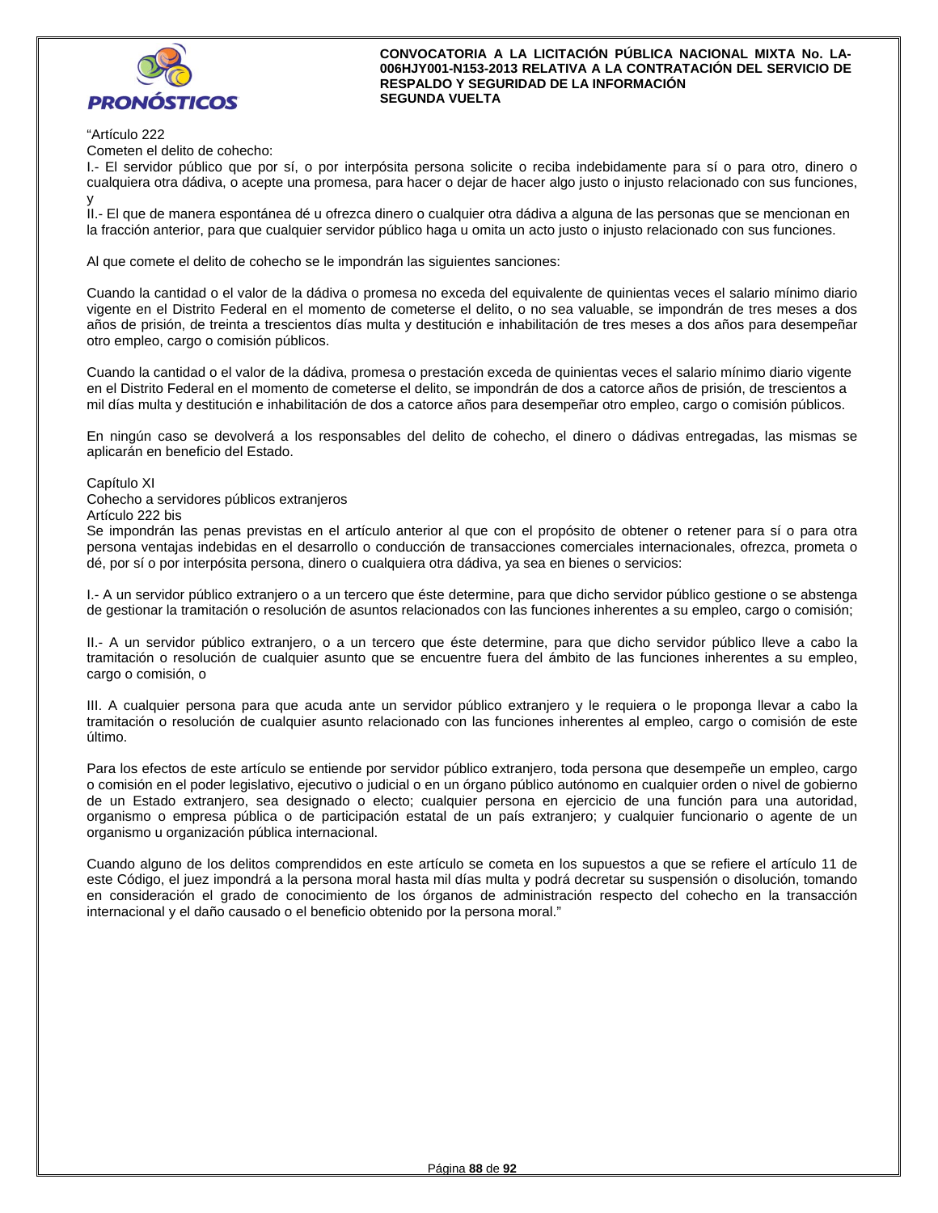"Artículo 222

Cometen el delito de cohecho:

I.- El servidor público que por sí, o por interpósita persona solicite o reciba indebidamente para sí o para otro, dinero o cualquiera otra dádiva, o acepte una promesa, para hacer o dejar de hacer algo justo o injusto relacionado con sus funciones, y

II.- El que de manera espontánea dé u ofrezca dinero o cualquier otra dádiva a alguna de las personas que se mencionan en la fracción anterior, para que cualquier servidor público haga u omita un acto justo o injusto relacionado con sus funciones.

Al que comete el delito de cohecho se le impondrán las siguientes sanciones:

Cuando la cantidad o el valor de la dádiva o promesa no exceda del equivalente de quinientas veces el salario mínimo diario vigente en el Distrito Federal en el momento de cometerse el delito, o no sea valuable, se impondrán de tres meses a dos años de prisión, de treinta a trescientos días multa y destitución e inhabilitación de tres meses a dos años para desempeñar otro empleo, cargo o comisión públicos.

Cuando la cantidad o el valor de la dádiva, promesa o prestación exceda de quinientas veces el salario mínimo diario vigente en el Distrito Federal en el momento de cometerse el delito, se impondrán de dos a catorce años de prisión, de trescientos a mil días multa y destitución e inhabilitación de dos a catorce años para desempeñar otro empleo, cargo o comisión públicos.

En ningún caso se devolverá a los responsables del delito de cohecho, el dinero o dádivas entregadas, las mismas se aplicarán en beneficio del Estado.

Capítulo XI

Cohecho a servidores públicos extranjeros

Artículo 222 bis

Se impondrán las penas previstas en el artículo anterior al que con el propósito de obtener o retener para sí o para otra persona ventajas indebidas en el desarrollo o conducción de transacciones comerciales internacionales, ofrezca, prometa o dé, por sí o por interpósita persona, dinero o cualquiera otra dádiva, ya sea en bienes o servicios:

I.- A un servidor público extranjero o a un tercero que éste determine, para que dicho servidor público gestione o se abstenga de gestionar la tramitación o resolución de asuntos relacionados con las funciones inherentes a su empleo, cargo o comisión;

II.- A un servidor público extranjero, o a un tercero que éste determine, para que dicho servidor público lleve a cabo la tramitación o resolución de cualquier asunto que se encuentre fuera del ámbito de las funciones inherentes a su empleo, cargo o comisión, o

III. A cualquier persona para que acuda ante un servidor público extranjero y le requiera o le proponga llevar a cabo la tramitación o resolución de cualquier asunto relacionado con las funciones inherentes al empleo, cargo o comisión de este último.

Para los efectos de este artículo se entiende por servidor público extranjero, toda persona que desempeñe un empleo, cargo o comisión en el poder legislativo, ejecutivo o judicial o en un órgano público autónomo en cualquier orden o nivel de gobierno de un Estado extranjero, sea designado o electo; cualquier persona en ejercicio de una función para una autoridad, organismo o empresa pública o de participación estatal de un país extranjero; y cualquier funcionario o agente de un organismo u organización pública internacional.

Cuando alguno de los delitos comprendidos en este artículo se cometa en los supuestos a que se refiere el artículo 11 de este Código, el juez impondrá a la persona moral hasta mil días multa y podrá decretar su suspensión o disolución, tomando en consideración el grado de conocimiento de los órganos de administración respecto del cohecho en la transacción internacional y el daño causado o el beneficio obtenido por la persona moral."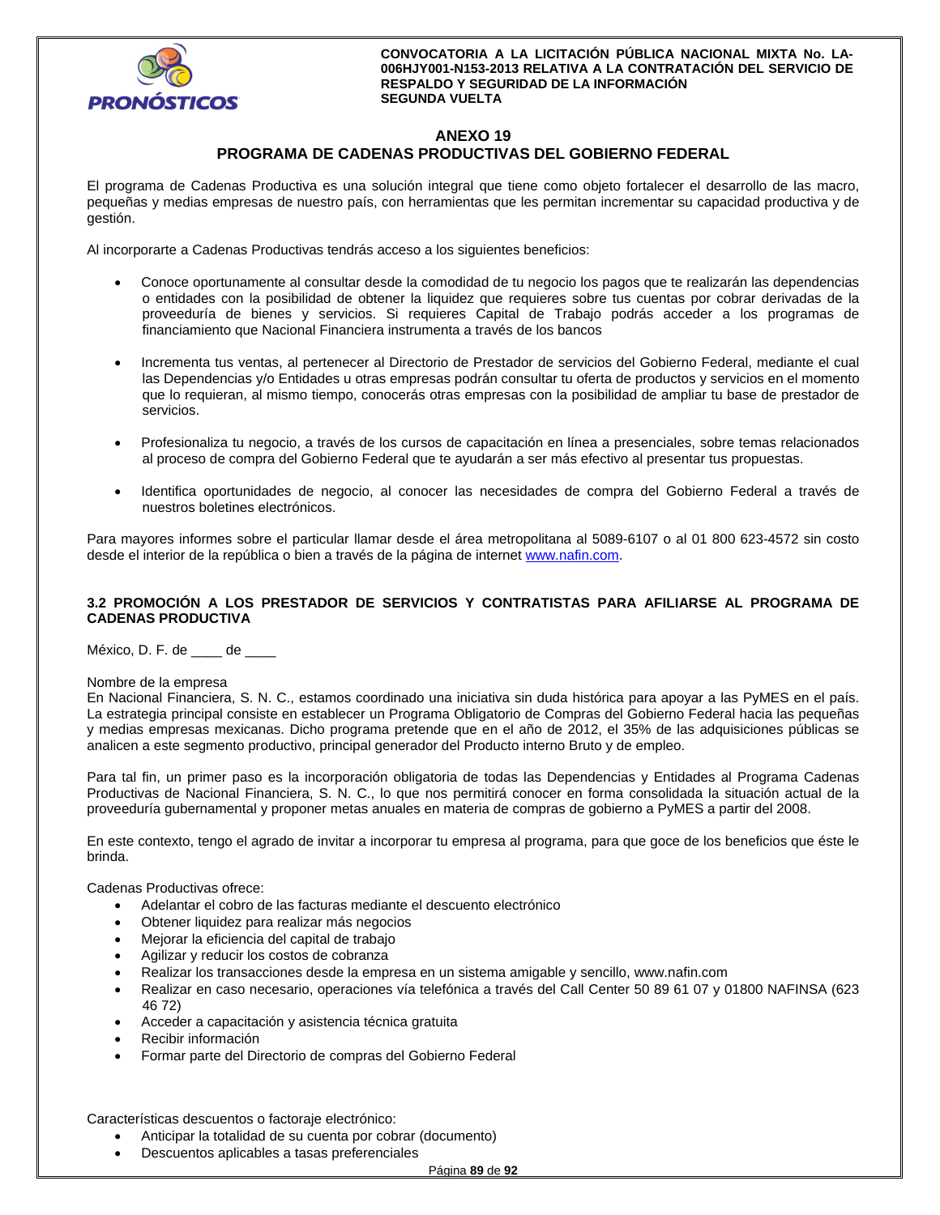## ANEXO 19

## PROGRAMA DE CADENAS PRODUCTIVAS DEL GOBIERNO FEDERAL

El programa de Cadenas Productiva es una solución integral que tiene como objeto fortalecer el desarrollo de las macro, pequeñas y medias empresas de nuestro país, con herramientas que les permitan incrementar su capacidad productiva y de gestión.

Al incorporarte a Cadenas Productivas tendrás acceso a los siguientes beneficios:

- Conoce oportunamente al consultar desde la comodidad de tu negocio los pagos que te realizarán las dependencias o entidades con la posibilidad de obtener la liquidez que requieres sobre tus cuentas por cobrar derivadas de la proveeduría de bienes y servicios. Si requieres Capital de Trabajo podrás acceder a los programas de financiamiento que Nacional Financiera instrumenta a través de los bancos

- Incrementa tus ventas, al pertenecer al Directorio de Prestador de servicios del Gobierno Federal, mediante el cual las Dependencias y/o Entidades u otras empresas podrán consultar tu oferta de productos y servicios en el momento que lo requieran, al mismo tiempo, conocerás otras empresas con la posibilidad de ampliar tu base de prestador de servicios.

- Profesionaliza tu negocio, a través de los cursos de capacitación en línea a presenciales, sobre temas relacionados al proceso de compra del Gobierno Federal que te ayudarán a ser más efectivo al presentar tus propuestas.

- Identifica oportunidades de negocio, al conocer las necesidades de compra del Gobierno Federal a través de nuestros boletines electrónicos.

Para mayores informes sobre el particular llamar desde el área metropolitana al 5089-6107 o al 01 800 623-4572 sin costo desde el interior de la república o bien a través de la página de internet www.nafin.com.

### 3.2 PROMOCIÓN A LOS PRESTADOR DE SERVICIOS Y CONTRATISTAS PARA AFILIARSE AL PROGRAMA DE CADENAS PRODUCTIVA

México, D. F. de ____ de ____

Nombre de la empresa
En Nacional Financiera, S. N. C., estamos coordinado una iniciativa sin duda histórica para apoyar a las PyMES en el país. La estrategia principal consiste en establecer un Programa Obligatorio de Compras del Gobierno Federal hacia las pequeñas y medias empresas mexicanas. Dicho programa pretende que en el año de 2012, el 35% de las adquisiciones públicas se analicen a este segmento productivo, principal generador del Producto interno Bruto y de empleo.

Para tal fin, un primer paso es la incorporación obligatoria de todas las Dependencias y Entidades al Programa Cadenas Productivas de Nacional Financiera, S. N. C., lo que nos permitirá conocer en forma consolidada la situación actual de la proveeduría gubernamental y proponer metas anuales en materia de compras de gobierno a PyMES a partir del 2008.

En este contexto, tengo el agrado de invitar a incorporar tu empresa al programa, para que goce de los beneficios que éste le brinda.

Cadenas Productivas ofrece:

- Adelantar el cobro de las facturas mediante el descuento electrónico
- Obtener liquidez para realizar más negocios
- Mejorar la eficiencia del capital de trabajo
- Agilizar y reducir los costos de cobranza
- Realizar los transacciones desde la empresa en un sistema amigable y sencillo, www.nafin.com
- Realizar en caso necesario, operaciones vía telefónica a través del Call Center 50 89 61 07 y 01800 NAFINSA (623 46 72)
- Acceder a capacitación y asistencia técnica gratuita
- Recibir información
- Formar parte del Directorio de compras del Gobierno Federal

Características descuentos o factoraje electrónico:

- Anticipar la totalidad de su cuenta por cobrar (documento)
- Descuentos aplicables a tasas preferenciales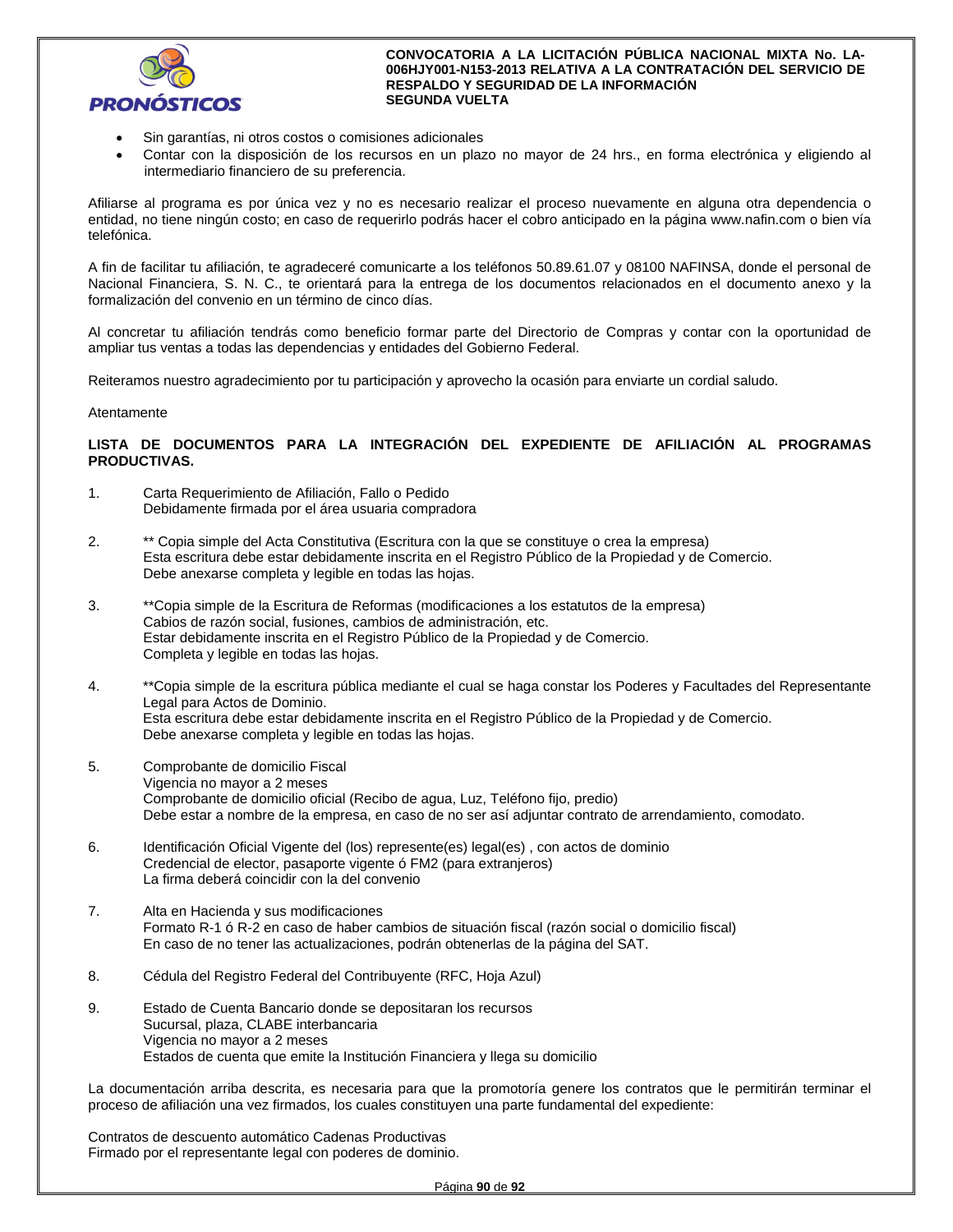- Sin garantías, ni otros costos o comisiones adicionales
- Contar con la disposición de los recursos en un plazo no mayor de 24 hrs., en forma electrónica y eligiendo al intermediario financiero de su preferencia.

Afiliarse al programa es por única vez y no es necesario realizar el proceso nuevamente en alguna otra dependencia o entidad, no tiene ningún costo; en caso de requerirlo podrás hacer el cobro anticipado en la página www.nafin.com o bien vía telefónica.

A fin de facilitar tu afiliación, te agradeceré comunicarte a los teléfonos 50.89.61.07 y 08100 NAFINSA, donde el personal de Nacional Financiera, S. N. C., te orientará para la entrega de los documentos relacionados en el documento anexo y la formalización del convenio en un término de cinco días.

Al concretar tu afiliación tendrás como beneficio formar parte del Directorio de Compras y contar con la oportunidad de ampliar tus ventas a todas las dependencias y entidades del Gobierno Federal.

Reiteramos nuestro agradecimiento por tu participación y aprovecho la ocasión para enviarte un cordial saludo.

Atentamente

**LISTA DE DOCUMENTOS PARA LA INTEGRACIÓN DEL EXPEDIENTE DE AFILIACIÓN AL PROGRAMAS PRODUCTIVAS.**

1. Carta Requerimiento de Afiliación, Fallo o Pedido
   Debidamente firmada por el área usuaria compradora

2. ** Copia simple del Acta Constitutiva (Escritura con la que se constituye o crea la empresa)
   Esta escritura debe estar debidamente inscrita en el Registro Público de la Propiedad y de Comercio.
   Debe anexarse completa y legible en todas las hojas.

3. **Copia simple de la Escritura de Reformas (modificaciones a los estatutos de la empresa)
   Cabios de razón social, fusiones, cambios de administración, etc.
   Estar debidamente inscrita en el Registro Público de la Propiedad y de Comercio.
   Completa y legible en todas las hojas.

4. **Copia simple de la escritura pública mediante el cual se haga constar los Poderes y Facultades del Representante Legal para Actos de Dominio.
   Esta escritura debe estar debidamente inscrita en el Registro Público de la Propiedad y de Comercio.
   Debe anexarse completa y legible en todas las hojas.

5. Comprobante de domicilio Fiscal
   Vigencia no mayor a 2 meses
   Comprobante de domicilio oficial (Recibo de agua, Luz, Teléfono fijo, predio)
   Debe estar a nombre de la empresa, en caso de no ser así adjuntar contrato de arrendamiento, comodato.

6. Identificación Oficial Vigente del (los) represente(es) legal(es) , con actos de dominio
   Credencial de elector, pasaporte vigente ó FM2 (para extranjeros)
   La firma deberá coincidir con la del convenio

7. Alta en Hacienda y sus modificaciones
   Formato R-1 ó R-2 en caso de haber cambios de situación fiscal (razón social o domicilio fiscal)
   En caso de no tener las actualizaciones, podrán obtenerlas de la página del SAT.

8. Cédula del Registro Federal del Contribuyente (RFC, Hoja Azul)

9. Estado de Cuenta Bancario donde se depositaran los recursos
   Sucursal, plaza, CLABE interbancaria
   Vigencia no mayor a 2 meses
   Estados de cuenta que emite la Institución Financiera y llega su domicilio

La documentación arriba descrita, es necesaria para que la promotoría genere los contratos que le permitirán terminar el proceso de afiliación una vez firmados, los cuales constituyen una parte fundamental del expediente:

Contratos de descuento automático Cadenas Productivas
Firmado por el representante legal con poderes de dominio.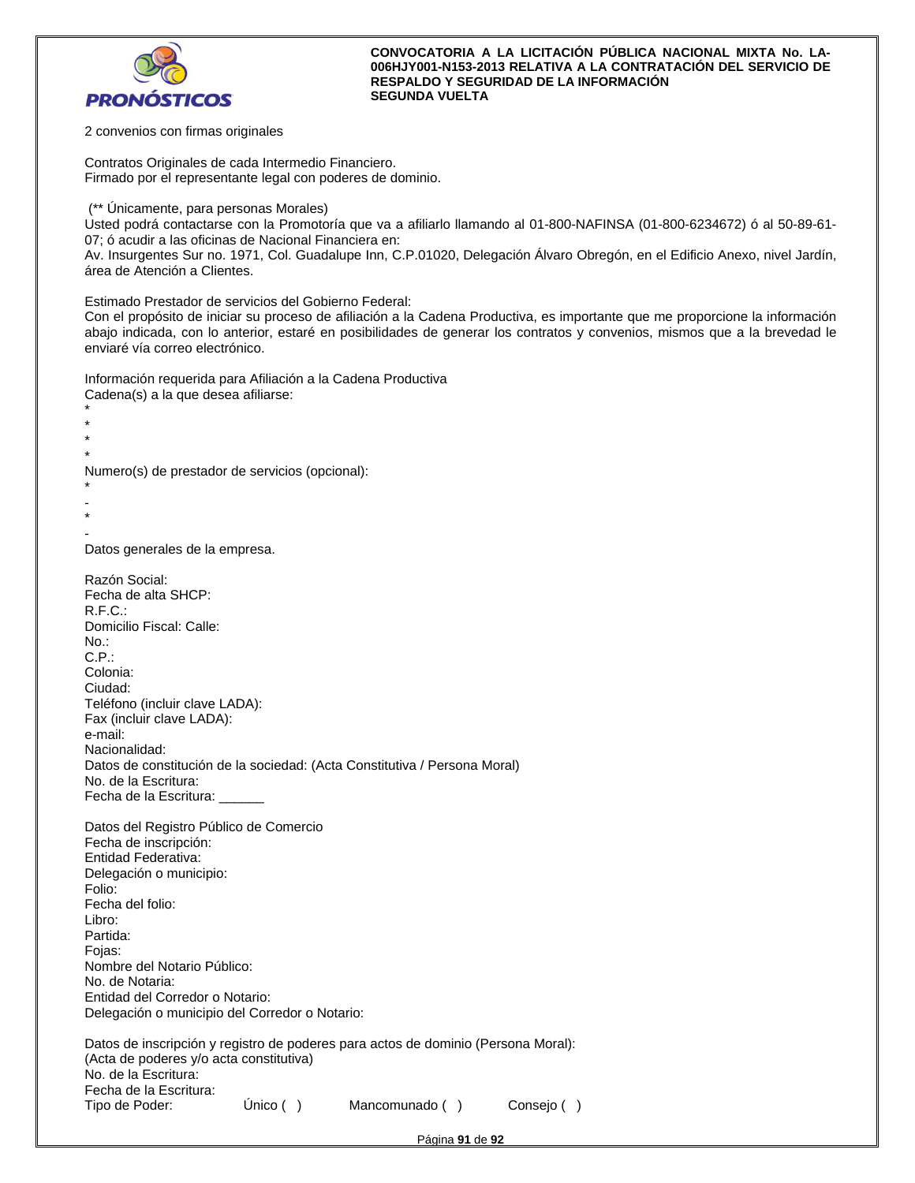2 convenios con firmas originales

Contratos Originales de cada Intermedio Financiero.
Firmado por el representante legal con poderes de dominio.

(** Únicamente, para personas Morales)
Usted podrá contactarse con la Promotoría que va a afiliarlo llamando al 01-800-NAFINSA (01-800-6234672) ó al 50-89-61-07; ó acudir a las oficinas de Nacional Financiera en:
Av. Insurgentes Sur no. 1971, Col. Guadalupe Inn, C.P.01020, Delegación Álvaro Obregón, en el Edificio Anexo, nivel Jardín, área de Atención a Clientes.

Estimado Prestador de servicios del Gobierno Federal:
Con el propósito de iniciar su proceso de afiliación a la Cadena Productiva, es importante que me proporcione la información abajo indicada, con lo anterior, estaré en posibilidades de generar los contratos y convenios, mismos que a la brevedad le enviaré vía correo electrónico.

Información requerida para Afiliación a la Cadena Productiva
Cadena(s) a la que desea afiliarse:
*
*
*
*
Numero(s) de prestador de servicios (opcional):
*
-
*
-
Datos generales de la empresa.

Razón Social:
Fecha de alta SHCP:
R.F.C.:
Domicilio Fiscal: Calle:
No.:
C.P.:
Colonia:
Ciudad:
Teléfono (incluir clave LADA):
Fax (incluir clave LADA):
e-mail:
Nacionalidad:
Datos de constitución de la sociedad: (Acta Constitutiva / Persona Moral)
No. de la Escritura:
Fecha de la Escritura: ______

Datos del Registro Público de Comercio
Fecha de inscripción:
Entidad Federativa:
Delegación o municipio:
Folio:
Fecha del folio:
Libro:
Partida:
Fojas:
Nombre del Notario Público:
No. de Notaria:
Entidad del Corredor o Notario:
Delegación o municipio del Corredor o Notario:

Datos de inscripción y registro de poderes para actos de dominio (Persona Moral):
(Acta de poderes y/o acta constitutiva)
No. de la Escritura:
Fecha de la Escritura:
Tipo de Poder: Único ( ) Mancomunado ( ) Consejo ( )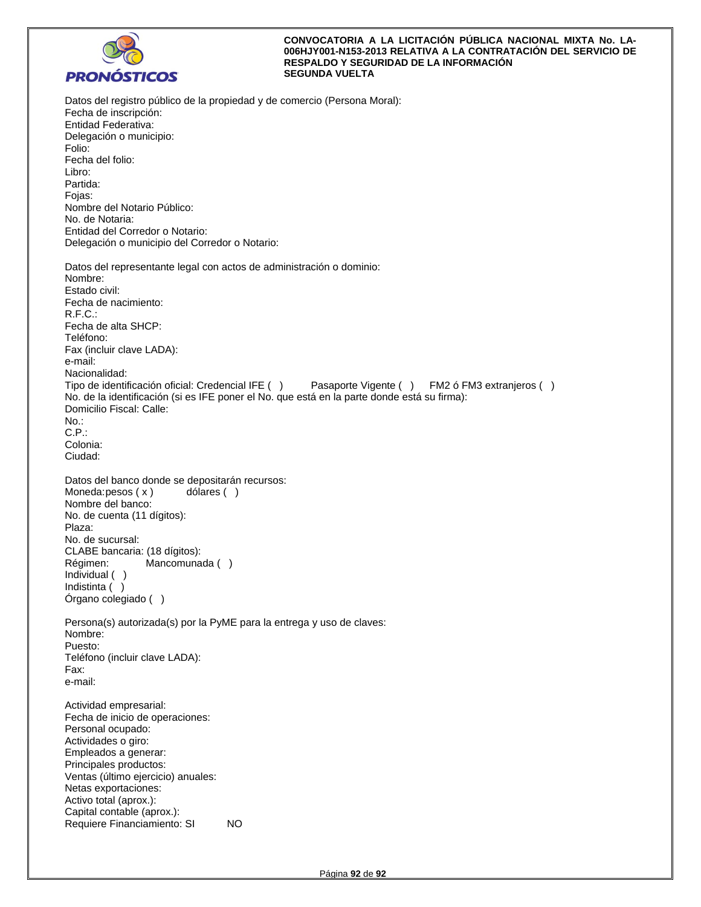Datos del registro público de la propiedad y de comercio (Persona Moral):
Fecha de inscripción:
Entidad Federativa:
Delegación o municipio:
Folio:
Fecha del folio:
Libro:
Partida:
Fojas:
Nombre del Notario Público:
No. de Notaria:
Entidad del Corredor o Notario:
Delegación o municipio del Corredor o Notario:

Datos del representante legal con actos de administración o dominio:
Nombre:
Estado civil:
Fecha de nacimiento:
R.F.C.:
Fecha de alta SHCP:
Teléfono:
Fax (incluir clave LADA):
e-mail:
Nacionalidad:
Tipo de identificación oficial: Credencial IFE ( ) Pasaporte Vigente ( ) FM2 ó FM3 extranjeros ( )
No. de la identificación (si es IFE poner el No. que está en la parte donde está su firma):
Domicilio Fiscal: Calle:
No.:
C.P.:
Colonia:
Ciudad:

Datos del banco donde se depositarán recursos:
Moneda: pesos ( x ) dólares ( )
Nombre del banco:
No. de cuenta (11 dígitos):
Plaza:
No. de sucursal:
CLABE bancaria: (18 dígitos):
Régimen: Mancomunada ( )
Individual ( )
Indistinta ( )
Órgano colegiado ( )

Persona(s) autorizada(s) por la PyME para la entrega y uso de claves:
Nombre:
Puesto:
Teléfono (incluir clave LADA):
Fax:
e-mail:

Actividad empresarial:
Fecha de inicio de operaciones:
Personal ocupado:
Actividades o giro:
Empleados a generar:
Principales productos:
Ventas (último ejercicio) anuales:
Netas exportaciones:
Activo total (aprox.):
Capital contable (aprox.):
Requiere Financiamiento: SI NO